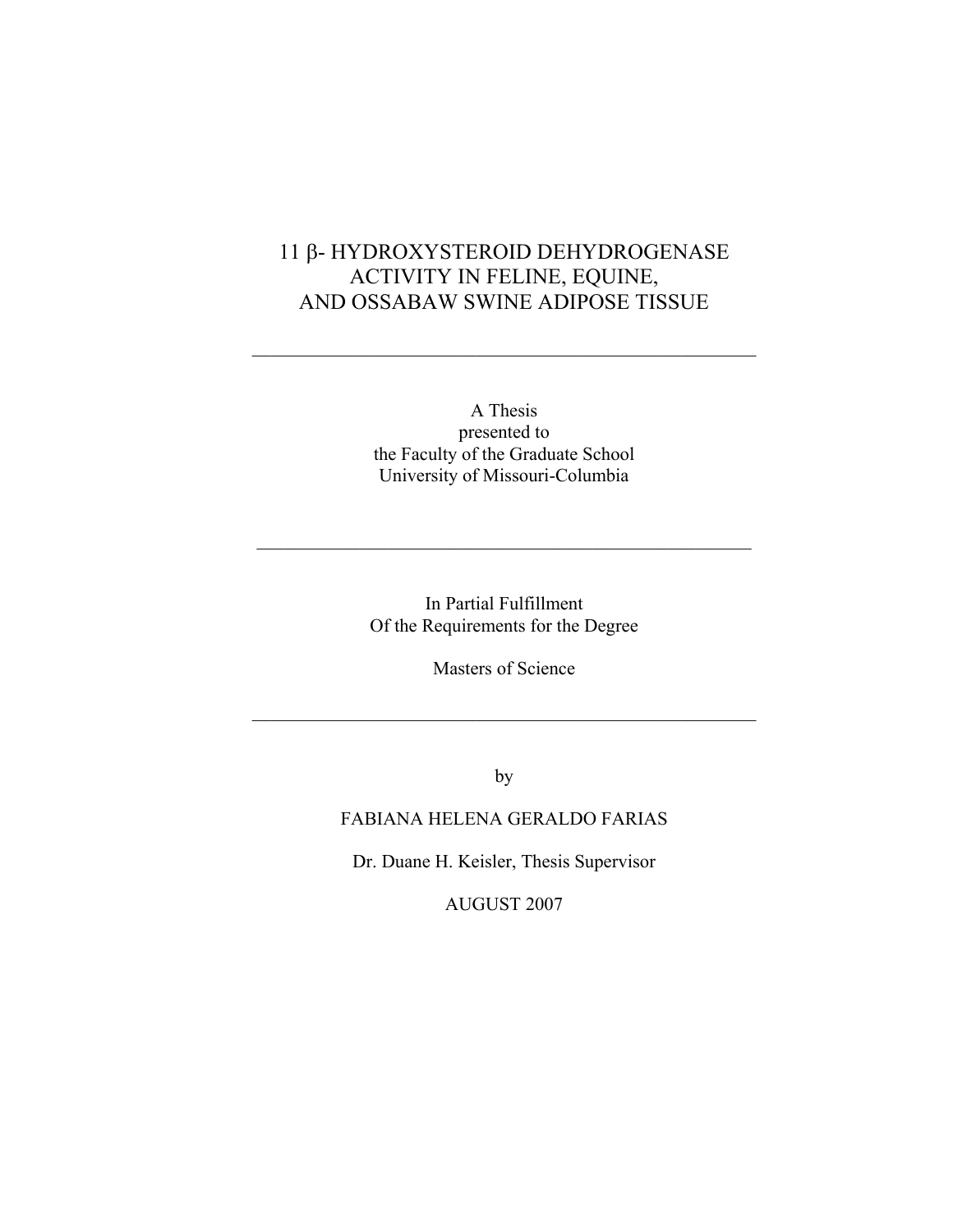# 11 β- HYDROXYSTEROID DEHYDROGENASE ACTIVITY IN FELINE, EQUINE, AND OSSABAW SWINE ADIPOSE TISSUE

---

A Thesis
presented to
the Faculty of the Graduate School
University of Missouri-Columbia

---

In Partial Fulfillment
Of the Requirements for the Degree

Masters of Science

---

by

FABIANA HELENA GERALDO FARIAS

Dr. Duane H. Keisler, Thesis Supervisor

AUGUST 2007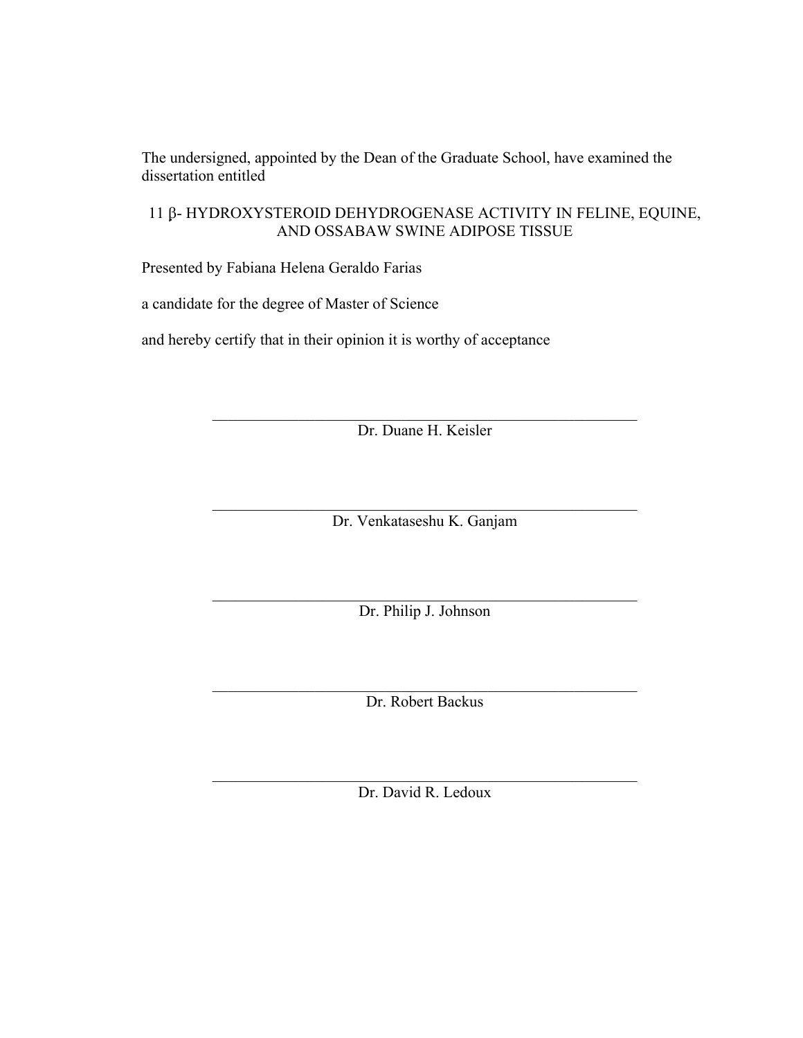The undersigned, appointed by the Dean of the Graduate School, have examined the dissertation entitled

11 β- HYDROXYSTEROID DEHYDROGENASE ACTIVITY IN FELINE, EQUINE, AND OSSABAW SWINE ADIPOSE TISSUE

Presented by Fabiana Helena Geraldo Farias

a candidate for the degree of Master of Science

and hereby certify that in their opinion it is worthy of acceptance

\_\_\_\_\_\_\_\_\_\_\_\_\_\_\_\_\_\_\_\_\_\_\_\_\_\_\_\_\_\_\_\_\_\_\_\_\_\_\_\_\_\_\_\_\_\_\_\_

Dr. Duane H. Keisler

\_\_\_\_\_\_\_\_\_\_\_\_\_\_\_\_\_\_\_\_\_\_\_\_\_\_\_\_\_\_\_\_\_\_\_\_\_\_\_\_\_\_\_\_\_\_\_\_

Dr. Venkataseshu K. Ganjam

\_\_\_\_\_\_\_\_\_\_\_\_\_\_\_\_\_\_\_\_\_\_\_\_\_\_\_\_\_\_\_\_\_\_\_\_\_\_\_\_\_\_\_\_\_\_\_\_

Dr. Philip J. Johnson

\_\_\_\_\_\_\_\_\_\_\_\_\_\_\_\_\_\_\_\_\_\_\_\_\_\_\_\_\_\_\_\_\_\_\_\_\_\_\_\_\_\_\_\_\_\_\_\_

Dr. Robert Backus

\_\_\_\_\_\_\_\_\_\_\_\_\_\_\_\_\_\_\_\_\_\_\_\_\_\_\_\_\_\_\_\_\_\_\_\_\_\_\_\_\_\_\_\_\_\_\_\_

Dr. David R. Ledoux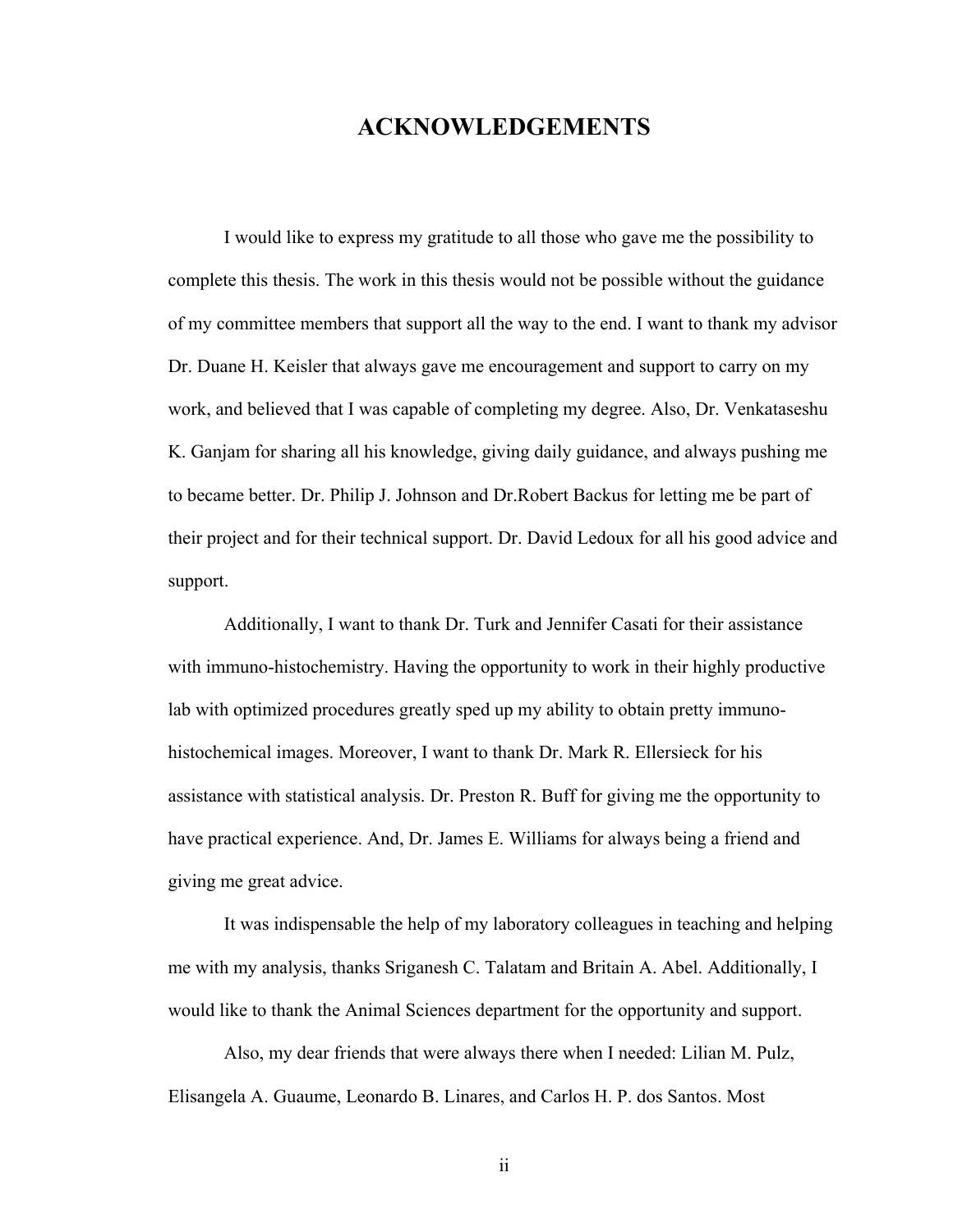# ACKNOWLEDGEMENTS

I would like to express my gratitude to all those who gave me the possibility to complete this thesis. The work in this thesis would not be possible without the guidance of my committee members that support all the way to the end. I want to thank my advisor Dr. Duane H. Keisler that always gave me encouragement and support to carry on my work, and believed that I was capable of completing my degree. Also, Dr. Venkataseshu K. Ganjam for sharing all his knowledge, giving daily guidance, and always pushing me to became better. Dr. Philip J. Johnson and Dr.Robert Backus for letting me be part of their project and for their technical support. Dr. David Ledoux for all his good advice and support.

Additionally, I want to thank Dr. Turk and Jennifer Casati for their assistance with immuno-histochemistry. Having the opportunity to work in their highly productive lab with optimized procedures greatly sped up my ability to obtain pretty immuno-histochemical images. Moreover, I want to thank Dr. Mark R. Ellersieck for his assistance with statistical analysis. Dr. Preston R. Buff for giving me the opportunity to have practical experience. And, Dr. James E. Williams for always being a friend and giving me great advice.

It was indispensable the help of my laboratory colleagues in teaching and helping me with my analysis, thanks Sriganesh C. Talatam and Britain A. Abel. Additionally, I would like to thank the Animal Sciences department for the opportunity and support.

Also, my dear friends that were always there when I needed: Lilian M. Pulz, Elisangela A. Guaume, Leonardo B. Linares, and Carlos H. P. dos Santos. Most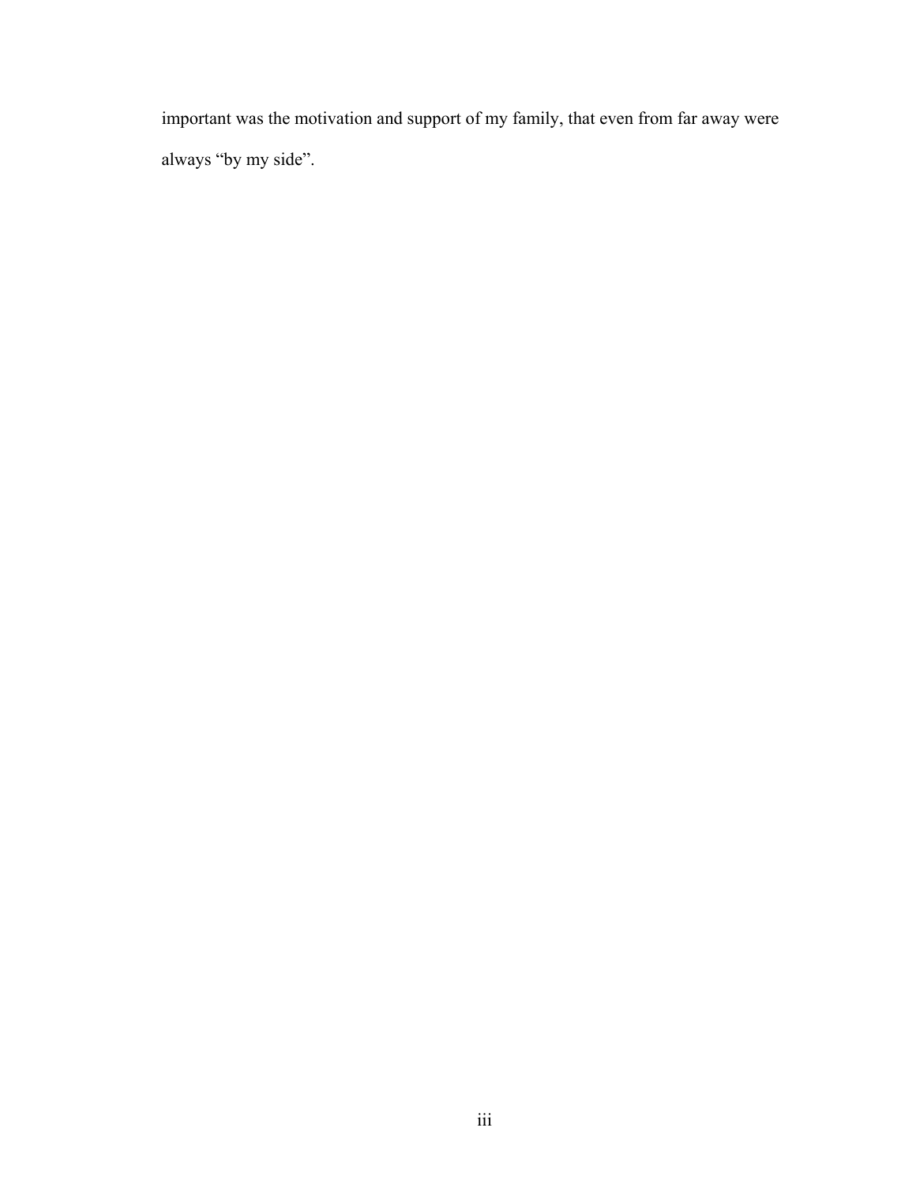important was the motivation and support of my family, that even from far away were always “by my side”.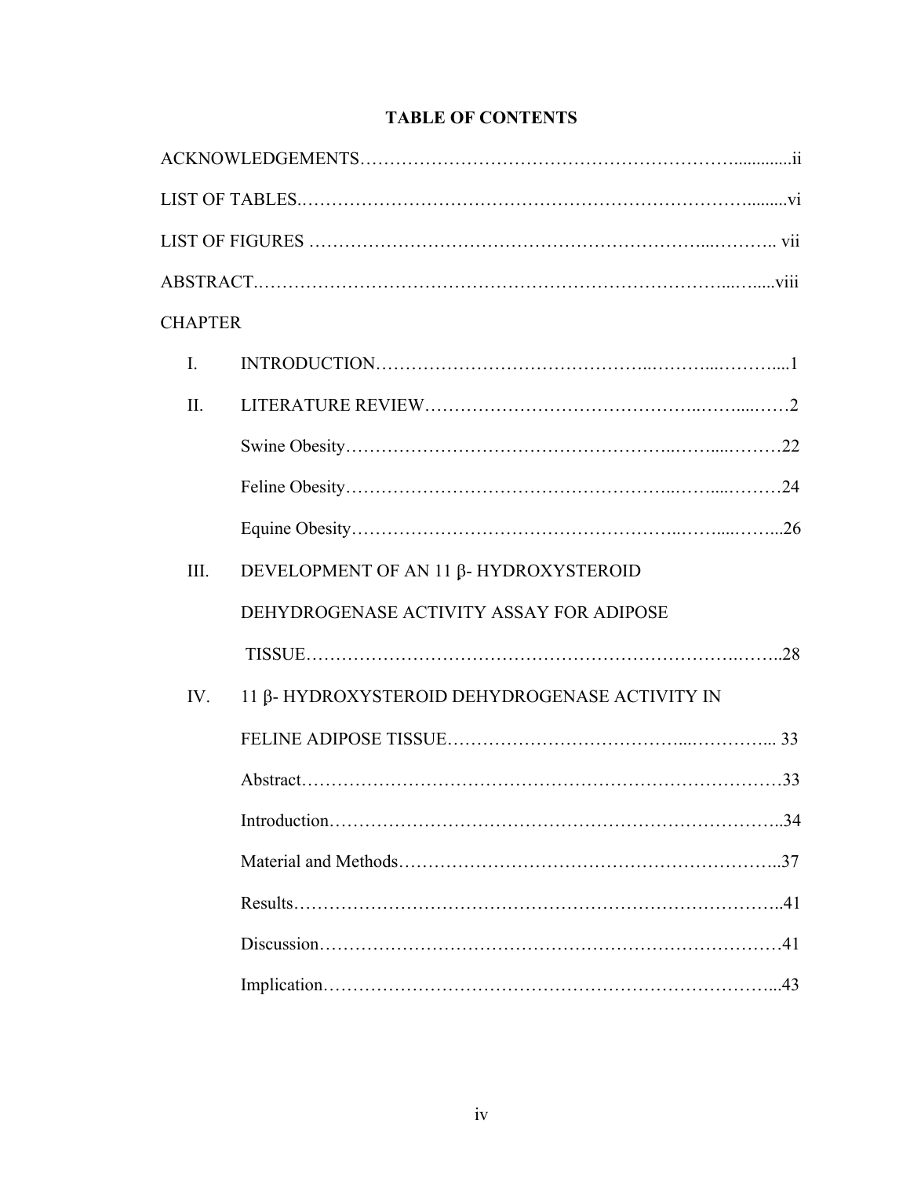# TABLE OF CONTENTS

ACKNOWLEDGEMENTS……………………………………………………….............ii

LIST OF TABLES.………………………………………………………………….........vi

LIST OF FIGURES ………………………………………………………...……….. vii

ABSTRACT.……………………….……………………….………………….....…....viii

CHAPTER

I. INTRODUCTION……………………………………..………...………....1

II. LITERATURE REVIEW………………………………………..……...……2

Swine Obesity……………………………………………..……....………22

Feline Obesity……………………………………………..……....………24

Equine Obesity……………………………………………..……....……...26

III. DEVELOPMENT OF AN 11 β- HYDROXYSTEROID DEHYDROGENASE ACTIVITY ASSAY FOR ADIPOSE TISSUE…………………………………………………………….……..28

IV. 11 β- HYDROXYSTEROID DEHYDROGENASE ACTIVITY IN FELINE ADIPOSE TISSUE…………………………………...………….... 33

Abstract……………………………………………………………………33

Introduction………………………………………………………………..34

Material and Methods……………………………………………………..37

Results……………………………………………………………………..41

Discussion…………………………………………………………………41

Implication………………………………………………………………...43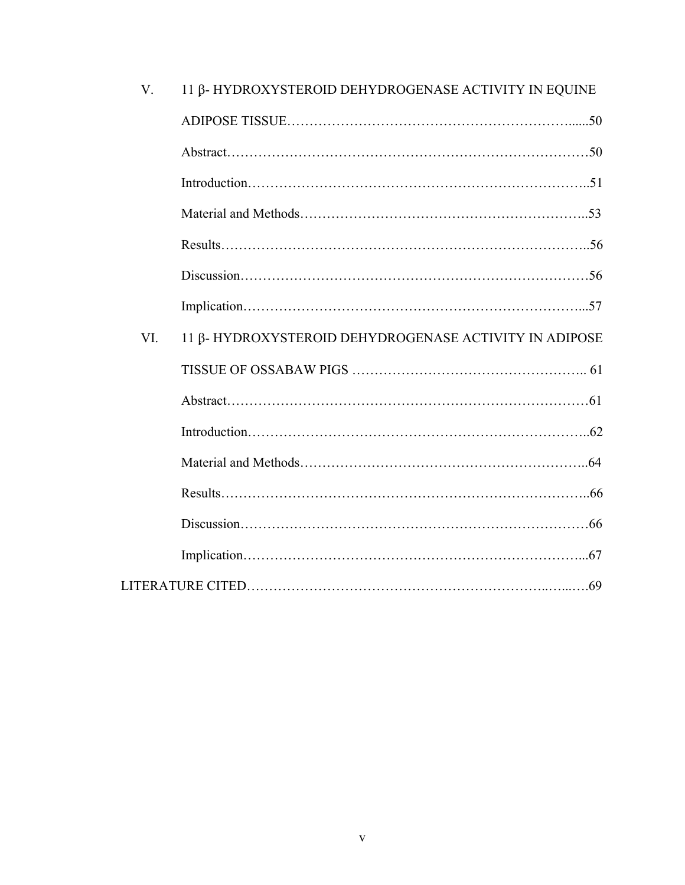V. 11 β- HYDROXYSTEROID DEHYDROGENASE ACTIVITY IN EQUINE ADIPOSE TISSUE……………………………………………………….....50

Abstract………………………………………………………………………50

Introduction…………………………………………………………………..51

Material and Methods………………………………………………………..53

Results………………………………………………………………………..56

Discussion……………………………………………………………………56

Implication…………………………………………………………………...57

VI. 11 β- HYDROXYSTEROID DEHYDROGENASE ACTIVITY IN ADIPOSE TISSUE OF OSSABAW PIGS …………………………………………….. 61

Abstract………………………………………………………………………61

Introduction…………………………………………………………………..62

Material and Methods………………………………………………………..64

Results………………………………………………………………………..66

Discussion……………………………………………………………………66

Implication…………………………………………………………………...67

LITERATURE CITED……………………………………………………………..…...….69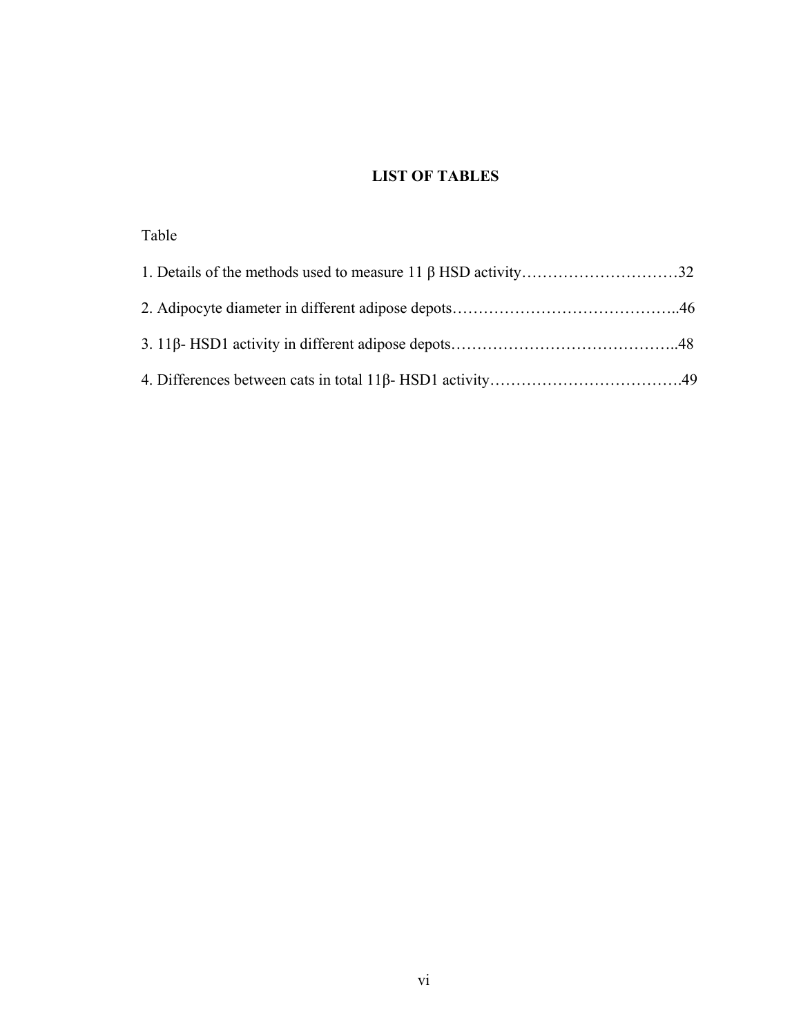# LIST OF TABLES

Table

1. Details of the methods used to measure 11 β HSD activity…………………………32

2. Adipocyte diameter in different adipose depots……………………………………..46

3. 11β- HSD1 activity in different adipose depots……………………………………..48

4. Differences between cats in total 11β- HSD1 activity……………………………….49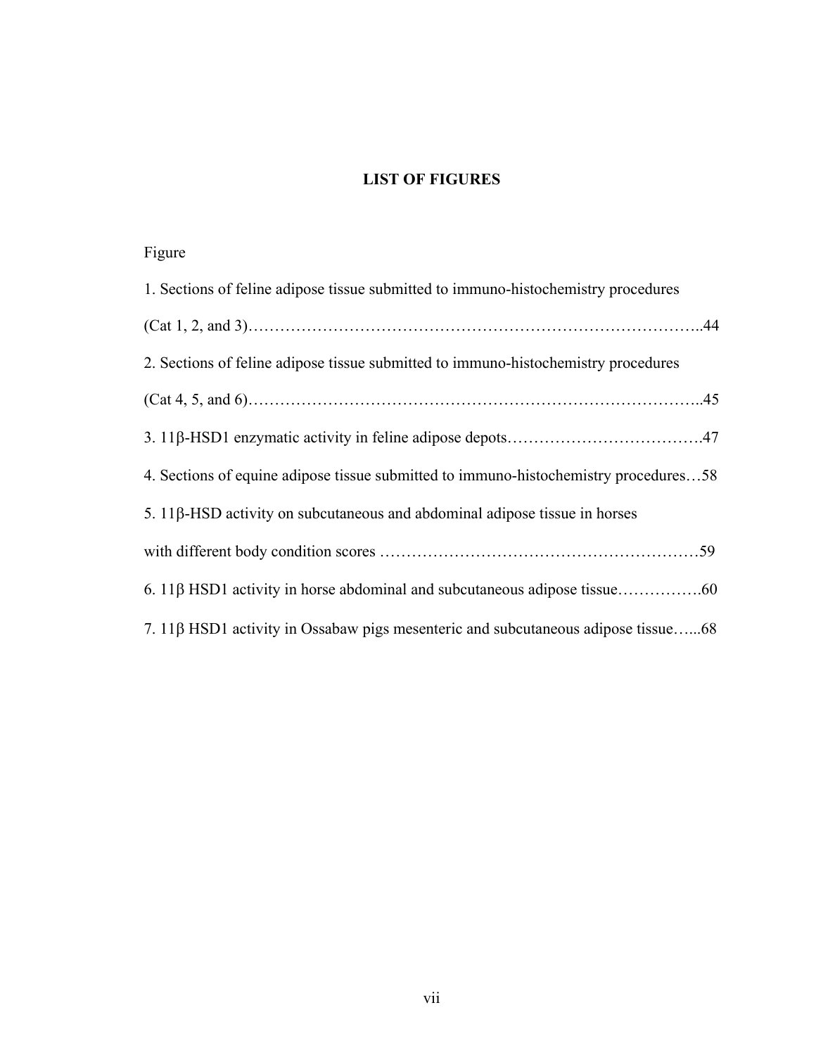## LIST OF FIGURES

Figure

1. Sections of feline adipose tissue submitted to immuno-histochemistry procedures (Cat 1, 2, and 3)…………………………………………………………………………..44
2. Sections of feline adipose tissue submitted to immuno-histochemistry procedures (Cat 4, 5, and 6)…………………………………………………………………………..45
3. 11β-HSD1 enzymatic activity in feline adipose depots……………………………….47
4. Sections of equine adipose tissue submitted to immuno-histochemistry procedures…58
5. 11β-HSD activity on subcutaneous and abdominal adipose tissue in horses with different body condition scores ……………………………………………………59
6. 11β HSD1 activity in horse abdominal and subcutaneous adipose tissue…………….60
7. 11β HSD1 activity in Ossabaw pigs mesenteric and subcutaneous adipose tissue…...68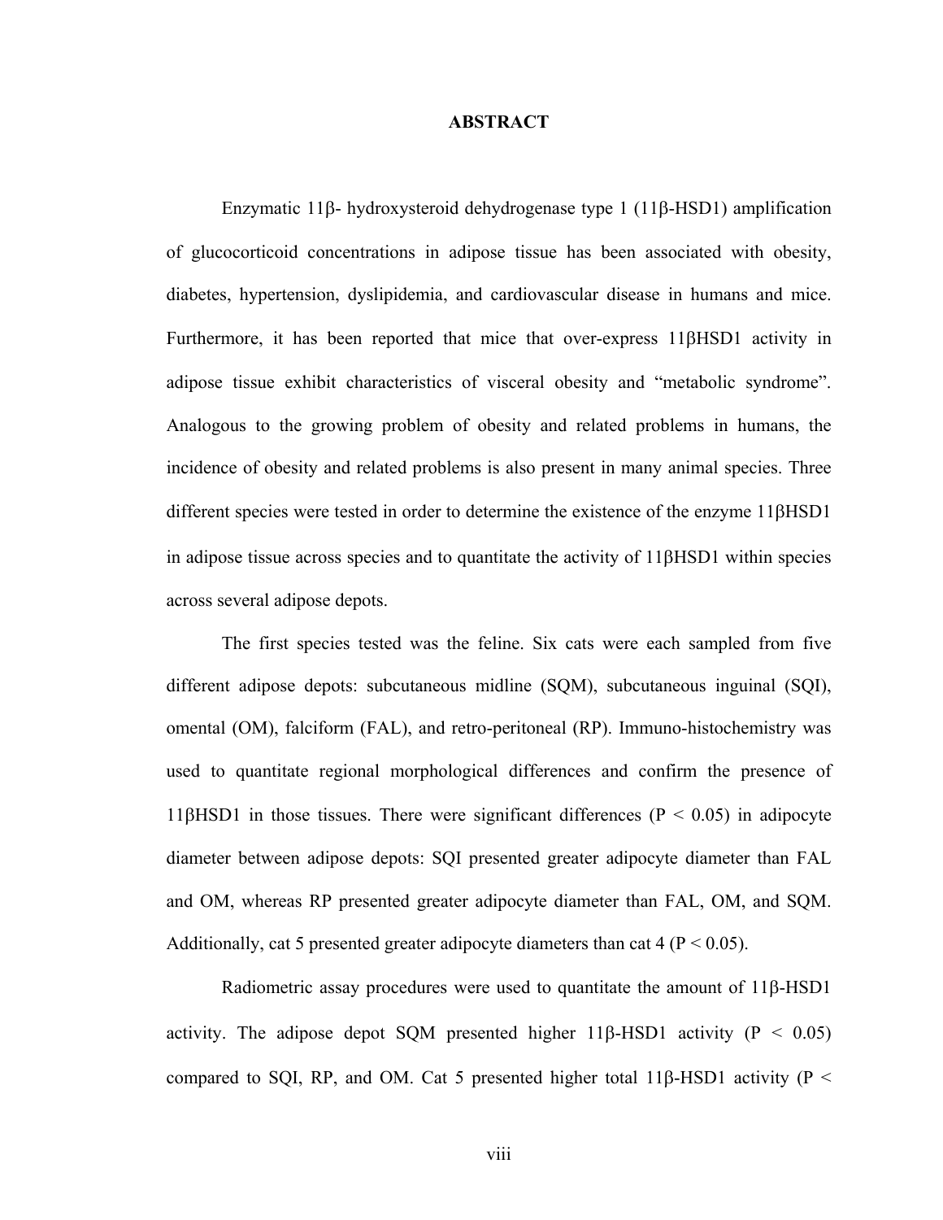# ABSTRACT

Enzymatic 11β- hydroxysteroid dehydrogenase type 1 (11β-HSD1) amplification of glucocorticoid concentrations in adipose tissue has been associated with obesity, diabetes, hypertension, dyslipidemia, and cardiovascular disease in humans and mice. Furthermore, it has been reported that mice that over-express 11βHSD1 activity in adipose tissue exhibit characteristics of visceral obesity and "metabolic syndrome". Analogous to the growing problem of obesity and related problems in humans, the incidence of obesity and related problems is also present in many animal species. Three different species were tested in order to determine the existence of the enzyme 11βHSD1 in adipose tissue across species and to quantitate the activity of 11βHSD1 within species across several adipose depots.

The first species tested was the feline. Six cats were each sampled from five different adipose depots: subcutaneous midline (SQM), subcutaneous inguinal (SQI), omental (OM), falciform (FAL), and retro-peritoneal (RP). Immuno-histochemistry was used to quantitate regional morphological differences and confirm the presence of 11βHSD1 in those tissues. There were significant differences ($P < 0.05$) in adipocyte diameter between adipose depots: SQI presented greater adipocyte diameter than FAL and OM, whereas RP presented greater adipocyte diameter than FAL, OM, and SQM. Additionally, cat 5 presented greater adipocyte diameters than cat 4 ($P < 0.05$).

Radiometric assay procedures were used to quantitate the amount of 11β-HSD1 activity. The adipose depot SQM presented higher 11β-HSD1 activity ($P < 0.05$) compared to SQI, RP, and OM. Cat 5 presented higher total 11β-HSD1 activity ($P <$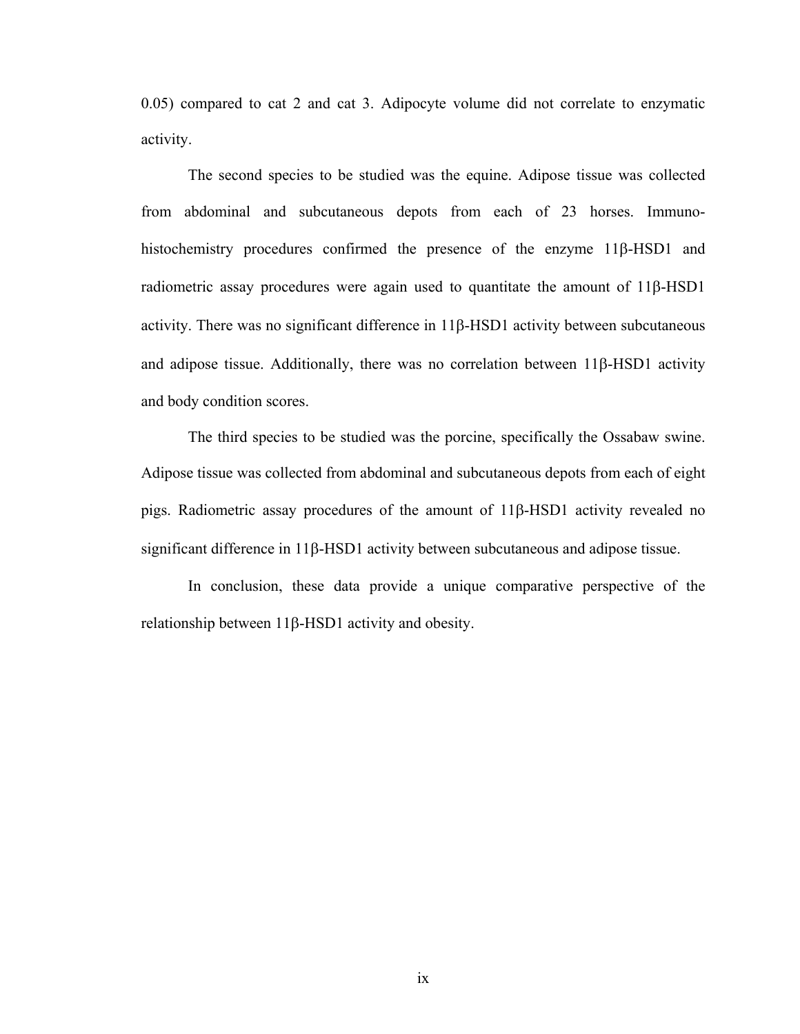0.05) compared to cat 2 and cat 3. Adipocyte volume did not correlate to enzymatic activity.

The second species to be studied was the equine. Adipose tissue was collected from abdominal and subcutaneous depots from each of 23 horses. Immuno-histochemistry procedures confirmed the presence of the enzyme 11β-HSD1 and radiometric assay procedures were again used to quantitate the amount of 11β-HSD1 activity. There was no significant difference in 11β-HSD1 activity between subcutaneous and adipose tissue. Additionally, there was no correlation between 11β-HSD1 activity and body condition scores.

The third species to be studied was the porcine, specifically the Ossabaw swine. Adipose tissue was collected from abdominal and subcutaneous depots from each of eight pigs. Radiometric assay procedures of the amount of 11β-HSD1 activity revealed no significant difference in 11β-HSD1 activity between subcutaneous and adipose tissue.

In conclusion, these data provide a unique comparative perspective of the relationship between 11β-HSD1 activity and obesity.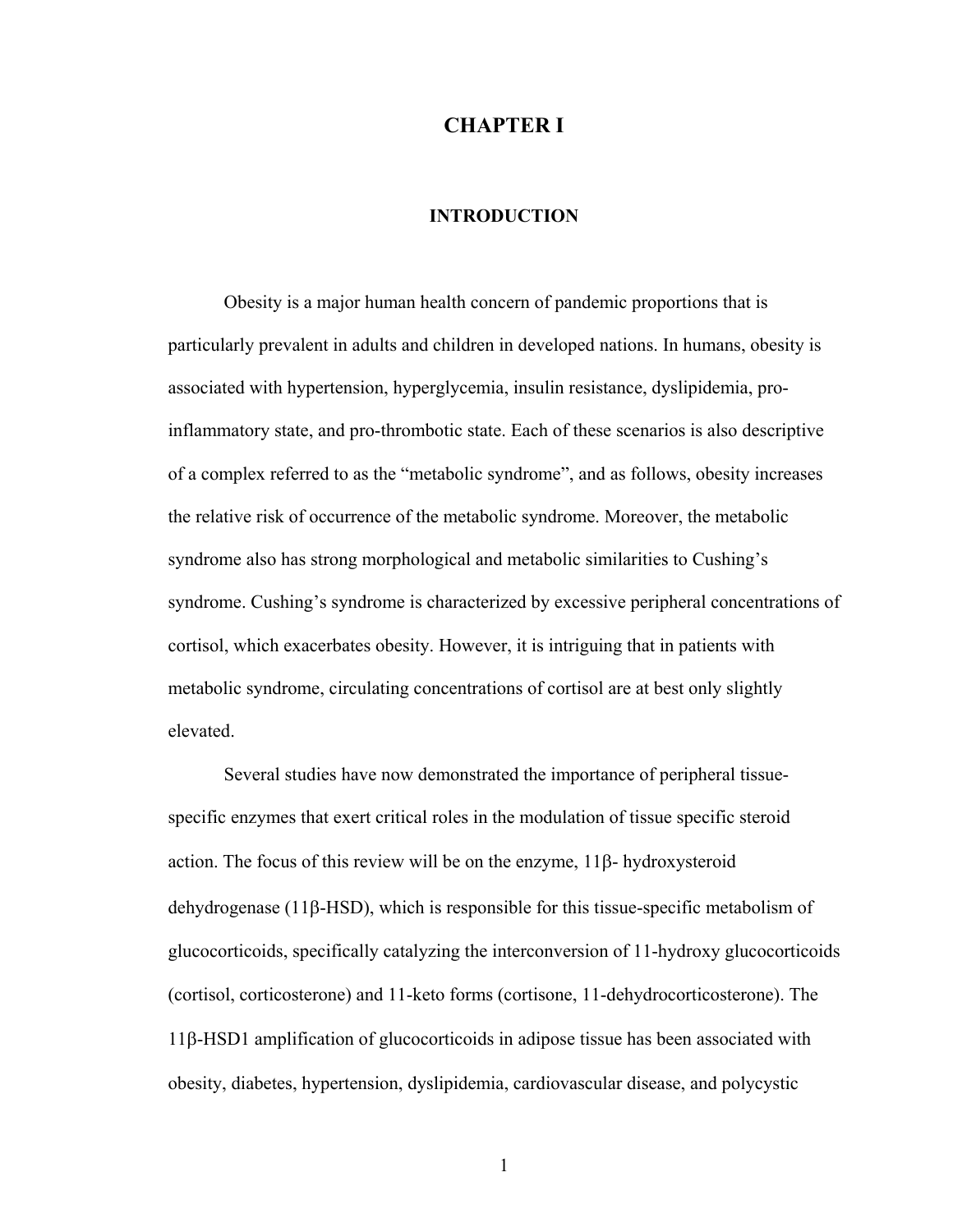# CHAPTER I

## INTRODUCTION

Obesity is a major human health concern of pandemic proportions that is particularly prevalent in adults and children in developed nations. In humans, obesity is associated with hypertension, hyperglycemia, insulin resistance, dyslipidemia, pro-inflammatory state, and pro-thrombotic state. Each of these scenarios is also descriptive of a complex referred to as the "metabolic syndrome", and as follows, obesity increases the relative risk of occurrence of the metabolic syndrome. Moreover, the metabolic syndrome also has strong morphological and metabolic similarities to Cushing's syndrome. Cushing's syndrome is characterized by excessive peripheral concentrations of cortisol, which exacerbates obesity. However, it is intriguing that in patients with metabolic syndrome, circulating concentrations of cortisol are at best only slightly elevated.

Several studies have now demonstrated the importance of peripheral tissue-specific enzymes that exert critical roles in the modulation of tissue specific steroid action. The focus of this review will be on the enzyme, 11β- hydroxysteroid dehydrogenase (11β-HSD), which is responsible for this tissue-specific metabolism of glucocorticoids, specifically catalyzing the interconversion of 11-hydroxy glucocorticoids (cortisol, corticosterone) and 11-keto forms (cortisone, 11-dehydrocorticosterone). The 11β-HSD1 amplification of glucocorticoids in adipose tissue has been associated with obesity, diabetes, hypertension, dyslipidemia, cardiovascular disease, and polycystic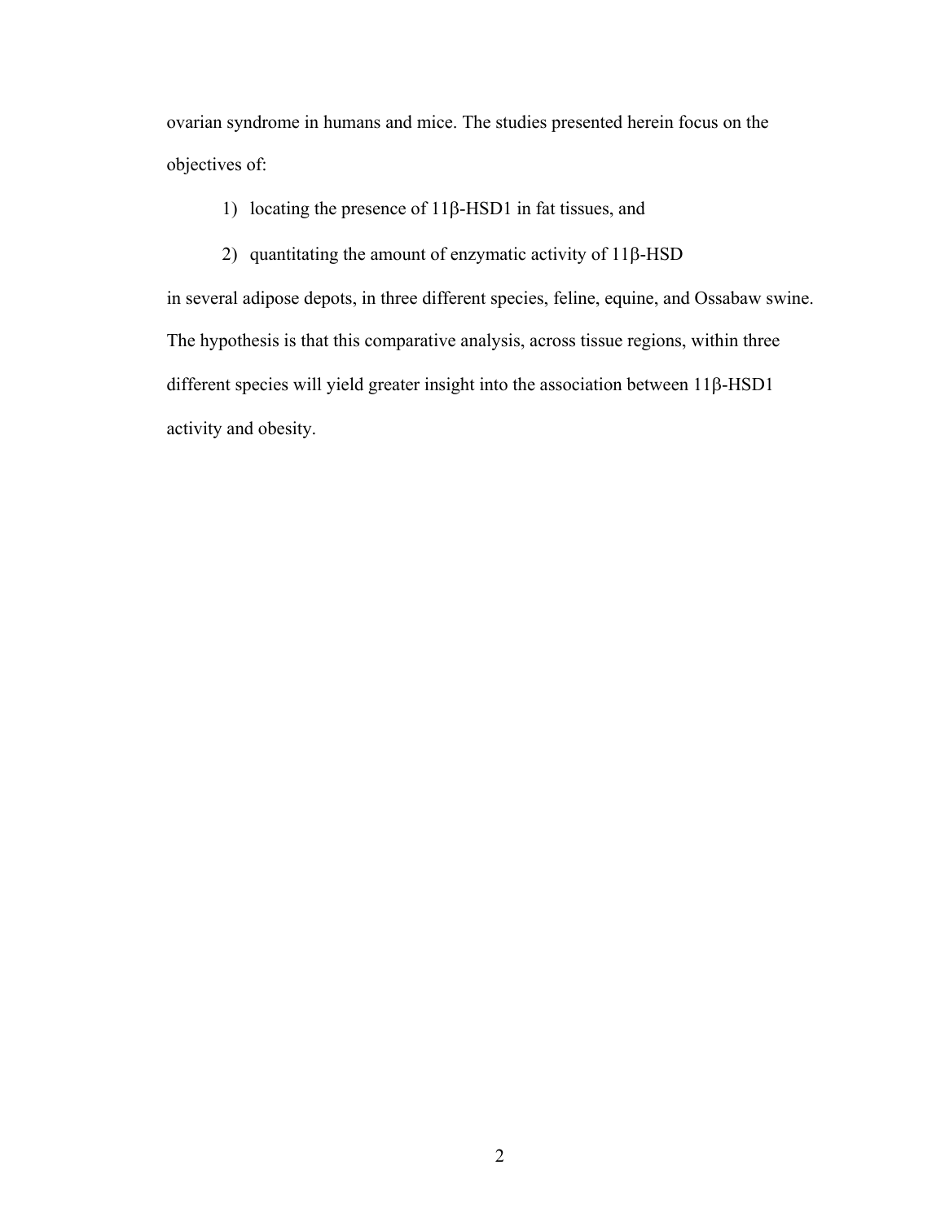ovarian syndrome in humans and mice. The studies presented herein focus on the objectives of:

1) locating the presence of 11β-HSD1 in fat tissues, and
2) quantitating the amount of enzymatic activity of 11β-HSD

in several adipose depots, in three different species, feline, equine, and Ossabaw swine. The hypothesis is that this comparative analysis, across tissue regions, within three different species will yield greater insight into the association between 11β-HSD1 activity and obesity.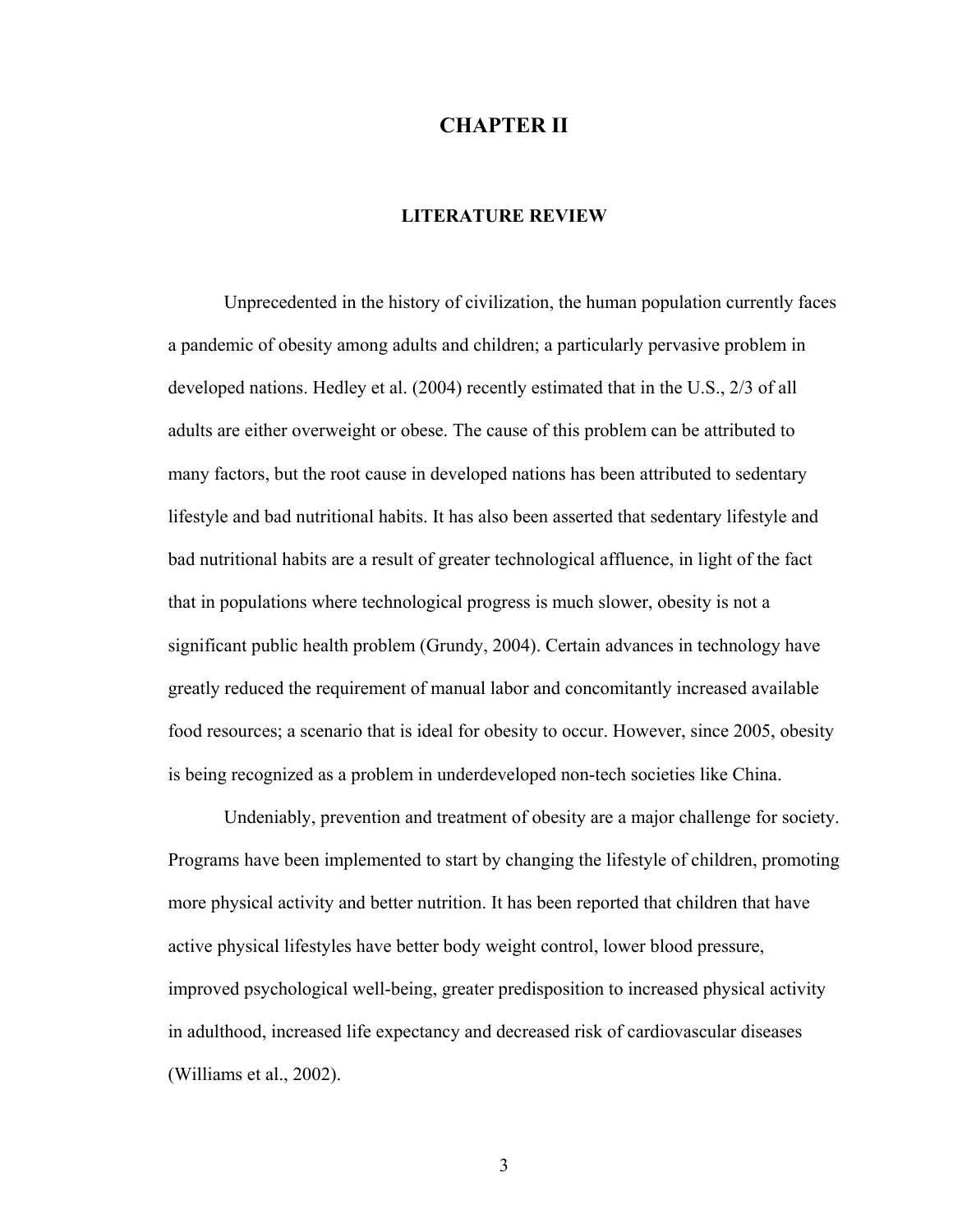# CHAPTER II

## LITERATURE REVIEW

Unprecedented in the history of civilization, the human population currently faces a pandemic of obesity among adults and children; a particularly pervasive problem in developed nations. Hedley et al. (2004) recently estimated that in the U.S., 2/3 of all adults are either overweight or obese. The cause of this problem can be attributed to many factors, but the root cause in developed nations has been attributed to sedentary lifestyle and bad nutritional habits. It has also been asserted that sedentary lifestyle and bad nutritional habits are a result of greater technological affluence, in light of the fact that in populations where technological progress is much slower, obesity is not a significant public health problem (Grundy, 2004). Certain advances in technology have greatly reduced the requirement of manual labor and concomitantly increased available food resources; a scenario that is ideal for obesity to occur. However, since 2005, obesity is being recognized as a problem in underdeveloped non-tech societies like China.

Undeniably, prevention and treatment of obesity are a major challenge for society. Programs have been implemented to start by changing the lifestyle of children, promoting more physical activity and better nutrition. It has been reported that children that have active physical lifestyles have better body weight control, lower blood pressure, improved psychological well-being, greater predisposition to increased physical activity in adulthood, increased life expectancy and decreased risk of cardiovascular diseases (Williams et al., 2002).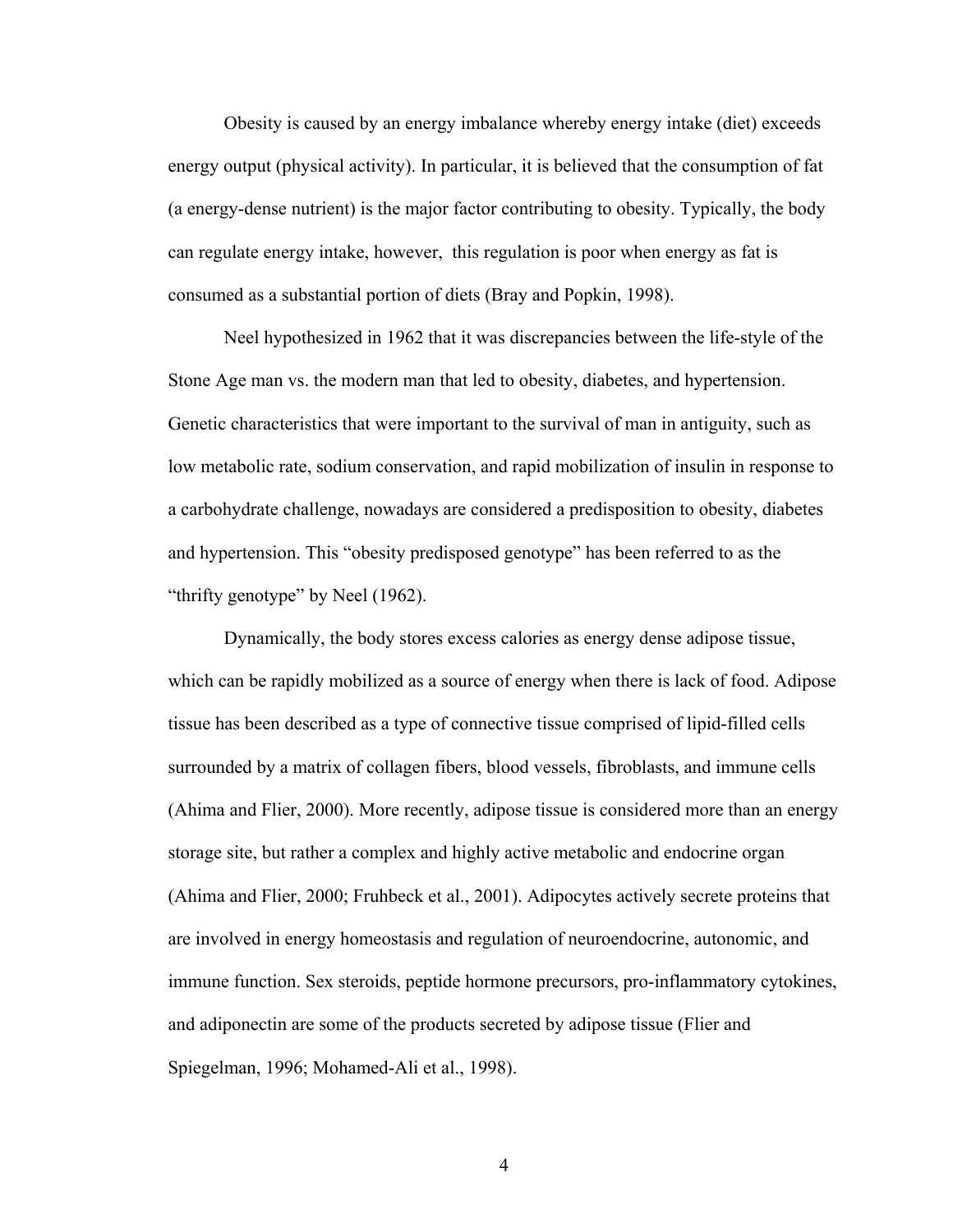Obesity is caused by an energy imbalance whereby energy intake (diet) exceeds energy output (physical activity). In particular, it is believed that the consumption of fat (a energy-dense nutrient) is the major factor contributing to obesity. Typically, the body can regulate energy intake, however, this regulation is poor when energy as fat is consumed as a substantial portion of diets (Bray and Popkin, 1998).

Neel hypothesized in 1962 that it was discrepancies between the life-style of the Stone Age man vs. the modern man that led to obesity, diabetes, and hypertension. Genetic characteristics that were important to the survival of man in antiguity, such as low metabolic rate, sodium conservation, and rapid mobilization of insulin in response to a carbohydrate challenge, nowadays are considered a predisposition to obesity, diabetes and hypertension. This "obesity predisposed genotype" has been referred to as the "thrifty genotype" by Neel (1962).

Dynamically, the body stores excess calories as energy dense adipose tissue, which can be rapidly mobilized as a source of energy when there is lack of food. Adipose tissue has been described as a type of connective tissue comprised of lipid-filled cells surrounded by a matrix of collagen fibers, blood vessels, fibroblasts, and immune cells (Ahima and Flier, 2000). More recently, adipose tissue is considered more than an energy storage site, but rather a complex and highly active metabolic and endocrine organ (Ahima and Flier, 2000; Fruhbeck et al., 2001). Adipocytes actively secrete proteins that are involved in energy homeostasis and regulation of neuroendocrine, autonomic, and immune function. Sex steroids, peptide hormone precursors, pro-inflammatory cytokines, and adiponectin are some of the products secreted by adipose tissue (Flier and Spiegelman, 1996; Mohamed-Ali et al., 1998).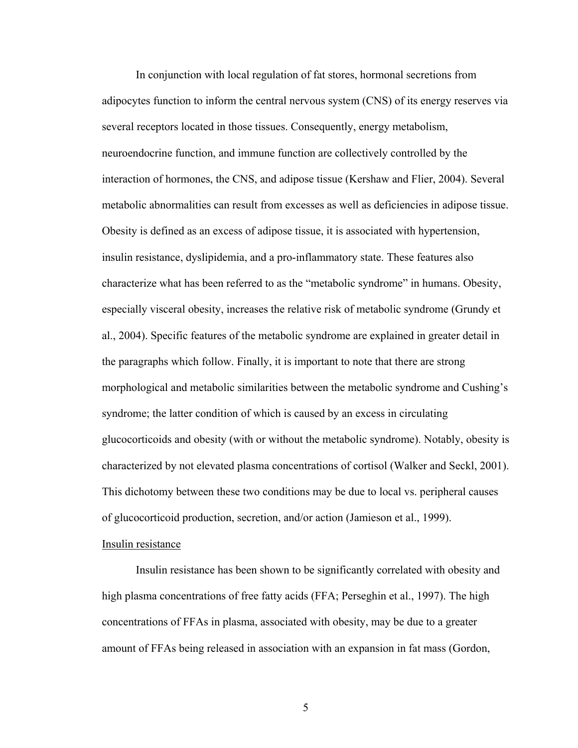In conjunction with local regulation of fat stores, hormonal secretions from adipocytes function to inform the central nervous system (CNS) of its energy reserves via several receptors located in those tissues. Consequently, energy metabolism, neuroendocrine function, and immune function are collectively controlled by the interaction of hormones, the CNS, and adipose tissue (Kershaw and Flier, 2004). Several metabolic abnormalities can result from excesses as well as deficiencies in adipose tissue. Obesity is defined as an excess of adipose tissue, it is associated with hypertension, insulin resistance, dyslipidemia, and a pro-inflammatory state. These features also characterize what has been referred to as the "metabolic syndrome" in humans. Obesity, especially visceral obesity, increases the relative risk of metabolic syndrome (Grundy et al., 2004). Specific features of the metabolic syndrome are explained in greater detail in the paragraphs which follow. Finally, it is important to note that there are strong morphological and metabolic similarities between the metabolic syndrome and Cushing's syndrome; the latter condition of which is caused by an excess in circulating glucocorticoids and obesity (with or without the metabolic syndrome). Notably, obesity is characterized by not elevated plasma concentrations of cortisol (Walker and Seckl, 2001). This dichotomy between these two conditions may be due to local vs. peripheral causes of glucocorticoid production, secretion, and/or action (Jamieson et al., 1999).

## Insulin resistance

Insulin resistance has been shown to be significantly correlated with obesity and high plasma concentrations of free fatty acids (FFA; Perseghin et al., 1997). The high concentrations of FFAs in plasma, associated with obesity, may be due to a greater amount of FFAs being released in association with an expansion in fat mass (Gordon,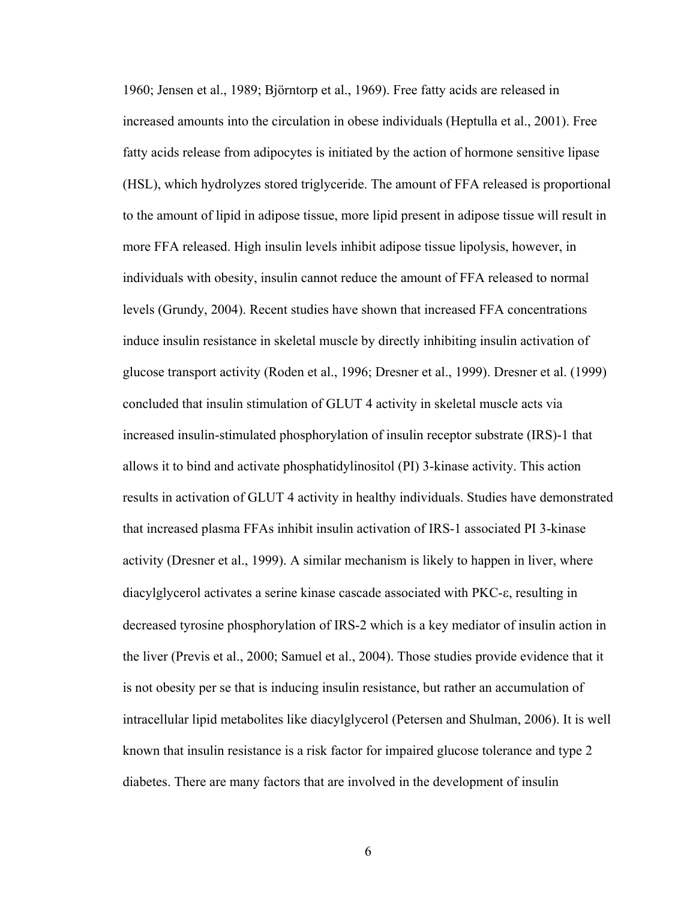1960; Jensen et al., 1989; Björntorp et al., 1969). Free fatty acids are released in increased amounts into the circulation in obese individuals (Heptulla et al., 2001). Free fatty acids release from adipocytes is initiated by the action of hormone sensitive lipase (HSL), which hydrolyzes stored triglyceride. The amount of FFA released is proportional to the amount of lipid in adipose tissue, more lipid present in adipose tissue will result in more FFA released. High insulin levels inhibit adipose tissue lipolysis, however, in individuals with obesity, insulin cannot reduce the amount of FFA released to normal levels (Grundy, 2004). Recent studies have shown that increased FFA concentrations induce insulin resistance in skeletal muscle by directly inhibiting insulin activation of glucose transport activity (Roden et al., 1996; Dresner et al., 1999). Dresner et al. (1999) concluded that insulin stimulation of GLUT 4 activity in skeletal muscle acts via increased insulin-stimulated phosphorylation of insulin receptor substrate (IRS)-1 that allows it to bind and activate phosphatidylinositol (PI) 3-kinase activity. This action results in activation of GLUT 4 activity in healthy individuals. Studies have demonstrated that increased plasma FFAs inhibit insulin activation of IRS-1 associated PI 3-kinase activity (Dresner et al., 1999). A similar mechanism is likely to happen in liver, where diacylglycerol activates a serine kinase cascade associated with PKC-ε, resulting in decreased tyrosine phosphorylation of IRS-2 which is a key mediator of insulin action in the liver (Previs et al., 2000; Samuel et al., 2004). Those studies provide evidence that it is not obesity per se that is inducing insulin resistance, but rather an accumulation of intracellular lipid metabolites like diacylglycerol (Petersen and Shulman, 2006). It is well known that insulin resistance is a risk factor for impaired glucose tolerance and type 2 diabetes. There are many factors that are involved in the development of insulin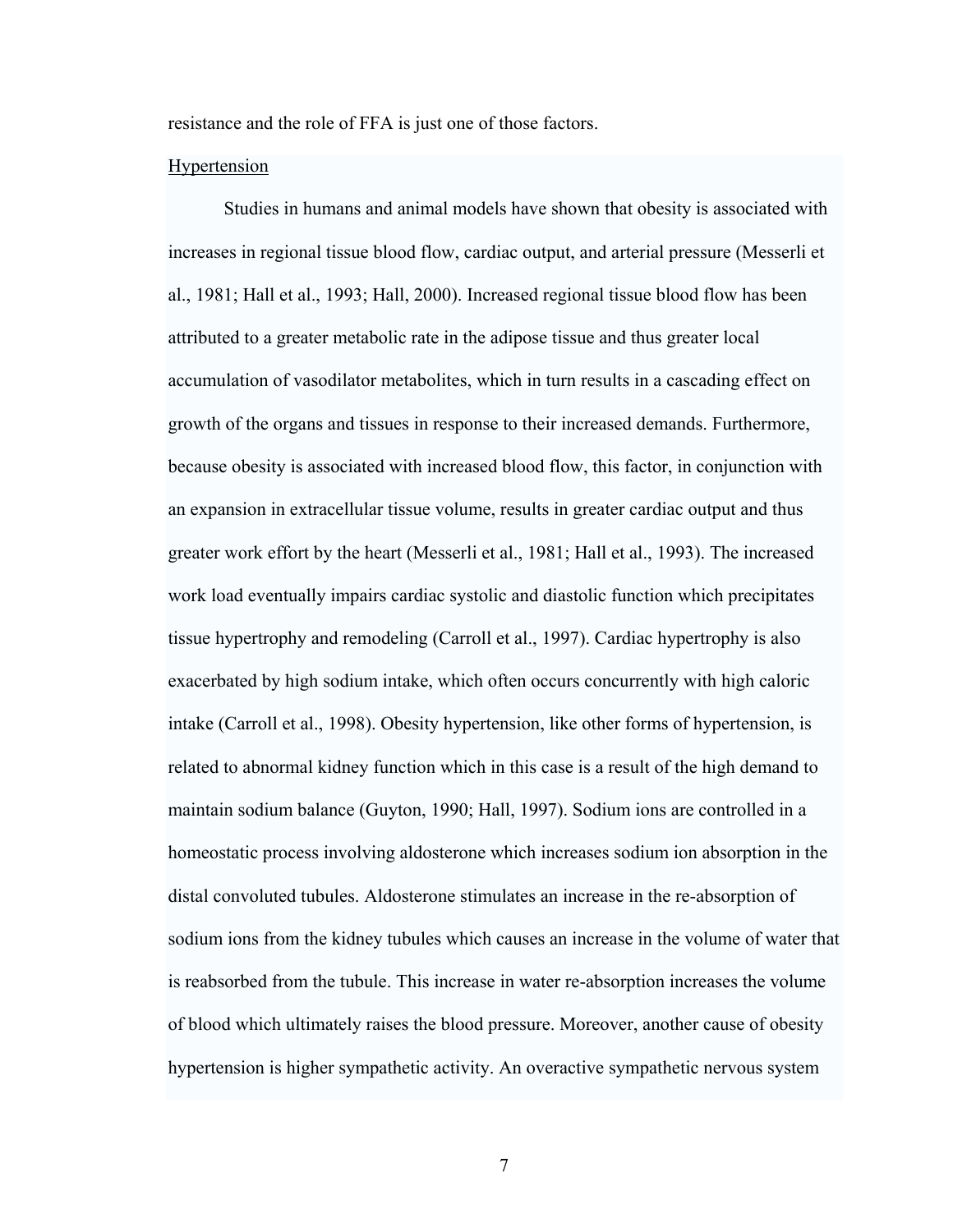resistance and the role of FFA is just one of those factors.

## Hypertension

Studies in humans and animal models have shown that obesity is associated with increases in regional tissue blood flow, cardiac output, and arterial pressure (Messerli et al., 1981; Hall et al., 1993; Hall, 2000). Increased regional tissue blood flow has been attributed to a greater metabolic rate in the adipose tissue and thus greater local accumulation of vasodilator metabolites, which in turn results in a cascading effect on growth of the organs and tissues in response to their increased demands. Furthermore, because obesity is associated with increased blood flow, this factor, in conjunction with an expansion in extracellular tissue volume, results in greater cardiac output and thus greater work effort by the heart (Messerli et al., 1981; Hall et al., 1993). The increased work load eventually impairs cardiac systolic and diastolic function which precipitates tissue hypertrophy and remodeling (Carroll et al., 1997). Cardiac hypertrophy is also exacerbated by high sodium intake, which often occurs concurrently with high caloric intake (Carroll et al., 1998). Obesity hypertension, like other forms of hypertension, is related to abnormal kidney function which in this case is a result of the high demand to maintain sodium balance (Guyton, 1990; Hall, 1997). Sodium ions are controlled in a homeostatic process involving aldosterone which increases sodium ion absorption in the distal convoluted tubules. Aldosterone stimulates an increase in the re-absorption of sodium ions from the kidney tubules which causes an increase in the volume of water that is reabsorbed from the tubule. This increase in water re-absorption increases the volume of blood which ultimately raises the blood pressure. Moreover, another cause of obesity hypertension is higher sympathetic activity. An overactive sympathetic nervous system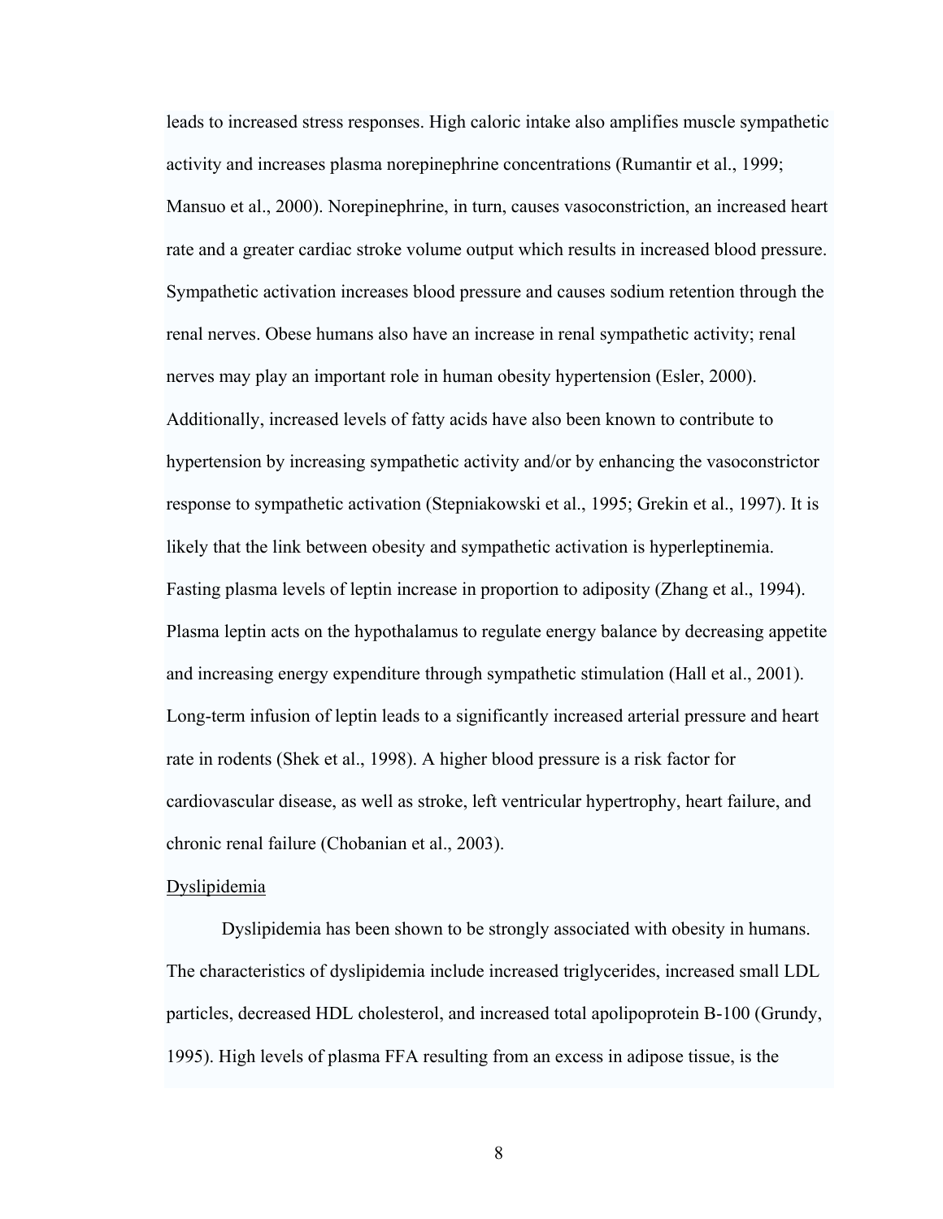leads to increased stress responses. High caloric intake also amplifies muscle sympathetic activity and increases plasma norepinephrine concentrations (Rumantir et al., 1999; Mansuo et al., 2000). Norepinephrine, in turn, causes vasoconstriction, an increased heart rate and a greater cardiac stroke volume output which results in increased blood pressure. Sympathetic activation increases blood pressure and causes sodium retention through the renal nerves. Obese humans also have an increase in renal sympathetic activity; renal nerves may play an important role in human obesity hypertension (Esler, 2000). Additionally, increased levels of fatty acids have also been known to contribute to hypertension by increasing sympathetic activity and/or by enhancing the vasoconstrictor response to sympathetic activation (Stepniakowski et al., 1995; Grekin et al., 1997). It is likely that the link between obesity and sympathetic activation is hyperleptinemia. Fasting plasma levels of leptin increase in proportion to adiposity (Zhang et al., 1994). Plasma leptin acts on the hypothalamus to regulate energy balance by decreasing appetite and increasing energy expenditure through sympathetic stimulation (Hall et al., 2001). Long-term infusion of leptin leads to a significantly increased arterial pressure and heart rate in rodents (Shek et al., 1998). A higher blood pressure is a risk factor for cardiovascular disease, as well as stroke, left ventricular hypertrophy, heart failure, and chronic renal failure (Chobanian et al., 2003).

<u>Dyslipidemia</u>

Dyslipidemia has been shown to be strongly associated with obesity in humans. The characteristics of dyslipidemia include increased triglycerides, increased small LDL particles, decreased HDL cholesterol, and increased total apolipoprotein B-100 (Grundy, 1995). High levels of plasma FFA resulting from an excess in adipose tissue, is the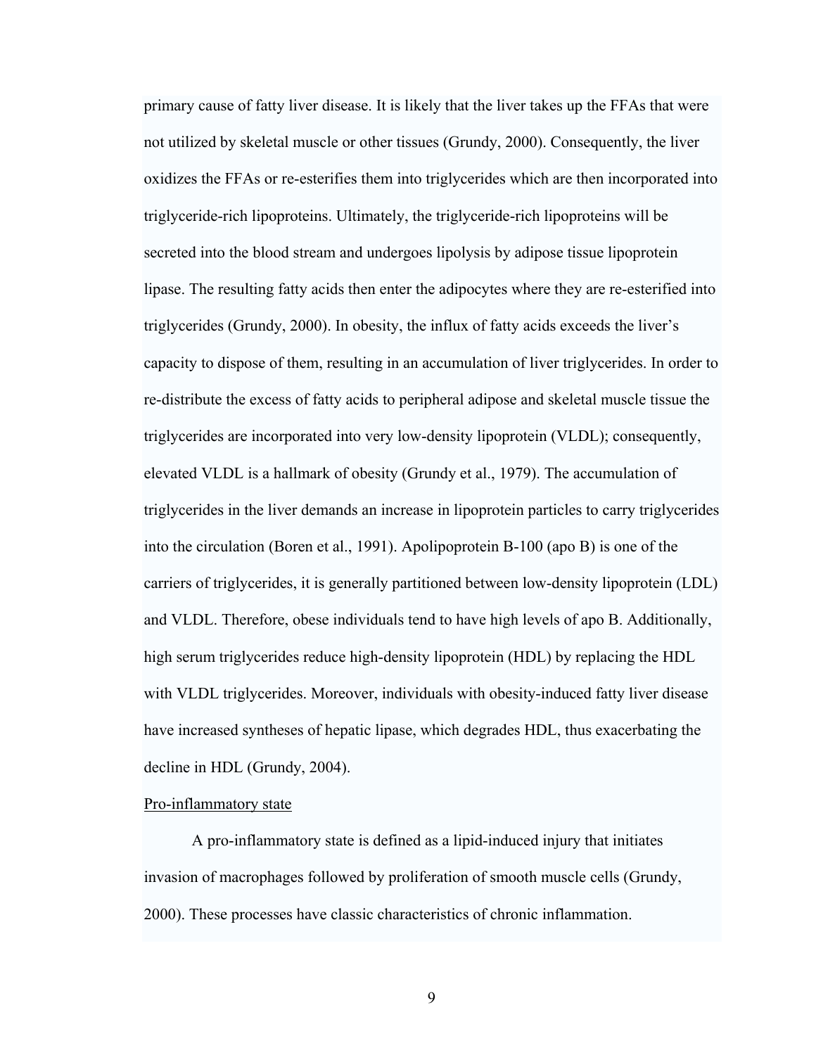primary cause of fatty liver disease. It is likely that the liver takes up the FFAs that were not utilized by skeletal muscle or other tissues (Grundy, 2000). Consequently, the liver oxidizes the FFAs or re-esterifies them into triglycerides which are then incorporated into triglyceride-rich lipoproteins. Ultimately, the triglyceride-rich lipoproteins will be secreted into the blood stream and undergoes lipolysis by adipose tissue lipoprotein lipase. The resulting fatty acids then enter the adipocytes where they are re-esterified into triglycerides (Grundy, 2000). In obesity, the influx of fatty acids exceeds the liver's capacity to dispose of them, resulting in an accumulation of liver triglycerides. In order to re-distribute the excess of fatty acids to peripheral adipose and skeletal muscle tissue the triglycerides are incorporated into very low-density lipoprotein (VLDL); consequently, elevated VLDL is a hallmark of obesity (Grundy et al., 1979). The accumulation of triglycerides in the liver demands an increase in lipoprotein particles to carry triglycerides into the circulation (Boren et al., 1991). Apolipoprotein B-100 (apo B) is one of the carriers of triglycerides, it is generally partitioned between low-density lipoprotein (LDL) and VLDL. Therefore, obese individuals tend to have high levels of apo B. Additionally, high serum triglycerides reduce high-density lipoprotein (HDL) by replacing the HDL with VLDL triglycerides. Moreover, individuals with obesity-induced fatty liver disease have increased syntheses of hepatic lipase, which degrades HDL, thus exacerbating the decline in HDL (Grundy, 2004).

Pro-inflammatory state

A pro-inflammatory state is defined as a lipid-induced injury that initiates invasion of macrophages followed by proliferation of smooth muscle cells (Grundy, 2000). These processes have classic characteristics of chronic inflammation.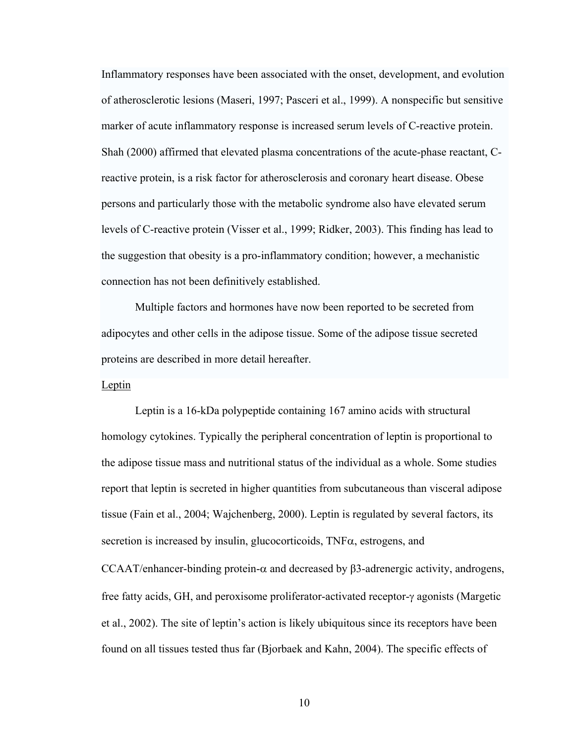Inflammatory responses have been associated with the onset, development, and evolution of atherosclerotic lesions (Maseri, 1997; Pasceri et al., 1999). A nonspecific but sensitive marker of acute inflammatory response is increased serum levels of C-reactive protein. Shah (2000) affirmed that elevated plasma concentrations of the acute-phase reactant, C-reactive protein, is a risk factor for atherosclerosis and coronary heart disease. Obese persons and particularly those with the metabolic syndrome also have elevated serum levels of C-reactive protein (Visser et al., 1999; Ridker, 2003). This finding has lead to the suggestion that obesity is a pro-inflammatory condition; however, a mechanistic connection has not been definitively established.

Multiple factors and hormones have now been reported to be secreted from adipocytes and other cells in the adipose tissue. Some of the adipose tissue secreted proteins are described in more detail hereafter.

<u>Leptin</u>

Leptin is a 16-kDa polypeptide containing 167 amino acids with structural homology cytokines. Typically the peripheral concentration of leptin is proportional to the adipose tissue mass and nutritional status of the individual as a whole. Some studies report that leptin is secreted in higher quantities from subcutaneous than visceral adipose tissue (Fain et al., 2004; Wajchenberg, 2000). Leptin is regulated by several factors, its secretion is increased by insulin, glucocorticoids, TNF$\alpha$, estrogens, and CCAAT/enhancer-binding protein-$\alpha$ and decreased by $\beta$3-adrenergic activity, androgens, free fatty acids, GH, and peroxisome proliferator-activated receptor-$\gamma$ agonists (Margetic et al., 2002). The site of leptin's action is likely ubiquitous since its receptors have been found on all tissues tested thus far (Bjorbaek and Kahn, 2004). The specific effects of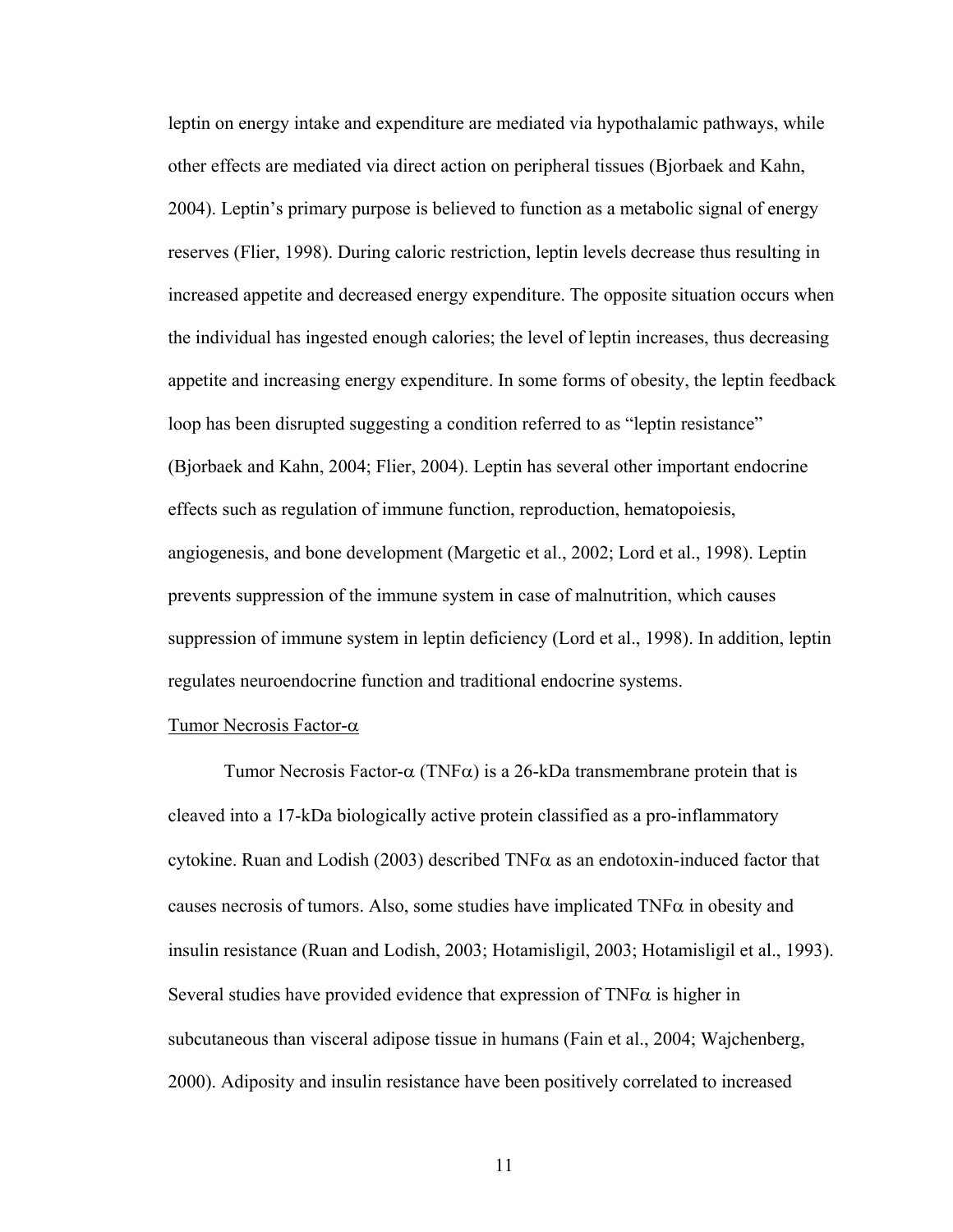leptin on energy intake and expenditure are mediated via hypothalamic pathways, while other effects are mediated via direct action on peripheral tissues (Bjorbaek and Kahn, 2004). Leptin's primary purpose is believed to function as a metabolic signal of energy reserves (Flier, 1998). During caloric restriction, leptin levels decrease thus resulting in increased appetite and decreased energy expenditure. The opposite situation occurs when the individual has ingested enough calories; the level of leptin increases, thus decreasing appetite and increasing energy expenditure. In some forms of obesity, the leptin feedback loop has been disrupted suggesting a condition referred to as "leptin resistance" (Bjorbaek and Kahn, 2004; Flier, 2004). Leptin has several other important endocrine effects such as regulation of immune function, reproduction, hematopoiesis, angiogenesis, and bone development (Margetic et al., 2002; Lord et al., 1998). Leptin prevents suppression of the immune system in case of malnutrition, which causes suppression of immune system in leptin deficiency (Lord et al., 1998). In addition, leptin regulates neuroendocrine function and traditional endocrine systems.

### Tumor Necrosis Factor-α

Tumor Necrosis Factor-α (TNFα) is a 26-kDa transmembrane protein that is cleaved into a 17-kDa biologically active protein classified as a pro-inflammatory cytokine. Ruan and Lodish (2003) described TNFα as an endotoxin-induced factor that causes necrosis of tumors. Also, some studies have implicated TNFα in obesity and insulin resistance (Ruan and Lodish, 2003; Hotamisligil, 2003; Hotamisligil et al., 1993). Several studies have provided evidence that expression of TNFα is higher in subcutaneous than visceral adipose tissue in humans (Fain et al., 2004; Wajchenberg, 2000). Adiposity and insulin resistance have been positively correlated to increased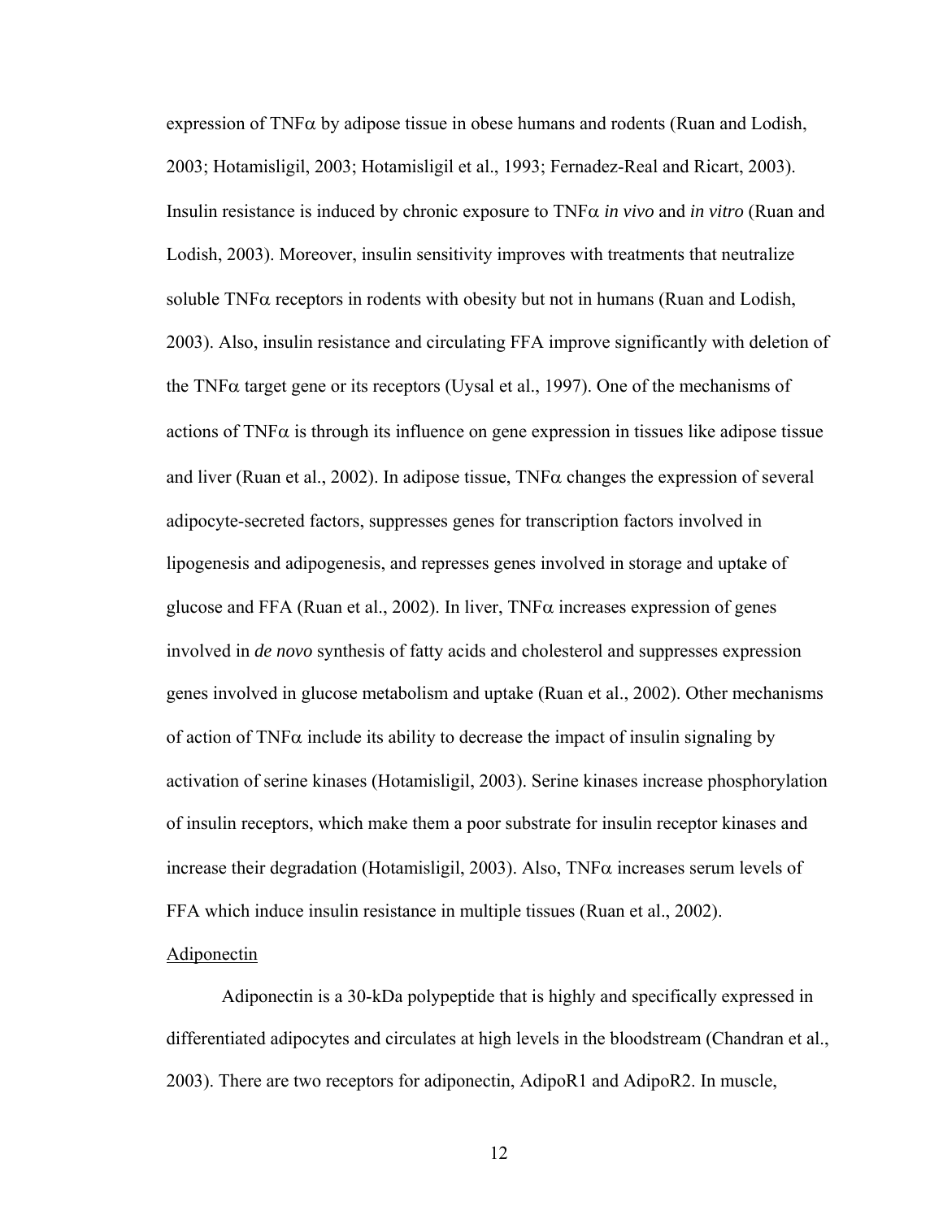expression of TNF$\alpha$ by adipose tissue in obese humans and rodents (Ruan and Lodish, 2003; Hotamisligil, 2003; Hotamisligil et al., 1993; Fernadez-Real and Ricart, 2003). Insulin resistance is induced by chronic exposure to TNF$\alpha$ *in vivo* and *in vitro* (Ruan and Lodish, 2003). Moreover, insulin sensitivity improves with treatments that neutralize soluble TNF$\alpha$ receptors in rodents with obesity but not in humans (Ruan and Lodish, 2003). Also, insulin resistance and circulating FFA improve significantly with deletion of the TNF$\alpha$ target gene or its receptors (Uysal et al., 1997). One of the mechanisms of actions of TNF$\alpha$ is through its influence on gene expression in tissues like adipose tissue and liver (Ruan et al., 2002). In adipose tissue, TNF$\alpha$ changes the expression of several adipocyte-secreted factors, suppresses genes for transcription factors involved in lipogenesis and adipogenesis, and represses genes involved in storage and uptake of glucose and FFA (Ruan et al., 2002). In liver, TNF$\alpha$ increases expression of genes involved in *de novo* synthesis of fatty acids and cholesterol and suppresses expression genes involved in glucose metabolism and uptake (Ruan et al., 2002). Other mechanisms of action of TNF$\alpha$ include its ability to decrease the impact of insulin signaling by activation of serine kinases (Hotamisligil, 2003). Serine kinases increase phosphorylation of insulin receptors, which make them a poor substrate for insulin receptor kinases and increase their degradation (Hotamisligil, 2003). Also, TNF$\alpha$ increases serum levels of FFA which induce insulin resistance in multiple tissues (Ruan et al., 2002).

Adiponectin

Adiponectin is a 30-kDa polypeptide that is highly and specifically expressed in differentiated adipocytes and circulates at high levels in the bloodstream (Chandran et al., 2003). There are two receptors for adiponectin, AdipoR1 and AdipoR2. In muscle,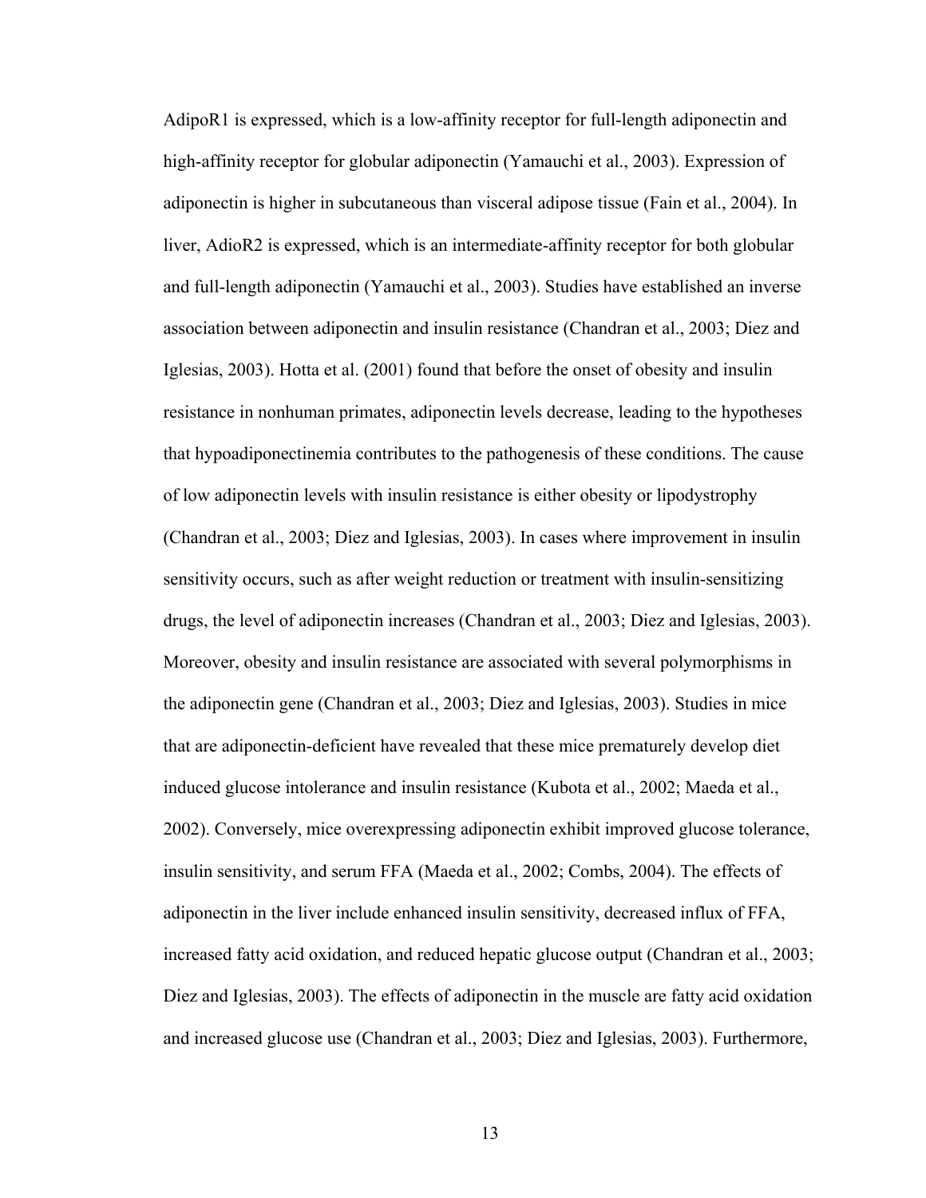AdipoR1 is expressed, which is a low-affinity receptor for full-length adiponectin and high-affinity receptor for globular adiponectin (Yamauchi et al., 2003). Expression of adiponectin is higher in subcutaneous than visceral adipose tissue (Fain et al., 2004). In liver, AdioR2 is expressed, which is an intermediate-affinity receptor for both globular and full-length adiponectin (Yamauchi et al., 2003). Studies have established an inverse association between adiponectin and insulin resistance (Chandran et al., 2003; Diez and Iglesias, 2003). Hotta et al. (2001) found that before the onset of obesity and insulin resistance in nonhuman primates, adiponectin levels decrease, leading to the hypotheses that hypoadiponectinemia contributes to the pathogenesis of these conditions. The cause of low adiponectin levels with insulin resistance is either obesity or lipodystrophy (Chandran et al., 2003; Diez and Iglesias, 2003). In cases where improvement in insulin sensitivity occurs, such as after weight reduction or treatment with insulin-sensitizing drugs, the level of adiponectin increases (Chandran et al., 2003; Diez and Iglesias, 2003). Moreover, obesity and insulin resistance are associated with several polymorphisms in the adiponectin gene (Chandran et al., 2003; Diez and Iglesias, 2003). Studies in mice that are adiponectin-deficient have revealed that these mice prematurely develop diet induced glucose intolerance and insulin resistance (Kubota et al., 2002; Maeda et al., 2002). Conversely, mice overexpressing adiponectin exhibit improved glucose tolerance, insulin sensitivity, and serum FFA (Maeda et al., 2002; Combs, 2004). The effects of adiponectin in the liver include enhanced insulin sensitivity, decreased influx of FFA, increased fatty acid oxidation, and reduced hepatic glucose output (Chandran et al., 2003; Diez and Iglesias, 2003). The effects of adiponectin in the muscle are fatty acid oxidation and increased glucose use (Chandran et al., 2003; Diez and Iglesias, 2003). Furthermore,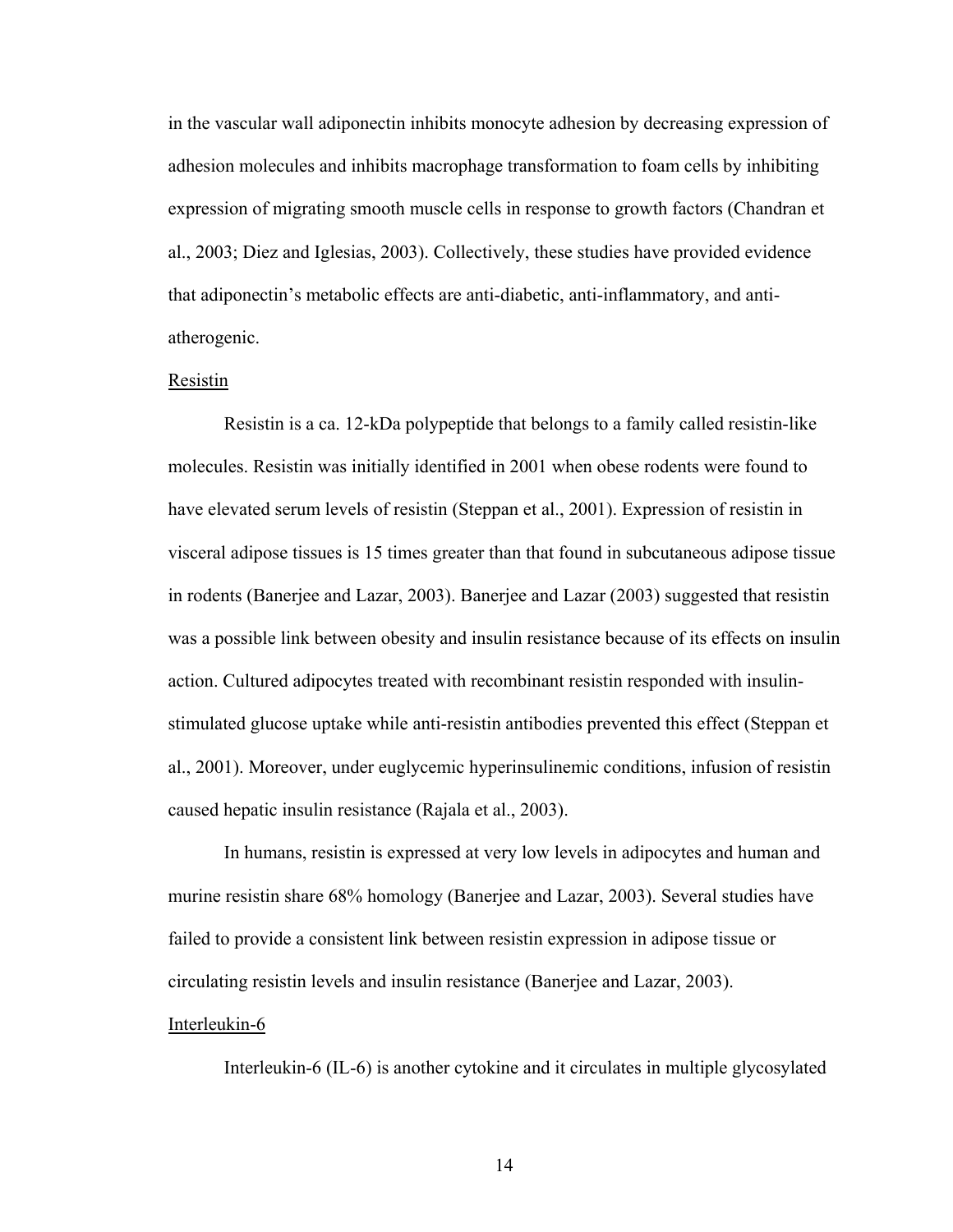in the vascular wall adiponectin inhibits monocyte adhesion by decreasing expression of adhesion molecules and inhibits macrophage transformation to foam cells by inhibiting expression of migrating smooth muscle cells in response to growth factors (Chandran et al., 2003; Diez and Iglesias, 2003). Collectively, these studies have provided evidence that adiponectin's metabolic effects are anti-diabetic, anti-inflammatory, and anti-atherogenic.

### Resistin

Resistin is a ca. 12-kDa polypeptide that belongs to a family called resistin-like molecules. Resistin was initially identified in 2001 when obese rodents were found to have elevated serum levels of resistin (Steppan et al., 2001). Expression of resistin in visceral adipose tissues is 15 times greater than that found in subcutaneous adipose tissue in rodents (Banerjee and Lazar, 2003). Banerjee and Lazar (2003) suggested that resistin was a possible link between obesity and insulin resistance because of its effects on insulin action. Cultured adipocytes treated with recombinant resistin responded with insulin-stimulated glucose uptake while anti-resistin antibodies prevented this effect (Steppan et al., 2001). Moreover, under euglycemic hyperinsulinemic conditions, infusion of resistin caused hepatic insulin resistance (Rajala et al., 2003).

In humans, resistin is expressed at very low levels in adipocytes and human and murine resistin share 68% homology (Banerjee and Lazar, 2003). Several studies have failed to provide a consistent link between resistin expression in adipose tissue or circulating resistin levels and insulin resistance (Banerjee and Lazar, 2003).

### Interleukin-6

Interleukin-6 (IL-6) is another cytokine and it circulates in multiple glycosylated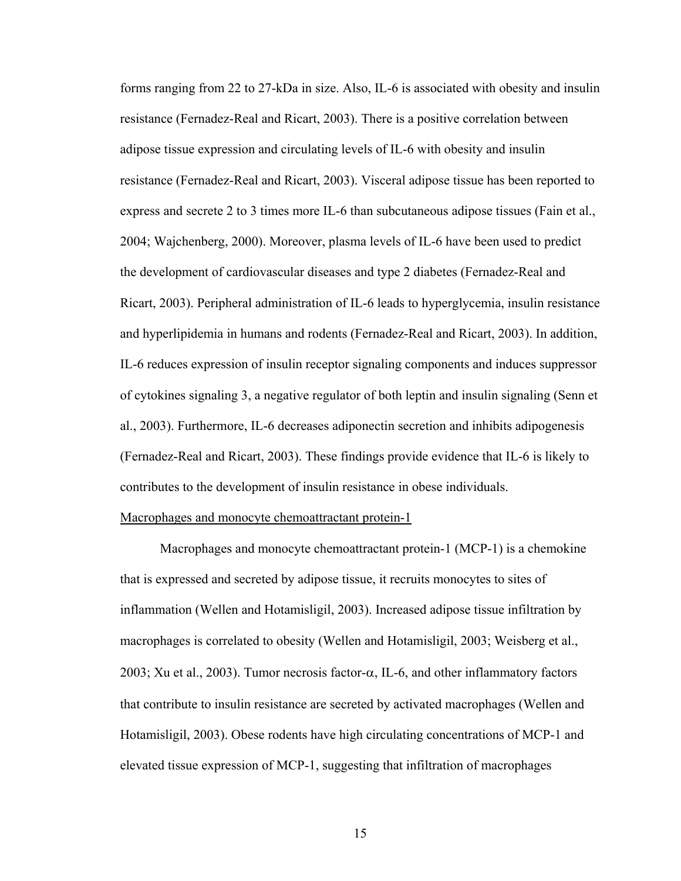forms ranging from 22 to 27-kDa in size. Also, IL-6 is associated with obesity and insulin resistance (Fernadez-Real and Ricart, 2003). There is a positive correlation between adipose tissue expression and circulating levels of IL-6 with obesity and insulin resistance (Fernadez-Real and Ricart, 2003). Visceral adipose tissue has been reported to express and secrete 2 to 3 times more IL-6 than subcutaneous adipose tissues (Fain et al., 2004; Wajchenberg, 2000). Moreover, plasma levels of IL-6 have been used to predict the development of cardiovascular diseases and type 2 diabetes (Fernadez-Real and Ricart, 2003). Peripheral administration of IL-6 leads to hyperglycemia, insulin resistance and hyperlipidemia in humans and rodents (Fernadez-Real and Ricart, 2003). In addition, IL-6 reduces expression of insulin receptor signaling components and induces suppressor of cytokines signaling 3, a negative regulator of both leptin and insulin signaling (Senn et al., 2003). Furthermore, IL-6 decreases adiponectin secretion and inhibits adipogenesis (Fernadez-Real and Ricart, 2003). These findings provide evidence that IL-6 is likely to contributes to the development of insulin resistance in obese individuals.

Macrophages and monocyte chemoattractant protein-1

Macrophages and monocyte chemoattractant protein-1 (MCP-1) is a chemokine that is expressed and secreted by adipose tissue, it recruits monocytes to sites of inflammation (Wellen and Hotamisligil, 2003). Increased adipose tissue infiltration by macrophages is correlated to obesity (Wellen and Hotamisligil, 2003; Weisberg et al., 2003; Xu et al., 2003). Tumor necrosis factor-$\alpha$, IL-6, and other inflammatory factors that contribute to insulin resistance are secreted by activated macrophages (Wellen and Hotamisligil, 2003). Obese rodents have high circulating concentrations of MCP-1 and elevated tissue expression of MCP-1, suggesting that infiltration of macrophages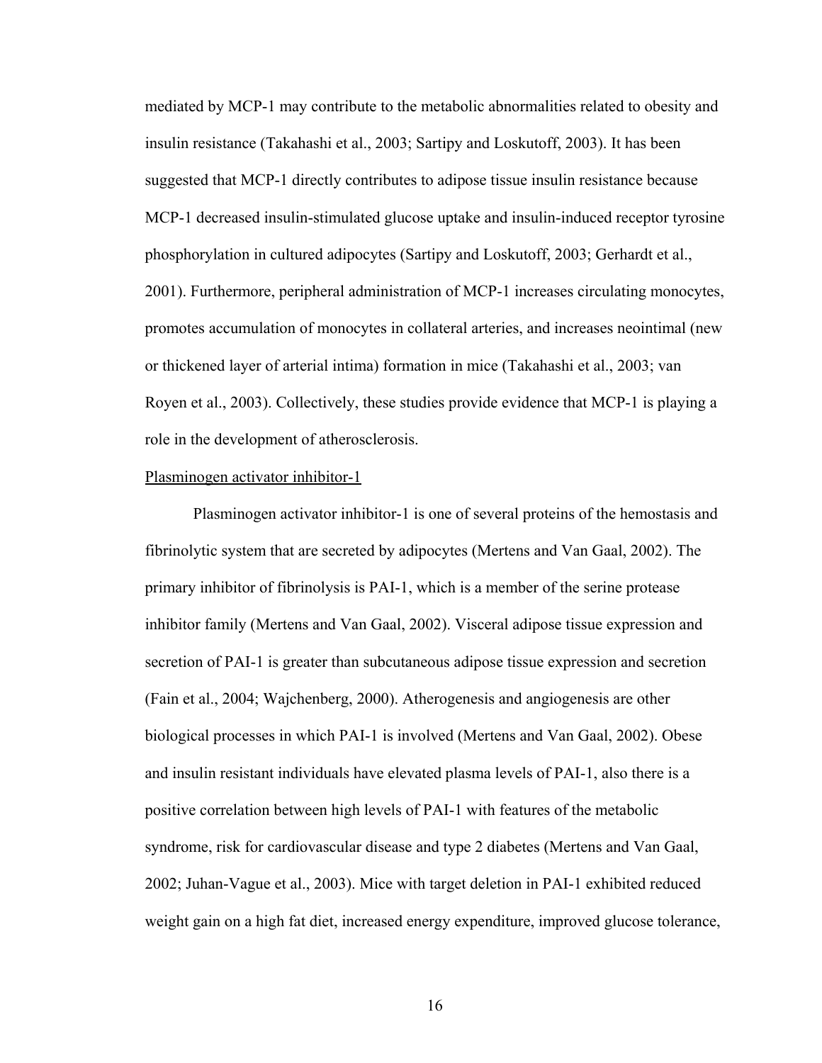mediated by MCP-1 may contribute to the metabolic abnormalities related to obesity and insulin resistance (Takahashi et al., 2003; Sartipy and Loskutoff, 2003). It has been suggested that MCP-1 directly contributes to adipose tissue insulin resistance because MCP-1 decreased insulin-stimulated glucose uptake and insulin-induced receptor tyrosine phosphorylation in cultured adipocytes (Sartipy and Loskutoff, 2003; Gerhardt et al., 2001). Furthermore, peripheral administration of MCP-1 increases circulating monocytes, promotes accumulation of monocytes in collateral arteries, and increases neointimal (new or thickened layer of arterial intima) formation in mice (Takahashi et al., 2003; van Royen et al., 2003). Collectively, these studies provide evidence that MCP-1 is playing a role in the development of atherosclerosis.

<u>Plasminogen activator inhibitor-1</u>

Plasminogen activator inhibitor-1 is one of several proteins of the hemostasis and fibrinolytic system that are secreted by adipocytes (Mertens and Van Gaal, 2002). The primary inhibitor of fibrinolysis is PAI-1, which is a member of the serine protease inhibitor family (Mertens and Van Gaal, 2002). Visceral adipose tissue expression and secretion of PAI-1 is greater than subcutaneous adipose tissue expression and secretion (Fain et al., 2004; Wajchenberg, 2000). Atherogenesis and angiogenesis are other biological processes in which PAI-1 is involved (Mertens and Van Gaal, 2002). Obese and insulin resistant individuals have elevated plasma levels of PAI-1, also there is a positive correlation between high levels of PAI-1 with features of the metabolic syndrome, risk for cardiovascular disease and type 2 diabetes (Mertens and Van Gaal, 2002; Juhan-Vague et al., 2003). Mice with target deletion in PAI-1 exhibited reduced weight gain on a high fat diet, increased energy expenditure, improved glucose tolerance,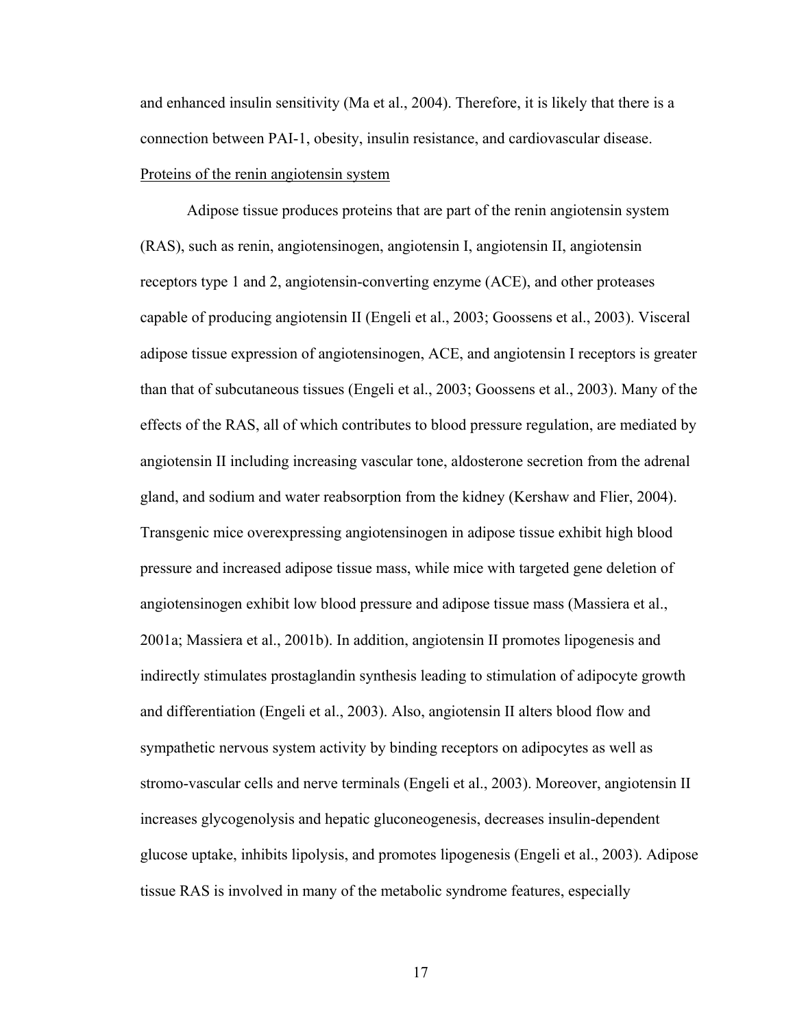and enhanced insulin sensitivity (Ma et al., 2004). Therefore, it is likely that there is a connection between PAI-1, obesity, insulin resistance, and cardiovascular disease.

Proteins of the renin angiotensin system

Adipose tissue produces proteins that are part of the renin angiotensin system (RAS), such as renin, angiotensinogen, angiotensin I, angiotensin II, angiotensin receptors type 1 and 2, angiotensin-converting enzyme (ACE), and other proteases capable of producing angiotensin II (Engeli et al., 2003; Goossens et al., 2003). Visceral adipose tissue expression of angiotensinogen, ACE, and angiotensin I receptors is greater than that of subcutaneous tissues (Engeli et al., 2003; Goossens et al., 2003). Many of the effects of the RAS, all of which contributes to blood pressure regulation, are mediated by angiotensin II including increasing vascular tone, aldosterone secretion from the adrenal gland, and sodium and water reabsorption from the kidney (Kershaw and Flier, 2004). Transgenic mice overexpressing angiotensinogen in adipose tissue exhibit high blood pressure and increased adipose tissue mass, while mice with targeted gene deletion of angiotensinogen exhibit low blood pressure and adipose tissue mass (Massiera et al., 2001a; Massiera et al., 2001b). In addition, angiotensin II promotes lipogenesis and indirectly stimulates prostaglandin synthesis leading to stimulation of adipocyte growth and differentiation (Engeli et al., 2003). Also, angiotensin II alters blood flow and sympathetic nervous system activity by binding receptors on adipocytes as well as stromo-vascular cells and nerve terminals (Engeli et al., 2003). Moreover, angiotensin II increases glycogenolysis and hepatic gluconeogenesis, decreases insulin-dependent glucose uptake, inhibits lipolysis, and promotes lipogenesis (Engeli et al., 2003). Adipose tissue RAS is involved in many of the metabolic syndrome features, especially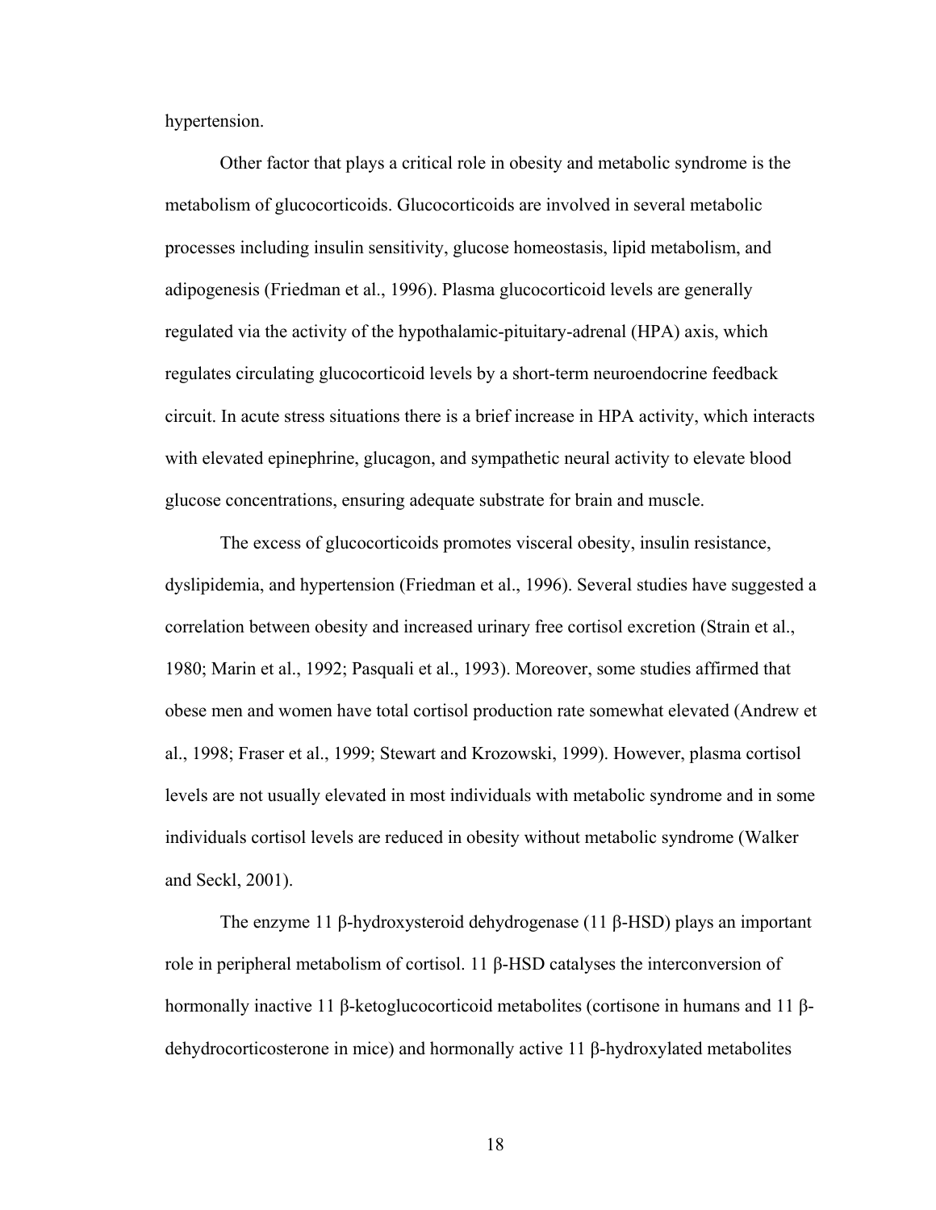hypertension.

Other factor that plays a critical role in obesity and metabolic syndrome is the metabolism of glucocorticoids. Glucocorticoids are involved in several metabolic processes including insulin sensitivity, glucose homeostasis, lipid metabolism, and adipogenesis (Friedman et al., 1996). Plasma glucocorticoid levels are generally regulated via the activity of the hypothalamic-pituitary-adrenal (HPA) axis, which regulates circulating glucocorticoid levels by a short-term neuroendocrine feedback circuit. In acute stress situations there is a brief increase in HPA activity, which interacts with elevated epinephrine, glucagon, and sympathetic neural activity to elevate blood glucose concentrations, ensuring adequate substrate for brain and muscle.

The excess of glucocorticoids promotes visceral obesity, insulin resistance, dyslipidemia, and hypertension (Friedman et al., 1996). Several studies have suggested a correlation between obesity and increased urinary free cortisol excretion (Strain et al., 1980; Marin et al., 1992; Pasquali et al., 1993). Moreover, some studies affirmed that obese men and women have total cortisol production rate somewhat elevated (Andrew et al., 1998; Fraser et al., 1999; Stewart and Krozowski, 1999). However, plasma cortisol levels are not usually elevated in most individuals with metabolic syndrome and in some individuals cortisol levels are reduced in obesity without metabolic syndrome (Walker and Seckl, 2001).

The enzyme 11 β-hydroxysteroid dehydrogenase (11 β-HSD) plays an important role in peripheral metabolism of cortisol. 11 β-HSD catalyses the interconversion of hormonally inactive 11 β-ketoglucocorticoid metabolites (cortisone in humans and 11 β-dehydrocorticosterone in mice) and hormonally active 11 β-hydroxylated metabolites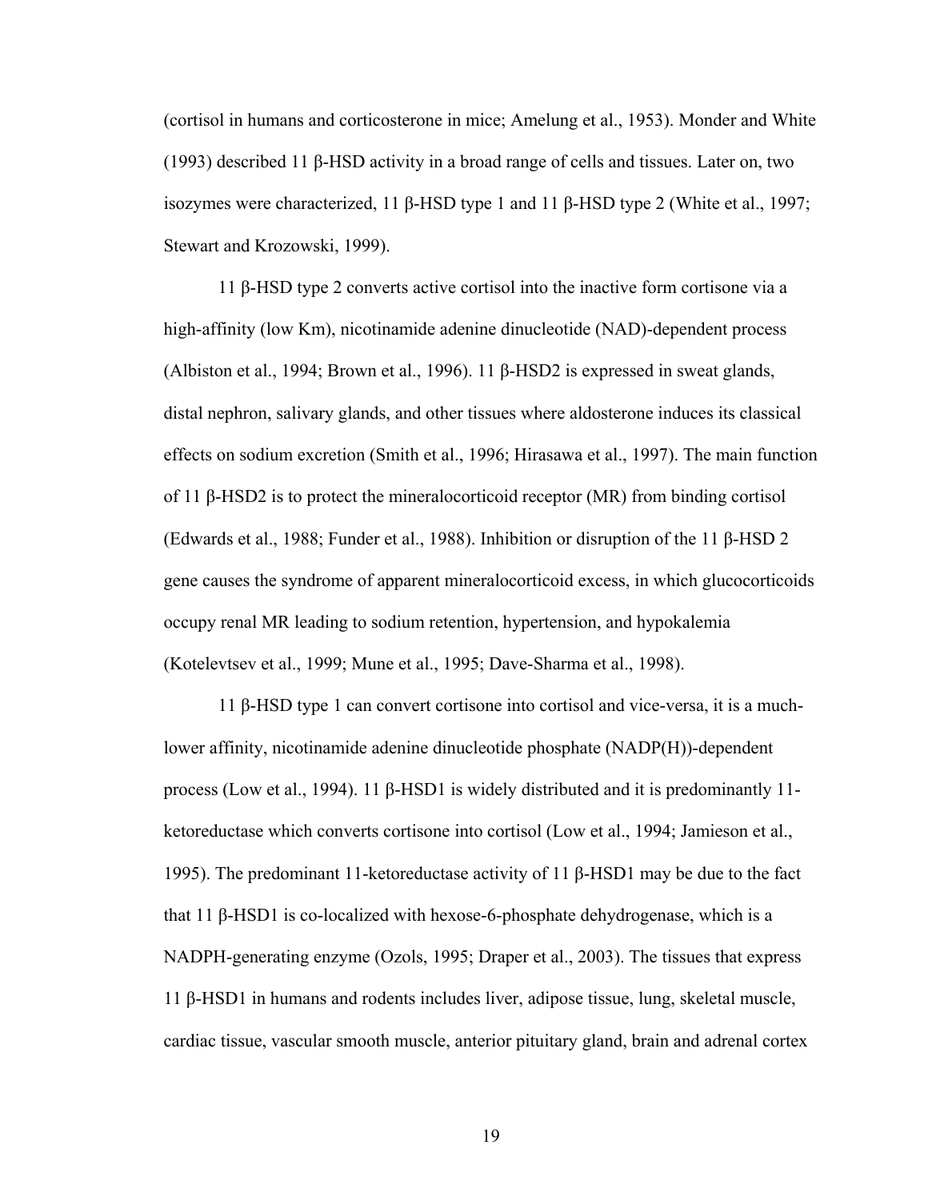(cortisol in humans and corticosterone in mice; Amelung et al., 1953). Monder and White (1993) described 11 β-HSD activity in a broad range of cells and tissues. Later on, two isozymes were characterized, 11 β-HSD type 1 and 11 β-HSD type 2 (White et al., 1997; Stewart and Krozowski, 1999).

11 β-HSD type 2 converts active cortisol into the inactive form cortisone via a high-affinity (low Km), nicotinamide adenine dinucleotide (NAD)-dependent process (Albiston et al., 1994; Brown et al., 1996). 11 β-HSD2 is expressed in sweat glands, distal nephron, salivary glands, and other tissues where aldosterone induces its classical effects on sodium excretion (Smith et al., 1996; Hirasawa et al., 1997). The main function of 11 β-HSD2 is to protect the mineralocorticoid receptor (MR) from binding cortisol (Edwards et al., 1988; Funder et al., 1988). Inhibition or disruption of the 11 β-HSD 2 gene causes the syndrome of apparent mineralocorticoid excess, in which glucocorticoids occupy renal MR leading to sodium retention, hypertension, and hypokalemia (Kotelevtsev et al., 1999; Mune et al., 1995; Dave-Sharma et al., 1998).

11 β-HSD type 1 can convert cortisone into cortisol and vice-versa, it is a much-lower affinity, nicotinamide adenine dinucleotide phosphate (NADP(H))-dependent process (Low et al., 1994). 11 β-HSD1 is widely distributed and it is predominantly 11-ketoreductase which converts cortisone into cortisol (Low et al., 1994; Jamieson et al., 1995). The predominant 11-ketoreductase activity of 11 β-HSD1 may be due to the fact that 11 β-HSD1 is co-localized with hexose-6-phosphate dehydrogenase, which is a NADPH-generating enzyme (Ozols, 1995; Draper et al., 2003). The tissues that express 11 β-HSD1 in humans and rodents includes liver, adipose tissue, lung, skeletal muscle, cardiac tissue, vascular smooth muscle, anterior pituitary gland, brain and adrenal cortex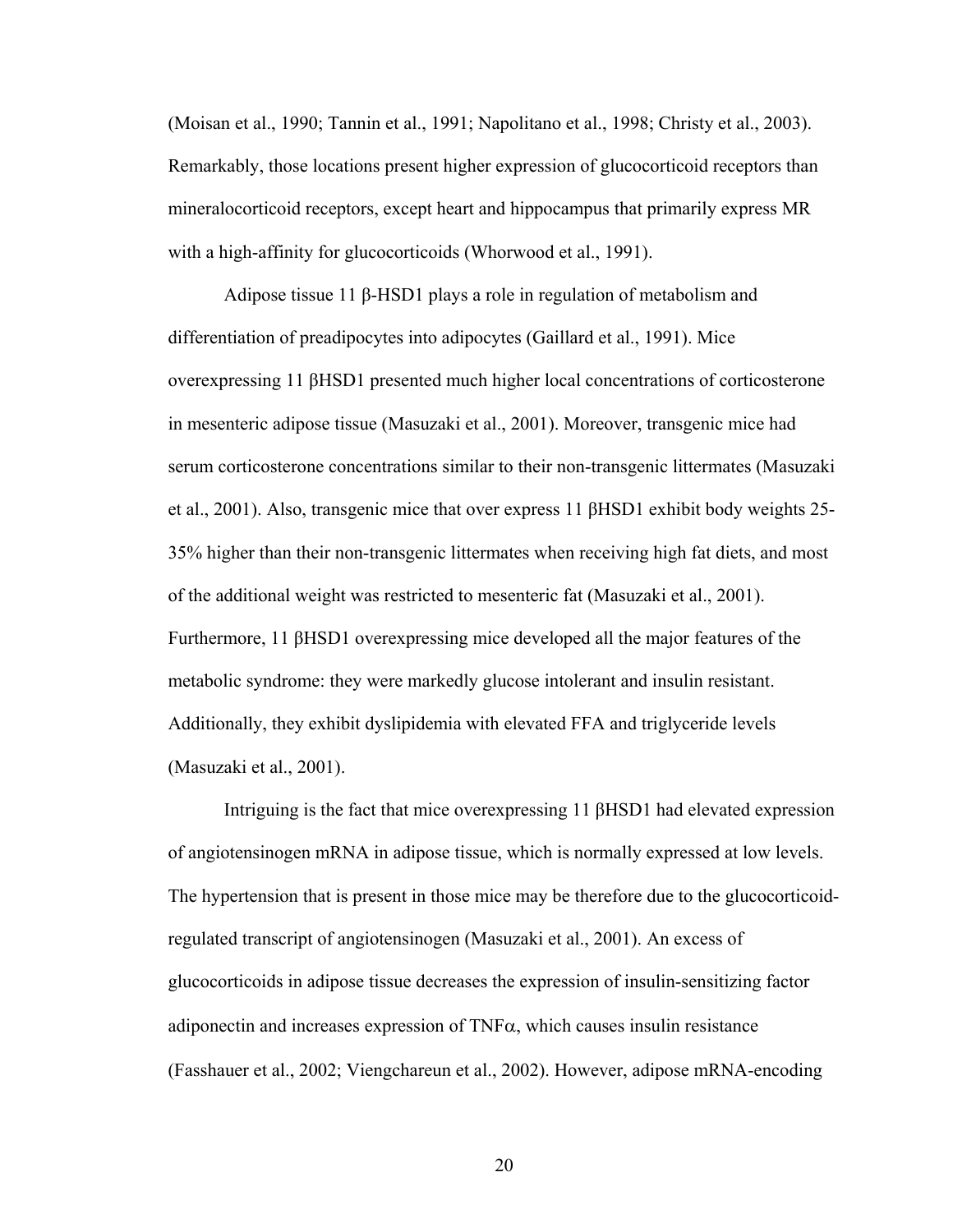(Moisan et al., 1990; Tannin et al., 1991; Napolitano et al., 1998; Christy et al., 2003). Remarkably, those locations present higher expression of glucocorticoid receptors than mineralocorticoid receptors, except heart and hippocampus that primarily express MR with a high-affinity for glucocorticoids (Whorwood et al., 1991).

Adipose tissue 11 β-HSD1 plays a role in regulation of metabolism and differentiation of preadipocytes into adipocytes (Gaillard et al., 1991). Mice overexpressing 11 βHSD1 presented much higher local concentrations of corticosterone in mesenteric adipose tissue (Masuzaki et al., 2001). Moreover, transgenic mice had serum corticosterone concentrations similar to their non-transgenic littermates (Masuzaki et al., 2001). Also, transgenic mice that over express 11 βHSD1 exhibit body weights 25-35% higher than their non-transgenic littermates when receiving high fat diets, and most of the additional weight was restricted to mesenteric fat (Masuzaki et al., 2001). Furthermore, 11 βHSD1 overexpressing mice developed all the major features of the metabolic syndrome: they were markedly glucose intolerant and insulin resistant. Additionally, they exhibit dyslipidemia with elevated FFA and triglyceride levels (Masuzaki et al., 2001).

Intriguing is the fact that mice overexpressing 11 βHSD1 had elevated expression of angiotensinogen mRNA in adipose tissue, which is normally expressed at low levels. The hypertension that is present in those mice may be therefore due to the glucocorticoid-regulated transcript of angiotensinogen (Masuzaki et al., 2001). An excess of glucocorticoids in adipose tissue decreases the expression of insulin-sensitizing factor adiponectin and increases expression of TNFα, which causes insulin resistance (Fasshauer et al., 2002; Viengchareun et al., 2002). However, adipose mRNA-encoding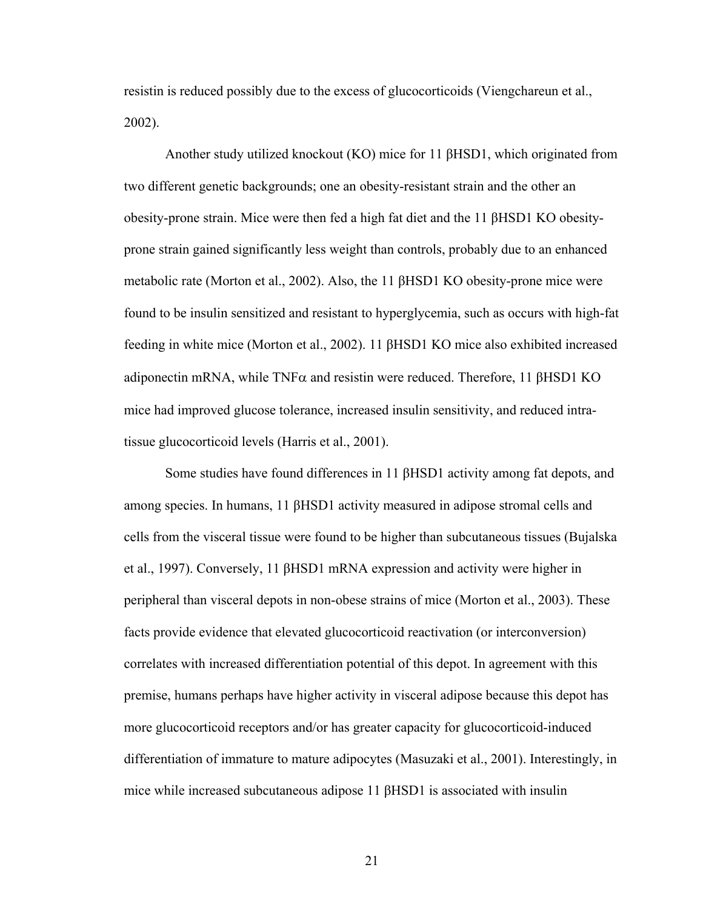resistin is reduced possibly due to the excess of glucocorticoids (Viengchareun et al., 2002).

Another study utilized knockout (KO) mice for 11 βHSD1, which originated from two different genetic backgrounds; one an obesity-resistant strain and the other an obesity-prone strain. Mice were then fed a high fat diet and the 11 βHSD1 KO obesity-prone strain gained significantly less weight than controls, probably due to an enhanced metabolic rate (Morton et al., 2002). Also, the 11 βHSD1 KO obesity-prone mice were found to be insulin sensitized and resistant to hyperglycemia, such as occurs with high-fat feeding in white mice (Morton et al., 2002). 11 βHSD1 KO mice also exhibited increased adiponectin mRNA, while TNFα and resistin were reduced. Therefore, 11 βHSD1 KO mice had improved glucose tolerance, increased insulin sensitivity, and reduced intra-tissue glucocorticoid levels (Harris et al., 2001).

Some studies have found differences in 11 βHSD1 activity among fat depots, and among species. In humans, 11 βHSD1 activity measured in adipose stromal cells and cells from the visceral tissue were found to be higher than subcutaneous tissues (Bujalska et al., 1997). Conversely, 11 βHSD1 mRNA expression and activity were higher in peripheral than visceral depots in non-obese strains of mice (Morton et al., 2003). These facts provide evidence that elevated glucocorticoid reactivation (or interconversion) correlates with increased differentiation potential of this depot. In agreement with this premise, humans perhaps have higher activity in visceral adipose because this depot has more glucocorticoid receptors and/or has greater capacity for glucocorticoid-induced differentiation of immature to mature adipocytes (Masuzaki et al., 2001). Interestingly, in mice while increased subcutaneous adipose 11 βHSD1 is associated with insulin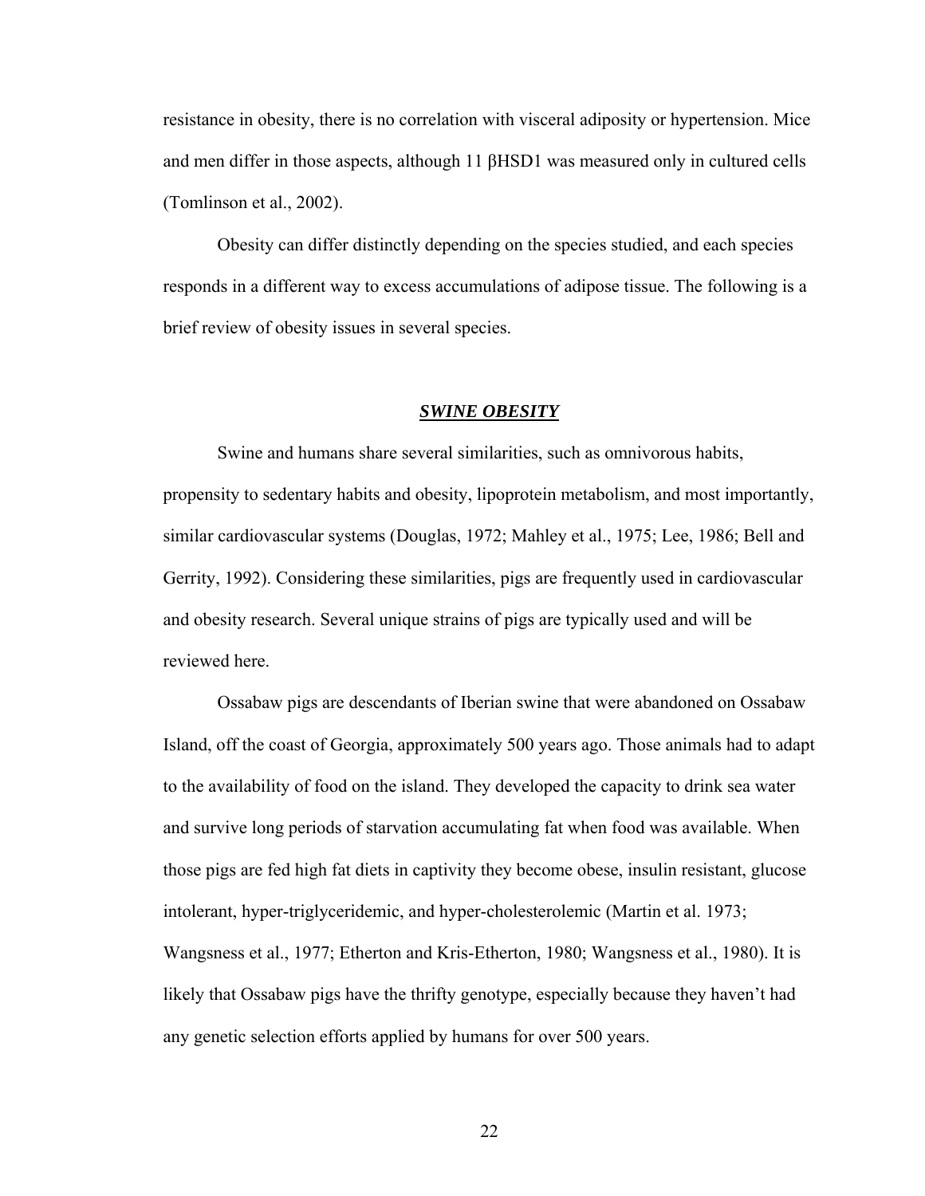resistance in obesity, there is no correlation with visceral adiposity or hypertension. Mice and men differ in those aspects, although 11 βHSD1 was measured only in cultured cells (Tomlinson et al., 2002).

Obesity can differ distinctly depending on the species studied, and each species responds in a different way to excess accumulations of adipose tissue. The following is a brief review of obesity issues in several species.

## ***SWINE OBESITY***

Swine and humans share several similarities, such as omnivorous habits, propensity to sedentary habits and obesity, lipoprotein metabolism, and most importantly, similar cardiovascular systems (Douglas, 1972; Mahley et al., 1975; Lee, 1986; Bell and Gerrity, 1992). Considering these similarities, pigs are frequently used in cardiovascular and obesity research. Several unique strains of pigs are typically used and will be reviewed here.

Ossabaw pigs are descendants of Iberian swine that were abandoned on Ossabaw Island, off the coast of Georgia, approximately 500 years ago. Those animals had to adapt to the availability of food on the island. They developed the capacity to drink sea water and survive long periods of starvation accumulating fat when food was available. When those pigs are fed high fat diets in captivity they become obese, insulin resistant, glucose intolerant, hyper-triglyceridemic, and hyper-cholesterolemic (Martin et al. 1973; Wangsness et al., 1977; Etherton and Kris-Etherton, 1980; Wangsness et al., 1980). It is likely that Ossabaw pigs have the thrifty genotype, especially because they haven't had any genetic selection efforts applied by humans for over 500 years.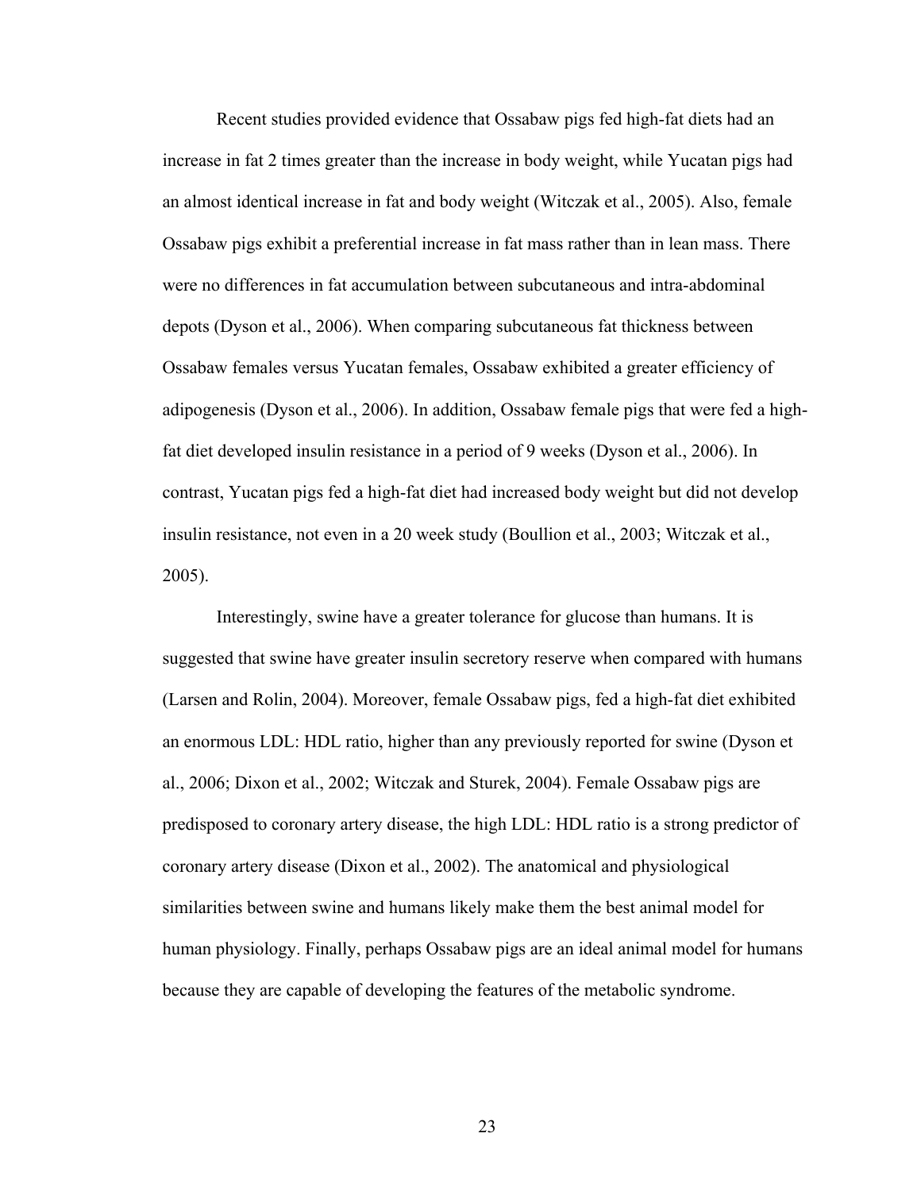Recent studies provided evidence that Ossabaw pigs fed high-fat diets had an increase in fat 2 times greater than the increase in body weight, while Yucatan pigs had an almost identical increase in fat and body weight (Witczak et al., 2005). Also, female Ossabaw pigs exhibit a preferential increase in fat mass rather than in lean mass. There were no differences in fat accumulation between subcutaneous and intra-abdominal depots (Dyson et al., 2006). When comparing subcutaneous fat thickness between Ossabaw females versus Yucatan females, Ossabaw exhibited a greater efficiency of adipogenesis (Dyson et al., 2006). In addition, Ossabaw female pigs that were fed a high-fat diet developed insulin resistance in a period of 9 weeks (Dyson et al., 2006). In contrast, Yucatan pigs fed a high-fat diet had increased body weight but did not develop insulin resistance, not even in a 20 week study (Boullion et al., 2003; Witczak et al., 2005).

Interestingly, swine have a greater tolerance for glucose than humans. It is suggested that swine have greater insulin secretory reserve when compared with humans (Larsen and Rolin, 2004). Moreover, female Ossabaw pigs, fed a high-fat diet exhibited an enormous LDL: HDL ratio, higher than any previously reported for swine (Dyson et al., 2006; Dixon et al., 2002; Witczak and Sturek, 2004). Female Ossabaw pigs are predisposed to coronary artery disease, the high LDL: HDL ratio is a strong predictor of coronary artery disease (Dixon et al., 2002). The anatomical and physiological similarities between swine and humans likely make them the best animal model for human physiology. Finally, perhaps Ossabaw pigs are an ideal animal model for humans because they are capable of developing the features of the metabolic syndrome.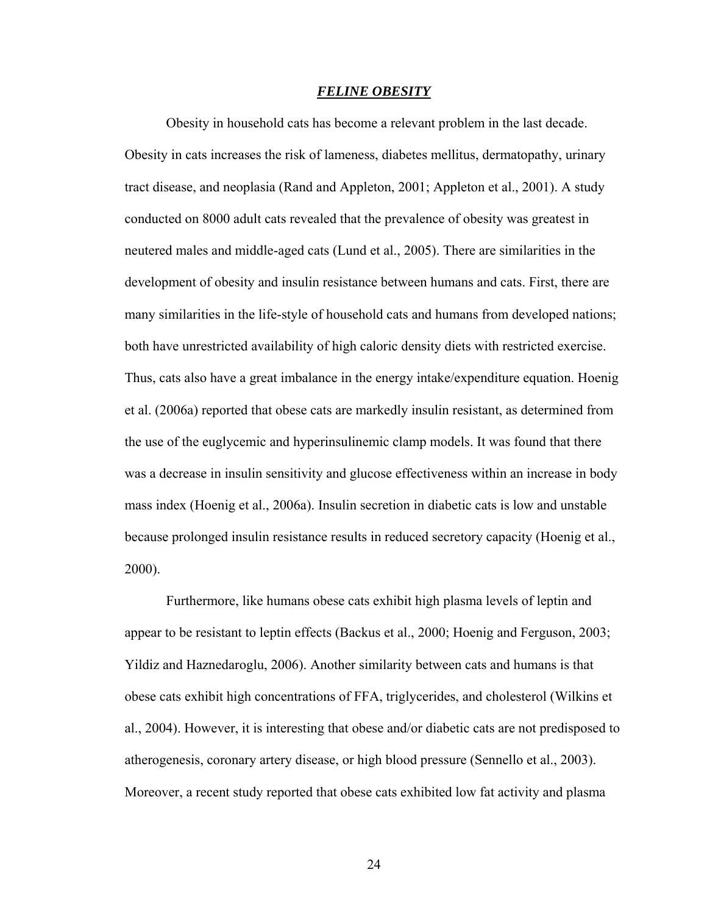## ***FELINE OBESITY***

Obesity in household cats has become a relevant problem in the last decade. Obesity in cats increases the risk of lameness, diabetes mellitus, dermatopathy, urinary tract disease, and neoplasia (Rand and Appleton, 2001; Appleton et al., 2001). A study conducted on 8000 adult cats revealed that the prevalence of obesity was greatest in neutered males and middle-aged cats (Lund et al., 2005). There are similarities in the development of obesity and insulin resistance between humans and cats. First, there are many similarities in the life-style of household cats and humans from developed nations; both have unrestricted availability of high caloric density diets with restricted exercise. Thus, cats also have a great imbalance in the energy intake/expenditure equation. Hoenig et al. (2006a) reported that obese cats are markedly insulin resistant, as determined from the use of the euglycemic and hyperinsulinemic clamp models. It was found that there was a decrease in insulin sensitivity and glucose effectiveness within an increase in body mass index (Hoenig et al., 2006a). Insulin secretion in diabetic cats is low and unstable because prolonged insulin resistance results in reduced secretory capacity (Hoenig et al., 2000).

Furthermore, like humans obese cats exhibit high plasma levels of leptin and appear to be resistant to leptin effects (Backus et al., 2000; Hoenig and Ferguson, 2003; Yildiz and Haznedaroglu, 2006). Another similarity between cats and humans is that obese cats exhibit high concentrations of FFA, triglycerides, and cholesterol (Wilkins et al., 2004). However, it is interesting that obese and/or diabetic cats are not predisposed to atherogenesis, coronary artery disease, or high blood pressure (Sennello et al., 2003). Moreover, a recent study reported that obese cats exhibited low fat activity and plasma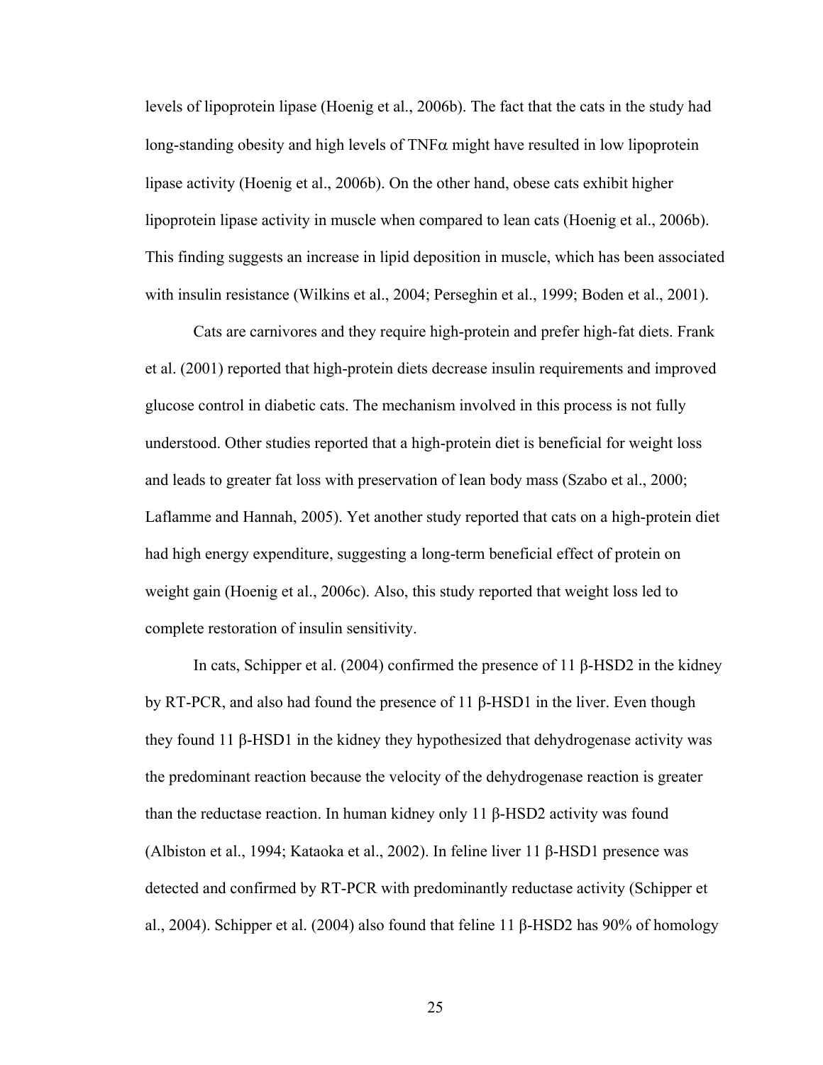levels of lipoprotein lipase (Hoenig et al., 2006b). The fact that the cats in the study had long-standing obesity and high levels of TNFα might have resulted in low lipoprotein lipase activity (Hoenig et al., 2006b). On the other hand, obese cats exhibit higher lipoprotein lipase activity in muscle when compared to lean cats (Hoenig et al., 2006b). This finding suggests an increase in lipid deposition in muscle, which has been associated with insulin resistance (Wilkins et al., 2004; Perseghin et al., 1999; Boden et al., 2001).

Cats are carnivores and they require high-protein and prefer high-fat diets. Frank et al. (2001) reported that high-protein diets decrease insulin requirements and improved glucose control in diabetic cats. The mechanism involved in this process is not fully understood. Other studies reported that a high-protein diet is beneficial for weight loss and leads to greater fat loss with preservation of lean body mass (Szabo et al., 2000; Laflamme and Hannah, 2005). Yet another study reported that cats on a high-protein diet had high energy expenditure, suggesting a long-term beneficial effect of protein on weight gain (Hoenig et al., 2006c). Also, this study reported that weight loss led to complete restoration of insulin sensitivity.

In cats, Schipper et al. (2004) confirmed the presence of 11 β-HSD2 in the kidney by RT-PCR, and also had found the presence of 11 β-HSD1 in the liver. Even though they found 11 β-HSD1 in the kidney they hypothesized that dehydrogenase activity was the predominant reaction because the velocity of the dehydrogenase reaction is greater than the reductase reaction. In human kidney only 11 β-HSD2 activity was found (Albiston et al., 1994; Kataoka et al., 2002). In feline liver 11 β-HSD1 presence was detected and confirmed by RT-PCR with predominantly reductase activity (Schipper et al., 2004). Schipper et al. (2004) also found that feline 11 β-HSD2 has 90% of homology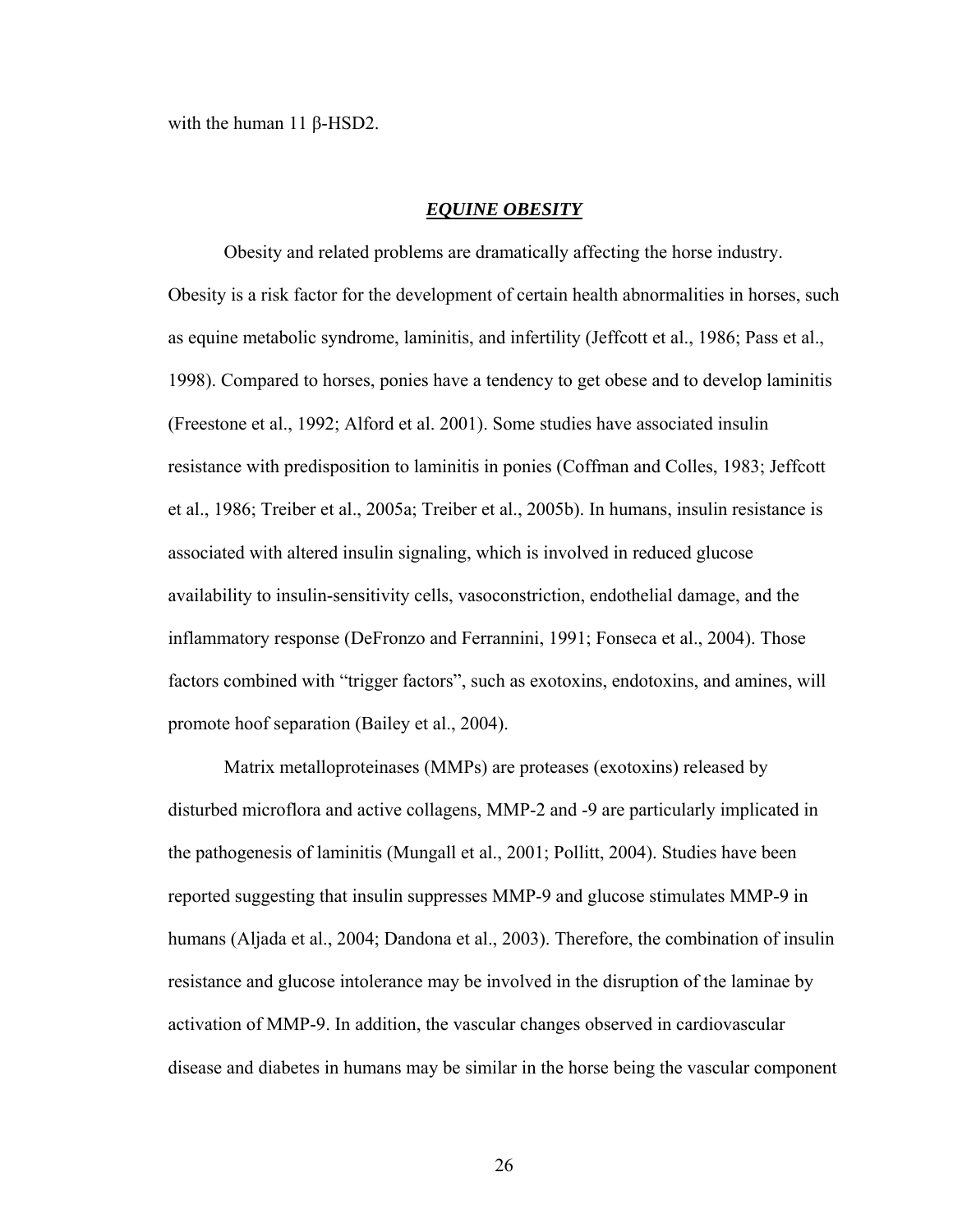with the human 11 β-HSD2.

## ***EQUINE OBESITY***

Obesity and related problems are dramatically affecting the horse industry. Obesity is a risk factor for the development of certain health abnormalities in horses, such as equine metabolic syndrome, laminitis, and infertility (Jeffcott et al., 1986; Pass et al., 1998). Compared to horses, ponies have a tendency to get obese and to develop laminitis (Freestone et al., 1992; Alford et al. 2001). Some studies have associated insulin resistance with predisposition to laminitis in ponies (Coffman and Colles, 1983; Jeffcott et al., 1986; Treiber et al., 2005a; Treiber et al., 2005b). In humans, insulin resistance is associated with altered insulin signaling, which is involved in reduced glucose availability to insulin-sensitivity cells, vasoconstriction, endothelial damage, and the inflammatory response (DeFronzo and Ferrannini, 1991; Fonseca et al., 2004). Those factors combined with "trigger factors", such as exotoxins, endotoxins, and amines, will promote hoof separation (Bailey et al., 2004).

Matrix metalloproteinases (MMPs) are proteases (exotoxins) released by disturbed microflora and active collagens, MMP-2 and -9 are particularly implicated in the pathogenesis of laminitis (Mungall et al., 2001; Pollitt, 2004). Studies have been reported suggesting that insulin suppresses MMP-9 and glucose stimulates MMP-9 in humans (Aljada et al., 2004; Dandona et al., 2003). Therefore, the combination of insulin resistance and glucose intolerance may be involved in the disruption of the laminae by activation of MMP-9. In addition, the vascular changes observed in cardiovascular disease and diabetes in humans may be similar in the horse being the vascular component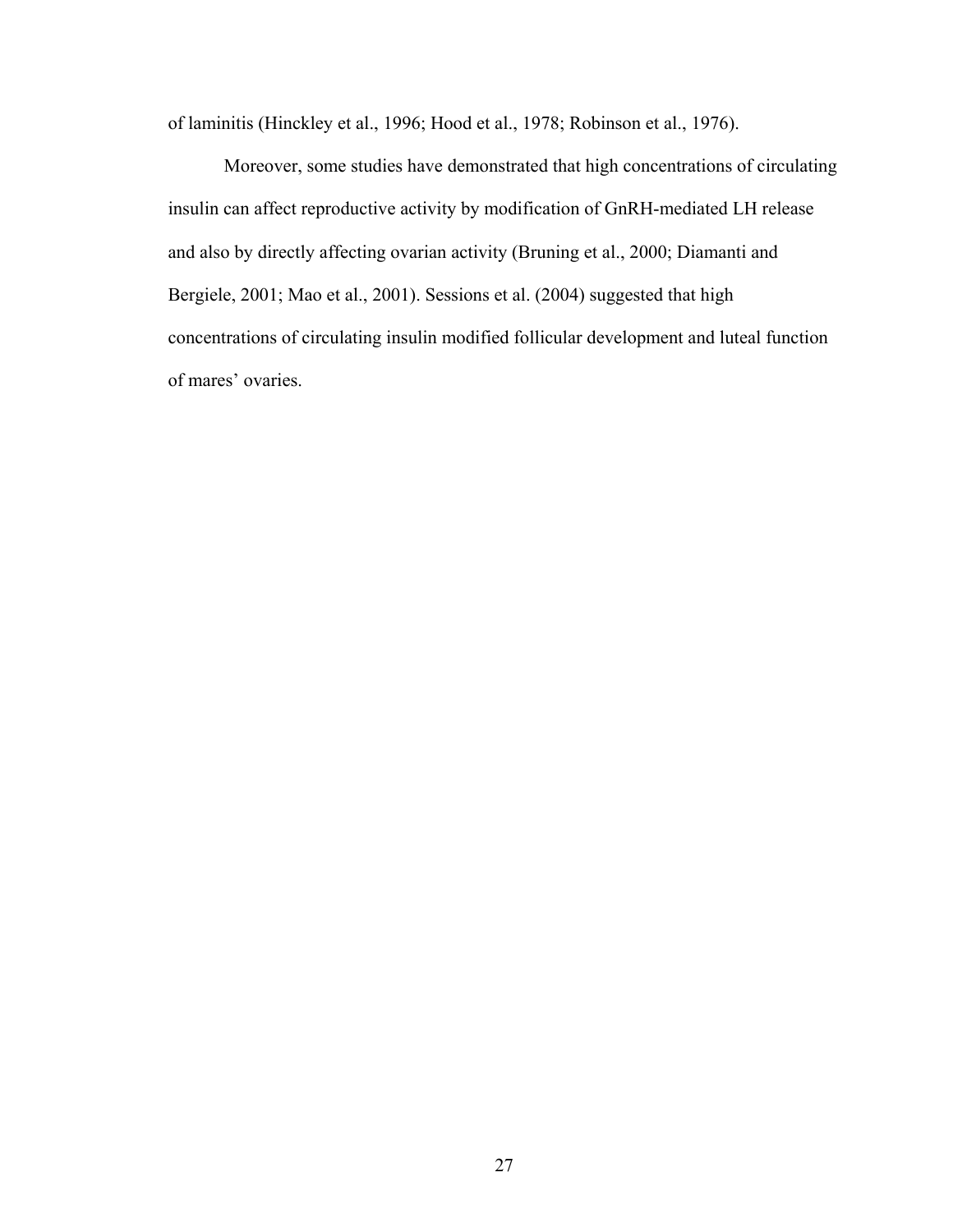of laminitis (Hinckley et al., 1996; Hood et al., 1978; Robinson et al., 1976).

Moreover, some studies have demonstrated that high concentrations of circulating insulin can affect reproductive activity by modification of GnRH-mediated LH release and also by directly affecting ovarian activity (Bruning et al., 2000; Diamanti and Bergiele, 2001; Mao et al., 2001). Sessions et al. (2004) suggested that high concentrations of circulating insulin modified follicular development and luteal function of mares' ovaries.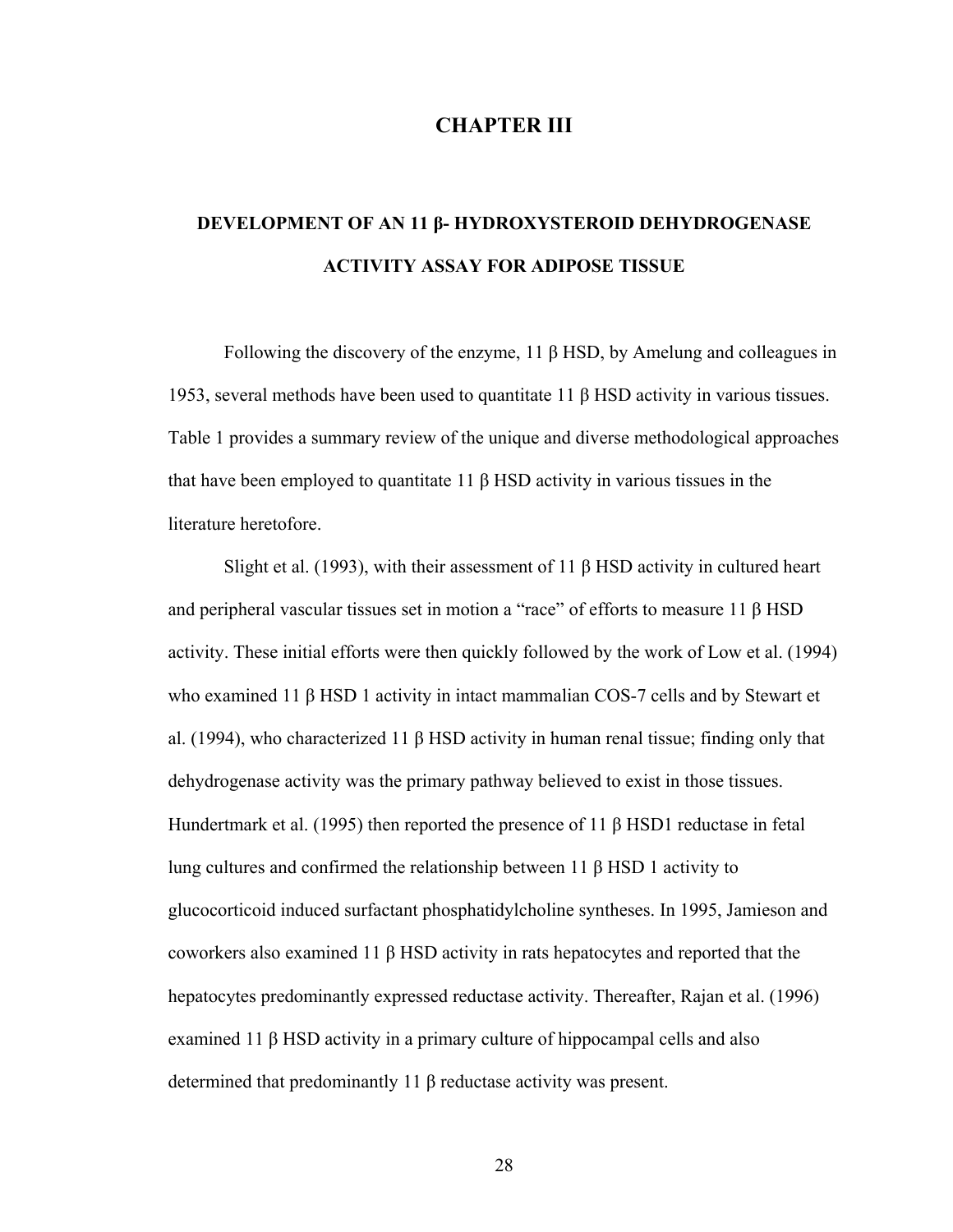# CHAPTER III

## DEVELOPMENT OF AN 11 β- HYDROXYSTEROID DEHYDROGENASE ACTIVITY ASSAY FOR ADIPOSE TISSUE

Following the discovery of the enzyme, 11 β HSD, by Amelung and colleagues in 1953, several methods have been used to quantitate 11 β HSD activity in various tissues. Table 1 provides a summary review of the unique and diverse methodological approaches that have been employed to quantitate 11 β HSD activity in various tissues in the literature heretofore.

Slight et al. (1993), with their assessment of 11 β HSD activity in cultured heart and peripheral vascular tissues set in motion a "race" of efforts to measure 11 β HSD activity. These initial efforts were then quickly followed by the work of Low et al. (1994) who examined 11 β HSD 1 activity in intact mammalian COS-7 cells and by Stewart et al. (1994), who characterized 11 β HSD activity in human renal tissue; finding only that dehydrogenase activity was the primary pathway believed to exist in those tissues. Hundertmark et al. (1995) then reported the presence of 11 β HSD1 reductase in fetal lung cultures and confirmed the relationship between 11 β HSD 1 activity to glucocorticoid induced surfactant phosphatidylcholine syntheses. In 1995, Jamieson and coworkers also examined 11 β HSD activity in rats hepatocytes and reported that the hepatocytes predominantly expressed reductase activity. Thereafter, Rajan et al. (1996) examined 11 β HSD activity in a primary culture of hippocampal cells and also determined that predominantly 11 β reductase activity was present.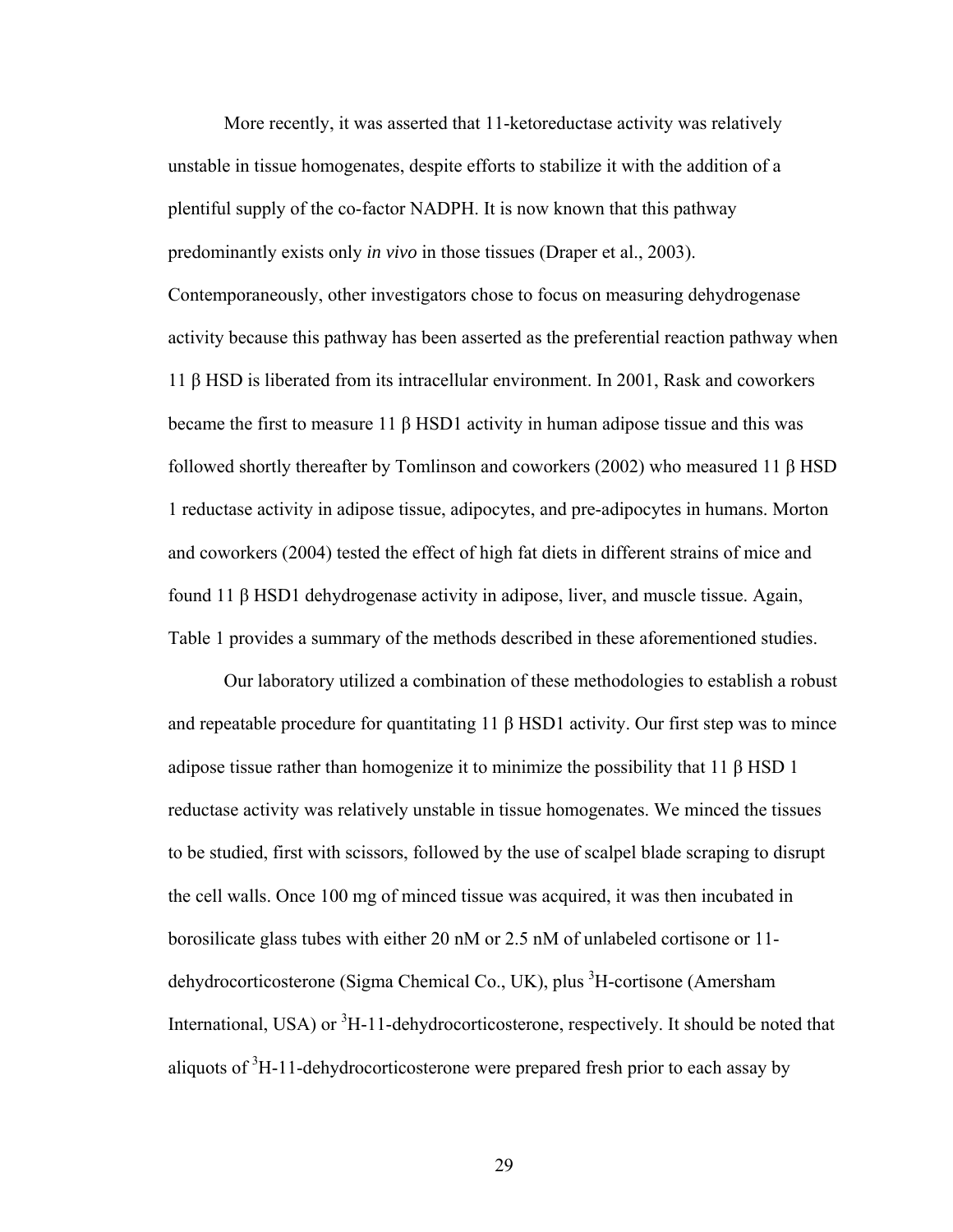More recently, it was asserted that 11-ketoreductase activity was relatively unstable in tissue homogenates, despite efforts to stabilize it with the addition of a plentiful supply of the co-factor NADPH. It is now known that this pathway predominantly exists only *in vivo* in those tissues (Draper et al., 2003). Contemporaneously, other investigators chose to focus on measuring dehydrogenase activity because this pathway has been asserted as the preferential reaction pathway when 11 β HSD is liberated from its intracellular environment. In 2001, Rask and coworkers became the first to measure 11 β HSD1 activity in human adipose tissue and this was followed shortly thereafter by Tomlinson and coworkers (2002) who measured 11 β HSD 1 reductase activity in adipose tissue, adipocytes, and pre-adipocytes in humans. Morton and coworkers (2004) tested the effect of high fat diets in different strains of mice and found 11 β HSD1 dehydrogenase activity in adipose, liver, and muscle tissue. Again, Table 1 provides a summary of the methods described in these aforementioned studies.

Our laboratory utilized a combination of these methodologies to establish a robust and repeatable procedure for quantitating 11 β HSD1 activity. Our first step was to mince adipose tissue rather than homogenize it to minimize the possibility that 11 β HSD 1 reductase activity was relatively unstable in tissue homogenates. We minced the tissues to be studied, first with scissors, followed by the use of scalpel blade scraping to disrupt the cell walls. Once 100 mg of minced tissue was acquired, it was then incubated in borosilicate glass tubes with either 20 nM or 2.5 nM of unlabeled cortisone or 11-dehydrocorticosterone (Sigma Chemical Co., UK), plus $^{3}$H-cortisone (Amersham International, USA) or $^{3}$H-11-dehydrocorticosterone, respectively. It should be noted that aliquots of $^{3}$H-11-dehydrocorticosterone were prepared fresh prior to each assay by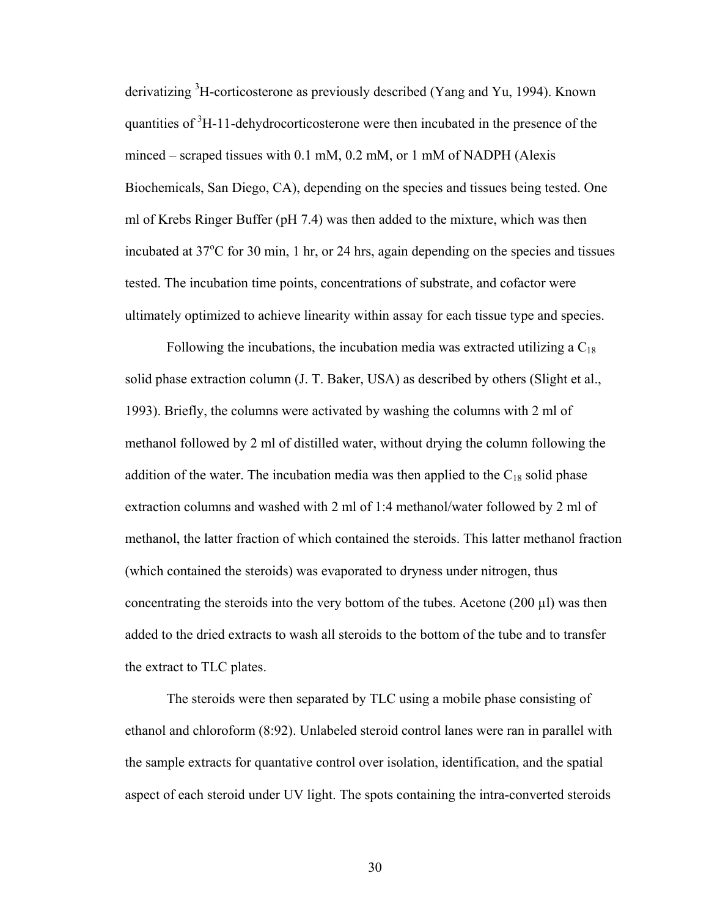derivatizing $^3$H-corticosterone as previously described (Yang and Yu, 1994). Known quantities of $^3$H-11-dehydrocorticosterone were then incubated in the presence of the minced – scraped tissues with 0.1 mM, 0.2 mM, or 1 mM of NADPH (Alexis Biochemicals, San Diego, CA), depending on the species and tissues being tested. One ml of Krebs Ringer Buffer (pH 7.4) was then added to the mixture, which was then incubated at 37$^o$C for 30 min, 1 hr, or 24 hrs, again depending on the species and tissues tested. The incubation time points, concentrations of substrate, and cofactor were ultimately optimized to achieve linearity within assay for each tissue type and species.

Following the incubations, the incubation media was extracted utilizing a $C_{18}$ solid phase extraction column (J. T. Baker, USA) as described by others (Slight et al., 1993). Briefly, the columns were activated by washing the columns with 2 ml of methanol followed by 2 ml of distilled water, without drying the column following the addition of the water. The incubation media was then applied to the $C_{18}$ solid phase extraction columns and washed with 2 ml of 1:4 methanol/water followed by 2 ml of methanol, the latter fraction of which contained the steroids. This latter methanol fraction (which contained the steroids) was evaporated to dryness under nitrogen, thus concentrating the steroids into the very bottom of the tubes. Acetone (200 µl) was then added to the dried extracts to wash all steroids to the bottom of the tube and to transfer the extract to TLC plates.

The steroids were then separated by TLC using a mobile phase consisting of ethanol and chloroform (8:92). Unlabeled steroid control lanes were ran in parallel with the sample extracts for quantative control over isolation, identification, and the spatial aspect of each steroid under UV light. The spots containing the intra-converted steroids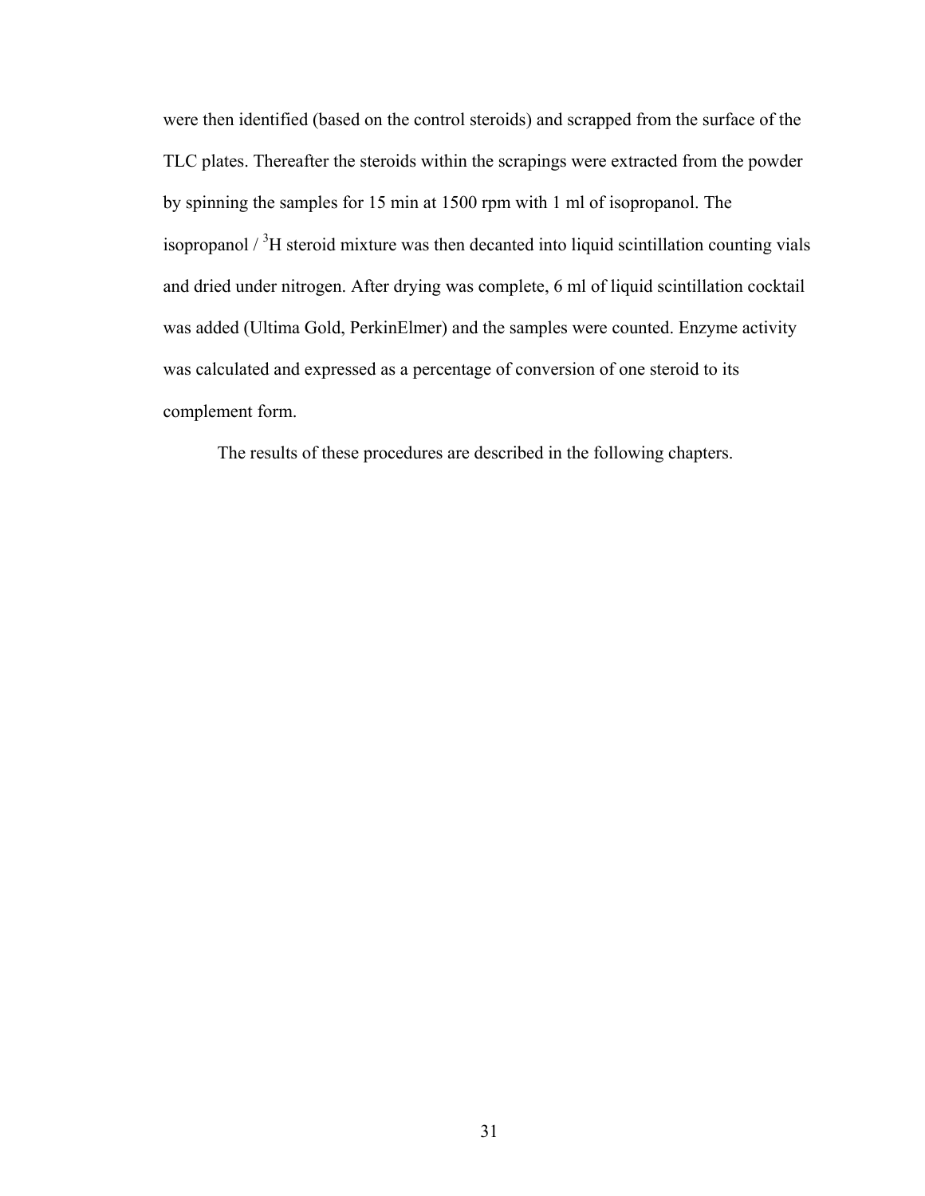were then identified (based on the control steroids) and scrapped from the surface of the TLC plates. Thereafter the steroids within the scrapings were extracted from the powder by spinning the samples for 15 min at 1500 rpm with 1 ml of isopropanol. The isopropanol / $^{3}H$ steroid mixture was then decanted into liquid scintillation counting vials and dried under nitrogen. After drying was complete, 6 ml of liquid scintillation cocktail was added (Ultima Gold, PerkinElmer) and the samples were counted. Enzyme activity was calculated and expressed as a percentage of conversion of one steroid to its complement form.

The results of these procedures are described in the following chapters.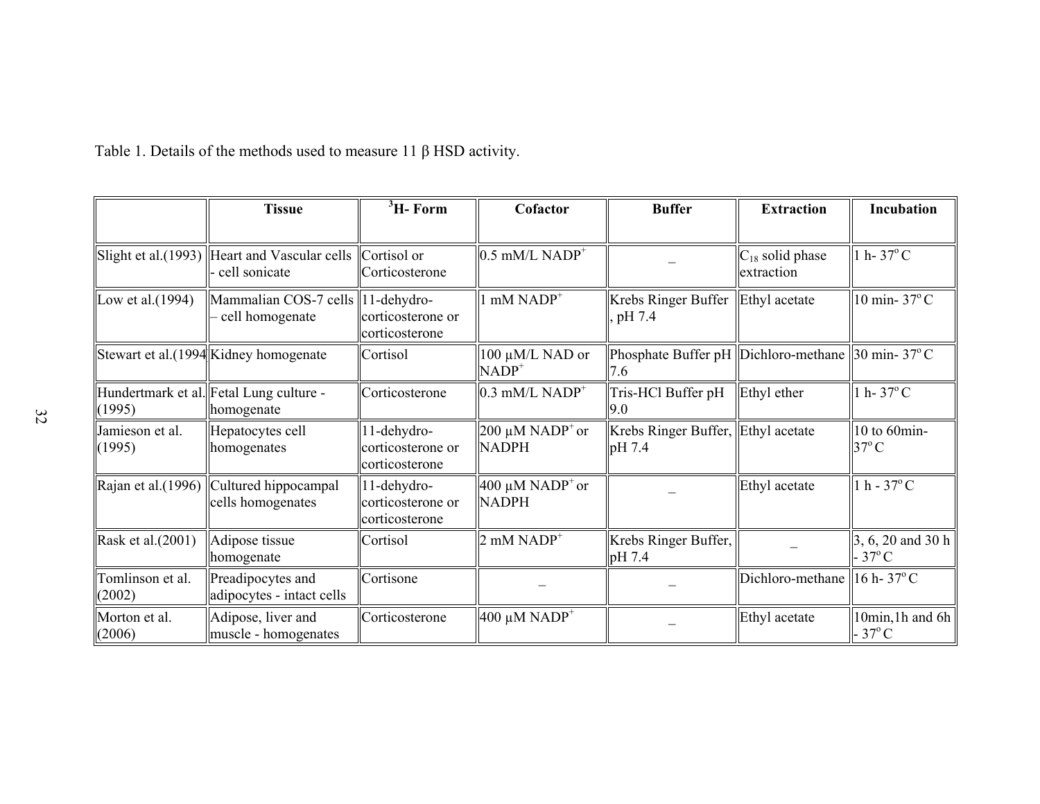Table 1. Details of the methods used to measure 11 β HSD activity.

| | Tissue | $^3$H- Form | Cofactor | Buffer | Extraction | Incubation |
|---|---|---|---|---|---|---|
| Slight et al.(1993) | Heart and Vascular cells - cell sonicate | Cortisol or Corticosterone | 0.5 mM/L $NADP^+$ | _ | $C_{18}$ solid phase extraction | 1 h- 37$^o$ C |
| Low et al.(1994) | Mammalian COS-7 cells – cell homogenate | 11-dehydro-corticosterone or corticosterone | 1 mM $NADP^+$ | Krebs Ringer Buffer, pH 7.4 | Ethyl acetate | 10 min- 37$^o$ C |
| Stewart et al.(1994 | Kidney homogenate | Cortisol | 100 μM/L NAD or $NADP^+$ | Phosphate Buffer pH 7.6 | Dichloro-methane | 30 min- 37$^o$ C |
| Hundertmark et al. (1995) | Fetal Lung culture - homogenate | Corticosterone | 0.3 mM/L $NADP^+$ | Tris-HCl Buffer pH 9.0 | Ethyl ether | 1 h- 37$^o$ C |
| Jamieson et al. (1995) | Hepatocytes cell homogenates | 11-dehydro-corticosterone or corticosterone | 200 μM $NADP^+$ or NADPH | Krebs Ringer Buffer, pH 7.4 | Ethyl acetate | 10 to 60min- 37$^o$ C |
| Rajan et al.(1996) | Cultured hippocampal cells homogenates | 11-dehydro-corticosterone or corticosterone | 400 μM $NADP^+$ or NADPH | _ | Ethyl acetate | 1 h - 37$^o$ C |
| Rask et al.(2001) | Adipose tissue homogenate | Cortisol | 2 mM $NADP^+$ | Krebs Ringer Buffer, pH 7.4 | _ | 3, 6, 20 and 30 h - 37$^o$ C |
| Tomlinson et al. (2002) | Preadipocytes and adipocytes - intact cells | Cortisone | _ | _ | Dichloro-methane | 16 h- 37$^o$ C |
| Morton et al. (2006) | Adipose, liver and muscle - homogenates | Corticosterone | 400 μM $NADP^+$ | _ | Ethyl acetate | 10min,1h and 6h - 37$^o$ C |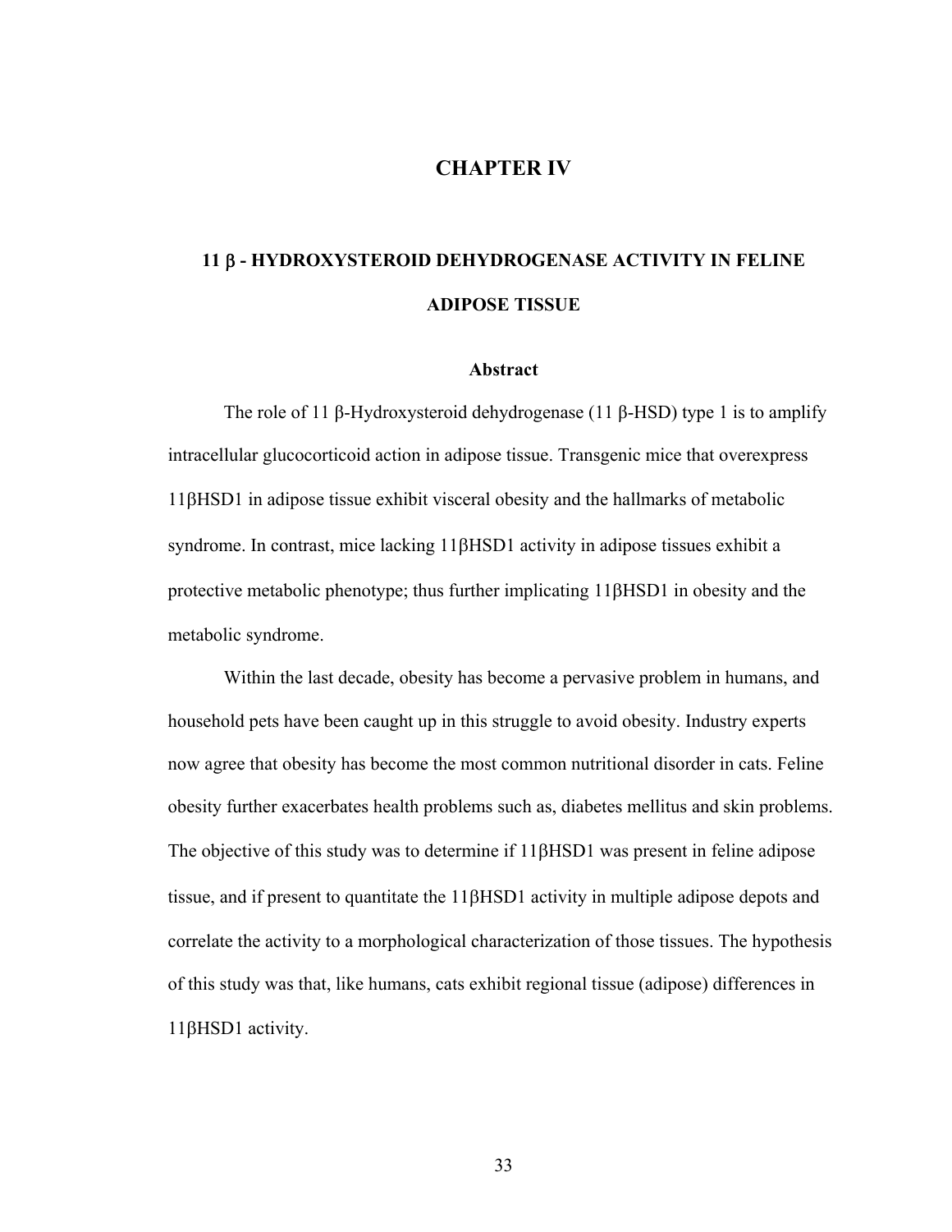# CHAPTER IV

## 11 β - HYDROXYSTEROID DEHYDROGENASE ACTIVITY IN FELINE ADIPOSE TISSUE

### Abstract

The role of 11 β-Hydroxysteroid dehydrogenase (11 β-HSD) type 1 is to amplify intracellular glucocorticoid action in adipose tissue. Transgenic mice that overexpress 11βHSD1 in adipose tissue exhibit visceral obesity and the hallmarks of metabolic syndrome. In contrast, mice lacking 11βHSD1 activity in adipose tissues exhibit a protective metabolic phenotype; thus further implicating 11βHSD1 in obesity and the metabolic syndrome.

Within the last decade, obesity has become a pervasive problem in humans, and household pets have been caught up in this struggle to avoid obesity. Industry experts now agree that obesity has become the most common nutritional disorder in cats. Feline obesity further exacerbates health problems such as, diabetes mellitus and skin problems. The objective of this study was to determine if 11βHSD1 was present in feline adipose tissue, and if present to quantitate the 11βHSD1 activity in multiple adipose depots and correlate the activity to a morphological characterization of those tissues. The hypothesis of this study was that, like humans, cats exhibit regional tissue (adipose) differences in 11βHSD1 activity.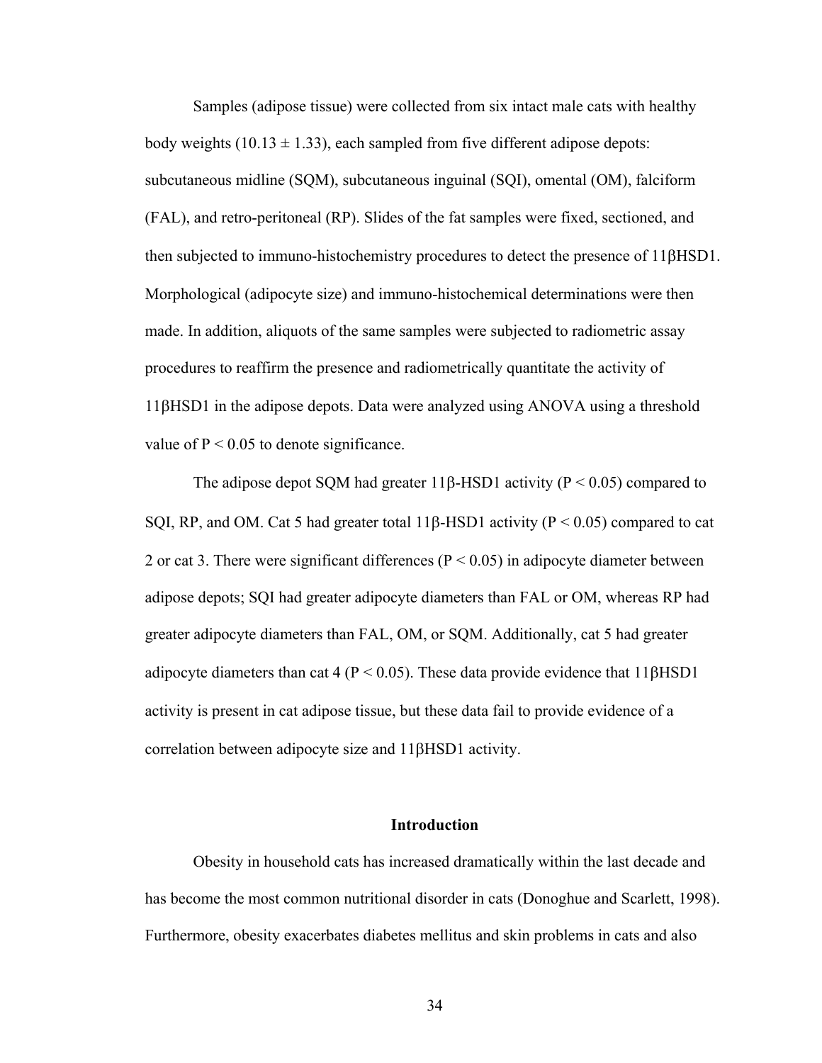Samples (adipose tissue) were collected from six intact male cats with healthy body weights (10.13 ± 1.33), each sampled from five different adipose depots: subcutaneous midline (SQM), subcutaneous inguinal (SQI), omental (OM), falciform (FAL), and retro-peritoneal (RP). Slides of the fat samples were fixed, sectioned, and then subjected to immuno-histochemistry procedures to detect the presence of 11βHSD1. Morphological (adipocyte size) and immuno-histochemical determinations were then made. In addition, aliquots of the same samples were subjected to radiometric assay procedures to reaffirm the presence and radiometrically quantitate the activity of 11βHSD1 in the adipose depots. Data were analyzed using ANOVA using a threshold value of $P < 0.05$ to denote significance.

The adipose depot SQM had greater 11β-HSD1 activity ($P < 0.05$) compared to SQI, RP, and OM. Cat 5 had greater total 11β-HSD1 activity ($P < 0.05$) compared to cat 2 or cat 3. There were significant differences ($P < 0.05$) in adipocyte diameter between adipose depots; SQI had greater adipocyte diameters than FAL or OM, whereas RP had greater adipocyte diameters than FAL, OM, or SQM. Additionally, cat 5 had greater adipocyte diameters than cat 4 ($P < 0.05$). These data provide evidence that 11βHSD1 activity is present in cat adipose tissue, but these data fail to provide evidence of a correlation between adipocyte size and 11βHSD1 activity.

## Introduction

Obesity in household cats has increased dramatically within the last decade and has become the most common nutritional disorder in cats (Donoghue and Scarlett, 1998). Furthermore, obesity exacerbates diabetes mellitus and skin problems in cats and also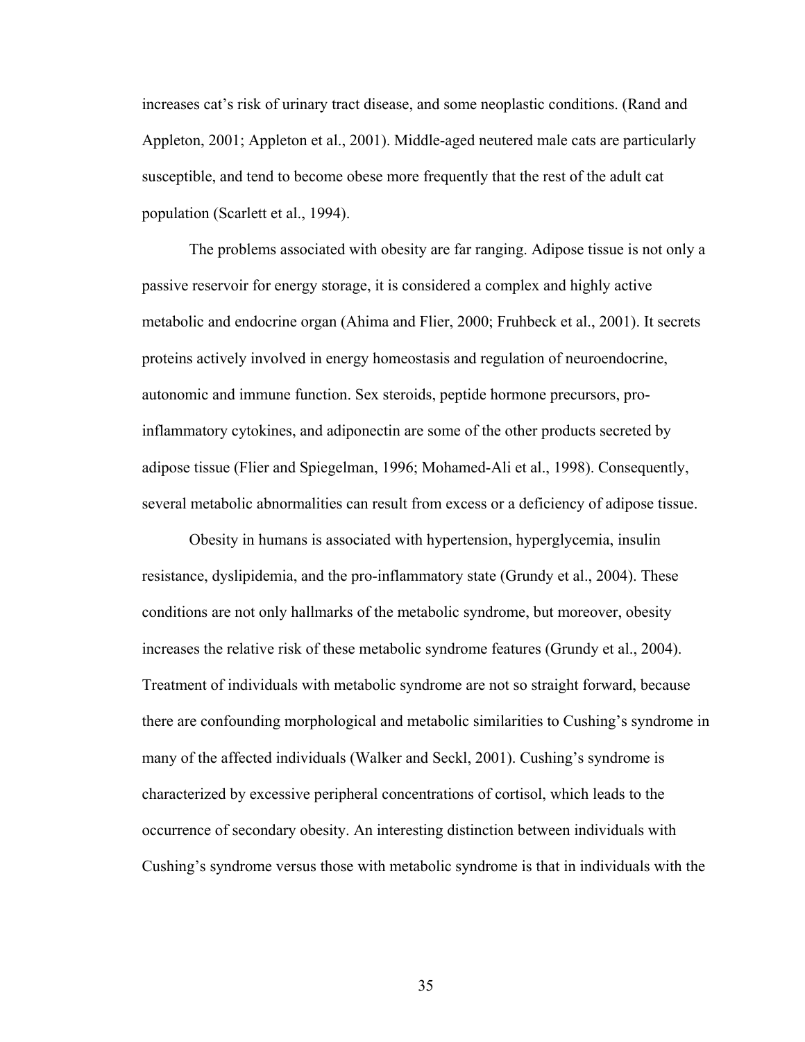increases cat's risk of urinary tract disease, and some neoplastic conditions. (Rand and Appleton, 2001; Appleton et al., 2001). Middle-aged neutered male cats are particularly susceptible, and tend to become obese more frequently that the rest of the adult cat population (Scarlett et al., 1994).

The problems associated with obesity are far ranging. Adipose tissue is not only a passive reservoir for energy storage, it is considered a complex and highly active metabolic and endocrine organ (Ahima and Flier, 2000; Fruhbeck et al., 2001). It secrets proteins actively involved in energy homeostasis and regulation of neuroendocrine, autonomic and immune function. Sex steroids, peptide hormone precursors, pro-inflammatory cytokines, and adiponectin are some of the other products secreted by adipose tissue (Flier and Spiegelman, 1996; Mohamed-Ali et al., 1998). Consequently, several metabolic abnormalities can result from excess or a deficiency of adipose tissue.

Obesity in humans is associated with hypertension, hyperglycemia, insulin resistance, dyslipidemia, and the pro-inflammatory state (Grundy et al., 2004). These conditions are not only hallmarks of the metabolic syndrome, but moreover, obesity increases the relative risk of these metabolic syndrome features (Grundy et al., 2004). Treatment of individuals with metabolic syndrome are not so straight forward, because there are confounding morphological and metabolic similarities to Cushing's syndrome in many of the affected individuals (Walker and Seckl, 2001). Cushing's syndrome is characterized by excessive peripheral concentrations of cortisol, which leads to the occurrence of secondary obesity. An interesting distinction between individuals with Cushing's syndrome versus those with metabolic syndrome is that in individuals with the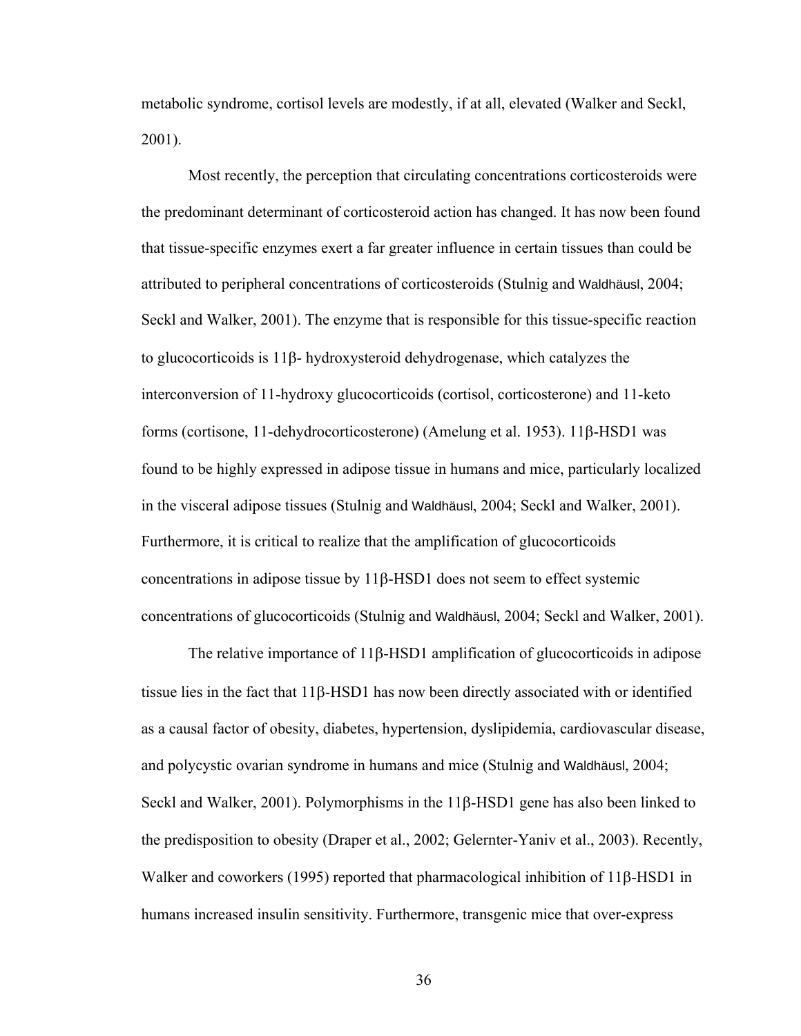metabolic syndrome, cortisol levels are modestly, if at all, elevated (Walker and Seckl, 2001).

Most recently, the perception that circulating concentrations corticosteroids were the predominant determinant of corticosteroid action has changed. It has now been found that tissue-specific enzymes exert a far greater influence in certain tissues than could be attributed to peripheral concentrations of corticosteroids (Stulnig and Waldhäusl, 2004; Seckl and Walker, 2001). The enzyme that is responsible for this tissue-specific reaction to glucocorticoids is 11β- hydroxysteroid dehydrogenase, which catalyzes the interconversion of 11-hydroxy glucocorticoids (cortisol, corticosterone) and 11-keto forms (cortisone, 11-dehydrocorticosterone) (Amelung et al. 1953). 11β-HSD1 was found to be highly expressed in adipose tissue in humans and mice, particularly localized in the visceral adipose tissues (Stulnig and Waldhäusl, 2004; Seckl and Walker, 2001). Furthermore, it is critical to realize that the amplification of glucocorticoids concentrations in adipose tissue by 11β-HSD1 does not seem to effect systemic concentrations of glucocorticoids (Stulnig and Waldhäusl, 2004; Seckl and Walker, 2001).

The relative importance of 11β-HSD1 amplification of glucocorticoids in adipose tissue lies in the fact that 11β-HSD1 has now been directly associated with or identified as a causal factor of obesity, diabetes, hypertension, dyslipidemia, cardiovascular disease, and polycystic ovarian syndrome in humans and mice (Stulnig and Waldhäusl, 2004; Seckl and Walker, 2001). Polymorphisms in the 11β-HSD1 gene has also been linked to the predisposition to obesity (Draper et al., 2002; Gelernter-Yaniv et al., 2003). Recently, Walker and coworkers (1995) reported that pharmacological inhibition of 11β-HSD1 in humans increased insulin sensitivity. Furthermore, transgenic mice that over-express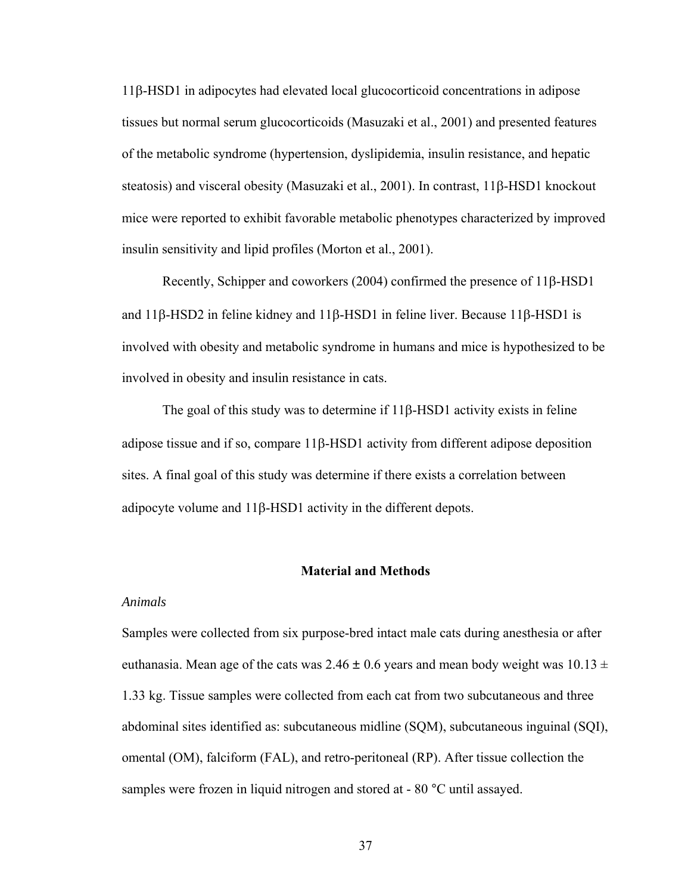11β-HSD1 in adipocytes had elevated local glucocorticoid concentrations in adipose tissues but normal serum glucocorticoids (Masuzaki et al., 2001) and presented features of the metabolic syndrome (hypertension, dyslipidemia, insulin resistance, and hepatic steatosis) and visceral obesity (Masuzaki et al., 2001). In contrast, 11β-HSD1 knockout mice were reported to exhibit favorable metabolic phenotypes characterized by improved insulin sensitivity and lipid profiles (Morton et al., 2001).

Recently, Schipper and coworkers (2004) confirmed the presence of 11β-HSD1 and 11β-HSD2 in feline kidney and 11β-HSD1 in feline liver. Because 11β-HSD1 is involved with obesity and metabolic syndrome in humans and mice is hypothesized to be involved in obesity and insulin resistance in cats.

The goal of this study was to determine if 11β-HSD1 activity exists in feline adipose tissue and if so, compare 11β-HSD1 activity from different adipose deposition sites. A final goal of this study was determine if there exists a correlation between adipocyte volume and 11β-HSD1 activity in the different depots.

## Material and Methods

*Animals*

Samples were collected from six purpose-bred intact male cats during anesthesia or after euthanasia. Mean age of the cats was 2.46 ± 0.6 years and mean body weight was 10.13 ± 1.33 kg. Tissue samples were collected from each cat from two subcutaneous and three abdominal sites identified as: subcutaneous midline (SQM), subcutaneous inguinal (SQI), omental (OM), falciform (FAL), and retro-peritoneal (RP). After tissue collection the samples were frozen in liquid nitrogen and stored at - 80 °C until assayed.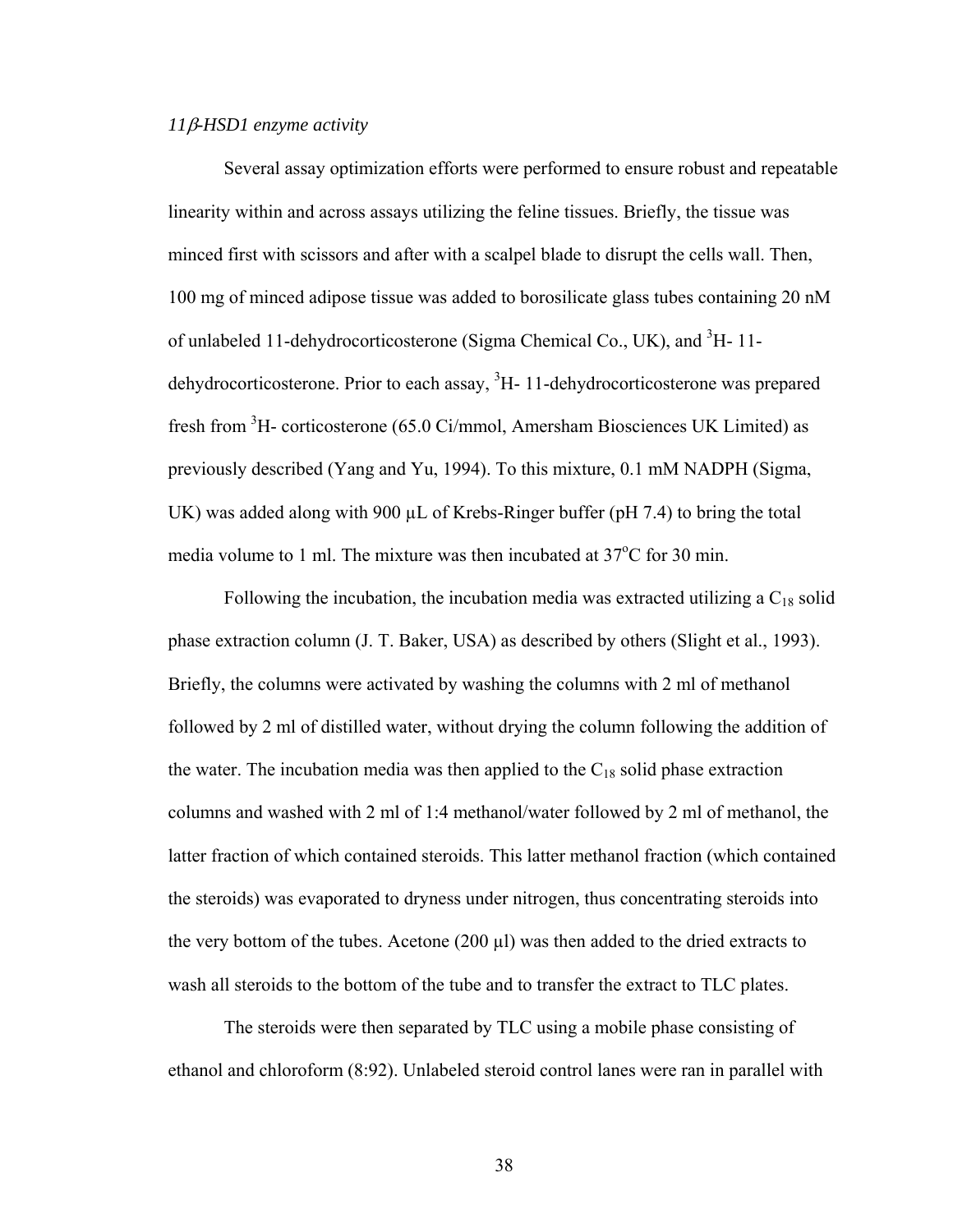*11β-HSD1 enzyme activity*

Several assay optimization efforts were performed to ensure robust and repeatable linearity within and across assays utilizing the feline tissues. Briefly, the tissue was minced first with scissors and after with a scalpel blade to disrupt the cells wall. Then, 100 mg of minced adipose tissue was added to borosilicate glass tubes containing 20 nM of unlabeled 11-dehydrocorticosterone (Sigma Chemical Co., UK), and $^{3}$H- 11-dehydrocorticosterone. Prior to each assay, $^{3}$H- 11-dehydrocorticosterone was prepared fresh from $^{3}$H- corticosterone (65.0 Ci/mmol, Amersham Biosciences UK Limited) as previously described (Yang and Yu, 1994). To this mixture, 0.1 mM NADPH (Sigma, UK) was added along with 900 µL of Krebs-Ringer buffer (pH 7.4) to bring the total media volume to 1 ml. The mixture was then incubated at 37$^{o}$C for 30 min.

Following the incubation, the incubation media was extracted utilizing a $C_{18}$ solid phase extraction column (J. T. Baker, USA) as described by others (Slight et al., 1993). Briefly, the columns were activated by washing the columns with 2 ml of methanol followed by 2 ml of distilled water, without drying the column following the addition of the water. The incubation media was then applied to the $C_{18}$ solid phase extraction columns and washed with 2 ml of 1:4 methanol/water followed by 2 ml of methanol, the latter fraction of which contained steroids. This latter methanol fraction (which contained the steroids) was evaporated to dryness under nitrogen, thus concentrating steroids into the very bottom of the tubes. Acetone (200 µl) was then added to the dried extracts to wash all steroids to the bottom of the tube and to transfer the extract to TLC plates.

The steroids were then separated by TLC using a mobile phase consisting of ethanol and chloroform (8:92). Unlabeled steroid control lanes were ran in parallel with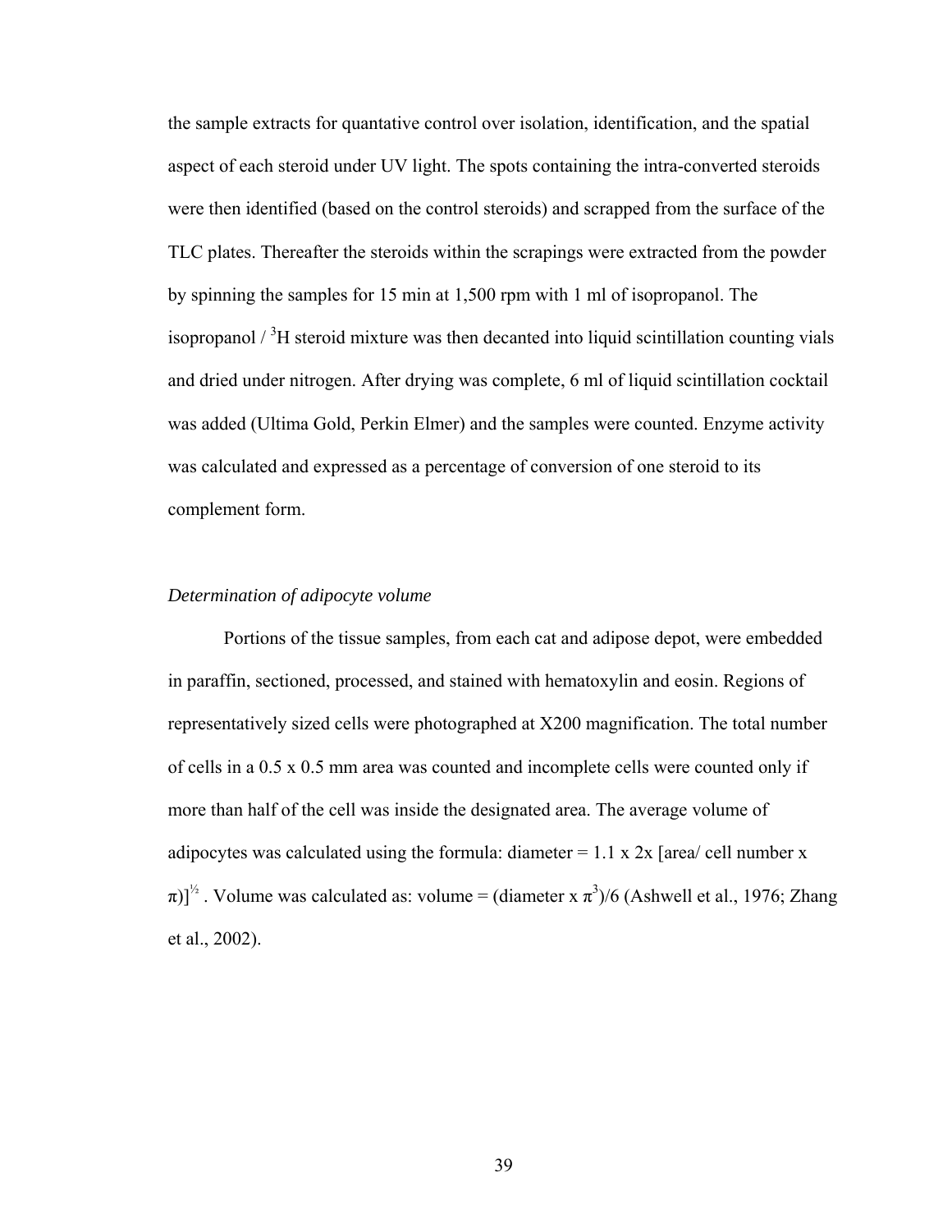the sample extracts for quantative control over isolation, identification, and the spatial aspect of each steroid under UV light. The spots containing the intra-converted steroids were then identified (based on the control steroids) and scrapped from the surface of the TLC plates. Thereafter the steroids within the scrapings were extracted from the powder by spinning the samples for 15 min at 1,500 rpm with 1 ml of isopropanol. The isopropanol / $^3$H steroid mixture was then decanted into liquid scintillation counting vials and dried under nitrogen. After drying was complete, 6 ml of liquid scintillation cocktail was added (Ultima Gold, Perkin Elmer) and the samples were counted. Enzyme activity was calculated and expressed as a percentage of conversion of one steroid to its complement form.

*Determination of adipocyte volume*

Portions of the tissue samples, from each cat and adipose depot, were embedded in paraffin, sectioned, processed, and stained with hematoxylin and eosin. Regions of representatively sized cells were photographed at X200 magnification. The total number of cells in a 0.5 x 0.5 mm area was counted and incomplete cells were counted only if more than half of the cell was inside the designated area. The average volume of adipocytes was calculated using the formula: diameter = 1.1 x 2x [area/ cell number x $\pi$)]$^{½}$ . Volume was calculated as: volume = (diameter x $\pi^3$)/6 (Ashwell et al., 1976; Zhang et al., 2002).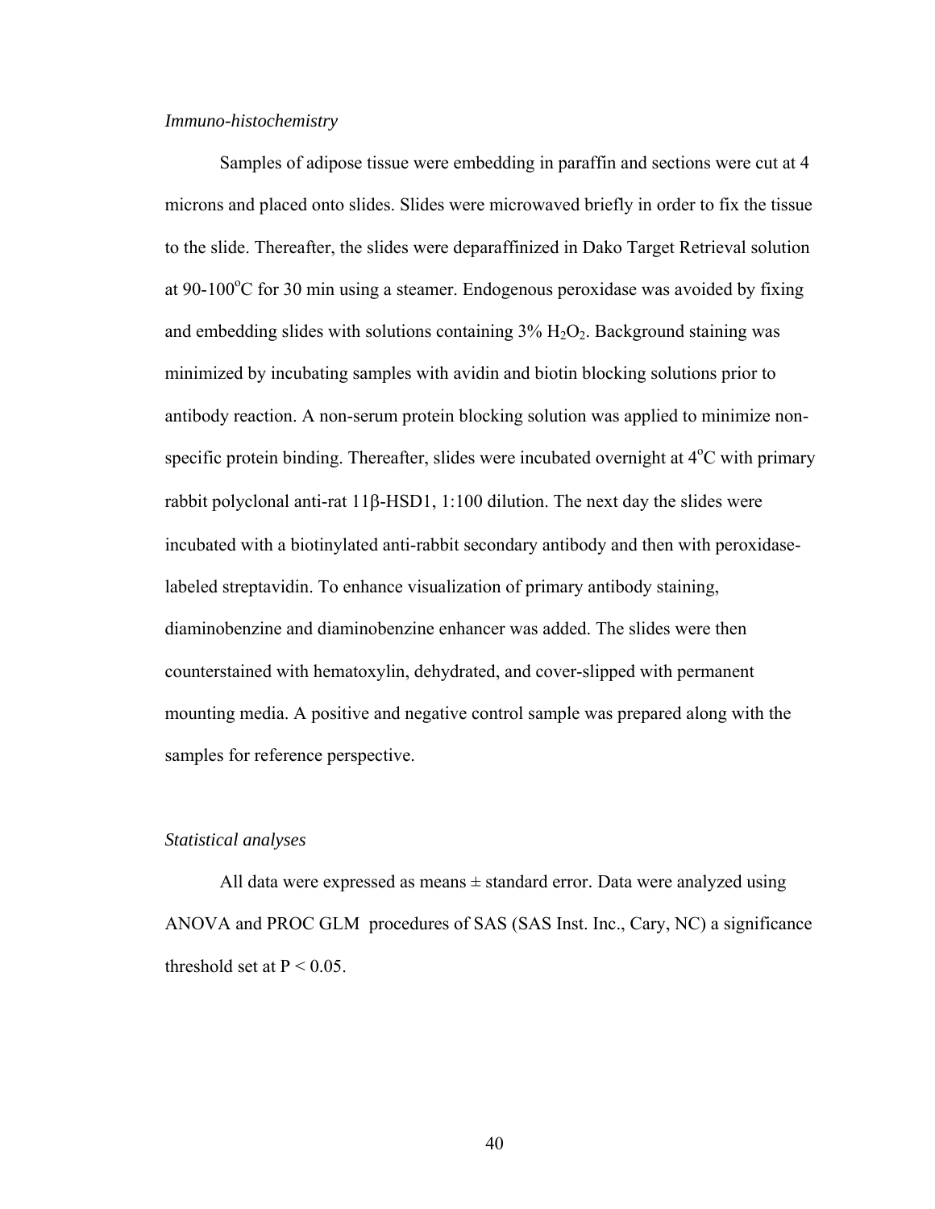*Immuno-histochemistry*

Samples of adipose tissue were embedding in paraffin and sections were cut at 4 microns and placed onto slides. Slides were microwaved briefly in order to fix the tissue to the slide. Thereafter, the slides were deparaffinized in Dako Target Retrieval solution at 90-100$^{o}$C for 30 min using a steamer. Endogenous peroxidase was avoided by fixing and embedding slides with solutions containing 3% $H_2O_2$. Background staining was minimized by incubating samples with avidin and biotin blocking solutions prior to antibody reaction. A non-serum protein blocking solution was applied to minimize non-specific protein binding. Thereafter, slides were incubated overnight at 4$^{o}$C with primary rabbit polyclonal anti-rat 11β-HSD1, 1:100 dilution. The next day the slides were incubated with a biotinylated anti-rabbit secondary antibody and then with peroxidase-labeled streptavidin. To enhance visualization of primary antibody staining, diaminobenzine and diaminobenzine enhancer was added. The slides were then counterstained with hematoxylin, dehydrated, and cover-slipped with permanent mounting media. A positive and negative control sample was prepared along with the samples for reference perspective.

*Statistical analyses*

All data were expressed as means ± standard error. Data were analyzed using ANOVA and PROC GLM procedures of SAS (SAS Inst. Inc., Cary, NC) a significance threshold set at $P < 0.05$.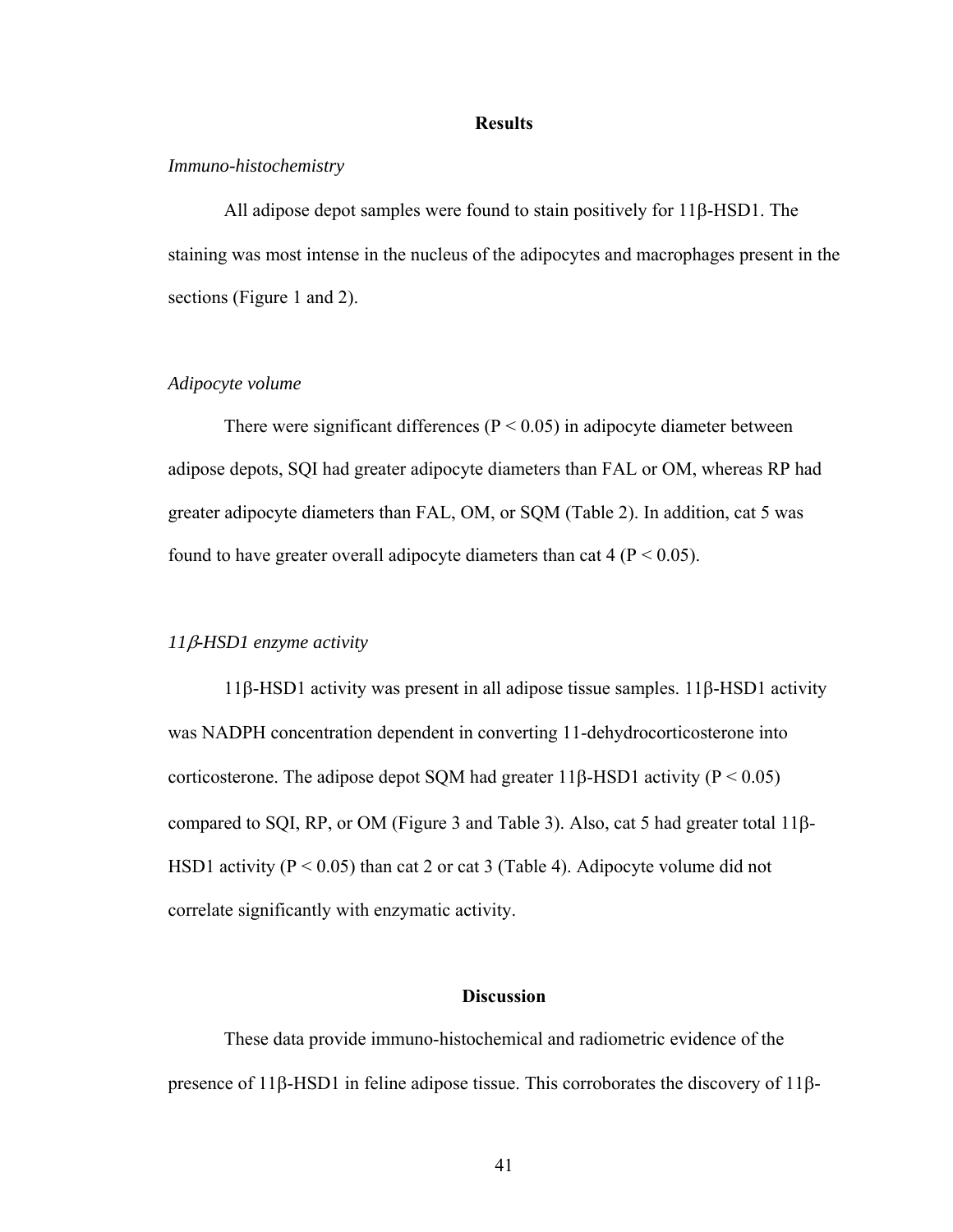## Results

### *Immuno-histochemistry*

All adipose depot samples were found to stain positively for 11β-HSD1. The staining was most intense in the nucleus of the adipocytes and macrophages present in the sections (Figure 1 and 2).

### *Adipocyte volume*

There were significant differences ($P < 0.05$) in adipocyte diameter between adipose depots, SQI had greater adipocyte diameters than FAL or OM, whereas RP had greater adipocyte diameters than FAL, OM, or SQM (Table 2). In addition, cat 5 was found to have greater overall adipocyte diameters than cat 4 ($P < 0.05$).

### *11β-HSD1 enzyme activity*

11β-HSD1 activity was present in all adipose tissue samples. 11β-HSD1 activity was NADPH concentration dependent in converting 11-dehydrocorticosterone into corticosterone. The adipose depot SQM had greater 11β-HSD1 activity ($P < 0.05$) compared to SQI, RP, or OM (Figure 3 and Table 3). Also, cat 5 had greater total 11β-HSD1 activity ($P < 0.05$) than cat 2 or cat 3 (Table 4). Adipocyte volume did not correlate significantly with enzymatic activity.

## Discussion

These data provide immuno-histochemical and radiometric evidence of the presence of 11β-HSD1 in feline adipose tissue. This corroborates the discovery of 11β-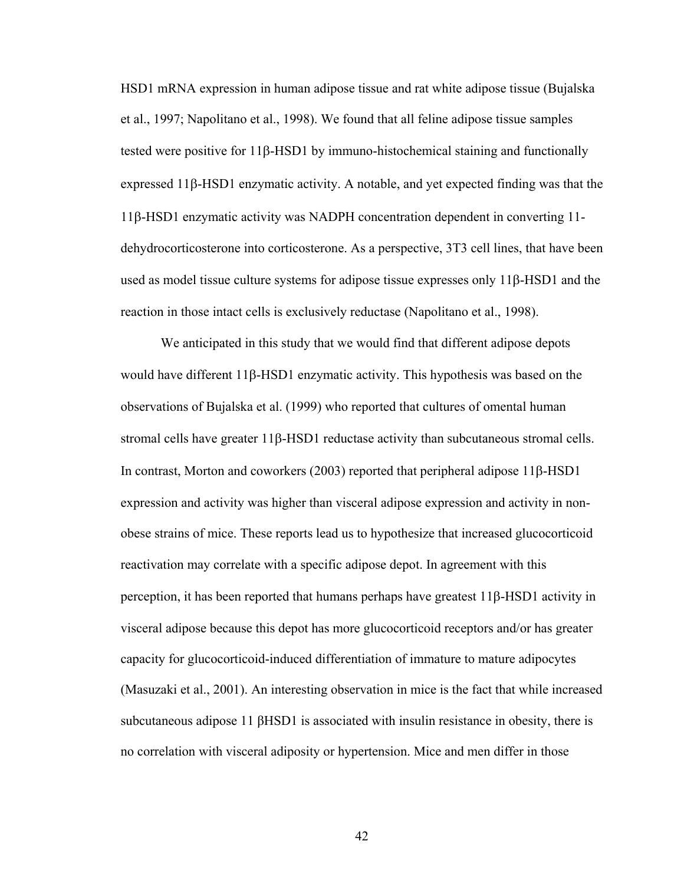HSD1 mRNA expression in human adipose tissue and rat white adipose tissue (Bujalska et al., 1997; Napolitano et al., 1998). We found that all feline adipose tissue samples tested were positive for 11β-HSD1 by immuno-histochemical staining and functionally expressed 11β-HSD1 enzymatic activity. A notable, and yet expected finding was that the 11β-HSD1 enzymatic activity was NADPH concentration dependent in converting 11-dehydrocorticosterone into corticosterone. As a perspective, 3T3 cell lines, that have been used as model tissue culture systems for adipose tissue expresses only 11β-HSD1 and the reaction in those intact cells is exclusively reductase (Napolitano et al., 1998).

We anticipated in this study that we would find that different adipose depots would have different 11β-HSD1 enzymatic activity. This hypothesis was based on the observations of Bujalska et al. (1999) who reported that cultures of omental human stromal cells have greater 11β-HSD1 reductase activity than subcutaneous stromal cells. In contrast, Morton and coworkers (2003) reported that peripheral adipose 11β-HSD1 expression and activity was higher than visceral adipose expression and activity in non-obese strains of mice. These reports lead us to hypothesize that increased glucocorticoid reactivation may correlate with a specific adipose depot. In agreement with this perception, it has been reported that humans perhaps have greatest 11β-HSD1 activity in visceral adipose because this depot has more glucocorticoid receptors and/or has greater capacity for glucocorticoid-induced differentiation of immature to mature adipocytes (Masuzaki et al., 2001). An interesting observation in mice is the fact that while increased subcutaneous adipose 11 βHSD1 is associated with insulin resistance in obesity, there is no correlation with visceral adiposity or hypertension. Mice and men differ in those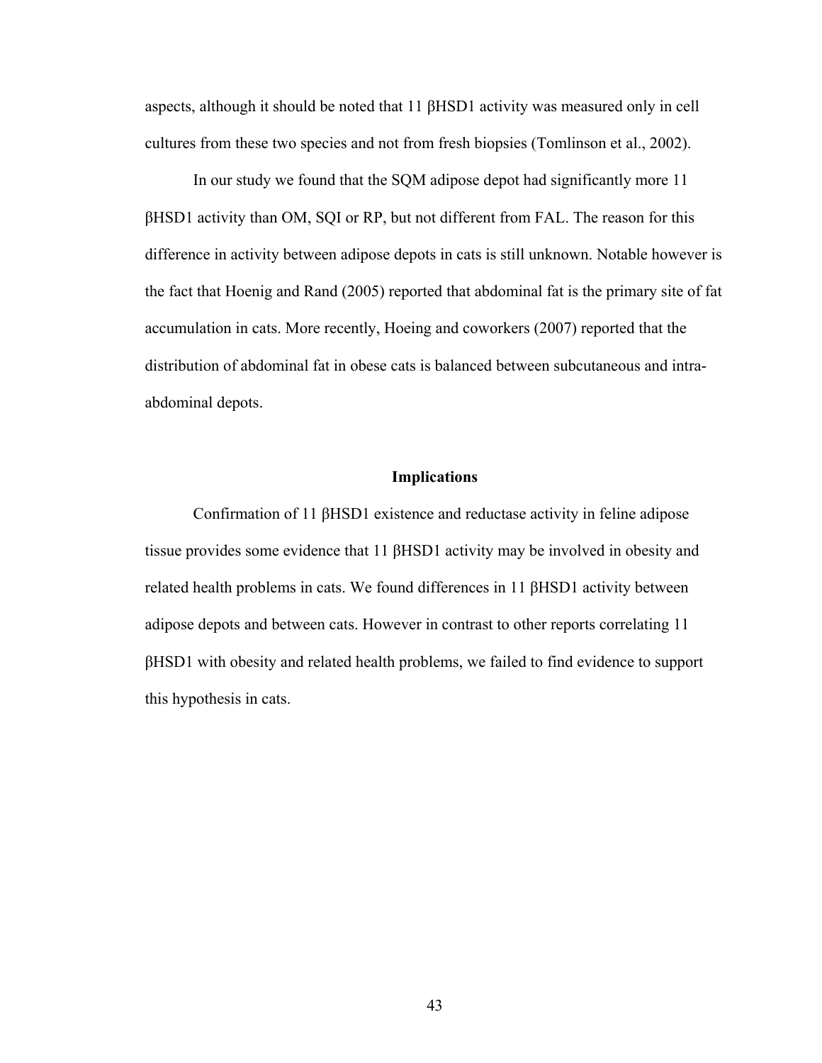aspects, although it should be noted that 11 βHSD1 activity was measured only in cell cultures from these two species and not from fresh biopsies (Tomlinson et al., 2002).

In our study we found that the SQM adipose depot had significantly more 11 βHSD1 activity than OM, SQI or RP, but not different from FAL. The reason for this difference in activity between adipose depots in cats is still unknown. Notable however is the fact that Hoenig and Rand (2005) reported that abdominal fat is the primary site of fat accumulation in cats. More recently, Hoeing and coworkers (2007) reported that the distribution of abdominal fat in obese cats is balanced between subcutaneous and intra-abdominal depots.

## Implications

Confirmation of 11 βHSD1 existence and reductase activity in feline adipose tissue provides some evidence that 11 βHSD1 activity may be involved in obesity and related health problems in cats. We found differences in 11 βHSD1 activity between adipose depots and between cats. However in contrast to other reports correlating 11 βHSD1 with obesity and related health problems, we failed to find evidence to support this hypothesis in cats.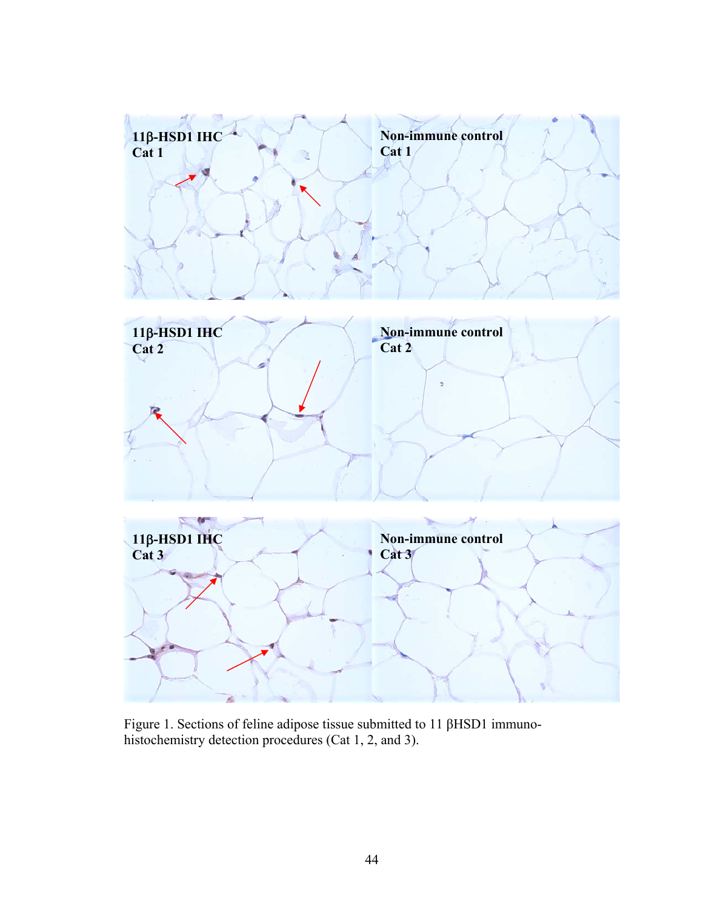Figure 1. Sections of feline adipose tissue submitted to 11 βHSD1 immuno-histochemistry detection procedures (Cat 1, 2, and 3).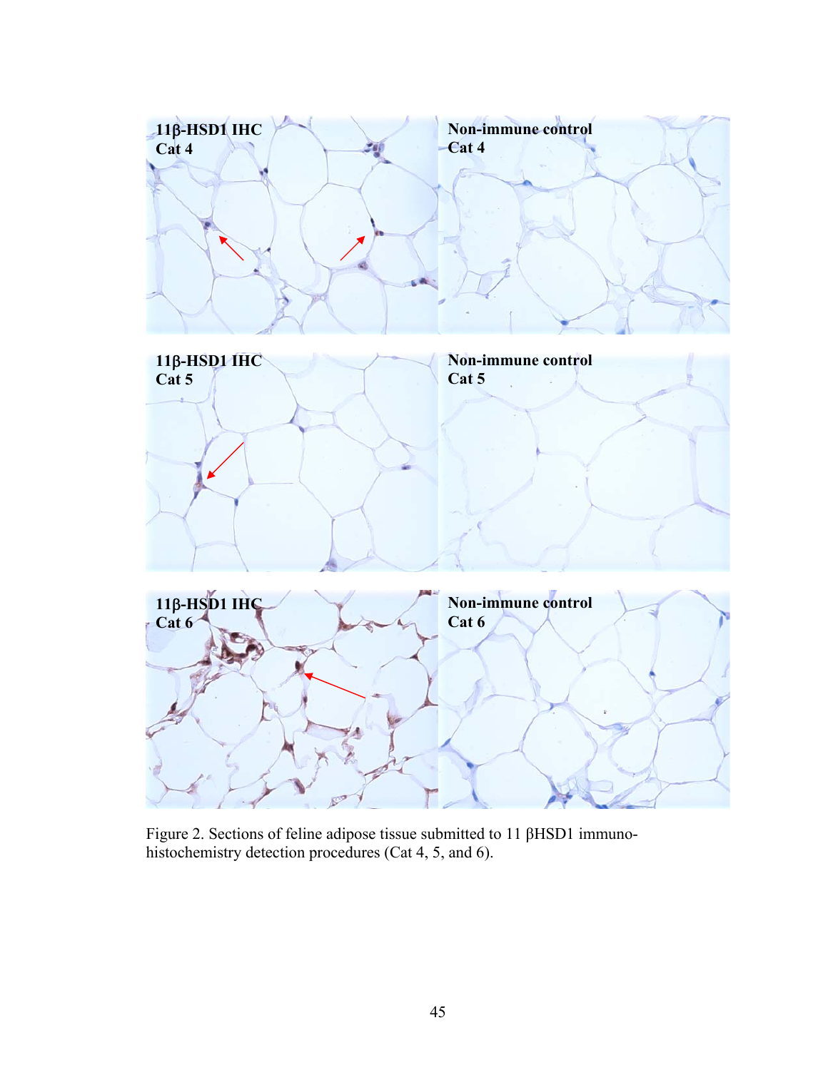11β-HSD1 IHC
Cat 4

Non-immune control
Cat 4

11β-HSD1 IHC
Cat 5

Non-immune control
Cat 5

11β-HSD1 IHC
Cat 6

Non-immune control
Cat 6

Figure 2. Sections of feline adipose tissue submitted to 11 βHSD1 immuno-histochemistry detection procedures (Cat 4, 5, and 6).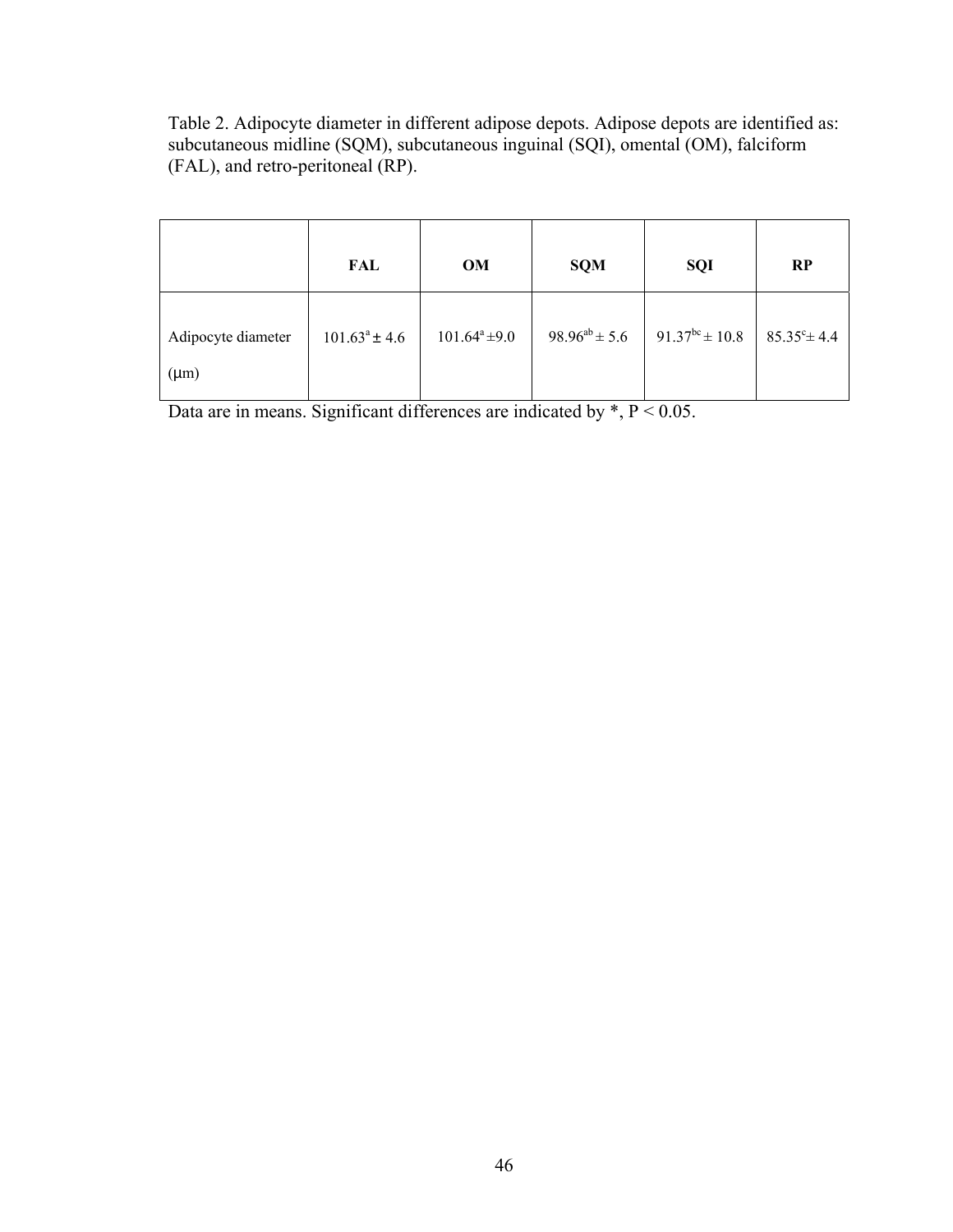Table 2. Adipocyte diameter in different adipose depots. Adipose depots are identified as: subcutaneous midline (SQM), subcutaneous inguinal (SQI), omental (OM), falciform (FAL), and retro-peritoneal (RP).

| | FAL | OM | SQM | SQI | RP |
|---|---|---|---|---|---|
| Adipocyte diameter (μm) | $101.63^{a} \pm 4.6$ | $101.64^{a} \pm 9.0$ | $98.96^{ab} \pm 5.6$ | $91.37^{bc} \pm 10.8$ | $85.35^{c} \pm 4.4$ |

Data are in means. Significant differences are indicated by *, $P < 0.05$.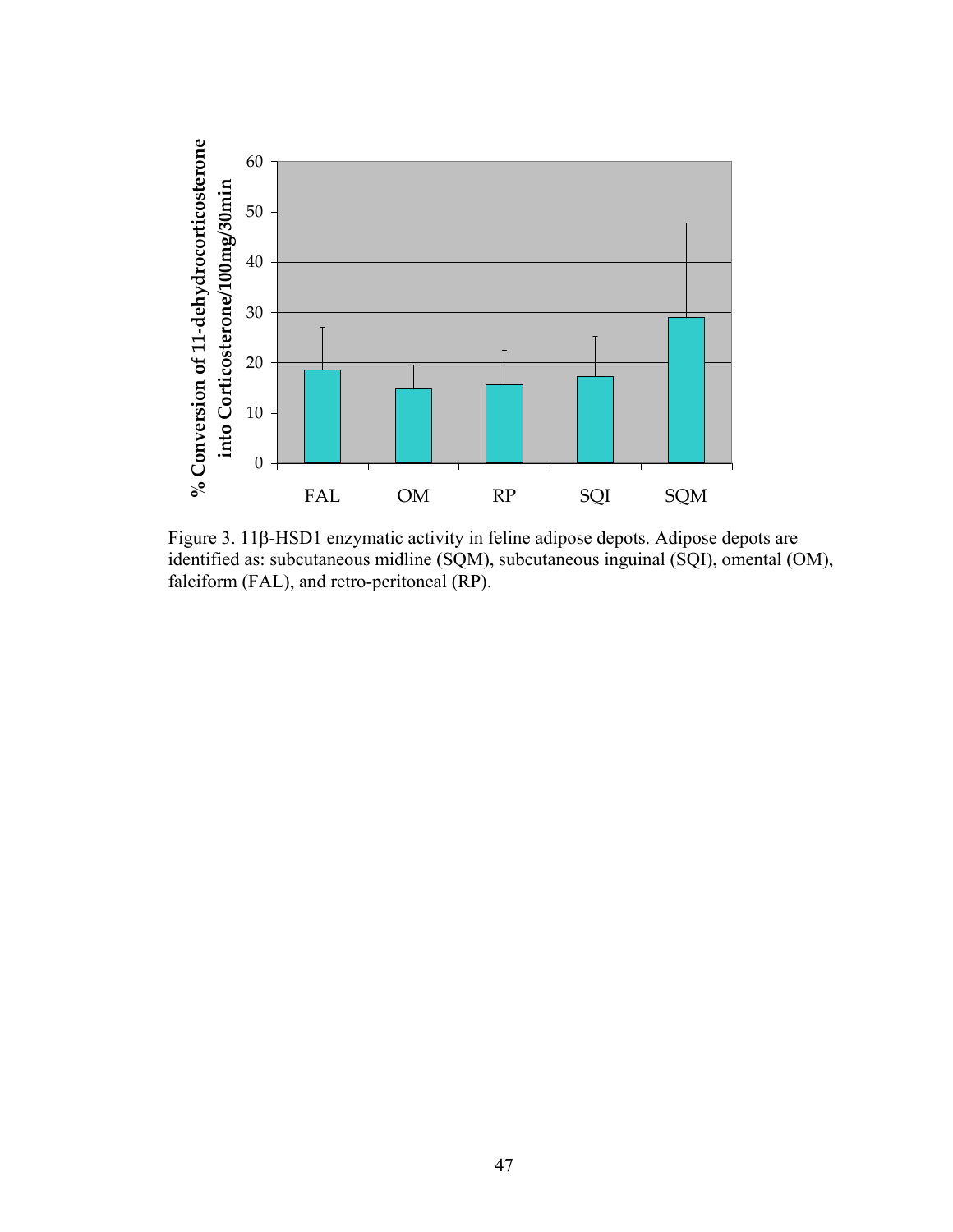Figure 3. 11β-HSD1 enzymatic activity in feline adipose depots. Adipose depots are identified as: subcutaneous midline (SQM), subcutaneous inguinal (SQI), omental (OM), falciform (FAL), and retro-peritoneal (RP).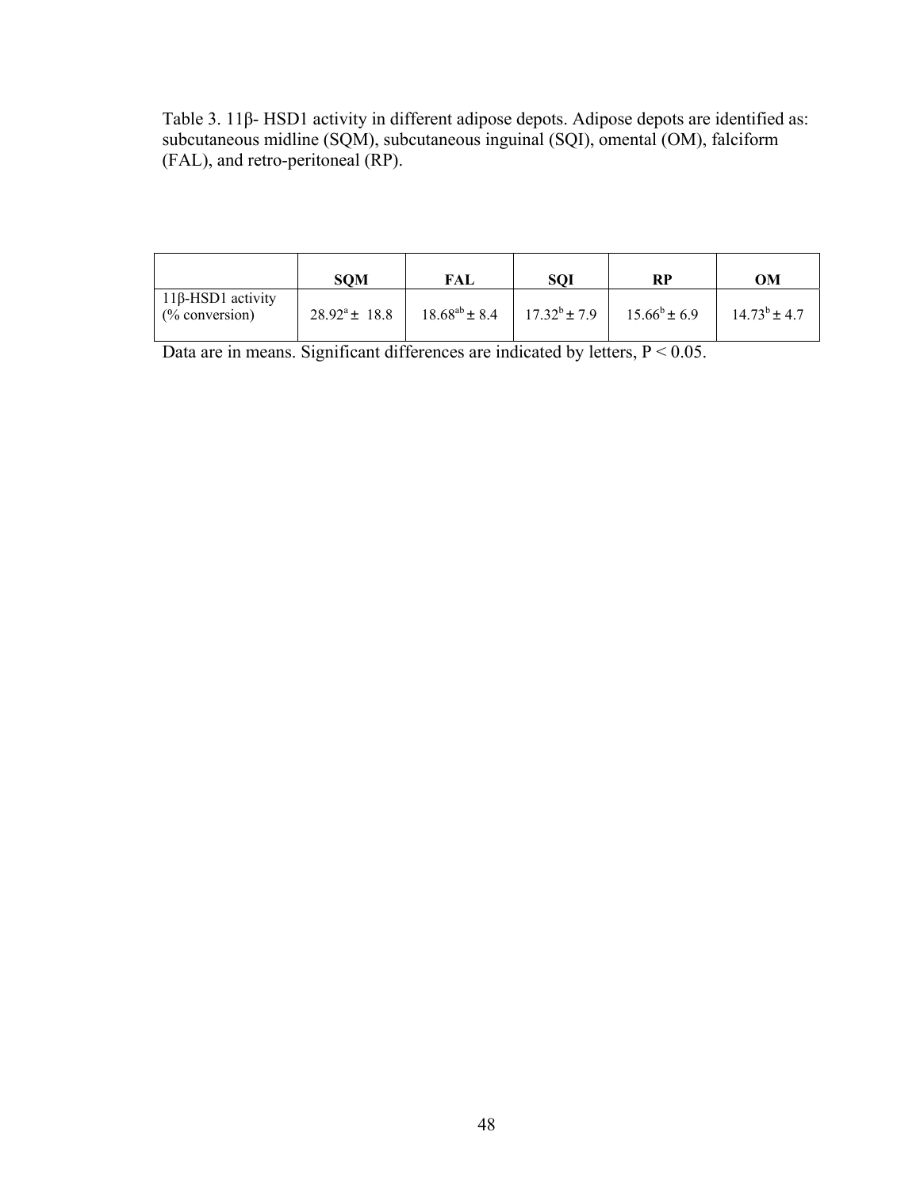Table 3. 11β- HSD1 activity in different adipose depots. Adipose depots are identified as: subcutaneous midline (SQM), subcutaneous inguinal (SQI), omental (OM), falciform (FAL), and retro-peritoneal (RP).

| | SQM | FAL | SQI | RP | OM |
|---|---|---|---|---|---|
| 11β-HSD1 activity (% conversion) | $28.92^{a} \pm 18.8$ | $18.68^{ab} \pm 8.4$ | $17.32^{b} \pm 7.9$ | $15.66^{b} \pm 6.9$ | $14.73^{b} \pm 4.7$ |

Data are in means. Significant differences are indicated by letters, $P < 0.05$.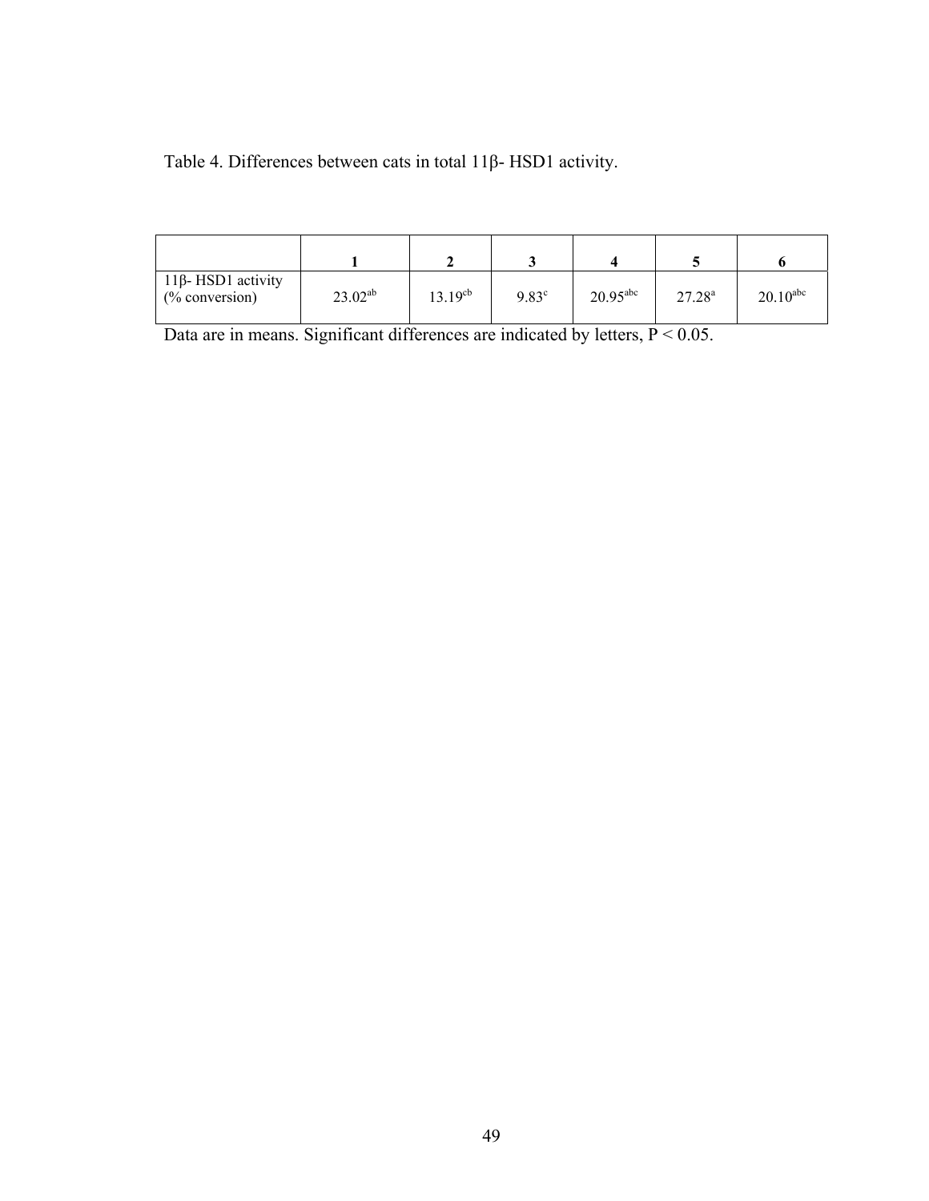Table 4. Differences between cats in total 11β- HSD1 activity.

| | **1** | **2** | **3** | **4** | **5** | **6** |
|---|---|---|---|---|---|---|
| 11β- HSD1 activity (% conversion) | $23.02^{ab}$ | $13.19^{cb}$ | $9.83^{c}$ | $20.95^{abc}$ | $27.28^{a}$ | $20.10^{abc}$ |

Data are in means. Significant differences are indicated by letters, P < 0.05.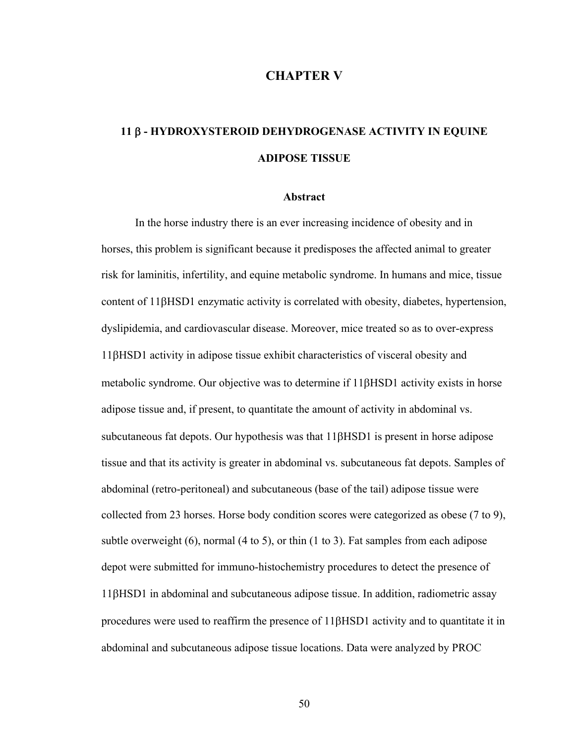# CHAPTER V

## 11 β - HYDROXYSTEROID DEHYDROGENASE ACTIVITY IN EQUINE ADIPOSE TISSUE

### Abstract

In the horse industry there is an ever increasing incidence of obesity and in horses, this problem is significant because it predisposes the affected animal to greater risk for laminitis, infertility, and equine metabolic syndrome. In humans and mice, tissue content of 11βHSD1 enzymatic activity is correlated with obesity, diabetes, hypertension, dyslipidemia, and cardiovascular disease. Moreover, mice treated so as to over-express 11βHSD1 activity in adipose tissue exhibit characteristics of visceral obesity and metabolic syndrome. Our objective was to determine if 11βHSD1 activity exists in horse adipose tissue and, if present, to quantitate the amount of activity in abdominal vs. subcutaneous fat depots. Our hypothesis was that 11βHSD1 is present in horse adipose tissue and that its activity is greater in abdominal vs. subcutaneous fat depots. Samples of abdominal (retro-peritoneal) and subcutaneous (base of the tail) adipose tissue were collected from 23 horses. Horse body condition scores were categorized as obese (7 to 9), subtle overweight (6), normal (4 to 5), or thin (1 to 3). Fat samples from each adipose depot were submitted for immuno-histochemistry procedures to detect the presence of 11βHSD1 in abdominal and subcutaneous adipose tissue. In addition, radiometric assay procedures were used to reaffirm the presence of 11βHSD1 activity and to quantitate it in abdominal and subcutaneous adipose tissue locations. Data were analyzed by PROC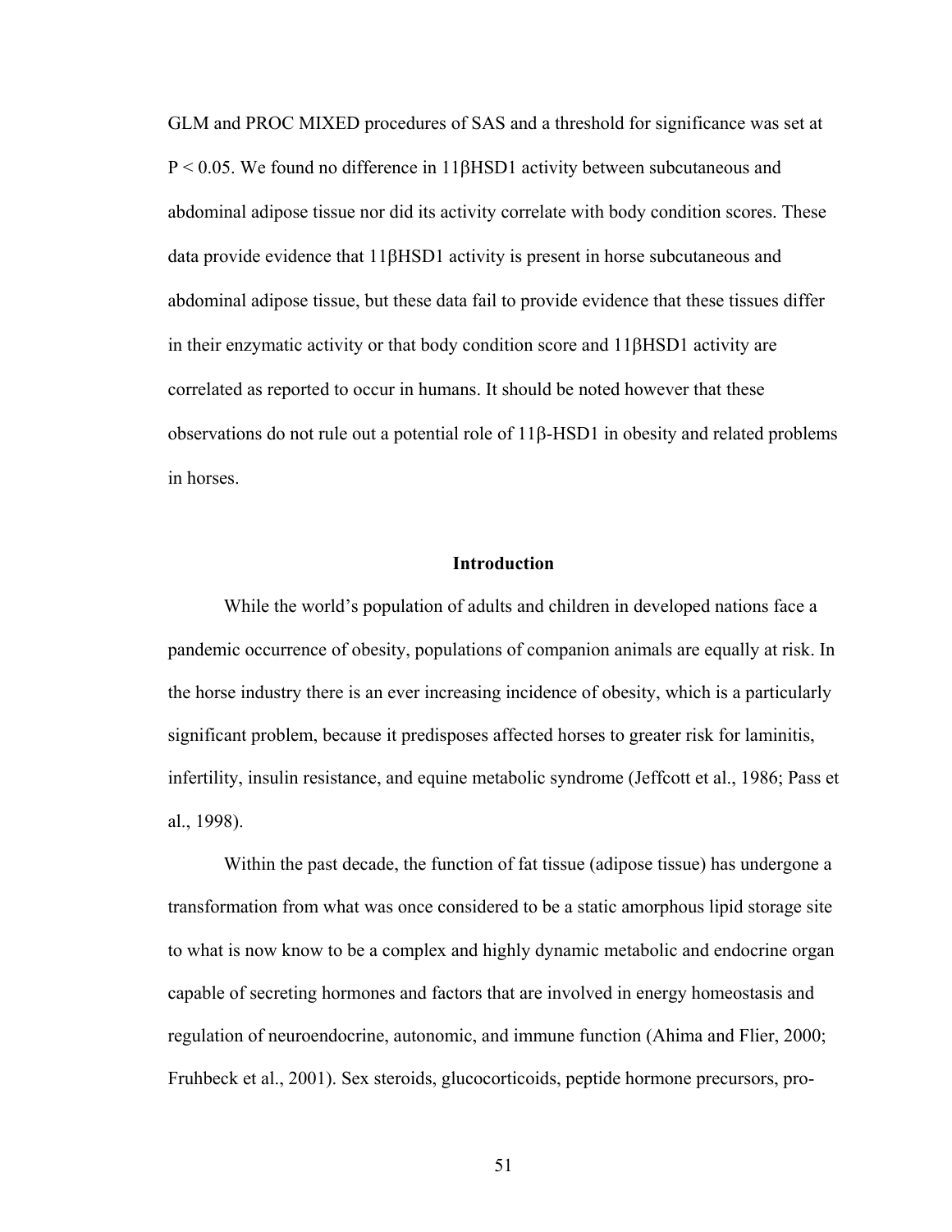GLM and PROC MIXED procedures of SAS and a threshold for significance was set at $P < 0.05$. We found no difference in 11βHSD1 activity between subcutaneous and abdominal adipose tissue nor did its activity correlate with body condition scores. These data provide evidence that 11βHSD1 activity is present in horse subcutaneous and abdominal adipose tissue, but these data fail to provide evidence that these tissues differ in their enzymatic activity or that body condition score and 11βHSD1 activity are correlated as reported to occur in humans. It should be noted however that these observations do not rule out a potential role of 11β-HSD1 in obesity and related problems in horses.

## Introduction

While the world's population of adults and children in developed nations face a pandemic occurrence of obesity, populations of companion animals are equally at risk. In the horse industry there is an ever increasing incidence of obesity, which is a particularly significant problem, because it predisposes affected horses to greater risk for laminitis, infertility, insulin resistance, and equine metabolic syndrome (Jeffcott et al., 1986; Pass et al., 1998).

Within the past decade, the function of fat tissue (adipose tissue) has undergone a transformation from what was once considered to be a static amorphous lipid storage site to what is now know to be a complex and highly dynamic metabolic and endocrine organ capable of secreting hormones and factors that are involved in energy homeostasis and regulation of neuroendocrine, autonomic, and immune function (Ahima and Flier, 2000; Fruhbeck et al., 2001). Sex steroids, glucocorticoids, peptide hormone precursors, pro-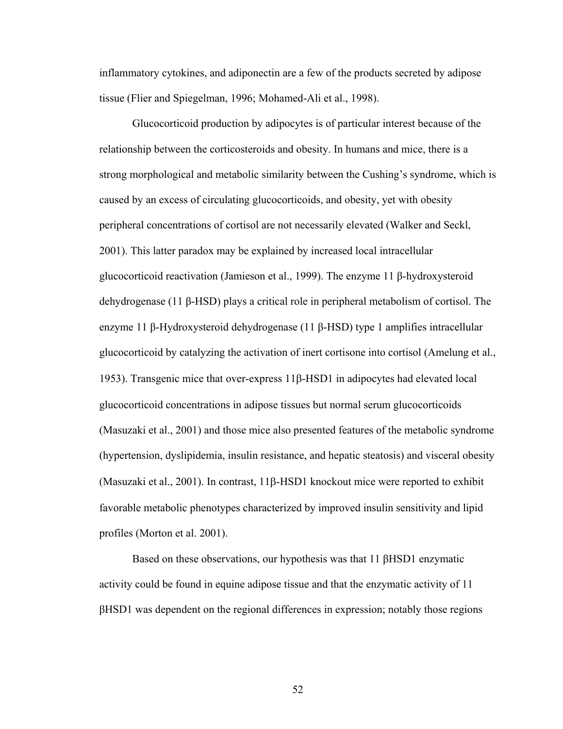inflammatory cytokines, and adiponectin are a few of the products secreted by adipose tissue (Flier and Spiegelman, 1996; Mohamed-Ali et al., 1998).

Glucocorticoid production by adipocytes is of particular interest because of the relationship between the corticosteroids and obesity. In humans and mice, there is a strong morphological and metabolic similarity between the Cushing's syndrome, which is caused by an excess of circulating glucocorticoids, and obesity, yet with obesity peripheral concentrations of cortisol are not necessarily elevated (Walker and Seckl, 2001). This latter paradox may be explained by increased local intracellular glucocorticoid reactivation (Jamieson et al., 1999). The enzyme 11 β-hydroxysteroid dehydrogenase (11 β-HSD) plays a critical role in peripheral metabolism of cortisol. The enzyme 11 β-Hydroxysteroid dehydrogenase (11 β-HSD) type 1 amplifies intracellular glucocorticoid by catalyzing the activation of inert cortisone into cortisol (Amelung et al., 1953). Transgenic mice that over-express 11β-HSD1 in adipocytes had elevated local glucocorticoid concentrations in adipose tissues but normal serum glucocorticoids (Masuzaki et al., 2001) and those mice also presented features of the metabolic syndrome (hypertension, dyslipidemia, insulin resistance, and hepatic steatosis) and visceral obesity (Masuzaki et al., 2001). In contrast, 11β-HSD1 knockout mice were reported to exhibit favorable metabolic phenotypes characterized by improved insulin sensitivity and lipid profiles (Morton et al. 2001).

Based on these observations, our hypothesis was that 11 βHSD1 enzymatic activity could be found in equine adipose tissue and that the enzymatic activity of 11 βHSD1 was dependent on the regional differences in expression; notably those regions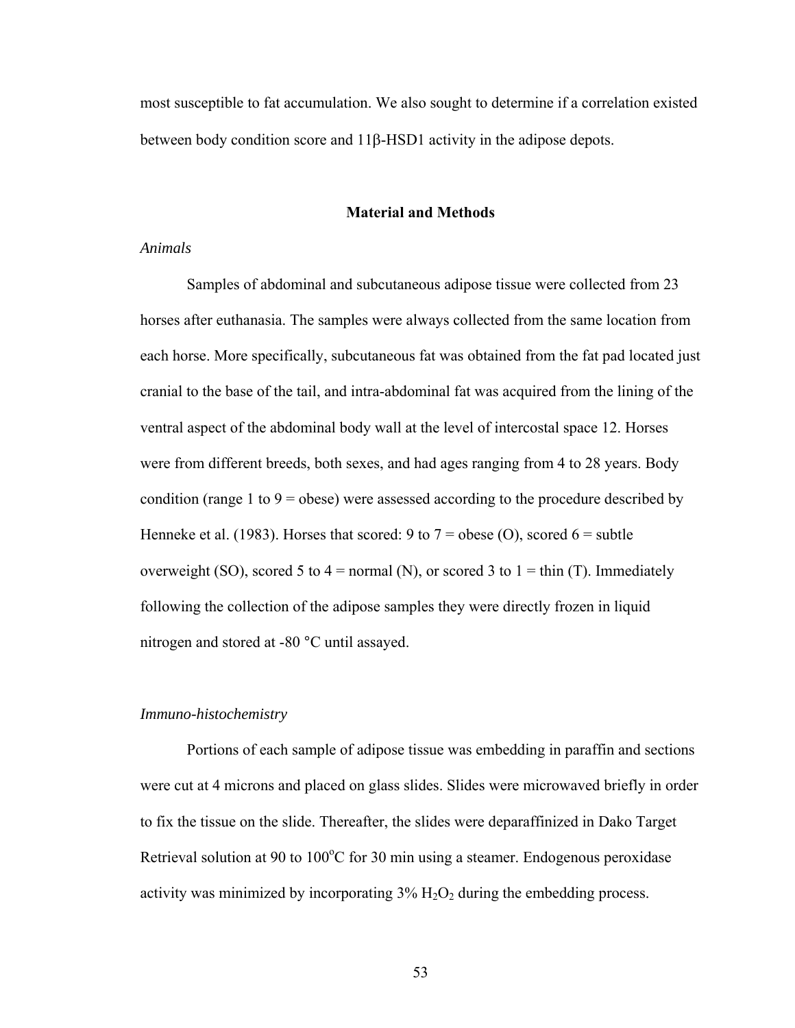most susceptible to fat accumulation. We also sought to determine if a correlation existed between body condition score and 11β-HSD1 activity in the adipose depots.

## Material and Methods

*Animals*

Samples of abdominal and subcutaneous adipose tissue were collected from 23 horses after euthanasia. The samples were always collected from the same location from each horse. More specifically, subcutaneous fat was obtained from the fat pad located just cranial to the base of the tail, and intra-abdominal fat was acquired from the lining of the ventral aspect of the abdominal body wall at the level of intercostal space 12. Horses were from different breeds, both sexes, and had ages ranging from 4 to 28 years. Body condition (range 1 to 9 = obese) were assessed according to the procedure described by Henneke et al. (1983). Horses that scored: 9 to 7 = obese (O), scored 6 = subtle overweight (SO), scored 5 to 4 = normal (N), or scored 3 to 1 = thin (T). Immediately following the collection of the adipose samples they were directly frozen in liquid nitrogen and stored at -80 °C until assayed.

*Immuno-histochemistry*

Portions of each sample of adipose tissue was embedding in paraffin and sections were cut at 4 microns and placed on glass slides. Slides were microwaved briefly in order to fix the tissue on the slide. Thereafter, the slides were deparaffinized in Dako Target Retrieval solution at 90 to 100°C for 30 min using a steamer. Endogenous peroxidase activity was minimized by incorporating 3% $H_2O_2$ during the embedding process.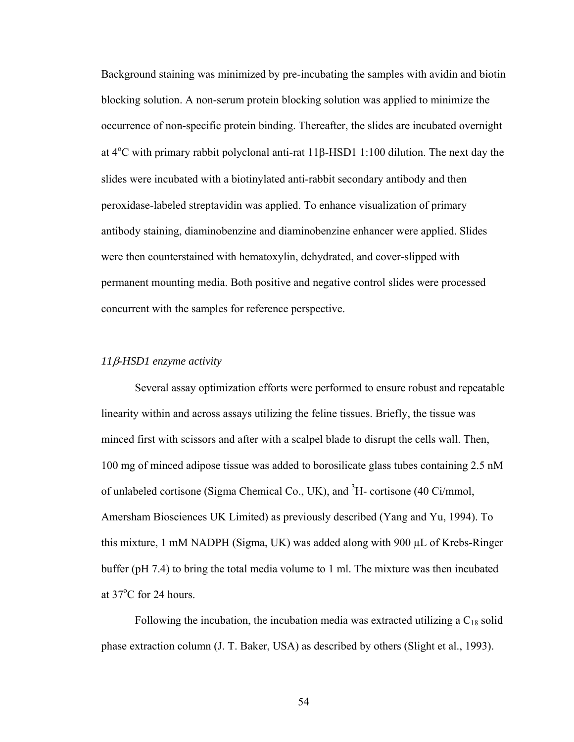Background staining was minimized by pre-incubating the samples with avidin and biotin blocking solution. A non-serum protein blocking solution was applied to minimize the occurrence of non-specific protein binding. Thereafter, the slides are incubated overnight at 4$^{o}$C with primary rabbit polyclonal anti-rat 11β-HSD1 1:100 dilution. The next day the slides were incubated with a biotinylated anti-rabbit secondary antibody and then peroxidase-labeled streptavidin was applied. To enhance visualization of primary antibody staining, diaminobenzine and diaminobenzine enhancer were applied. Slides were then counterstained with hematoxylin, dehydrated, and cover-slipped with permanent mounting media. Both positive and negative control slides were processed concurrent with the samples for reference perspective.

*11β-HSD1 enzyme activity*

Several assay optimization efforts were performed to ensure robust and repeatable linearity within and across assays utilizing the feline tissues. Briefly, the tissue was minced first with scissors and after with a scalpel blade to disrupt the cells wall. Then, 100 mg of minced adipose tissue was added to borosilicate glass tubes containing 2.5 nM of unlabeled cortisone (Sigma Chemical Co., UK), and $^{3}$H- cortisone (40 Ci/mmol, Amersham Biosciences UK Limited) as previously described (Yang and Yu, 1994). To this mixture, 1 mM NADPH (Sigma, UK) was added along with 900 µL of Krebs-Ringer buffer (pH 7.4) to bring the total media volume to 1 ml. The mixture was then incubated at 37$^{o}$C for 24 hours.

Following the incubation, the incubation media was extracted utilizing a $C_{18}$ solid phase extraction column (J. T. Baker, USA) as described by others (Slight et al., 1993).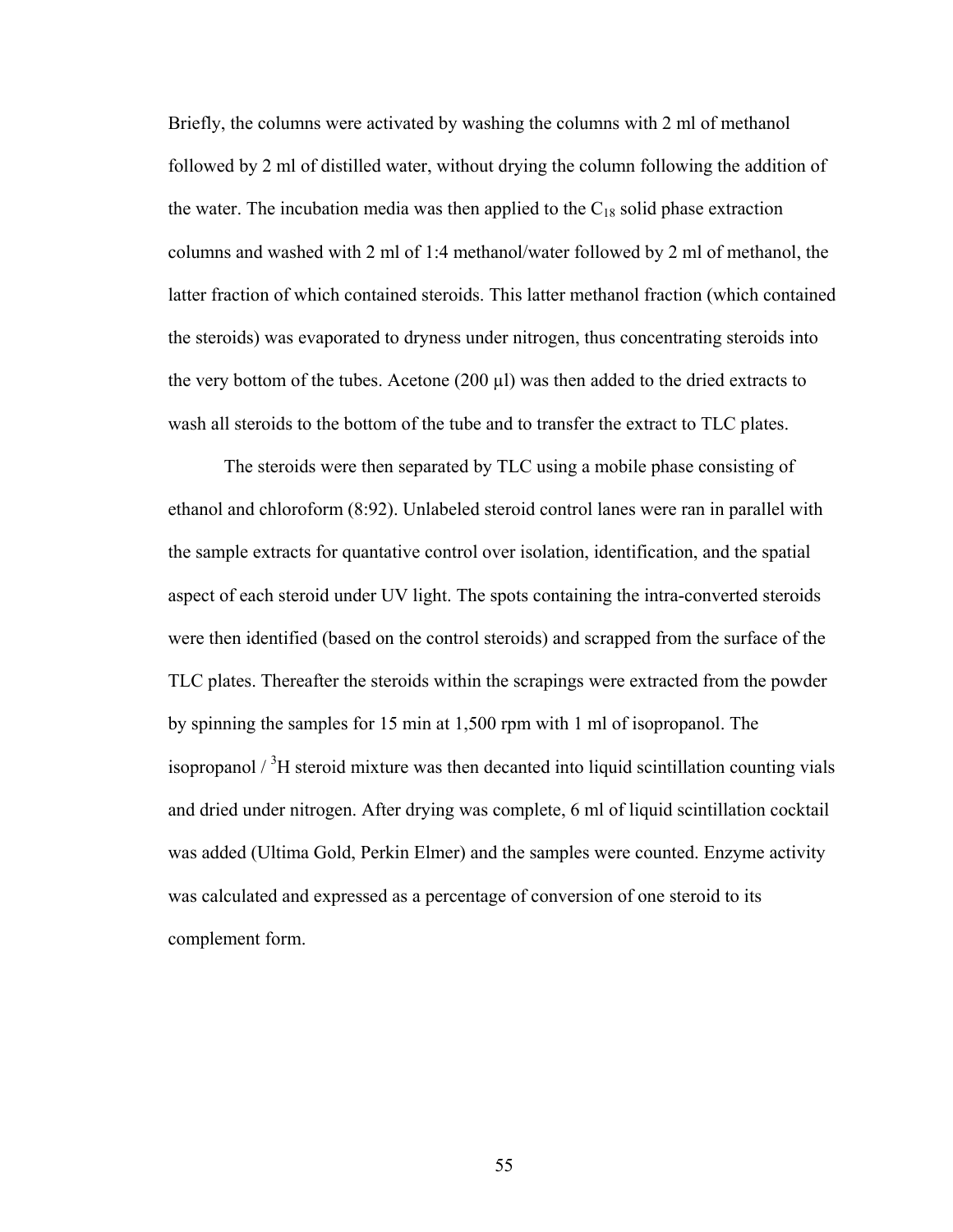Briefly, the columns were activated by washing the columns with 2 ml of methanol followed by 2 ml of distilled water, without drying the column following the addition of the water. The incubation media was then applied to the $C_{18}$ solid phase extraction columns and washed with 2 ml of 1:4 methanol/water followed by 2 ml of methanol, the latter fraction of which contained steroids. This latter methanol fraction (which contained the steroids) was evaporated to dryness under nitrogen, thus concentrating steroids into the very bottom of the tubes. Acetone (200 µl) was then added to the dried extracts to wash all steroids to the bottom of the tube and to transfer the extract to TLC plates.

The steroids were then separated by TLC using a mobile phase consisting of ethanol and chloroform (8:92). Unlabeled steroid control lanes were ran in parallel with the sample extracts for quantative control over isolation, identification, and the spatial aspect of each steroid under UV light. The spots containing the intra-converted steroids were then identified (based on the control steroids) and scrapped from the surface of the TLC plates. Thereafter the steroids within the scrapings were extracted from the powder by spinning the samples for 15 min at 1,500 rpm with 1 ml of isopropanol. The isopropanol / $^3H$ steroid mixture was then decanted into liquid scintillation counting vials and dried under nitrogen. After drying was complete, 6 ml of liquid scintillation cocktail was added (Ultima Gold, Perkin Elmer) and the samples were counted. Enzyme activity was calculated and expressed as a percentage of conversion of one steroid to its complement form.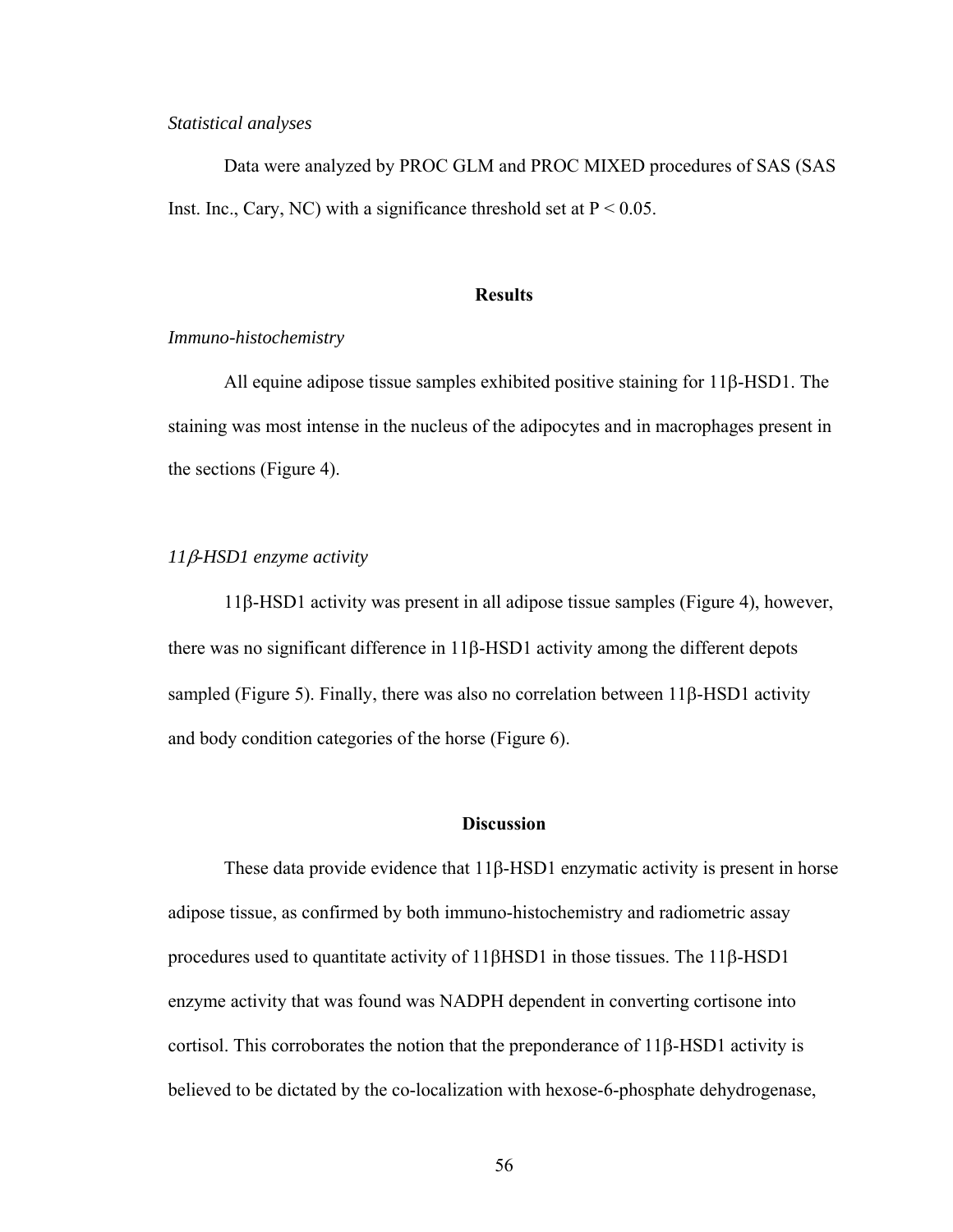*Statistical analyses*

Data were analyzed by PROC GLM and PROC MIXED procedures of SAS (SAS Inst. Inc., Cary, NC) with a significance threshold set at $P < 0.05$.

## Results

*Immuno-histochemistry*

All equine adipose tissue samples exhibited positive staining for 11β-HSD1. The staining was most intense in the nucleus of the adipocytes and in macrophages present in the sections (Figure 4).

*11β-HSD1 enzyme activity*

11β-HSD1 activity was present in all adipose tissue samples (Figure 4), however, there was no significant difference in 11β-HSD1 activity among the different depots sampled (Figure 5). Finally, there was also no correlation between 11β-HSD1 activity and body condition categories of the horse (Figure 6).

## Discussion

These data provide evidence that 11β-HSD1 enzymatic activity is present in horse adipose tissue, as confirmed by both immuno-histochemistry and radiometric assay procedures used to quantitate activity of 11βHSD1 in those tissues. The 11β-HSD1 enzyme activity that was found was NADPH dependent in converting cortisone into cortisol. This corroborates the notion that the preponderance of 11β-HSD1 activity is believed to be dictated by the co-localization with hexose-6-phosphate dehydrogenase,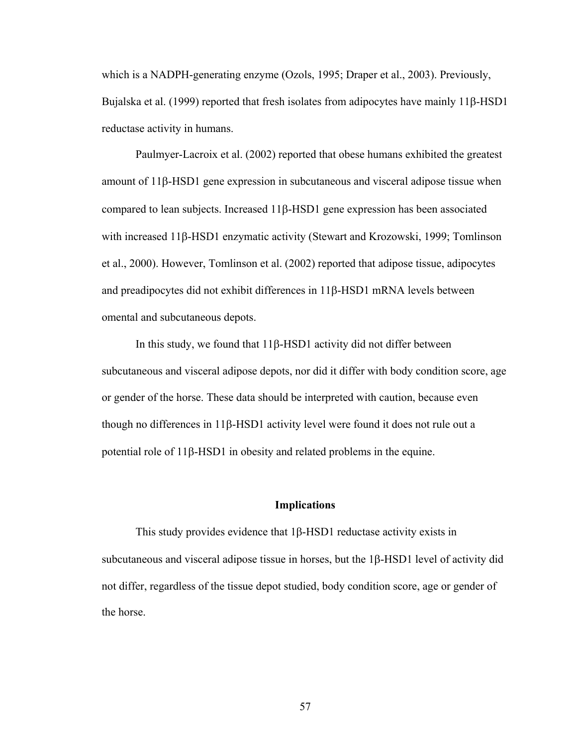which is a NADPH-generating enzyme (Ozols, 1995; Draper et al., 2003). Previously, Bujalska et al. (1999) reported that fresh isolates from adipocytes have mainly 11β-HSD1 reductase activity in humans.

Paulmyer-Lacroix et al. (2002) reported that obese humans exhibited the greatest amount of 11β-HSD1 gene expression in subcutaneous and visceral adipose tissue when compared to lean subjects. Increased 11β-HSD1 gene expression has been associated with increased 11β-HSD1 enzymatic activity (Stewart and Krozowski, 1999; Tomlinson et al., 2000). However, Tomlinson et al. (2002) reported that adipose tissue, adipocytes and preadipocytes did not exhibit differences in 11β-HSD1 mRNA levels between omental and subcutaneous depots.

In this study, we found that 11β-HSD1 activity did not differ between subcutaneous and visceral adipose depots, nor did it differ with body condition score, age or gender of the horse. These data should be interpreted with caution, because even though no differences in 11β-HSD1 activity level were found it does not rule out a potential role of 11β-HSD1 in obesity and related problems in the equine.

## Implications

This study provides evidence that 1β-HSD1 reductase activity exists in subcutaneous and visceral adipose tissue in horses, but the 1β-HSD1 level of activity did not differ, regardless of the tissue depot studied, body condition score, age or gender of the horse.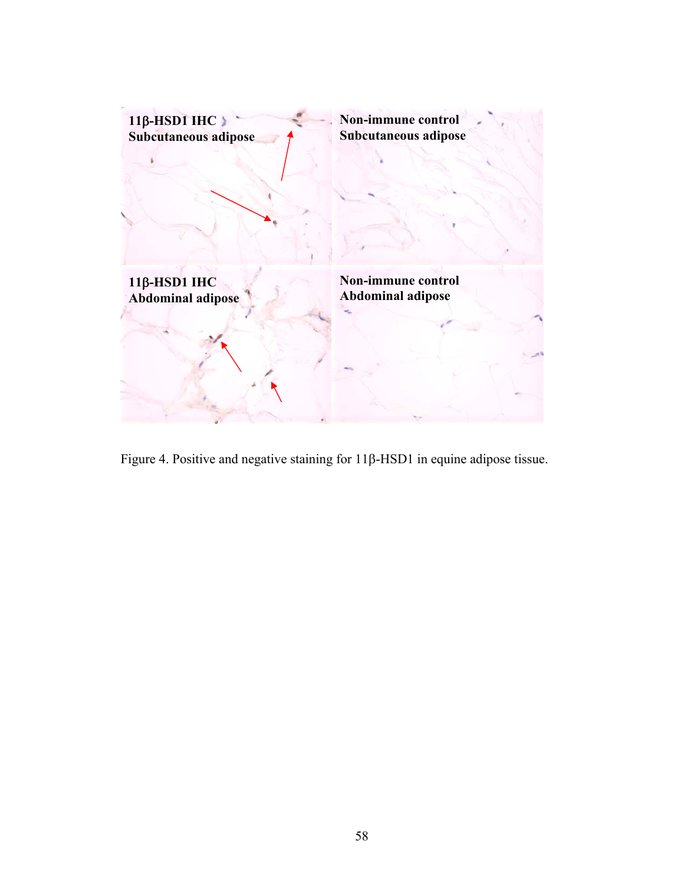Figure 4. Positive and negative staining for 11β-HSD1 in equine adipose tissue.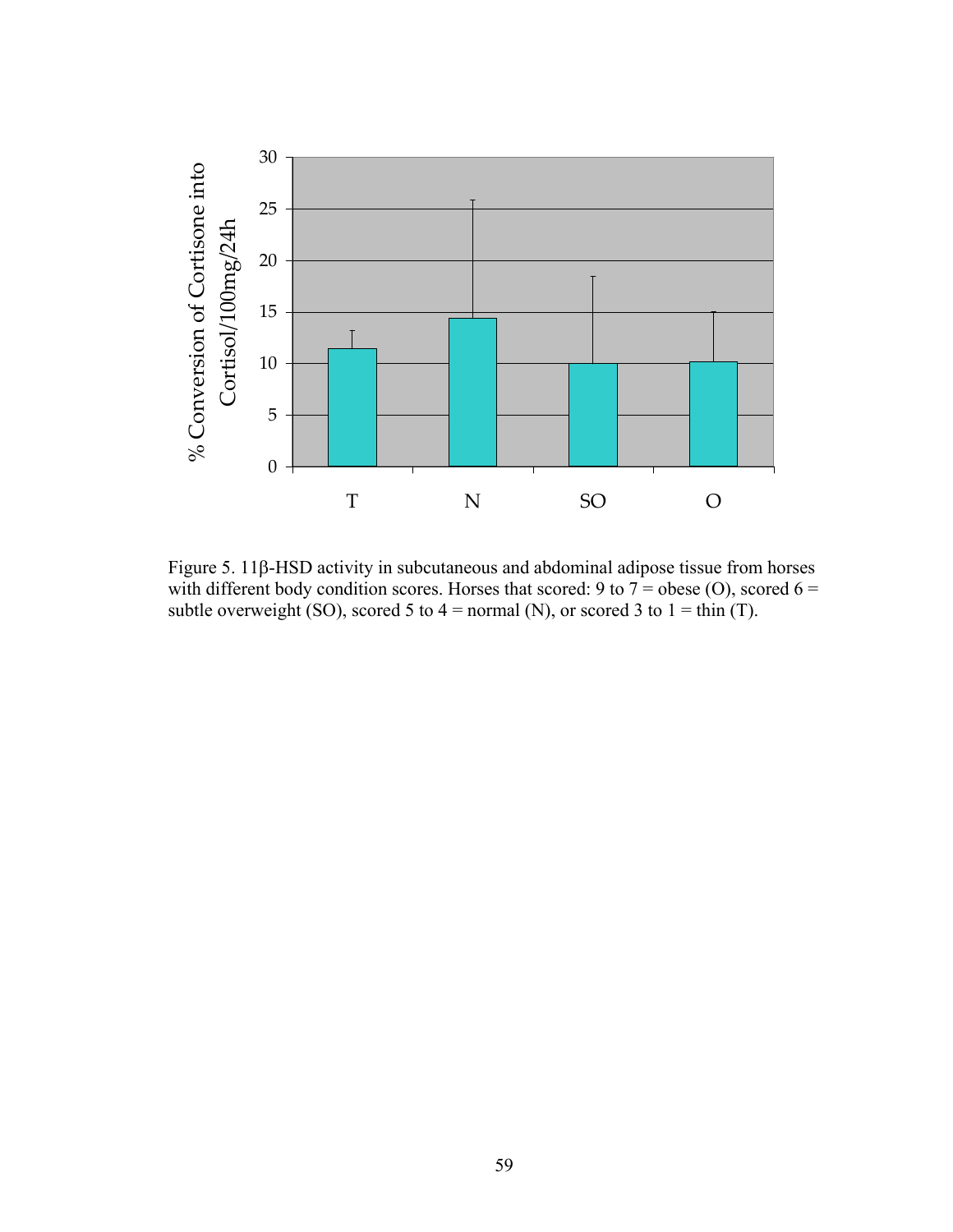Figure 5. 11β-HSD activity in subcutaneous and abdominal adipose tissue from horses with different body condition scores. Horses that scored: 9 to 7 = obese (O), scored 6 = subtle overweight (SO), scored 5 to 4 = normal (N), or scored 3 to 1 = thin (T).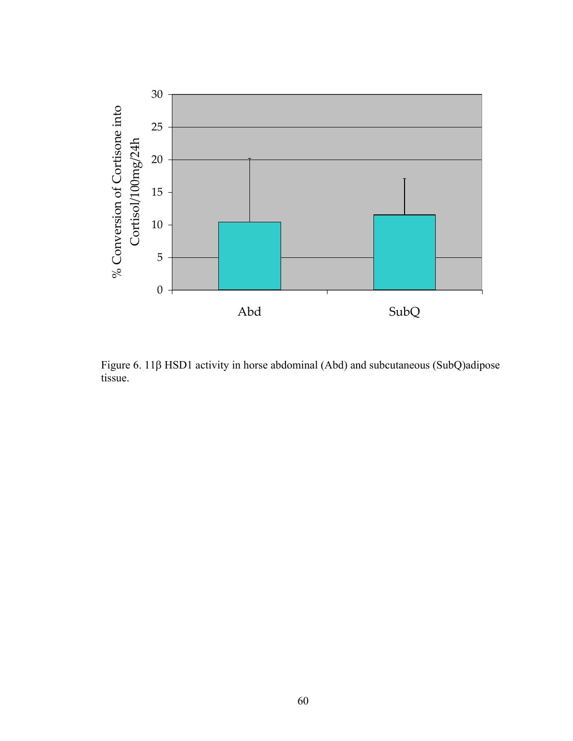Figure 6. 11β HSD1 activity in horse abdominal (Abd) and subcutaneous (SubQ)adipose tissue.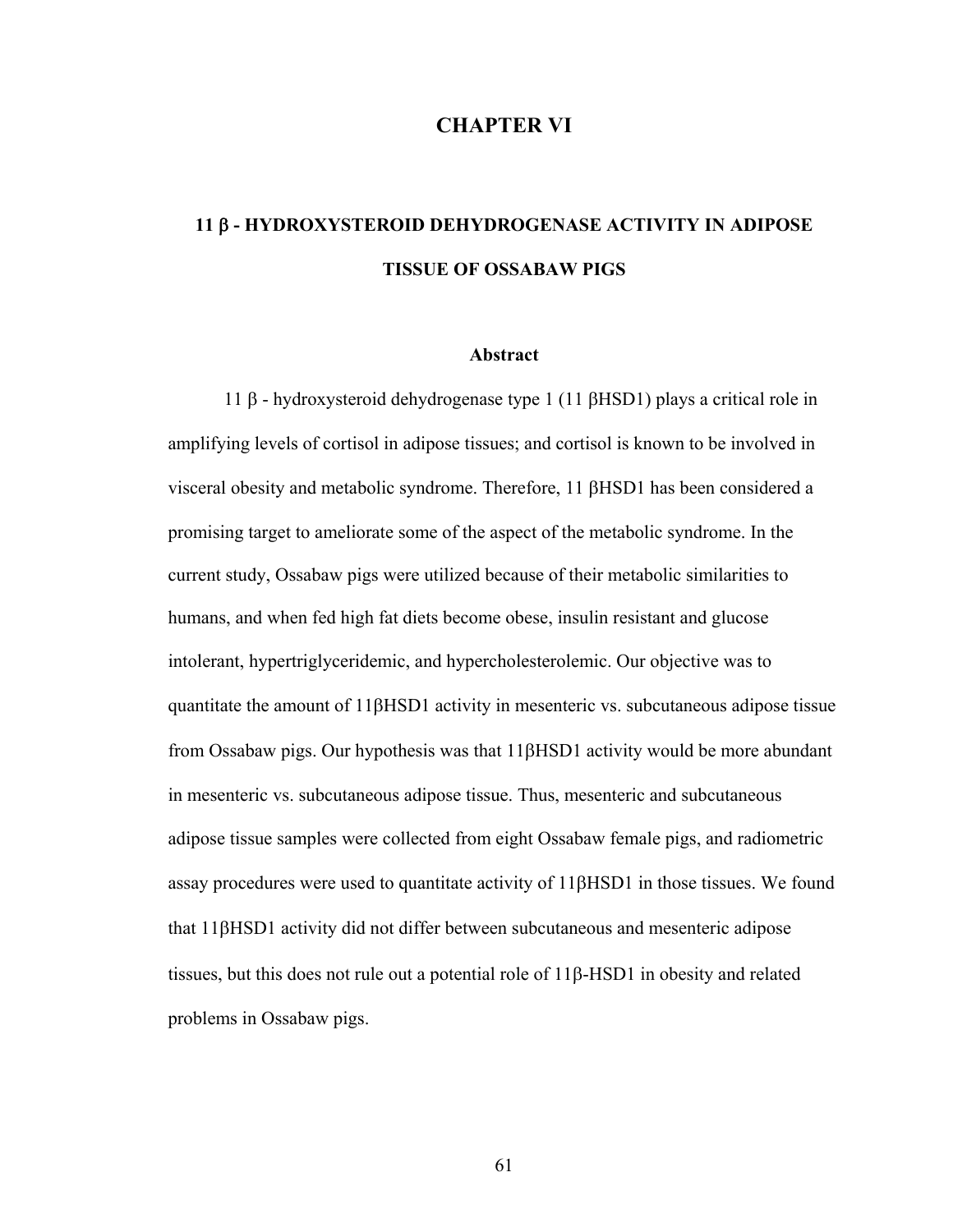# CHAPTER VI

## 11 β - HYDROXYSTEROID DEHYDROGENASE ACTIVITY IN ADIPOSE TISSUE OF OSSABAW PIGS

### Abstract

11 β - hydroxysteroid dehydrogenase type 1 (11 βHSD1) plays a critical role in amplifying levels of cortisol in adipose tissues; and cortisol is known to be involved in visceral obesity and metabolic syndrome. Therefore, 11 βHSD1 has been considered a promising target to ameliorate some of the aspect of the metabolic syndrome. In the current study, Ossabaw pigs were utilized because of their metabolic similarities to humans, and when fed high fat diets become obese, insulin resistant and glucose intolerant, hypertriglyceridemic, and hypercholesterolemic. Our objective was to quantitate the amount of 11βHSD1 activity in mesenteric vs. subcutaneous adipose tissue from Ossabaw pigs. Our hypothesis was that 11βHSD1 activity would be more abundant in mesenteric vs. subcutaneous adipose tissue. Thus, mesenteric and subcutaneous adipose tissue samples were collected from eight Ossabaw female pigs, and radiometric assay procedures were used to quantitate activity of 11βHSD1 in those tissues. We found that 11βHSD1 activity did not differ between subcutaneous and mesenteric adipose tissues, but this does not rule out a potential role of 11β-HSD1 in obesity and related problems in Ossabaw pigs.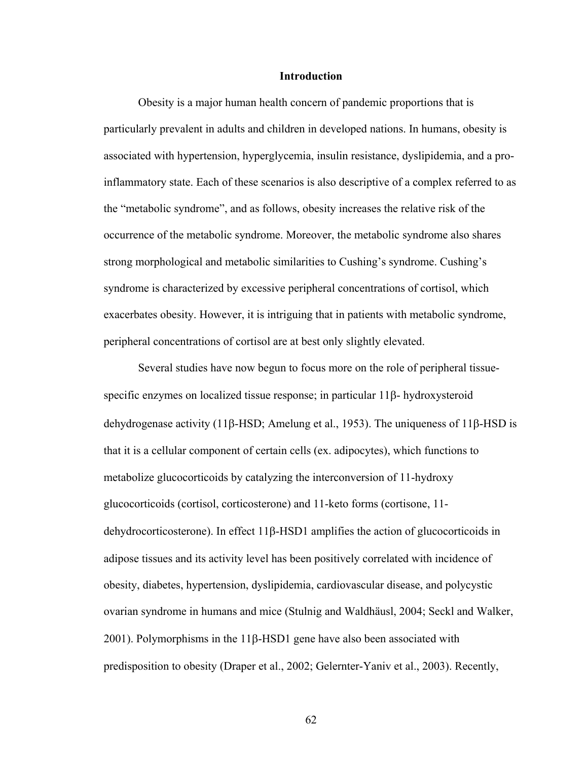## Introduction

Obesity is a major human health concern of pandemic proportions that is particularly prevalent in adults and children in developed nations. In humans, obesity is associated with hypertension, hyperglycemia, insulin resistance, dyslipidemia, and a pro-inflammatory state. Each of these scenarios is also descriptive of a complex referred to as the "metabolic syndrome", and as follows, obesity increases the relative risk of the occurrence of the metabolic syndrome. Moreover, the metabolic syndrome also shares strong morphological and metabolic similarities to Cushing's syndrome. Cushing's syndrome is characterized by excessive peripheral concentrations of cortisol, which exacerbates obesity. However, it is intriguing that in patients with metabolic syndrome, peripheral concentrations of cortisol are at best only slightly elevated.

Several studies have now begun to focus more on the role of peripheral tissue-specific enzymes on localized tissue response; in particular 11β- hydroxysteroid dehydrogenase activity (11β-HSD; Amelung et al., 1953). The uniqueness of 11β-HSD is that it is a cellular component of certain cells (ex. adipocytes), which functions to metabolize glucocorticoids by catalyzing the interconversion of 11-hydroxy glucocorticoids (cortisol, corticosterone) and 11-keto forms (cortisone, 11-dehydrocorticosterone). In effect 11β-HSD1 amplifies the action of glucocorticoids in adipose tissues and its activity level has been positively correlated with incidence of obesity, diabetes, hypertension, dyslipidemia, cardiovascular disease, and polycystic ovarian syndrome in humans and mice (Stulnig and Waldhäusl, 2004; Seckl and Walker, 2001). Polymorphisms in the 11β-HSD1 gene have also been associated with predisposition to obesity (Draper et al., 2002; Gelernter-Yaniv et al., 2003). Recently,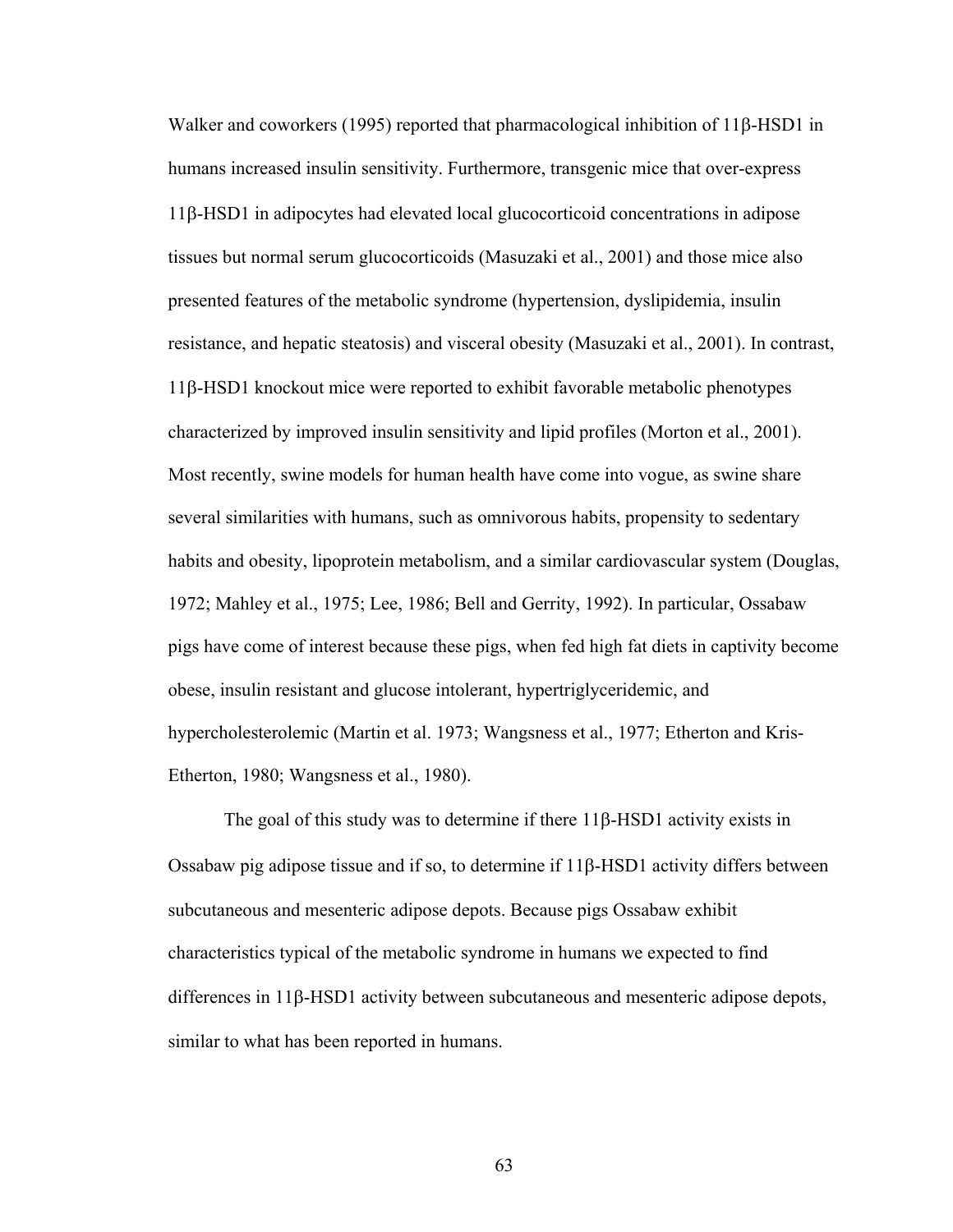Walker and coworkers (1995) reported that pharmacological inhibition of 11β-HSD1 in humans increased insulin sensitivity. Furthermore, transgenic mice that over-express 11β-HSD1 in adipocytes had elevated local glucocorticoid concentrations in adipose tissues but normal serum glucocorticoids (Masuzaki et al., 2001) and those mice also presented features of the metabolic syndrome (hypertension, dyslipidemia, insulin resistance, and hepatic steatosis) and visceral obesity (Masuzaki et al., 2001). In contrast, 11β-HSD1 knockout mice were reported to exhibit favorable metabolic phenotypes characterized by improved insulin sensitivity and lipid profiles (Morton et al., 2001). Most recently, swine models for human health have come into vogue, as swine share several similarities with humans, such as omnivorous habits, propensity to sedentary habits and obesity, lipoprotein metabolism, and a similar cardiovascular system (Douglas, 1972; Mahley et al., 1975; Lee, 1986; Bell and Gerrity, 1992). In particular, Ossabaw pigs have come of interest because these pigs, when fed high fat diets in captivity become obese, insulin resistant and glucose intolerant, hypertriglyceridemic, and hypercholesterolemic (Martin et al. 1973; Wangsness et al., 1977; Etherton and Kris-Etherton, 1980; Wangsness et al., 1980).

The goal of this study was to determine if there 11β-HSD1 activity exists in Ossabaw pig adipose tissue and if so, to determine if 11β-HSD1 activity differs between subcutaneous and mesenteric adipose depots. Because pigs Ossabaw exhibit characteristics typical of the metabolic syndrome in humans we expected to find differences in 11β-HSD1 activity between subcutaneous and mesenteric adipose depots, similar to what has been reported in humans.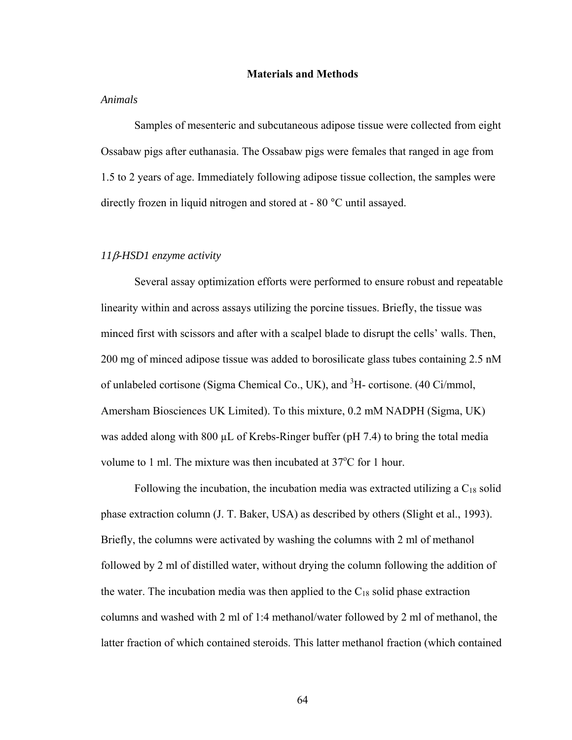## Materials and Methods

*Animals*

Samples of mesenteric and subcutaneous adipose tissue were collected from eight Ossabaw pigs after euthanasia. The Ossabaw pigs were females that ranged in age from 1.5 to 2 years of age. Immediately following adipose tissue collection, the samples were directly frozen in liquid nitrogen and stored at - 80 °C until assayed.

*11β-HSD1 enzyme activity*

Several assay optimization efforts were performed to ensure robust and repeatable linearity within and across assays utilizing the porcine tissues. Briefly, the tissue was minced first with scissors and after with a scalpel blade to disrupt the cells' walls. Then, 200 mg of minced adipose tissue was added to borosilicate glass tubes containing 2.5 nM of unlabeled cortisone (Sigma Chemical Co., UK), and $^3$H- cortisone. (40 Ci/mmol, Amersham Biosciences UK Limited). To this mixture, 0.2 mM NADPH (Sigma, UK) was added along with 800 µL of Krebs-Ringer buffer (pH 7.4) to bring the total media volume to 1 ml. The mixture was then incubated at 37$^o$C for 1 hour.

Following the incubation, the incubation media was extracted utilizing a $C_{18}$ solid phase extraction column (J. T. Baker, USA) as described by others (Slight et al., 1993). Briefly, the columns were activated by washing the columns with 2 ml of methanol followed by 2 ml of distilled water, without drying the column following the addition of the water. The incubation media was then applied to the $C_{18}$ solid phase extraction columns and washed with 2 ml of 1:4 methanol/water followed by 2 ml of methanol, the latter fraction of which contained steroids. This latter methanol fraction (which contained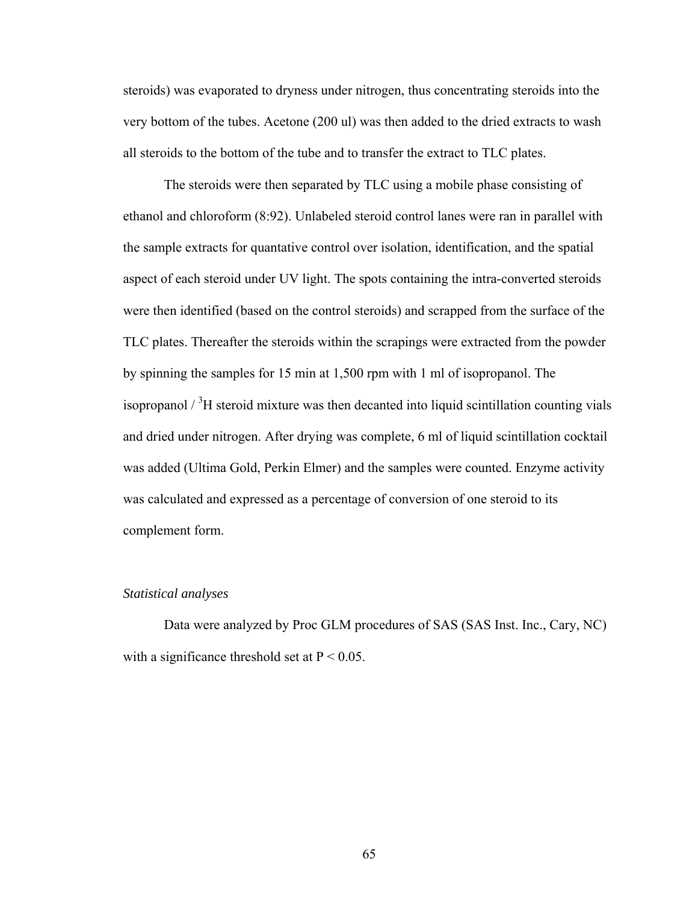steroids) was evaporated to dryness under nitrogen, thus concentrating steroids into the very bottom of the tubes. Acetone (200 ul) was then added to the dried extracts to wash all steroids to the bottom of the tube and to transfer the extract to TLC plates.

The steroids were then separated by TLC using a mobile phase consisting of ethanol and chloroform (8:92). Unlabeled steroid control lanes were ran in parallel with the sample extracts for quantative control over isolation, identification, and the spatial aspect of each steroid under UV light. The spots containing the intra-converted steroids were then identified (based on the control steroids) and scrapped from the surface of the TLC plates. Thereafter the steroids within the scrapings were extracted from the powder by spinning the samples for 15 min at 1,500 rpm with 1 ml of isopropanol. The isopropanol / $^3$H steroid mixture was then decanted into liquid scintillation counting vials and dried under nitrogen. After drying was complete, 6 ml of liquid scintillation cocktail was added (Ultima Gold, Perkin Elmer) and the samples were counted. Enzyme activity was calculated and expressed as a percentage of conversion of one steroid to its complement form.

*Statistical analyses*

Data were analyzed by Proc GLM procedures of SAS (SAS Inst. Inc., Cary, NC) with a significance threshold set at $P < 0.05$.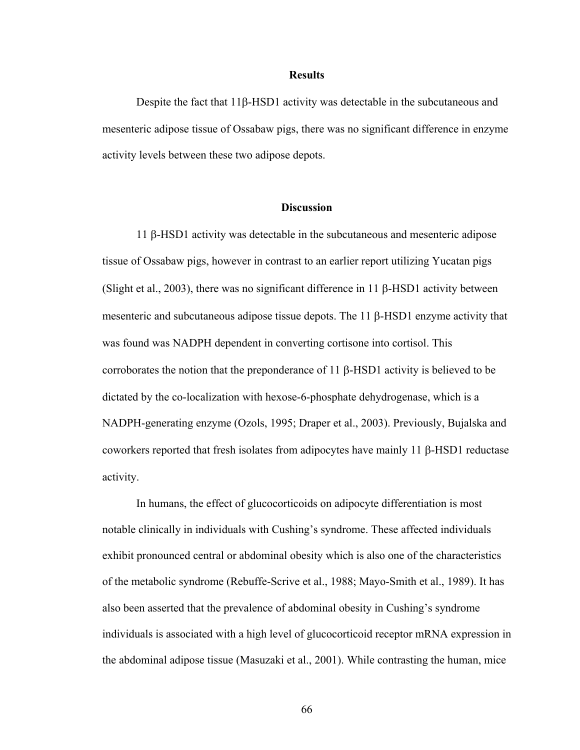## Results

Despite the fact that 11β-HSD1 activity was detectable in the subcutaneous and mesenteric adipose tissue of Ossabaw pigs, there was no significant difference in enzyme activity levels between these two adipose depots.

## Discussion

11 β-HSD1 activity was detectable in the subcutaneous and mesenteric adipose tissue of Ossabaw pigs, however in contrast to an earlier report utilizing Yucatan pigs (Slight et al., 2003), there was no significant difference in 11 β-HSD1 activity between mesenteric and subcutaneous adipose tissue depots. The 11 β-HSD1 enzyme activity that was found was NADPH dependent in converting cortisone into cortisol. This corroborates the notion that the preponderance of 11 β-HSD1 activity is believed to be dictated by the co-localization with hexose-6-phosphate dehydrogenase, which is a NADPH-generating enzyme (Ozols, 1995; Draper et al., 2003). Previously, Bujalska and coworkers reported that fresh isolates from adipocytes have mainly 11 β-HSD1 reductase activity.

In humans, the effect of glucocorticoids on adipocyte differentiation is most notable clinically in individuals with Cushing's syndrome. These affected individuals exhibit pronounced central or abdominal obesity which is also one of the characteristics of the metabolic syndrome (Rebuffe-Scrive et al., 1988; Mayo-Smith et al., 1989). It has also been asserted that the prevalence of abdominal obesity in Cushing's syndrome individuals is associated with a high level of glucocorticoid receptor mRNA expression in the abdominal adipose tissue (Masuzaki et al., 2001). While contrasting the human, mice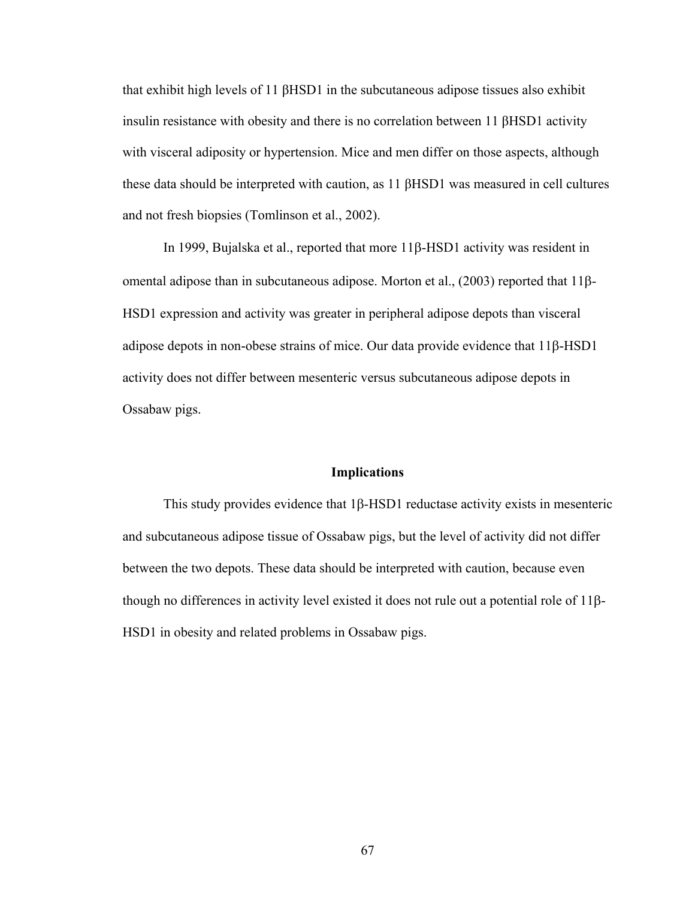that exhibit high levels of 11 βHSD1 in the subcutaneous adipose tissues also exhibit insulin resistance with obesity and there is no correlation between 11 βHSD1 activity with visceral adiposity or hypertension. Mice and men differ on those aspects, although these data should be interpreted with caution, as 11 βHSD1 was measured in cell cultures and not fresh biopsies (Tomlinson et al., 2002).

In 1999, Bujalska et al., reported that more 11β-HSD1 activity was resident in omental adipose than in subcutaneous adipose. Morton et al., (2003) reported that 11β-HSD1 expression and activity was greater in peripheral adipose depots than visceral adipose depots in non-obese strains of mice. Our data provide evidence that 11β-HSD1 activity does not differ between mesenteric versus subcutaneous adipose depots in Ossabaw pigs.

## Implications

This study provides evidence that 1β-HSD1 reductase activity exists in mesenteric and subcutaneous adipose tissue of Ossabaw pigs, but the level of activity did not differ between the two depots. These data should be interpreted with caution, because even though no differences in activity level existed it does not rule out a potential role of 11β-HSD1 in obesity and related problems in Ossabaw pigs.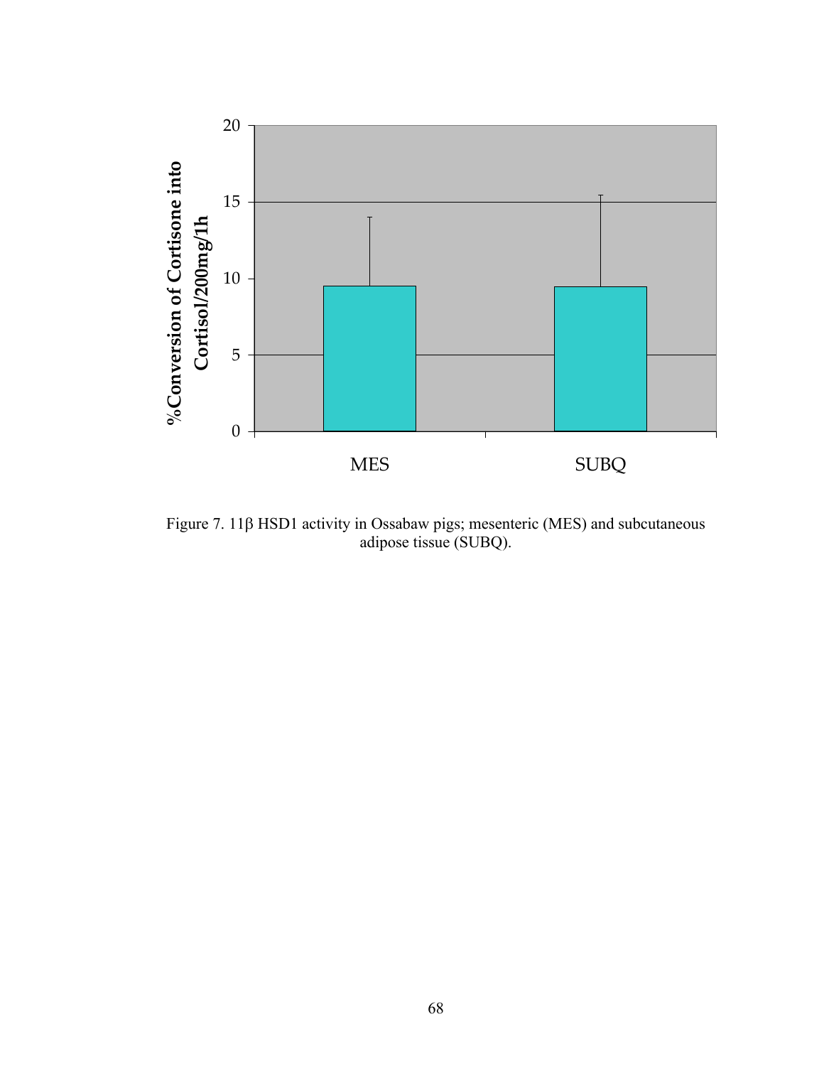Figure 7. 11β HSD1 activity in Ossabaw pigs; mesenteric (MES) and subcutaneous adipose tissue (SUBQ).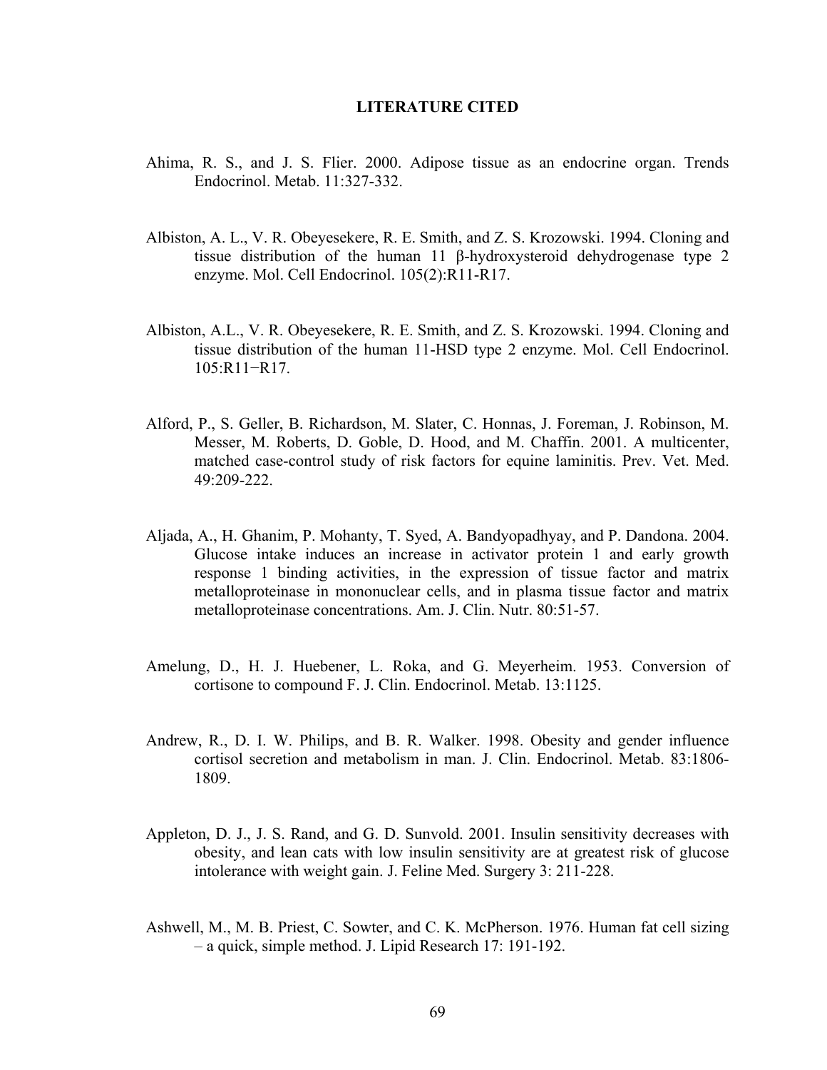# LITERATURE CITED

Ahima, R. S., and J. S. Flier. 2000. Adipose tissue as an endocrine organ. Trends Endocrinol. Metab. 11:327-332.

Albiston, A. L., V. R. Obeyesekere, R. E. Smith, and Z. S. Krozowski. 1994. Cloning and tissue distribution of the human 11 β-hydroxysteroid dehydrogenase type 2 enzyme. Mol. Cell Endocrinol. 105(2):R11-R17.

Albiston, A.L., V. R. Obeyesekere, R. E. Smith, and Z. S. Krozowski. 1994. Cloning and tissue distribution of the human 11-HSD type 2 enzyme. Mol. Cell Endocrinol. 105:R11−R17.

Alford, P., S. Geller, B. Richardson, M. Slater, C. Honnas, J. Foreman, J. Robinson, M. Messer, M. Roberts, D. Goble, D. Hood, and M. Chaffin. 2001. A multicenter, matched case-control study of risk factors for equine laminitis. Prev. Vet. Med. 49:209-222.

Aljada, A., H. Ghanim, P. Mohanty, T. Syed, A. Bandyopadhyay, and P. Dandona. 2004. Glucose intake induces an increase in activator protein 1 and early growth response 1 binding activities, in the expression of tissue factor and matrix metalloproteinase in mononuclear cells, and in plasma tissue factor and matrix metalloproteinase concentrations. Am. J. Clin. Nutr. 80:51-57.

Amelung, D., H. J. Huebener, L. Roka, and G. Meyerheim. 1953. Conversion of cortisone to compound F. J. Clin. Endocrinol. Metab. 13:1125.

Andrew, R., D. I. W. Philips, and B. R. Walker. 1998. Obesity and gender influence cortisol secretion and metabolism in man. J. Clin. Endocrinol. Metab. 83:1806-1809.

Appleton, D. J., J. S. Rand, and G. D. Sunvold. 2001. Insulin sensitivity decreases with obesity, and lean cats with low insulin sensitivity are at greatest risk of glucose intolerance with weight gain. J. Feline Med. Surgery 3: 211-228.

Ashwell, M., M. B. Priest, C. Sowter, and C. K. McPherson. 1976. Human fat cell sizing – a quick, simple method. J. Lipid Research 17: 191-192.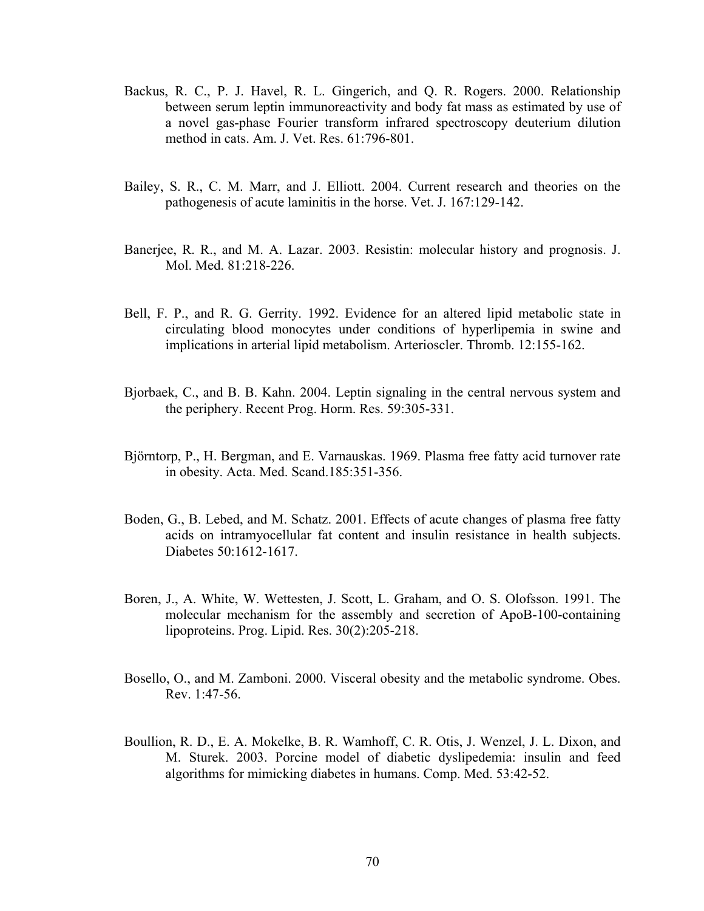Backus, R. C., P. J. Havel, R. L. Gingerich, and Q. R. Rogers. 2000. Relationship between serum leptin immunoreactivity and body fat mass as estimated by use of a novel gas-phase Fourier transform infrared spectroscopy deuterium dilution method in cats. Am. J. Vet. Res. 61:796-801.

Bailey, S. R., C. M. Marr, and J. Elliott. 2004. Current research and theories on the pathogenesis of acute laminitis in the horse. Vet. J. 167:129-142.

Banerjee, R. R., and M. A. Lazar. 2003. Resistin: molecular history and prognosis. J. Mol. Med. 81:218-226.

Bell, F. P., and R. G. Gerrity. 1992. Evidence for an altered lipid metabolic state in circulating blood monocytes under conditions of hyperlipemia in swine and implications in arterial lipid metabolism. Arterioscler. Thromb. 12:155-162.

Bjorbaek, C., and B. B. Kahn. 2004. Leptin signaling in the central nervous system and the periphery. Recent Prog. Horm. Res. 59:305-331.

Björntorp, P., H. Bergman, and E. Varnauskas. 1969. Plasma free fatty acid turnover rate in obesity. Acta. Med. Scand.185:351-356.

Boden, G., B. Lebed, and M. Schatz. 2001. Effects of acute changes of plasma free fatty acids on intramyocellular fat content and insulin resistance in health subjects. Diabetes 50:1612-1617.

Boren, J., A. White, W. Wettesten, J. Scott, L. Graham, and O. S. Olofsson. 1991. The molecular mechanism for the assembly and secretion of ApoB-100-containing lipoproteins. Prog. Lipid. Res. 30(2):205-218.

Bosello, O., and M. Zamboni. 2000. Visceral obesity and the metabolic syndrome. Obes. Rev. 1:47-56.

Boullion, R. D., E. A. Mokelke, B. R. Wamhoff, C. R. Otis, J. Wenzel, J. L. Dixon, and M. Sturek. 2003. Porcine model of diabetic dyslipedemia: insulin and feed algorithms for mimicking diabetes in humans. Comp. Med. 53:42-52.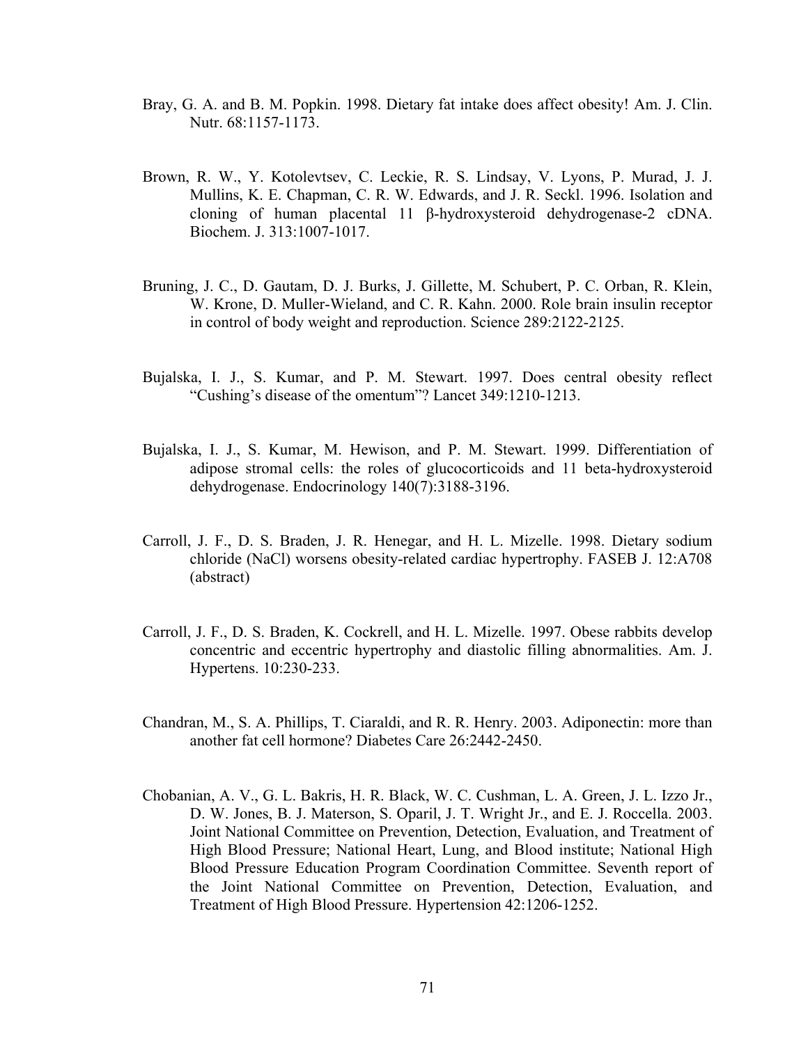Bray, G. A. and B. M. Popkin. 1998. Dietary fat intake does affect obesity! Am. J. Clin. Nutr. 68:1157-1173.

Brown, R. W., Y. Kotolevtsev, C. Leckie, R. S. Lindsay, V. Lyons, P. Murad, J. J. Mullins, K. E. Chapman, C. R. W. Edwards, and J. R. Seckl. 1996. Isolation and cloning of human placental 11 β-hydroxysteroid dehydrogenase-2 cDNA. Biochem. J. 313:1007-1017.

Bruning, J. C., D. Gautam, D. J. Burks, J. Gillette, M. Schubert, P. C. Orban, R. Klein, W. Krone, D. Muller-Wieland, and C. R. Kahn. 2000. Role brain insulin receptor in control of body weight and reproduction. Science 289:2122-2125.

Bujalska, I. J., S. Kumar, and P. M. Stewart. 1997. Does central obesity reflect "Cushing's disease of the omentum"? Lancet 349:1210-1213.

Bujalska, I. J., S. Kumar, M. Hewison, and P. M. Stewart. 1999. Differentiation of adipose stromal cells: the roles of glucocorticoids and 11 beta-hydroxysteroid dehydrogenase. Endocrinology 140(7):3188-3196.

Carroll, J. F., D. S. Braden, J. R. Henegar, and H. L. Mizelle. 1998. Dietary sodium chloride (NaCl) worsens obesity-related cardiac hypertrophy. FASEB J. 12:A708 (abstract)

Carroll, J. F., D. S. Braden, K. Cockrell, and H. L. Mizelle. 1997. Obese rabbits develop concentric and eccentric hypertrophy and diastolic filling abnormalities. Am. J. Hypertens. 10:230-233.

Chandran, M., S. A. Phillips, T. Ciaraldi, and R. R. Henry. 2003. Adiponectin: more than another fat cell hormone? Diabetes Care 26:2442-2450.

Chobanian, A. V., G. L. Bakris, H. R. Black, W. C. Cushman, L. A. Green, J. L. Izzo Jr., D. W. Jones, B. J. Materson, S. Oparil, J. T. Wright Jr., and E. J. Roccella. 2003. Joint National Committee on Prevention, Detection, Evaluation, and Treatment of High Blood Pressure; National Heart, Lung, and Blood institute; National High Blood Pressure Education Program Coordination Committee. Seventh report of the Joint National Committee on Prevention, Detection, Evaluation, and Treatment of High Blood Pressure. Hypertension 42:1206-1252.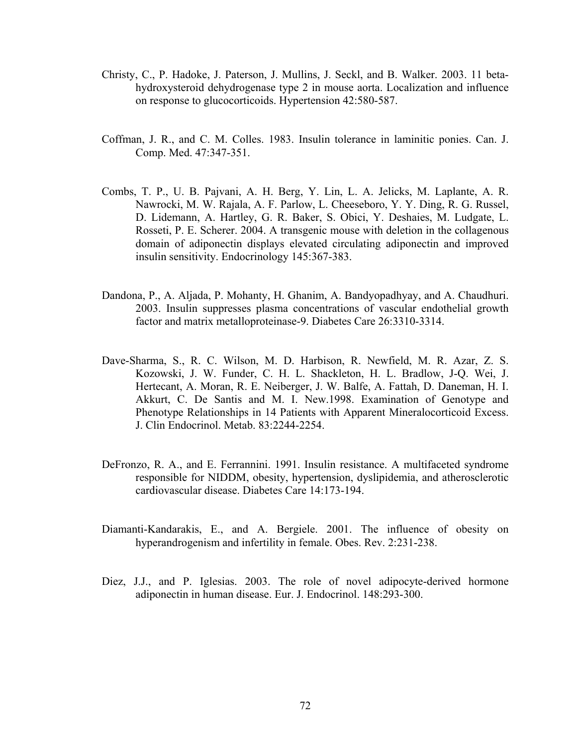Christy, C., P. Hadoke, J. Paterson, J. Mullins, J. Seckl, and B. Walker. 2003. 11 beta-hydroxysteroid dehydrogenase type 2 in mouse aorta. Localization and influence on response to glucocorticoids. Hypertension 42:580-587.

Coffman, J. R., and C. M. Colles. 1983. Insulin tolerance in laminitic ponies. Can. J. Comp. Med. 47:347-351.

Combs, T. P., U. B. Pajvani, A. H. Berg, Y. Lin, L. A. Jelicks, M. Laplante, A. R. Nawrocki, M. W. Rajala, A. F. Parlow, L. Cheeseboro, Y. Y. Ding, R. G. Russel, D. Lidemann, A. Hartley, G. R. Baker, S. Obici, Y. Deshaies, M. Ludgate, L. Rosseti, P. E. Scherer. 2004. A transgenic mouse with deletion in the collagenous domain of adiponectin displays elevated circulating adiponectin and improved insulin sensitivity. Endocrinology 145:367-383.

Dandona, P., A. Aljada, P. Mohanty, H. Ghanim, A. Bandyopadhyay, and A. Chaudhuri. 2003. Insulin suppresses plasma concentrations of vascular endothelial growth factor and matrix metalloproteinase-9. Diabetes Care 26:3310-3314.

Dave-Sharma, S., R. C. Wilson, M. D. Harbison, R. Newfield, M. R. Azar, Z. S. Kozowski, J. W. Funder, C. H. L. Shackleton, H. L. Bradlow, J-Q. Wei, J. Hertecant, A. Moran, R. E. Neiberger, J. W. Balfe, A. Fattah, D. Daneman, H. I. Akkurt, C. De Santis and M. I. New.1998. Examination of Genotype and Phenotype Relationships in 14 Patients with Apparent Mineralocorticoid Excess. J. Clin Endocrinol. Metab. 83:2244-2254.

DeFronzo, R. A., and E. Ferrannini. 1991. Insulin resistance. A multifaceted syndrome responsible for NIDDM, obesity, hypertension, dyslipidemia, and atherosclerotic cardiovascular disease. Diabetes Care 14:173-194.

Diamanti-Kandarakis, E., and A. Bergiele. 2001. The influence of obesity on hyperandrogenism and infertility in female. Obes. Rev. 2:231-238.

Diez, J.J., and P. Iglesias. 2003. The role of novel adipocyte-derived hormone adiponectin in human disease. Eur. J. Endocrinol. 148:293-300.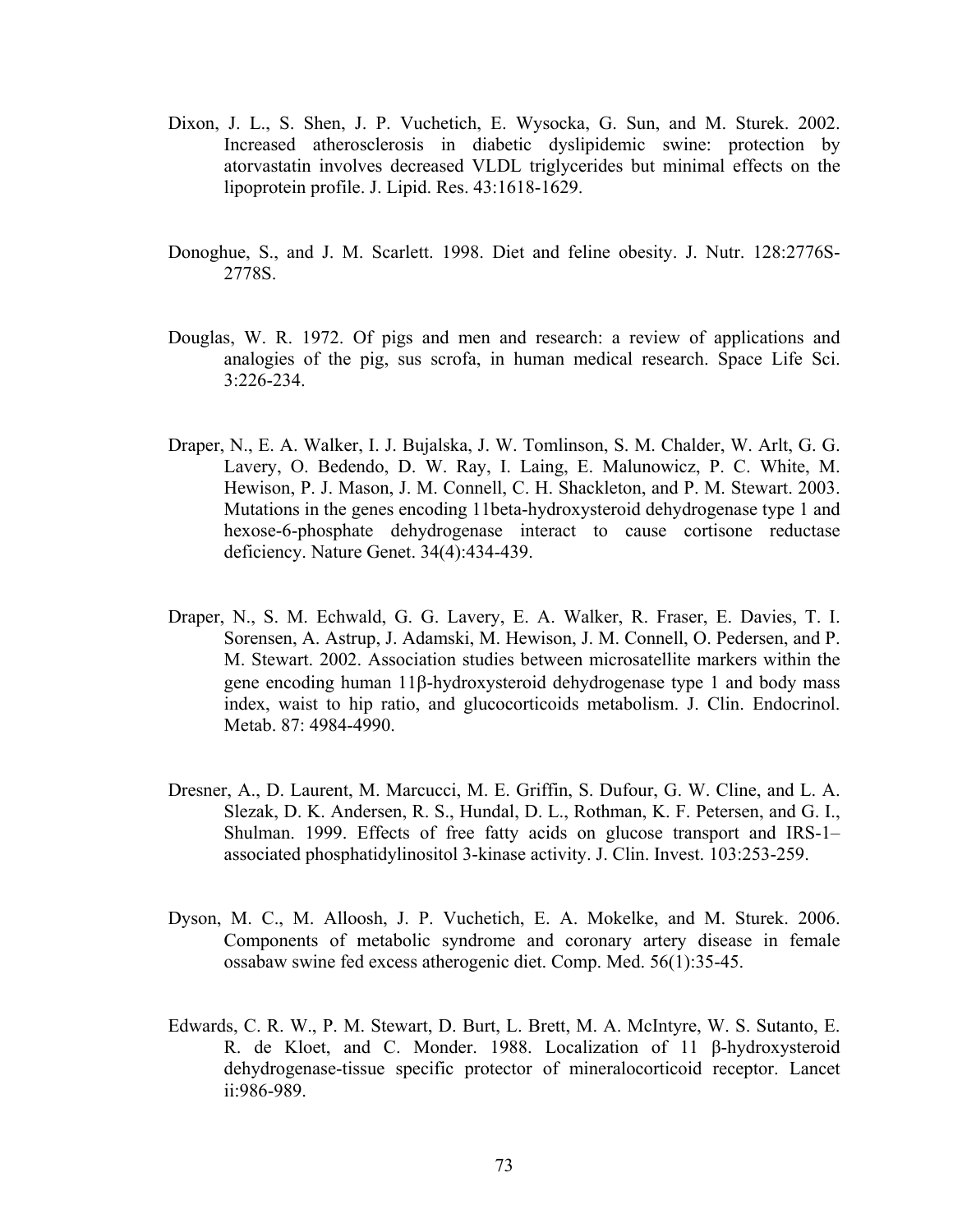Dixon, J. L., S. Shen, J. P. Vuchetich, E. Wysocka, G. Sun, and M. Sturek. 2002. Increased atherosclerosis in diabetic dyslipidemic swine: protection by atorvastatin involves decreased VLDL triglycerides but minimal effects on the lipoprotein profile. J. Lipid. Res. 43:1618-1629.

Donoghue, S., and J. M. Scarlett. 1998. Diet and feline obesity. J. Nutr. 128:2776S-2778S.

Douglas, W. R. 1972. Of pigs and men and research: a review of applications and analogies of the pig, sus scrofa, in human medical research. Space Life Sci. 3:226-234.

Draper, N., E. A. Walker, I. J. Bujalska, J. W. Tomlinson, S. M. Chalder, W. Arlt, G. G. Lavery, O. Bedendo, D. W. Ray, I. Laing, E. Malunowicz, P. C. White, M. Hewison, P. J. Mason, J. M. Connell, C. H. Shackleton, and P. M. Stewart. 2003. Mutations in the genes encoding 11beta-hydroxysteroid dehydrogenase type 1 and hexose-6-phosphate dehydrogenase interact to cause cortisone reductase deficiency. Nature Genet. 34(4):434-439.

Draper, N., S. M. Echwald, G. G. Lavery, E. A. Walker, R. Fraser, E. Davies, T. I. Sorensen, A. Astrup, J. Adamski, M. Hewison, J. M. Connell, O. Pedersen, and P. M. Stewart. 2002. Association studies between microsatellite markers within the gene encoding human 11β-hydroxysteroid dehydrogenase type 1 and body mass index, waist to hip ratio, and glucocorticoids metabolism. J. Clin. Endocrinol. Metab. 87: 4984-4990.

Dresner, A., D. Laurent, M. Marcucci, M. E. Griffin, S. Dufour, G. W. Cline, and L. A. Slezak, D. K. Andersen, R. S., Hundal, D. L., Rothman, K. F. Petersen, and G. I., Shulman. 1999. Effects of free fatty acids on glucose transport and IRS-1–associated phosphatidylinositol 3-kinase activity. J. Clin. Invest. 103:253-259.

Dyson, M. C., M. Alloosh, J. P. Vuchetich, E. A. Mokelke, and M. Sturek. 2006. Components of metabolic syndrome and coronary artery disease in female ossabaw swine fed excess atherogenic diet. Comp. Med. 56(1):35-45.

Edwards, C. R. W., P. M. Stewart, D. Burt, L. Brett, M. A. McIntyre, W. S. Sutanto, E. R. de Kloet, and C. Monder. 1988. Localization of 11 β-hydroxysteroid dehydrogenase-tissue specific protector of mineralocorticoid receptor. Lancet ii:986-989.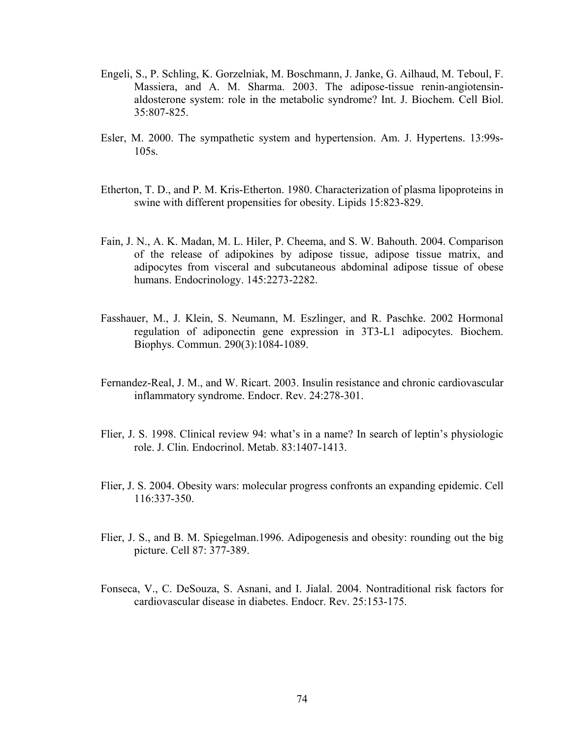Engeli, S., P. Schling, K. Gorzelniak, M. Boschmann, J. Janke, G. Ailhaud, M. Teboul, F. Massiera, and A. M. Sharma. 2003. The adipose-tissue renin-angiotensin-aldosterone system: role in the metabolic syndrome? Int. J. Biochem. Cell Biol. 35:807-825.

Esler, M. 2000. The sympathetic system and hypertension. Am. J. Hypertens. 13:99s-105s.

Etherton, T. D., and P. M. Kris-Etherton. 1980. Characterization of plasma lipoproteins in swine with different propensities for obesity. Lipids 15:823-829.

Fain, J. N., A. K. Madan, M. L. Hiler, P. Cheema, and S. W. Bahouth. 2004. Comparison of the release of adipokines by adipose tissue, adipose tissue matrix, and adipocytes from visceral and subcutaneous abdominal adipose tissue of obese humans. Endocrinology. 145:2273-2282.

Fasshauer, M., J. Klein, S. Neumann, M. Eszlinger, and R. Paschke. 2002 Hormonal regulation of adiponectin gene expression in 3T3-L1 adipocytes. Biochem. Biophys. Commun. 290(3):1084-1089.

Fernandez-Real, J. M., and W. Ricart. 2003. Insulin resistance and chronic cardiovascular inflammatory syndrome. Endocr. Rev. 24:278-301.

Flier, J. S. 1998. Clinical review 94: what's in a name? In search of leptin's physiologic role. J. Clin. Endocrinol. Metab. 83:1407-1413.

Flier, J. S. 2004. Obesity wars: molecular progress confronts an expanding epidemic. Cell 116:337-350.

Flier, J. S., and B. M. Spiegelman.1996. Adipogenesis and obesity: rounding out the big picture. Cell 87: 377-389.

Fonseca, V., C. DeSouza, S. Asnani, and I. Jialal. 2004. Nontraditional risk factors for cardiovascular disease in diabetes. Endocr. Rev. 25:153-175.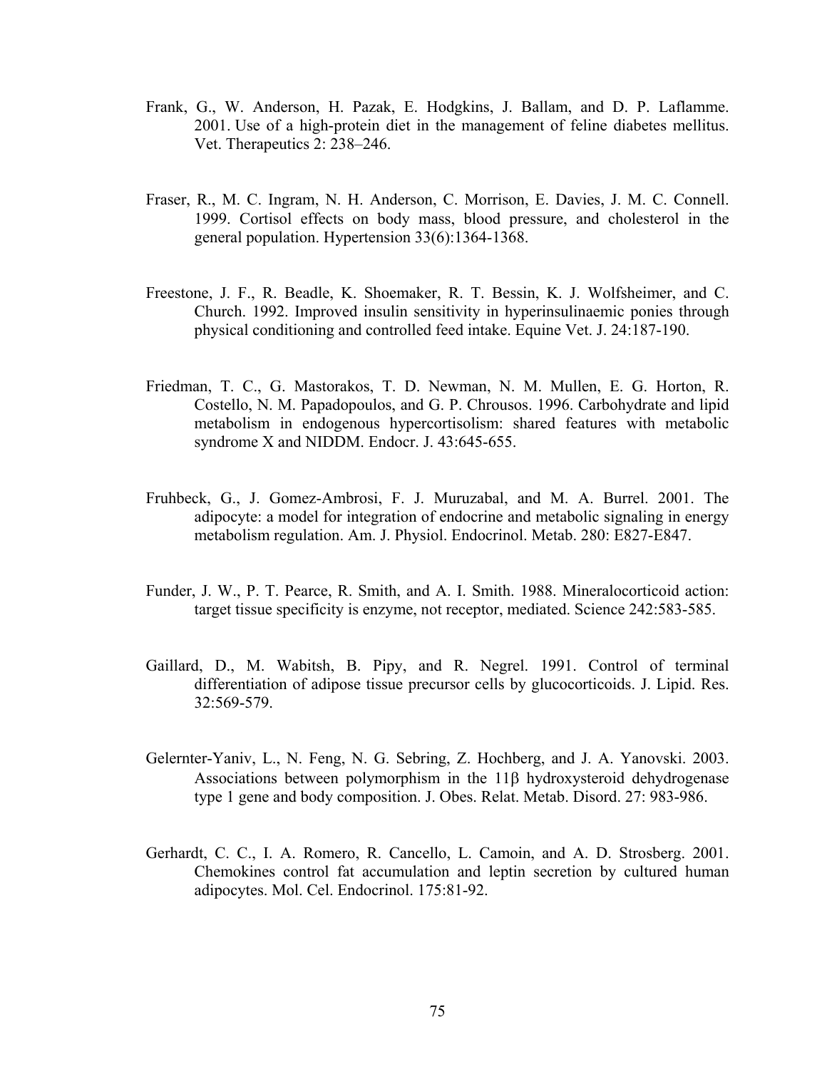Frank, G., W. Anderson, H. Pazak, E. Hodgkins, J. Ballam, and D. P. Laflamme. 2001. Use of a high-protein diet in the management of feline diabetes mellitus. Vet. Therapeutics 2: 238–246.

Fraser, R., M. C. Ingram, N. H. Anderson, C. Morrison, E. Davies, J. M. C. Connell. 1999. Cortisol effects on body mass, blood pressure, and cholesterol in the general population. Hypertension 33(6):1364-1368.

Freestone, J. F., R. Beadle, K. Shoemaker, R. T. Bessin, K. J. Wolfsheimer, and C. Church. 1992. Improved insulin sensitivity in hyperinsulinaemic ponies through physical conditioning and controlled feed intake. Equine Vet. J. 24:187-190.

Friedman, T. C., G. Mastorakos, T. D. Newman, N. M. Mullen, E. G. Horton, R. Costello, N. M. Papadopoulos, and G. P. Chrousos. 1996. Carbohydrate and lipid metabolism in endogenous hypercortisolism: shared features with metabolic syndrome X and NIDDM. Endocr. J. 43:645-655.

Fruhbeck, G., J. Gomez-Ambrosi, F. J. Muruzabal, and M. A. Burrel. 2001. The adipocyte: a model for integration of endocrine and metabolic signaling in energy metabolism regulation. Am. J. Physiol. Endocrinol. Metab. 280: E827-E847.

Funder, J. W., P. T. Pearce, R. Smith, and A. I. Smith. 1988. Mineralocorticoid action: target tissue specificity is enzyme, not receptor, mediated. Science 242:583-585.

Gaillard, D., M. Wabitsh, B. Pipy, and R. Negrel. 1991. Control of terminal differentiation of adipose tissue precursor cells by glucocorticoids. J. Lipid. Res. 32:569-579.

Gelernter-Yaniv, L., N. Feng, N. G. Sebring, Z. Hochberg, and J. A. Yanovski. 2003. Associations between polymorphism in the 11β hydroxysteroid dehydrogenase type 1 gene and body composition. J. Obes. Relat. Metab. Disord. 27: 983-986.

Gerhardt, C. C., I. A. Romero, R. Cancello, L. Camoin, and A. D. Strosberg. 2001. Chemokines control fat accumulation and leptin secretion by cultured human adipocytes. Mol. Cel. Endocrinol. 175:81-92.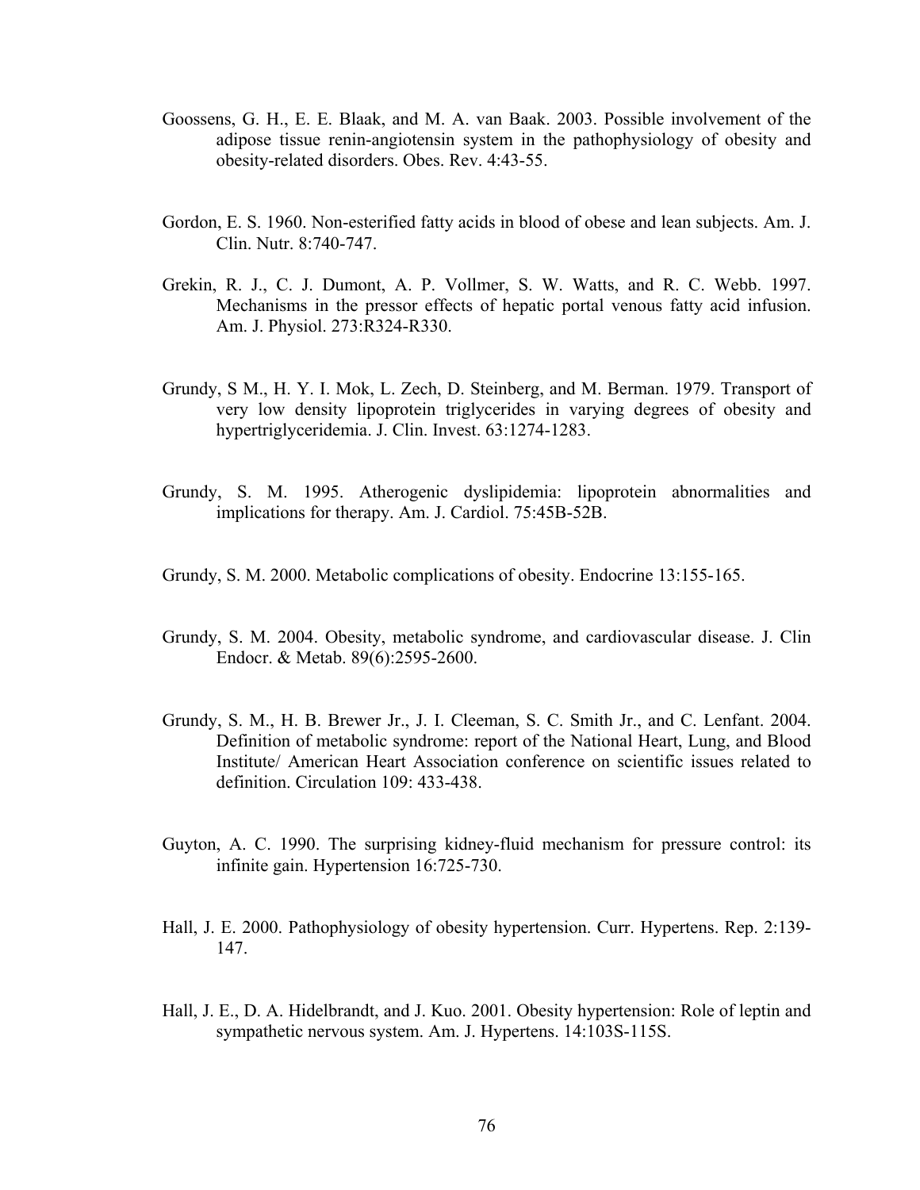Goossens, G. H., E. E. Blaak, and M. A. van Baak. 2003. Possible involvement of the adipose tissue renin-angiotensin system in the pathophysiology of obesity and obesity-related disorders. Obes. Rev. 4:43-55.

Gordon, E. S. 1960. Non-esterified fatty acids in blood of obese and lean subjects. Am. J. Clin. Nutr. 8:740-747.

Grekin, R. J., C. J. Dumont, A. P. Vollmer, S. W. Watts, and R. C. Webb. 1997. Mechanisms in the pressor effects of hepatic portal venous fatty acid infusion. Am. J. Physiol. 273:R324-R330.

Grundy, S M., H. Y. I. Mok, L. Zech, D. Steinberg, and M. Berman. 1979. Transport of very low density lipoprotein triglycerides in varying degrees of obesity and hypertriglyceridemia. J. Clin. Invest. 63:1274-1283.

Grundy, S. M. 1995. Atherogenic dyslipidemia: lipoprotein abnormalities and implications for therapy. Am. J. Cardiol. 75:45B-52B.

Grundy, S. M. 2000. Metabolic complications of obesity. Endocrine 13:155-165.

Grundy, S. M. 2004. Obesity, metabolic syndrome, and cardiovascular disease. J. Clin Endocr. & Metab. 89(6):2595-2600.

Grundy, S. M., H. B. Brewer Jr., J. I. Cleeman, S. C. Smith Jr., and C. Lenfant. 2004. Definition of metabolic syndrome: report of the National Heart, Lung, and Blood Institute/ American Heart Association conference on scientific issues related to definition. Circulation 109: 433-438.

Guyton, A. C. 1990. The surprising kidney-fluid mechanism for pressure control: its infinite gain. Hypertension 16:725-730.

Hall, J. E. 2000. Pathophysiology of obesity hypertension. Curr. Hypertens. Rep. 2:139-147.

Hall, J. E., D. A. Hidelbrandt, and J. Kuo. 2001. Obesity hypertension: Role of leptin and sympathetic nervous system. Am. J. Hypertens. 14:103S-115S.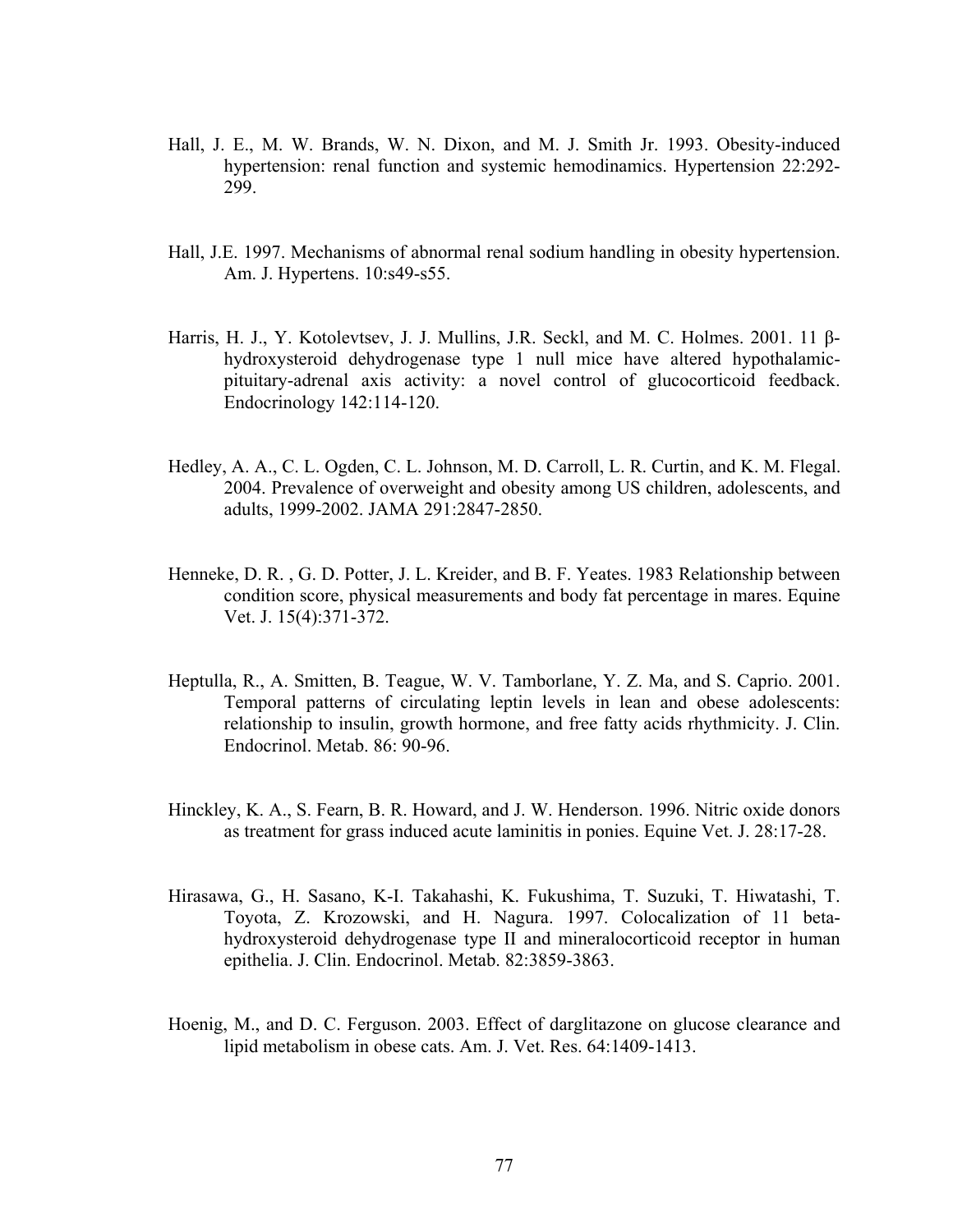Hall, J. E., M. W. Brands, W. N. Dixon, and M. J. Smith Jr. 1993. Obesity-induced hypertension: renal function and systemic hemodinamics. Hypertension 22:292-299.

Hall, J.E. 1997. Mechanisms of abnormal renal sodium handling in obesity hypertension. Am. J. Hypertens. 10:s49-s55.

Harris, H. J., Y. Kotolevtsev, J. J. Mullins, J.R. Seckl, and M. C. Holmes. 2001. 11 β-hydroxysteroid dehydrogenase type 1 null mice have altered hypothalamic-pituitary-adrenal axis activity: a novel control of glucocorticoid feedback. Endocrinology 142:114-120.

Hedley, A. A., C. L. Ogden, C. L. Johnson, M. D. Carroll, L. R. Curtin, and K. M. Flegal. 2004. Prevalence of overweight and obesity among US children, adolescents, and adults, 1999-2002. JAMA 291:2847-2850.

Henneke, D. R. , G. D. Potter, J. L. Kreider, and B. F. Yeates. 1983 Relationship between condition score, physical measurements and body fat percentage in mares. Equine Vet. J. 15(4):371-372.

Heptulla, R., A. Smitten, B. Teague, W. V. Tamborlane, Y. Z. Ma, and S. Caprio. 2001. Temporal patterns of circulating leptin levels in lean and obese adolescents: relationship to insulin, growth hormone, and free fatty acids rhythmicity. J. Clin. Endocrinol. Metab. 86: 90-96.

Hinckley, K. A., S. Fearn, B. R. Howard, and J. W. Henderson. 1996. Nitric oxide donors as treatment for grass induced acute laminitis in ponies. Equine Vet. J. 28:17-28.

Hirasawa, G., H. Sasano, K-I. Takahashi, K. Fukushima, T. Suzuki, T. Hiwatashi, T. Toyota, Z. Krozowski, and H. Nagura. 1997. Colocalization of 11 beta-hydroxysteroid dehydrogenase type II and mineralocorticoid receptor in human epithelia. J. Clin. Endocrinol. Metab. 82:3859-3863.

Hoenig, M., and D. C. Ferguson. 2003. Effect of darglitazone on glucose clearance and lipid metabolism in obese cats. Am. J. Vet. Res. 64:1409-1413.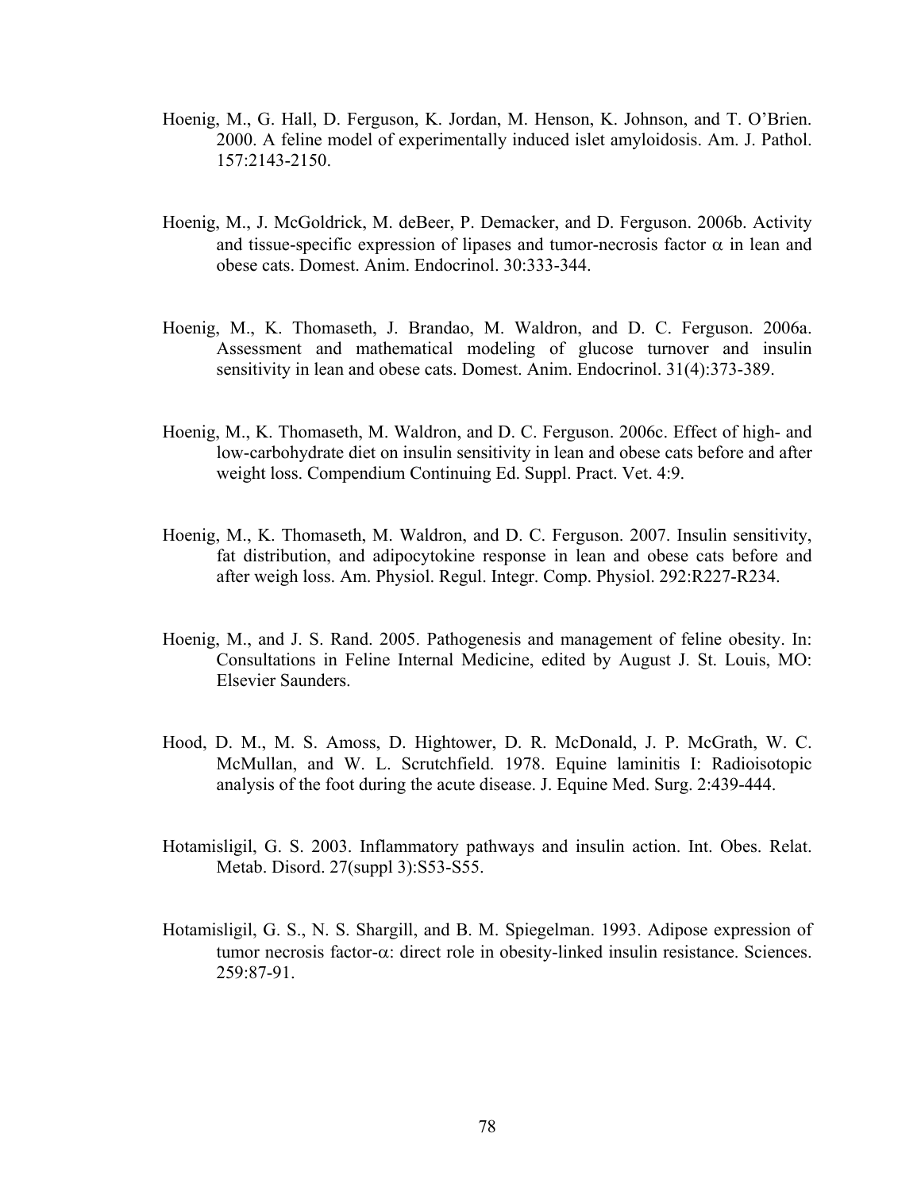Hoenig, M., G. Hall, D. Ferguson, K. Jordan, M. Henson, K. Johnson, and T. O'Brien. 2000. A feline model of experimentally induced islet amyloidosis. Am. J. Pathol. 157:2143-2150.

Hoenig, M., J. McGoldrick, M. deBeer, P. Demacker, and D. Ferguson. 2006b. Activity and tissue-specific expression of lipases and tumor-necrosis factor $\alpha$ in lean and obese cats. Domest. Anim. Endocrinol. 30:333-344.

Hoenig, M., K. Thomaseth, J. Brandao, M. Waldron, and D. C. Ferguson. 2006a. Assessment and mathematical modeling of glucose turnover and insulin sensitivity in lean and obese cats. Domest. Anim. Endocrinol. 31(4):373-389.

Hoenig, M., K. Thomaseth, M. Waldron, and D. C. Ferguson. 2006c. Effect of high- and low-carbohydrate diet on insulin sensitivity in lean and obese cats before and after weight loss. Compendium Continuing Ed. Suppl. Pract. Vet. 4:9.

Hoenig, M., K. Thomaseth, M. Waldron, and D. C. Ferguson. 2007. Insulin sensitivity, fat distribution, and adipocytokine response in lean and obese cats before and after weigh loss. Am. Physiol. Regul. Integr. Comp. Physiol. 292:R227-R234.

Hoenig, M., and J. S. Rand. 2005. Pathogenesis and management of feline obesity. In: Consultations in Feline Internal Medicine, edited by August J. St. Louis, MO: Elsevier Saunders.

Hood, D. M., M. S. Amoss, D. Hightower, D. R. McDonald, J. P. McGrath, W. C. McMullan, and W. L. Scrutchfield. 1978. Equine laminitis I: Radioisotopic analysis of the foot during the acute disease. J. Equine Med. Surg. 2:439-444.

Hotamisligil, G. S. 2003. Inflammatory pathways and insulin action. Int. Obes. Relat. Metab. Disord. 27(suppl 3):S53-S55.

Hotamisligil, G. S., N. S. Shargill, and B. M. Spiegelman. 1993. Adipose expression of tumor necrosis factor-$\alpha$: direct role in obesity-linked insulin resistance. Sciences. 259:87-91.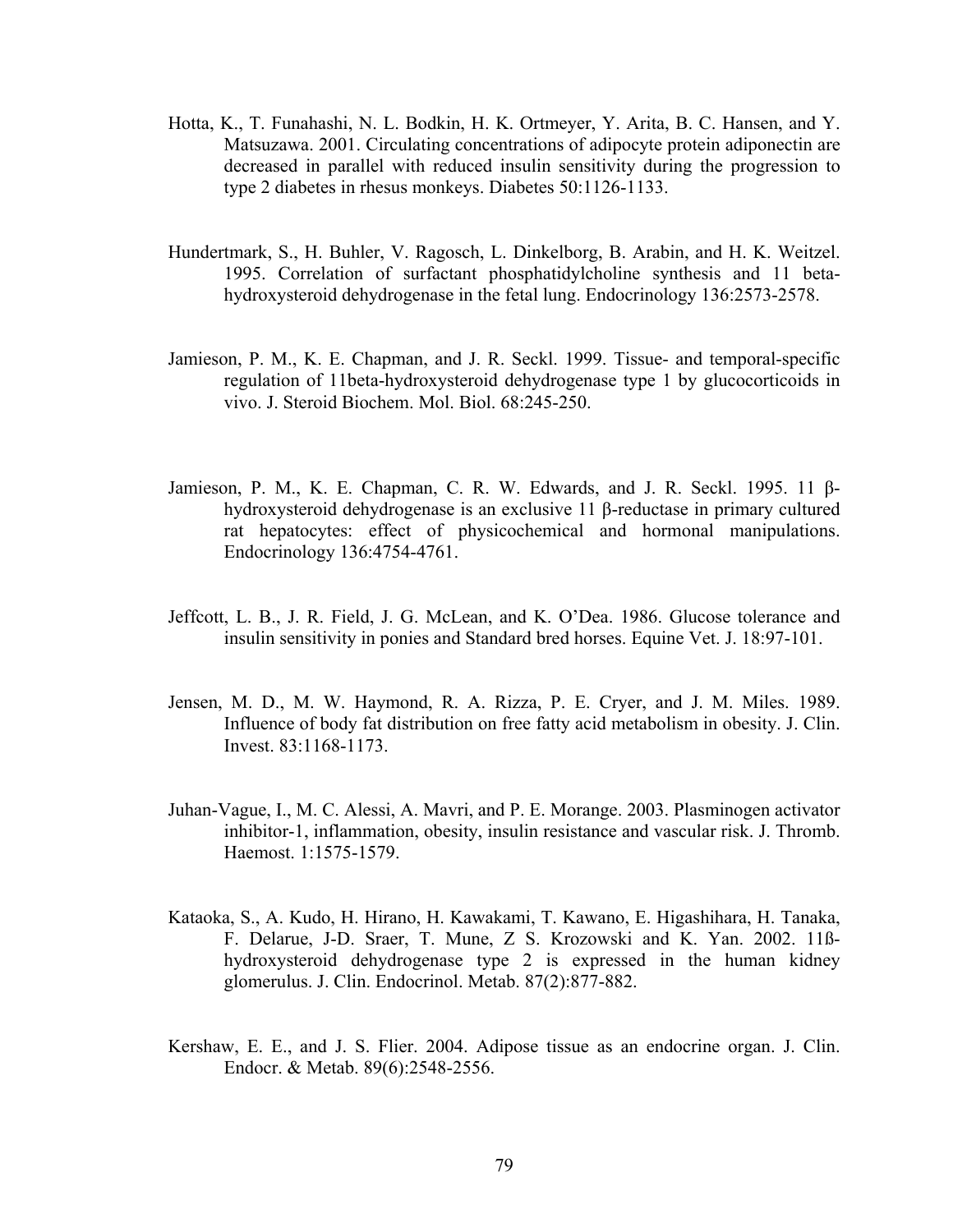Hotta, K., T. Funahashi, N. L. Bodkin, H. K. Ortmeyer, Y. Arita, B. C. Hansen, and Y. Matsuzawa. 2001. Circulating concentrations of adipocyte protein adiponectin are decreased in parallel with reduced insulin sensitivity during the progression to type 2 diabetes in rhesus monkeys. Diabetes 50:1126-1133.

Hundertmark, S., H. Buhler, V. Ragosch, L. Dinkelborg, B. Arabin, and H. K. Weitzel. 1995. Correlation of surfactant phosphatidylcholine synthesis and 11 beta-hydroxysteroid dehydrogenase in the fetal lung. Endocrinology 136:2573-2578.

Jamieson, P. M., K. E. Chapman, and J. R. Seckl. 1999. Tissue- and temporal-specific regulation of 11beta-hydroxysteroid dehydrogenase type 1 by glucocorticoids in vivo. J. Steroid Biochem. Mol. Biol. 68:245-250.

Jamieson, P. M., K. E. Chapman, C. R. W. Edwards, and J. R. Seckl. 1995. 11 β-hydroxysteroid dehydrogenase is an exclusive 11 β-reductase in primary cultured rat hepatocytes: effect of physicochemical and hormonal manipulations. Endocrinology 136:4754-4761.

Jeffcott, L. B., J. R. Field, J. G. McLean, and K. O'Dea. 1986. Glucose tolerance and insulin sensitivity in ponies and Standard bred horses. Equine Vet. J. 18:97-101.

Jensen, M. D., M. W. Haymond, R. A. Rizza, P. E. Cryer, and J. M. Miles. 1989. Influence of body fat distribution on free fatty acid metabolism in obesity. J. Clin. Invest. 83:1168-1173.

Juhan-Vague, I., M. C. Alessi, A. Mavri, and P. E. Morange. 2003. Plasminogen activator inhibitor-1, inflammation, obesity, insulin resistance and vascular risk. J. Thromb. Haemost. 1:1575-1579.

Kataoka, S., A. Kudo, H. Hirano, H. Kawakami, T. Kawano, E. Higashihara, H. Tanaka, F. Delarue, J-D. Sraer, T. Mune, Z S. Krozowski and K. Yan. 2002. 11ß-hydroxysteroid dehydrogenase type 2 is expressed in the human kidney glomerulus. J. Clin. Endocrinol. Metab. 87(2):877-882.

Kershaw, E. E., and J. S. Flier. 2004. Adipose tissue as an endocrine organ. J. Clin. Endocr. & Metab. 89(6):2548-2556.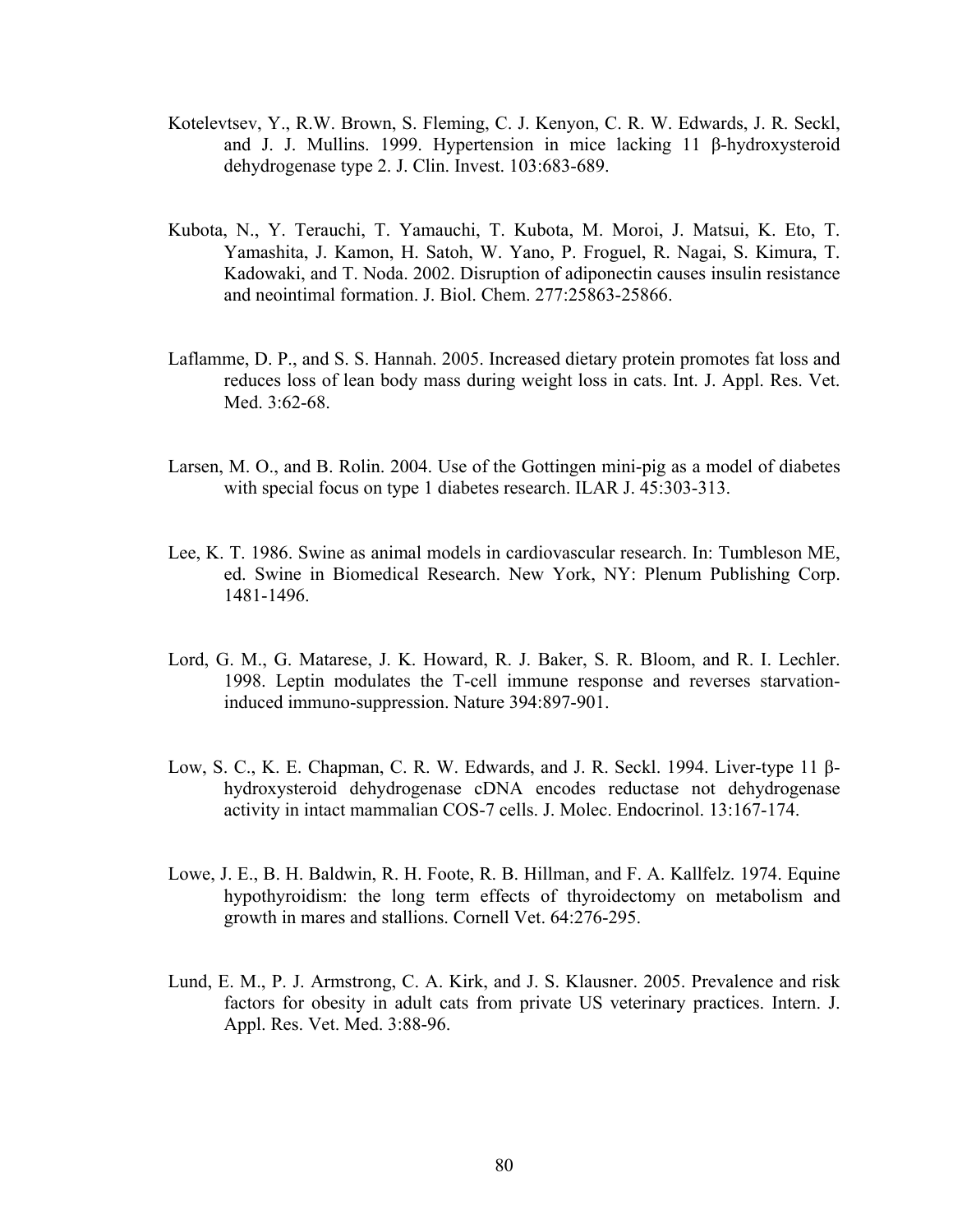Kotelevtsev, Y., R.W. Brown, S. Fleming, C. J. Kenyon, C. R. W. Edwards, J. R. Seckl, and J. J. Mullins. 1999. Hypertension in mice lacking 11 β-hydroxysteroid dehydrogenase type 2. J. Clin. Invest. 103:683-689.

Kubota, N., Y. Terauchi, T. Yamauchi, T. Kubota, M. Moroi, J. Matsui, K. Eto, T. Yamashita, J. Kamon, H. Satoh, W. Yano, P. Froguel, R. Nagai, S. Kimura, T. Kadowaki, and T. Noda. 2002. Disruption of adiponectin causes insulin resistance and neointimal formation. J. Biol. Chem. 277:25863-25866.

Laflamme, D. P., and S. S. Hannah. 2005. Increased dietary protein promotes fat loss and reduces loss of lean body mass during weight loss in cats. Int. J. Appl. Res. Vet. Med. 3:62-68.

Larsen, M. O., and B. Rolin. 2004. Use of the Gottingen mini-pig as a model of diabetes with special focus on type 1 diabetes research. ILAR J. 45:303-313.

Lee, K. T. 1986. Swine as animal models in cardiovascular research. In: Tumbleson ME, ed. Swine in Biomedical Research. New York, NY: Plenum Publishing Corp. 1481-1496.

Lord, G. M., G. Matarese, J. K. Howard, R. J. Baker, S. R. Bloom, and R. I. Lechler. 1998. Leptin modulates the T-cell immune response and reverses starvation-induced immuno-suppression. Nature 394:897-901.

Low, S. C., K. E. Chapman, C. R. W. Edwards, and J. R. Seckl. 1994. Liver-type 11 β-hydroxysteroid dehydrogenase cDNA encodes reductase not dehydrogenase activity in intact mammalian COS-7 cells. J. Molec. Endocrinol. 13:167-174.

Lowe, J. E., B. H. Baldwin, R. H. Foote, R. B. Hillman, and F. A. Kallfelz. 1974. Equine hypothyroidism: the long term effects of thyroidectomy on metabolism and growth in mares and stallions. Cornell Vet. 64:276-295.

Lund, E. M., P. J. Armstrong, C. A. Kirk, and J. S. Klausner. 2005. Prevalence and risk factors for obesity in adult cats from private US veterinary practices. Intern. J. Appl. Res. Vet. Med. 3:88-96.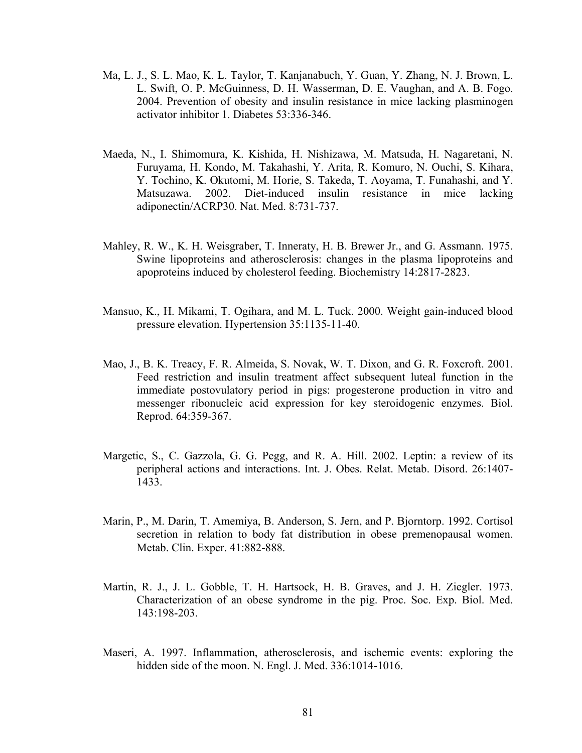Ma, L. J., S. L. Mao, K. L. Taylor, T. Kanjanabuch, Y. Guan, Y. Zhang, N. J. Brown, L. L. Swift, O. P. McGuinness, D. H. Wasserman, D. E. Vaughan, and A. B. Fogo. 2004. Prevention of obesity and insulin resistance in mice lacking plasminogen activator inhibitor 1. Diabetes 53:336-346.

Maeda, N., I. Shimomura, K. Kishida, H. Nishizawa, M. Matsuda, H. Nagaretani, N. Furuyama, H. Kondo, M. Takahashi, Y. Arita, R. Komuro, N. Ouchi, S. Kihara, Y. Tochino, K. Okutomi, M. Horie, S. Takeda, T. Aoyama, T. Funahashi, and Y. Matsuzawa. 2002. Diet-induced insulin resistance in mice lacking adiponectin/ACRP30. Nat. Med. 8:731-737.

Mahley, R. W., K. H. Weisgraber, T. Inneraty, H. B. Brewer Jr., and G. Assmann. 1975. Swine lipoproteins and atherosclerosis: changes in the plasma lipoproteins and apoproteins induced by cholesterol feeding. Biochemistry 14:2817-2823.

Mansuo, K., H. Mikami, T. Ogihara, and M. L. Tuck. 2000. Weight gain-induced blood pressure elevation. Hypertension 35:1135-11-40.

Mao, J., B. K. Treacy, F. R. Almeida, S. Novak, W. T. Dixon, and G. R. Foxcroft. 2001. Feed restriction and insulin treatment affect subsequent luteal function in the immediate postovulatory period in pigs: progesterone production in vitro and messenger ribonucleic acid expression for key steroidogenic enzymes. Biol. Reprod. 64:359-367.

Margetic, S., C. Gazzola, G. G. Pegg, and R. A. Hill. 2002. Leptin: a review of its peripheral actions and interactions. Int. J. Obes. Relat. Metab. Disord. 26:1407-1433.

Marin, P., M. Darin, T. Amemiya, B. Anderson, S. Jern, and P. Bjorntorp. 1992. Cortisol secretion in relation to body fat distribution in obese premenopausal women. Metab. Clin. Exper. 41:882-888.

Martin, R. J., J. L. Gobble, T. H. Hartsock, H. B. Graves, and J. H. Ziegler. 1973. Characterization of an obese syndrome in the pig. Proc. Soc. Exp. Biol. Med. 143:198-203.

Maseri, A. 1997. Inflammation, atherosclerosis, and ischemic events: exploring the hidden side of the moon. N. Engl. J. Med. 336:1014-1016.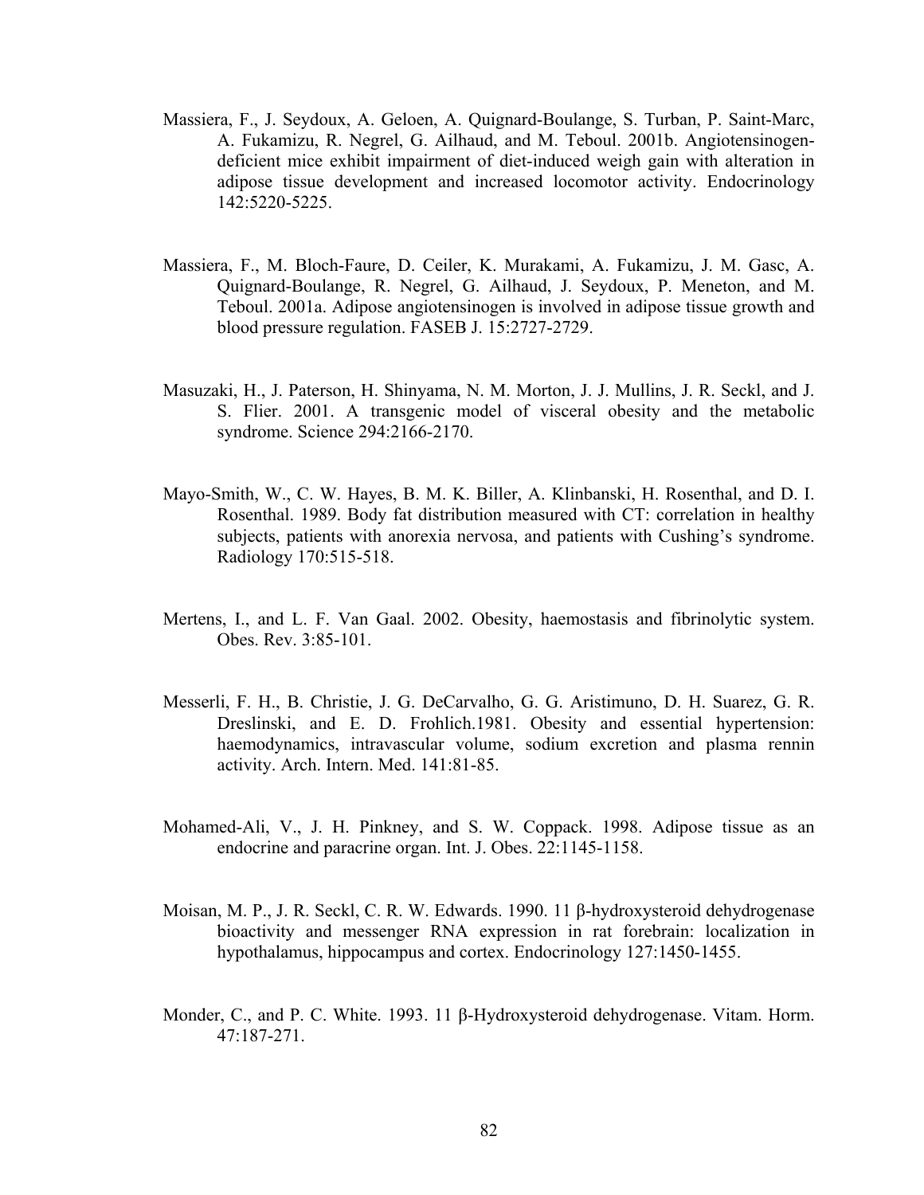Massiera, F., J. Seydoux, A. Geloen, A. Quignard-Boulange, S. Turban, P. Saint-Marc, A. Fukamizu, R. Negrel, G. Ailhaud, and M. Teboul. 2001b. Angiotensinogen-deficient mice exhibit impairment of diet-induced weigh gain with alteration in adipose tissue development and increased locomotor activity. Endocrinology 142:5220-5225.

Massiera, F., M. Bloch-Faure, D. Ceiler, K. Murakami, A. Fukamizu, J. M. Gasc, A. Quignard-Boulange, R. Negrel, G. Ailhaud, J. Seydoux, P. Meneton, and M. Teboul. 2001a. Adipose angiotensinogen is involved in adipose tissue growth and blood pressure regulation. FASEB J. 15:2727-2729.

Masuzaki, H., J. Paterson, H. Shinyama, N. M. Morton, J. J. Mullins, J. R. Seckl, and J. S. Flier. 2001. A transgenic model of visceral obesity and the metabolic syndrome. Science 294:2166-2170.

Mayo-Smith, W., C. W. Hayes, B. M. K. Biller, A. Klinbanski, H. Rosenthal, and D. I. Rosenthal. 1989. Body fat distribution measured with CT: correlation in healthy subjects, patients with anorexia nervosa, and patients with Cushing's syndrome. Radiology 170:515-518.

Mertens, I., and L. F. Van Gaal. 2002. Obesity, haemostasis and fibrinolytic system. Obes. Rev. 3:85-101.

Messerli, F. H., B. Christie, J. G. DeCarvalho, G. G. Aristimuno, D. H. Suarez, G. R. Dreslinski, and E. D. Frohlich.1981. Obesity and essential hypertension: haemodynamics, intravascular volume, sodium excretion and plasma rennin activity. Arch. Intern. Med. 141:81-85.

Mohamed-Ali, V., J. H. Pinkney, and S. W. Coppack. 1998. Adipose tissue as an endocrine and paracrine organ. Int. J. Obes. 22:1145-1158.

Moisan, M. P., J. R. Seckl, C. R. W. Edwards. 1990. 11 β-hydroxysteroid dehydrogenase bioactivity and messenger RNA expression in rat forebrain: localization in hypothalamus, hippocampus and cortex. Endocrinology 127:1450-1455.

Monder, C., and P. C. White. 1993. 11 β-Hydroxysteroid dehydrogenase. Vitam. Horm. 47:187-271.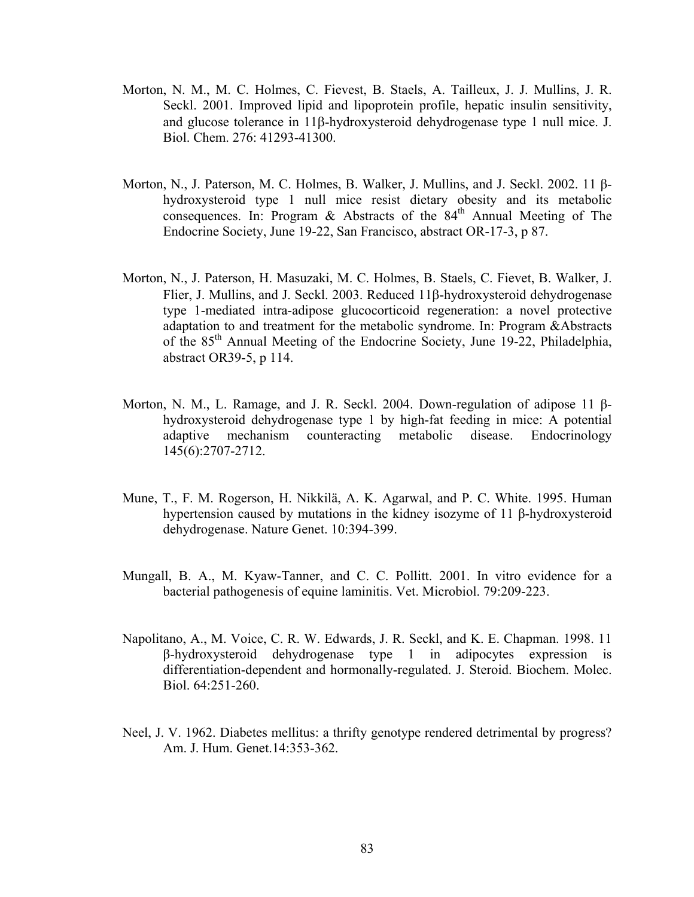Morton, N. M., M. C. Holmes, C. Fievest, B. Staels, A. Tailleux, J. J. Mullins, J. R. Seckl. 2001. Improved lipid and lipoprotein profile, hepatic insulin sensitivity, and glucose tolerance in 11β-hydroxysteroid dehydrogenase type 1 null mice. J. Biol. Chem. 276: 41293-41300.

Morton, N., J. Paterson, M. C. Holmes, B. Walker, J. Mullins, and J. Seckl. 2002. 11 β-hydroxysteroid type 1 null mice resist dietary obesity and its metabolic consequences. In: Program & Abstracts of the 84th Annual Meeting of The Endocrine Society, June 19-22, San Francisco, abstract OR-17-3, p 87.

Morton, N., J. Paterson, H. Masuzaki, M. C. Holmes, B. Staels, C. Fievet, B. Walker, J. Flier, J. Mullins, and J. Seckl. 2003. Reduced 11β-hydroxysteroid dehydrogenase type 1-mediated intra-adipose glucocorticoid regeneration: a novel protective adaptation to and treatment for the metabolic syndrome. In: Program &Abstracts of the 85th Annual Meeting of the Endocrine Society, June 19-22, Philadelphia, abstract OR39-5, p 114.

Morton, N. M., L. Ramage, and J. R. Seckl. 2004. Down-regulation of adipose 11 β-hydroxysteroid dehydrogenase type 1 by high-fat feeding in mice: A potential adaptive mechanism counteracting metabolic disease. Endocrinology 145(6):2707-2712.

Mune, T., F. M. Rogerson, H. Nikkilä, A. K. Agarwal, and P. C. White. 1995. Human hypertension caused by mutations in the kidney isozyme of 11 β-hydroxysteroid dehydrogenase. Nature Genet. 10:394-399.

Mungall, B. A., M. Kyaw-Tanner, and C. C. Pollitt. 2001. In vitro evidence for a bacterial pathogenesis of equine laminitis. Vet. Microbiol. 79:209-223.

Napolitano, A., M. Voice, C. R. W. Edwards, J. R. Seckl, and K. E. Chapman. 1998. 11 β-hydroxysteroid dehydrogenase type 1 in adipocytes expression is differentiation-dependent and hormonally-regulated. J. Steroid. Biochem. Molec. Biol. 64:251-260.

Neel, J. V. 1962. Diabetes mellitus: a thrifty genotype rendered detrimental by progress? Am. J. Hum. Genet.14:353-362.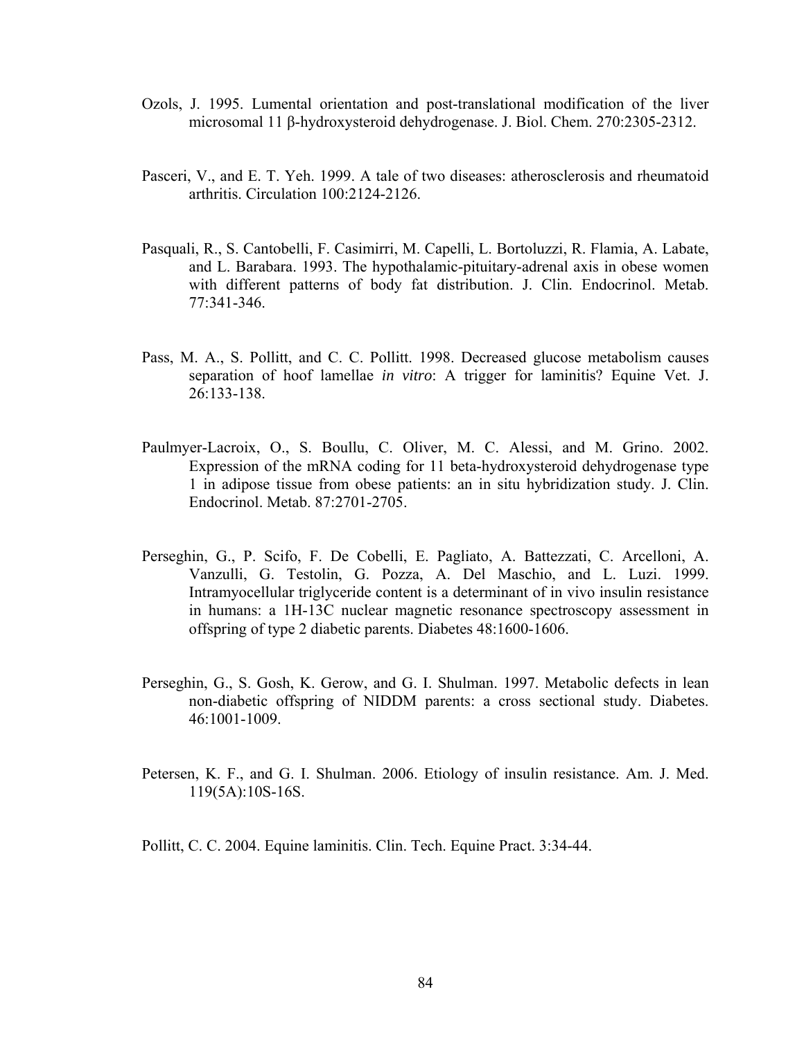Ozols, J. 1995. Lumental orientation and post-translational modification of the liver microsomal 11 β-hydroxysteroid dehydrogenase. J. Biol. Chem. 270:2305-2312.

Pasceri, V., and E. T. Yeh. 1999. A tale of two diseases: atherosclerosis and rheumatoid arthritis. Circulation 100:2124-2126.

Pasquali, R., S. Cantobelli, F. Casimirri, M. Capelli, L. Bortoluzzi, R. Flamia, A. Labate, and L. Barabara. 1993. The hypothalamic-pituitary-adrenal axis in obese women with different patterns of body fat distribution. J. Clin. Endocrinol. Metab. 77:341-346.

Pass, M. A., S. Pollitt, and C. C. Pollitt. 1998. Decreased glucose metabolism causes separation of hoof lamellae *in vitro*: A trigger for laminitis? Equine Vet. J. 26:133-138.

Paulmyer-Lacroix, O., S. Boullu, C. Oliver, M. C. Alessi, and M. Grino. 2002. Expression of the mRNA coding for 11 beta-hydroxysteroid dehydrogenase type 1 in adipose tissue from obese patients: an in situ hybridization study. J. Clin. Endocrinol. Metab. 87:2701-2705.

Perseghin, G., P. Scifo, F. De Cobelli, E. Pagliato, A. Battezzati, C. Arcelloni, A. Vanzulli, G. Testolin, G. Pozza, A. Del Maschio, and L. Luzi. 1999. Intramyocellular triglyceride content is a determinant of in vivo insulin resistance in humans: a 1H-13C nuclear magnetic resonance spectroscopy assessment in offspring of type 2 diabetic parents. Diabetes 48:1600-1606.

Perseghin, G., S. Gosh, K. Gerow, and G. I. Shulman. 1997. Metabolic defects in lean non-diabetic offspring of NIDDM parents: a cross sectional study. Diabetes. 46:1001-1009.

Petersen, K. F., and G. I. Shulman. 2006. Etiology of insulin resistance. Am. J. Med. 119(5A):10S-16S.

Pollitt, C. C. 2004. Equine laminitis. Clin. Tech. Equine Pract. 3:34-44.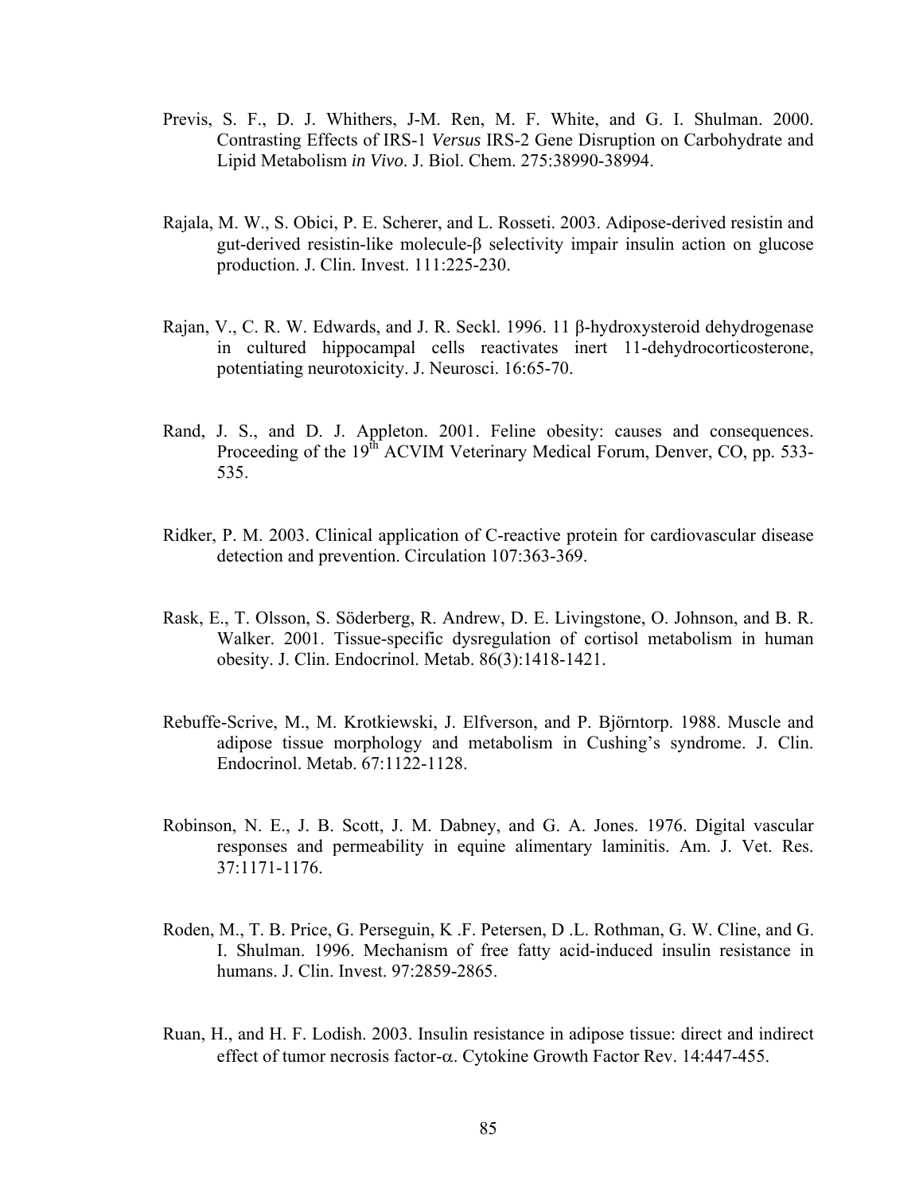Previs, S. F., D. J. Whithers, J-M. Ren, M. F. White, and G. I. Shulman. 2000. Contrasting Effects of IRS-1 *Versus* IRS-2 Gene Disruption on Carbohydrate and Lipid Metabolism *in Vivo*. J. Biol. Chem. 275:38990-38994.

Rajala, M. W., S. Obici, P. E. Scherer, and L. Rosseti. 2003. Adipose-derived resistin and gut-derived resistin-like molecule-β selectivity impair insulin action on glucose production. J. Clin. Invest. 111:225-230.

Rajan, V., C. R. W. Edwards, and J. R. Seckl. 1996. 11 β-hydroxysteroid dehydrogenase in cultured hippocampal cells reactivates inert 11-dehydrocorticosterone, potentiating neurotoxicity. J. Neurosci. 16:65-70.

Rand, J. S., and D. J. Appleton. 2001. Feline obesity: causes and consequences. Proceeding of the 19th ACVIM Veterinary Medical Forum, Denver, CO, pp. 533-535.

Ridker, P. M. 2003. Clinical application of C-reactive protein for cardiovascular disease detection and prevention. Circulation 107:363-369.

Rask, E., T. Olsson, S. Söderberg, R. Andrew, D. E. Livingstone, O. Johnson, and B. R. Walker. 2001. Tissue-specific dysregulation of cortisol metabolism in human obesity. J. Clin. Endocrinol. Metab. 86(3):1418-1421.

Rebuffe-Scrive, M., M. Krotkiewski, J. Elfverson, and P. Björntorp. 1988. Muscle and adipose tissue morphology and metabolism in Cushing's syndrome. J. Clin. Endocrinol. Metab. 67:1122-1128.

Robinson, N. E., J. B. Scott, J. M. Dabney, and G. A. Jones. 1976. Digital vascular responses and permeability in equine alimentary laminitis. Am. J. Vet. Res. 37:1171-1176.

Roden, M., T. B. Price, G. Perseguin, K .F. Petersen, D .L. Rothman, G. W. Cline, and G. I. Shulman. 1996. Mechanism of free fatty acid-induced insulin resistance in humans. J. Clin. Invest. 97:2859-2865.

Ruan, H., and H. F. Lodish. 2003. Insulin resistance in adipose tissue: direct and indirect effect of tumor necrosis factor-α. Cytokine Growth Factor Rev. 14:447-455.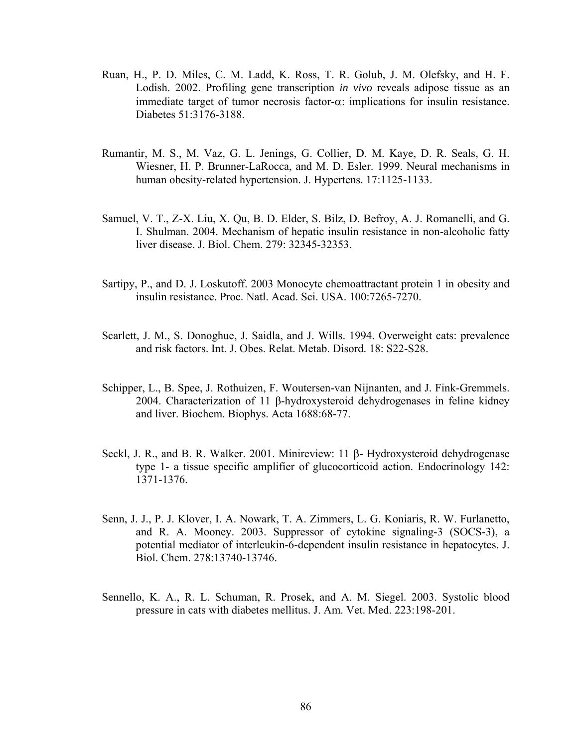Ruan, H., P. D. Miles, C. M. Ladd, K. Ross, T. R. Golub, J. M. Olefsky, and H. F. Lodish. 2002. Profiling gene transcription *in vivo* reveals adipose tissue as an immediate target of tumor necrosis factor-$\alpha$: implications for insulin resistance. Diabetes 51:3176-3188.

Rumantir, M. S., M. Vaz, G. L. Jenings, G. Collier, D. M. Kaye, D. R. Seals, G. H. Wiesner, H. P. Brunner-LaRocca, and M. D. Esler. 1999. Neural mechanisms in human obesity-related hypertension. J. Hypertens. 17:1125-1133.

Samuel, V. T., Z-X. Liu, X. Qu, B. D. Elder, S. Bilz, D. Befroy, A. J. Romanelli, and G. I. Shulman. 2004. Mechanism of hepatic insulin resistance in non-alcoholic fatty liver disease. J. Biol. Chem. 279: 32345-32353.

Sartipy, P., and D. J. Loskutoff. 2003 Monocyte chemoattractant protein 1 in obesity and insulin resistance. Proc. Natl. Acad. Sci. USA. 100:7265-7270.

Scarlett, J. M., S. Donoghue, J. Saidla, and J. Wills. 1994. Overweight cats: prevalence and risk factors. Int. J. Obes. Relat. Metab. Disord. 18: S22-S28.

Schipper, L., B. Spee, J. Rothuizen, F. Woutersen-van Nijnanten, and J. Fink-Gremmels. 2004. Characterization of 11 $\beta$-hydroxysteroid dehydrogenases in feline kidney and liver. Biochem. Biophys. Acta 1688:68-77.

Seckl, J. R., and B. R. Walker. 2001. Minireview: 11 $\beta$- Hydroxysteroid dehydrogenase type 1- a tissue specific amplifier of glucocorticoid action. Endocrinology 142: 1371-1376.

Senn, J. J., P. J. Klover, I. A. Nowark, T. A. Zimmers, L. G. Koniaris, R. W. Furlanetto, and R. A. Mooney. 2003. Suppressor of cytokine signaling-3 (SOCS-3), a potential mediator of interleukin-6-dependent insulin resistance in hepatocytes. J. Biol. Chem. 278:13740-13746.

Sennello, K. A., R. L. Schuman, R. Prosek, and A. M. Siegel. 2003. Systolic blood pressure in cats with diabetes mellitus. J. Am. Vet. Med. 223:198-201.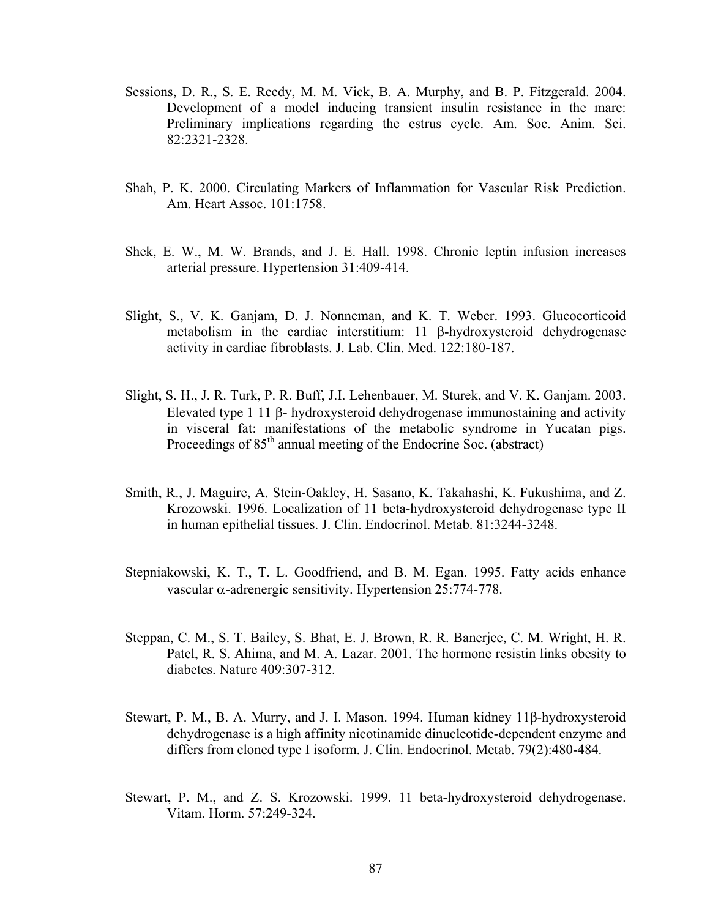Sessions, D. R., S. E. Reedy, M. M. Vick, B. A. Murphy, and B. P. Fitzgerald. 2004. Development of a model inducing transient insulin resistance in the mare: Preliminary implications regarding the estrus cycle. Am. Soc. Anim. Sci. 82:2321-2328.

Shah, P. K. 2000. Circulating Markers of Inflammation for Vascular Risk Prediction. Am. Heart Assoc. 101:1758.

Shek, E. W., M. W. Brands, and J. E. Hall. 1998. Chronic leptin infusion increases arterial pressure. Hypertension 31:409-414.

Slight, S., V. K. Ganjam, D. J. Nonneman, and K. T. Weber. 1993. Glucocorticoid metabolism in the cardiac interstitium: 11 β-hydroxysteroid dehydrogenase activity in cardiac fibroblasts. J. Lab. Clin. Med. 122:180-187.

Slight, S. H., J. R. Turk, P. R. Buff, J.I. Lehenbauer, M. Sturek, and V. K. Ganjam. 2003. Elevated type 1 11 β- hydroxysteroid dehydrogenase immunostaining and activity in visceral fat: manifestations of the metabolic syndrome in Yucatan pigs. Proceedings of 85th annual meeting of the Endocrine Soc. (abstract)

Smith, R., J. Maguire, A. Stein-Oakley, H. Sasano, K. Takahashi, K. Fukushima, and Z. Krozowski. 1996. Localization of 11 beta-hydroxysteroid dehydrogenase type II in human epithelial tissues. J. Clin. Endocrinol. Metab. 81:3244-3248.

Stepniakowski, K. T., T. L. Goodfriend, and B. M. Egan. 1995. Fatty acids enhance vascular α-adrenergic sensitivity. Hypertension 25:774-778.

Steppan, C. M., S. T. Bailey, S. Bhat, E. J. Brown, R. R. Banerjee, C. M. Wright, H. R. Patel, R. S. Ahima, and M. A. Lazar. 2001. The hormone resistin links obesity to diabetes. Nature 409:307-312.

Stewart, P. M., B. A. Murry, and J. I. Mason. 1994. Human kidney 11β-hydroxysteroid dehydrogenase is a high affinity nicotinamide dinucleotide-dependent enzyme and differs from cloned type I isoform. J. Clin. Endocrinol. Metab. 79(2):480-484.

Stewart, P. M., and Z. S. Krozowski. 1999. 11 beta-hydroxysteroid dehydrogenase. Vitam. Horm. 57:249-324.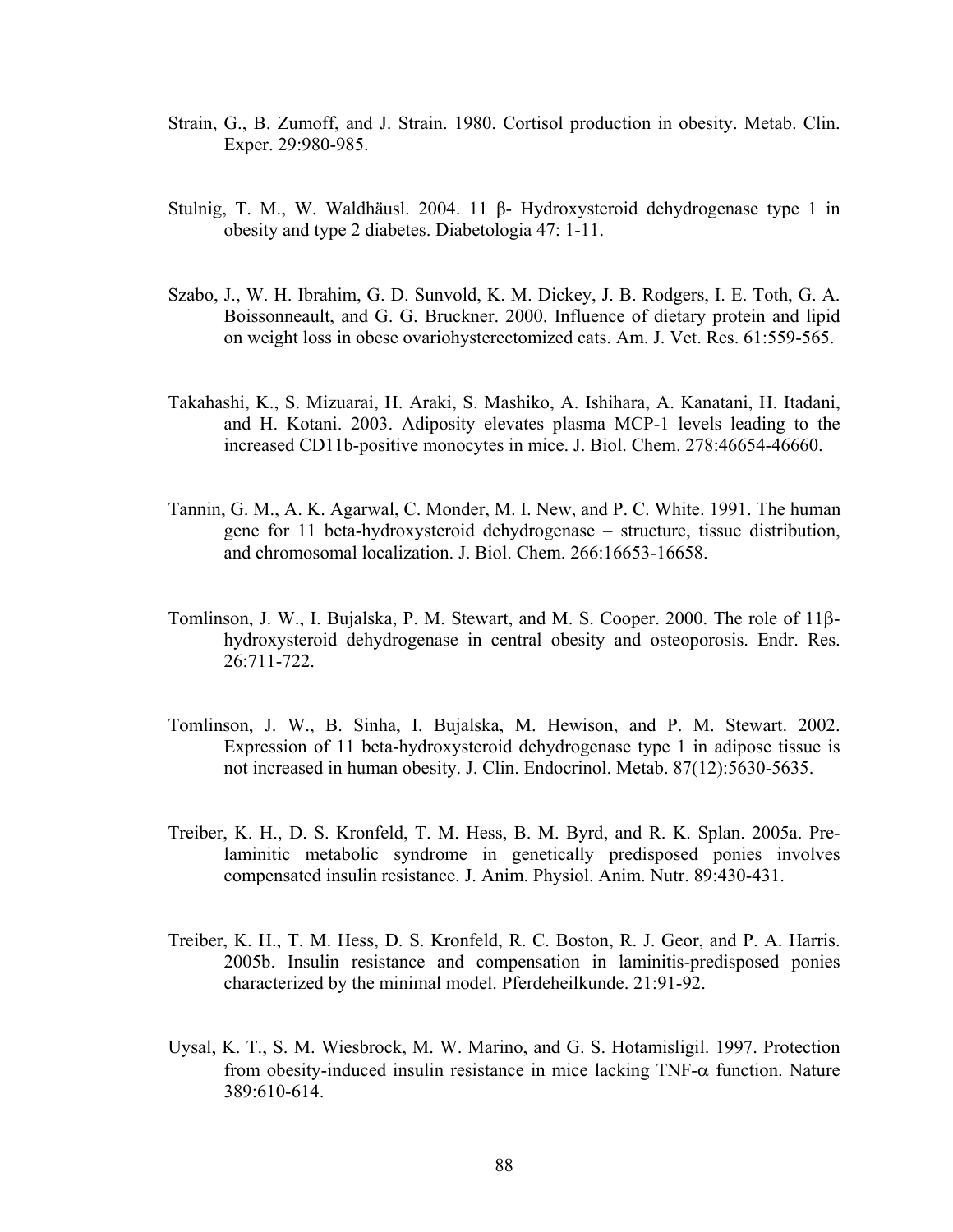Strain, G., B. Zumoff, and J. Strain. 1980. Cortisol production in obesity. Metab. Clin. Exper. 29:980-985.

Stulnig, T. M., W. Waldhäusl. 2004. 11 β- Hydroxysteroid dehydrogenase type 1 in obesity and type 2 diabetes. Diabetologia 47: 1-11.

Szabo, J., W. H. Ibrahim, G. D. Sunvold, K. M. Dickey, J. B. Rodgers, I. E. Toth, G. A. Boissonneault, and G. G. Bruckner. 2000. Influence of dietary protein and lipid on weight loss in obese ovariohysterectomized cats. Am. J. Vet. Res. 61:559-565.

Takahashi, K., S. Mizuarai, H. Araki, S. Mashiko, A. Ishihara, A. Kanatani, H. Itadani, and H. Kotani. 2003. Adiposity elevates plasma MCP-1 levels leading to the increased CD11b-positive monocytes in mice. J. Biol. Chem. 278:46654-46660.

Tannin, G. M., A. K. Agarwal, C. Monder, M. I. New, and P. C. White. 1991. The human gene for 11 beta-hydroxysteroid dehydrogenase – structure, tissue distribution, and chromosomal localization. J. Biol. Chem. 266:16653-16658.

Tomlinson, J. W., I. Bujalska, P. M. Stewart, and M. S. Cooper. 2000. The role of 11β-hydroxysteroid dehydrogenase in central obesity and osteoporosis. Endr. Res. 26:711-722.

Tomlinson, J. W., B. Sinha, I. Bujalska, M. Hewison, and P. M. Stewart. 2002. Expression of 11 beta-hydroxysteroid dehydrogenase type 1 in adipose tissue is not increased in human obesity. J. Clin. Endocrinol. Metab. 87(12):5630-5635.

Treiber, K. H., D. S. Kronfeld, T. M. Hess, B. M. Byrd, and R. K. Splan. 2005a. Pre-laminitic metabolic syndrome in genetically predisposed ponies involves compensated insulin resistance. J. Anim. Physiol. Anim. Nutr. 89:430-431.

Treiber, K. H., T. M. Hess, D. S. Kronfeld, R. C. Boston, R. J. Geor, and P. A. Harris. 2005b. Insulin resistance and compensation in laminitis-predisposed ponies characterized by the minimal model. Pferdeheilkunde. 21:91-92.

Uysal, K. T., S. M. Wiesbrock, M. W. Marino, and G. S. Hotamisligil. 1997. Protection from obesity-induced insulin resistance in mice lacking TNF-α function. Nature 389:610-614.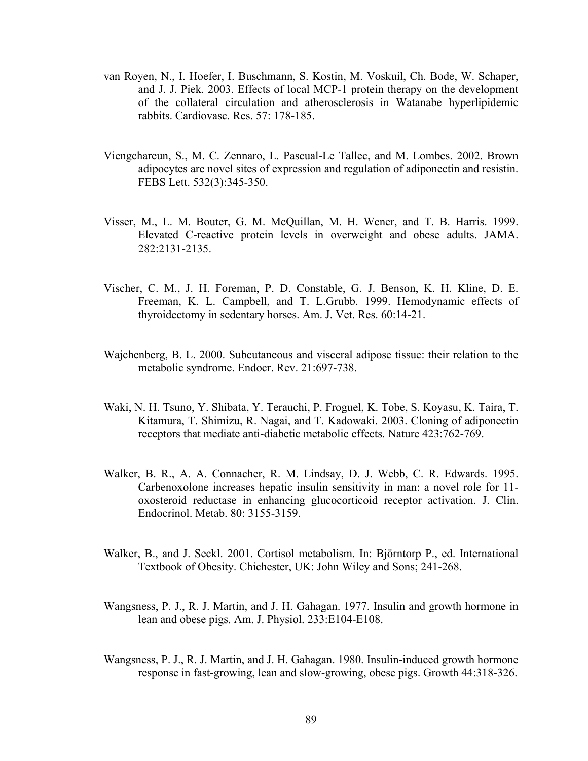van Royen, N., I. Hoefer, I. Buschmann, S. Kostin, M. Voskuil, Ch. Bode, W. Schaper, and J. J. Piek. 2003. Effects of local MCP-1 protein therapy on the development of the collateral circulation and atherosclerosis in Watanabe hyperlipidemic rabbits. Cardiovasc. Res. 57: 178-185.

Viengchareun, S., M. C. Zennaro, L. Pascual-Le Tallec, and M. Lombes. 2002. Brown adipocytes are novel sites of expression and regulation of adiponectin and resistin. FEBS Lett. 532(3):345-350.

Visser, M., L. M. Bouter, G. M. McQuillan, M. H. Wener, and T. B. Harris. 1999. Elevated C-reactive protein levels in overweight and obese adults. JAMA. 282:2131-2135.

Vischer, C. M., J. H. Foreman, P. D. Constable, G. J. Benson, K. H. Kline, D. E. Freeman, K. L. Campbell, and T. L.Grubb. 1999. Hemodynamic effects of thyroidectomy in sedentary horses. Am. J. Vet. Res. 60:14-21.

Wajchenberg, B. L. 2000. Subcutaneous and visceral adipose tissue: their relation to the metabolic syndrome. Endocr. Rev. 21:697-738.

Waki, N. H. Tsuno, Y. Shibata, Y. Terauchi, P. Froguel, K. Tobe, S. Koyasu, K. Taira, T. Kitamura, T. Shimizu, R. Nagai, and T. Kadowaki. 2003. Cloning of adiponectin receptors that mediate anti-diabetic metabolic effects. Nature 423:762-769.

Walker, B. R., A. A. Connacher, R. M. Lindsay, D. J. Webb, C. R. Edwards. 1995. Carbenoxolone increases hepatic insulin sensitivity in man: a novel role for 11-oxosteroid reductase in enhancing glucocorticoid receptor activation. J. Clin. Endocrinol. Metab. 80: 3155-3159.

Walker, B., and J. Seckl. 2001. Cortisol metabolism. In: Björntorp P., ed. International Textbook of Obesity. Chichester, UK: John Wiley and Sons; 241-268.

Wangsness, P. J., R. J. Martin, and J. H. Gahagan. 1977. Insulin and growth hormone in lean and obese pigs. Am. J. Physiol. 233:E104-E108.

Wangsness, P. J., R. J. Martin, and J. H. Gahagan. 1980. Insulin-induced growth hormone response in fast-growing, lean and slow-growing, obese pigs. Growth 44:318-326.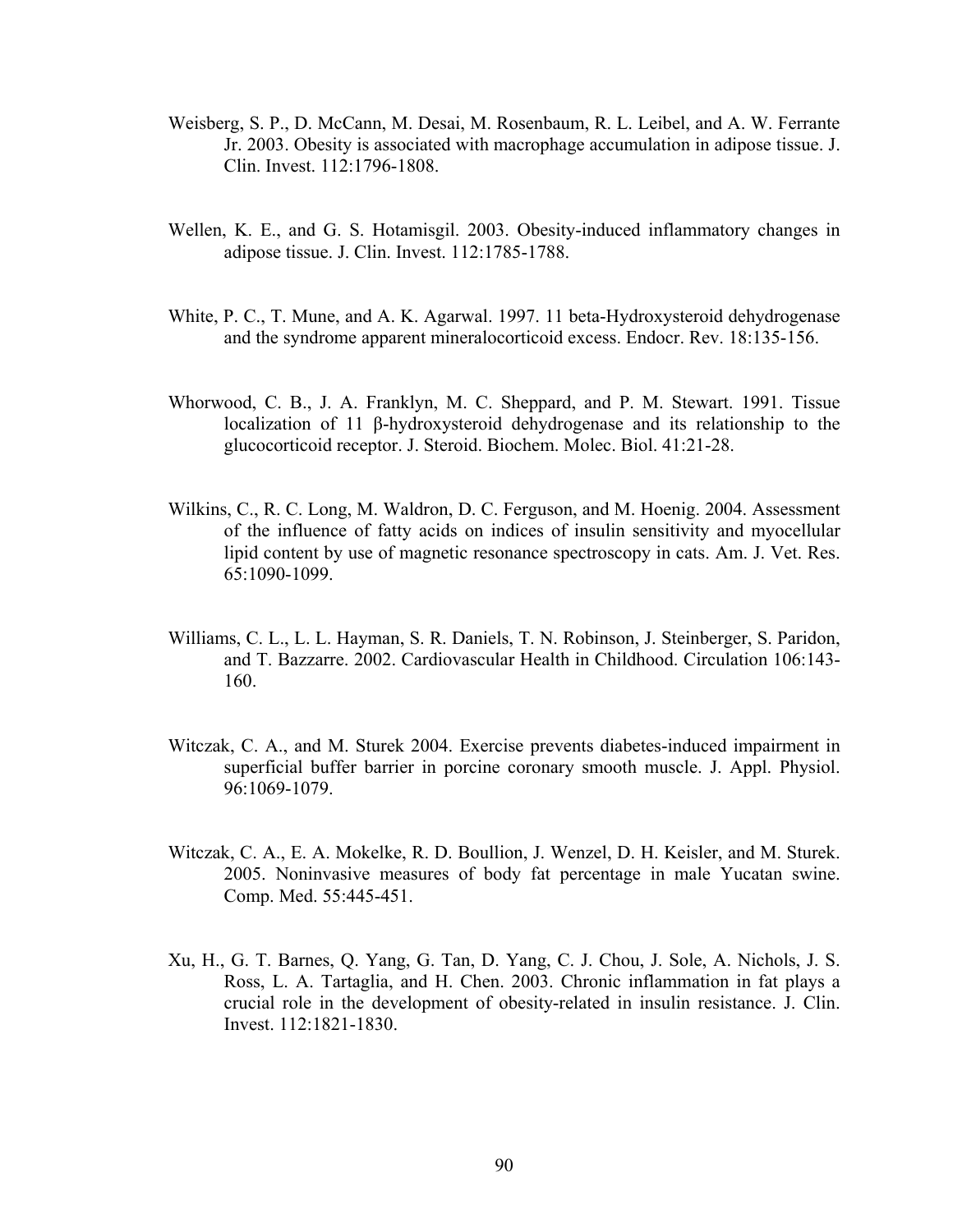Weisberg, S. P., D. McCann, M. Desai, M. Rosenbaum, R. L. Leibel, and A. W. Ferrante Jr. 2003. Obesity is associated with macrophage accumulation in adipose tissue. J. Clin. Invest. 112:1796-1808.

Wellen, K. E., and G. S. Hotamisgil. 2003. Obesity-induced inflammatory changes in adipose tissue. J. Clin. Invest. 112:1785-1788.

White, P. C., T. Mune, and A. K. Agarwal. 1997. 11 beta-Hydroxysteroid dehydrogenase and the syndrome apparent mineralocorticoid excess. Endocr. Rev. 18:135-156.

Whorwood, C. B., J. A. Franklyn, M. C. Sheppard, and P. M. Stewart. 1991. Tissue localization of 11 β-hydroxysteroid dehydrogenase and its relationship to the glucocorticoid receptor. J. Steroid. Biochem. Molec. Biol. 41:21-28.

Wilkins, C., R. C. Long, M. Waldron, D. C. Ferguson, and M. Hoenig. 2004. Assessment of the influence of fatty acids on indices of insulin sensitivity and myocellular lipid content by use of magnetic resonance spectroscopy in cats. Am. J. Vet. Res. 65:1090-1099.

Williams, C. L., L. L. Hayman, S. R. Daniels, T. N. Robinson, J. Steinberger, S. Paridon, and T. Bazzarre. 2002. Cardiovascular Health in Childhood. Circulation 106:143-160.

Witczak, C. A., and M. Sturek 2004. Exercise prevents diabetes-induced impairment in superficial buffer barrier in porcine coronary smooth muscle. J. Appl. Physiol. 96:1069-1079.

Witczak, C. A., E. A. Mokelke, R. D. Boullion, J. Wenzel, D. H. Keisler, and M. Sturek. 2005. Noninvasive measures of body fat percentage in male Yucatan swine. Comp. Med. 55:445-451.

Xu, H., G. T. Barnes, Q. Yang, G. Tan, D. Yang, C. J. Chou, J. Sole, A. Nichols, J. S. Ross, L. A. Tartaglia, and H. Chen. 2003. Chronic inflammation in fat plays a crucial role in the development of obesity-related in insulin resistance. J. Clin. Invest. 112:1821-1830.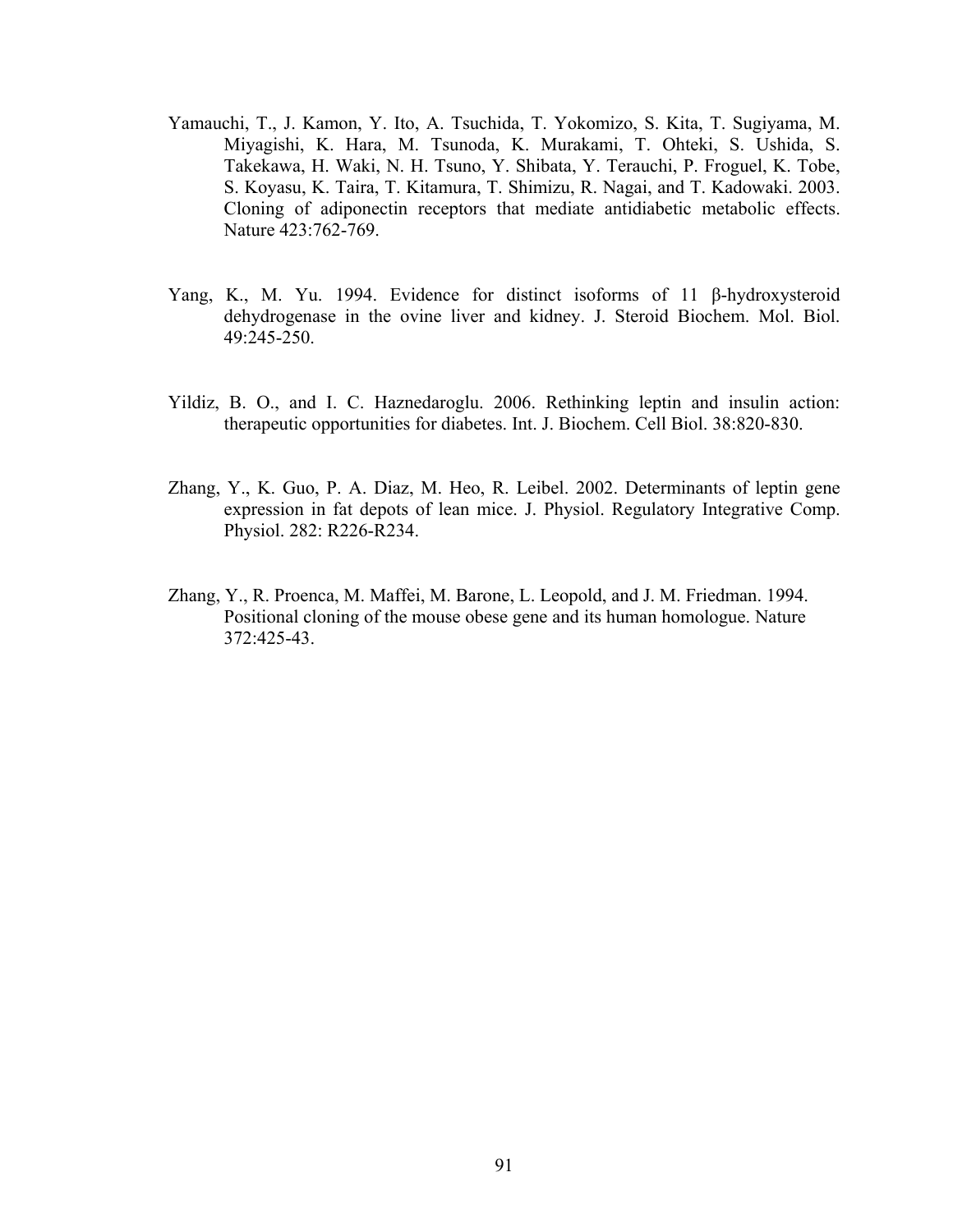Yamauchi, T., J. Kamon, Y. Ito, A. Tsuchida, T. Yokomizo, S. Kita, T. Sugiyama, M. Miyagishi, K. Hara, M. Tsunoda, K. Murakami, T. Ohteki, S. Ushida, S. Takekawa, H. Waki, N. H. Tsuno, Y. Shibata, Y. Terauchi, P. Froguel, K. Tobe, S. Koyasu, K. Taira, T. Kitamura, T. Shimizu, R. Nagai, and T. Kadowaki. 2003. Cloning of adiponectin receptors that mediate antidiabetic metabolic effects. Nature 423:762-769.

Yang, K., M. Yu. 1994. Evidence for distinct isoforms of 11 β-hydroxysteroid dehydrogenase in the ovine liver and kidney. J. Steroid Biochem. Mol. Biol. 49:245-250.

Yildiz, B. O., and I. C. Haznedaroglu. 2006. Rethinking leptin and insulin action: therapeutic opportunities for diabetes. Int. J. Biochem. Cell Biol. 38:820-830.

Zhang, Y., K. Guo, P. A. Diaz, M. Heo, R. Leibel. 2002. Determinants of leptin gene expression in fat depots of lean mice. J. Physiol. Regulatory Integrative Comp. Physiol. 282: R226-R234.

Zhang, Y., R. Proenca, M. Maffei, M. Barone, L. Leopold, and J. M. Friedman. 1994. Positional cloning of the mouse obese gene and its human homologue. Nature 372:425-43.